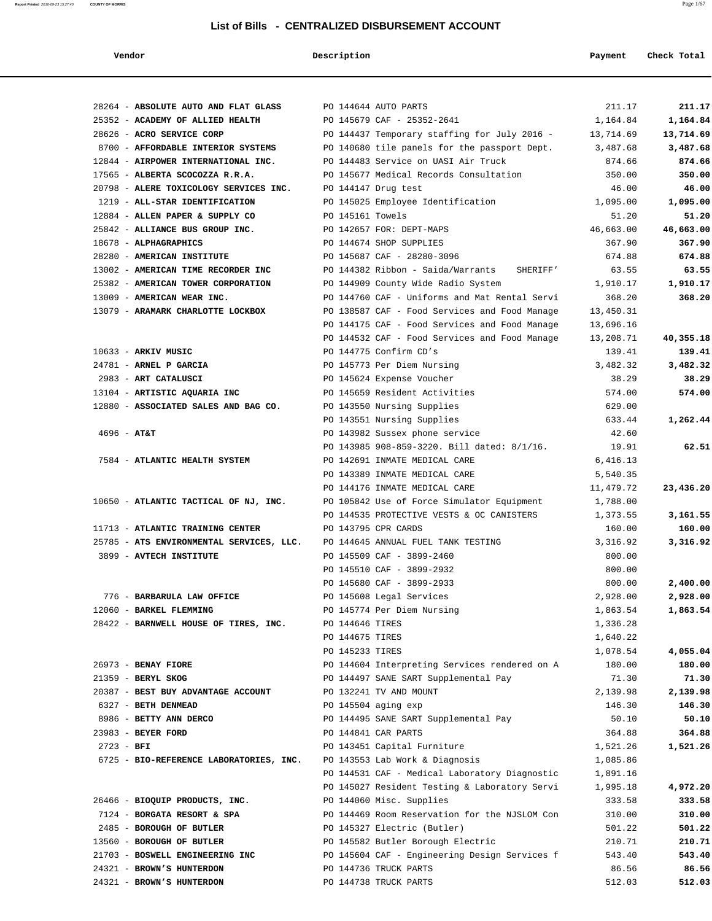# List of Bills - CENTRALIZED DISBURSEMENT ACCOUNT

| Vendor | Description | Payment | Check Total |
|---|---|---|---|
| 28264 - **ABSOLUTE AUTO AND FLAT GLASS** | PO 144644 AUTO PARTS | 211.17 | **211.17** |
| 25352 - **ACADEMY OF ALLIED HEALTH** | PO 145679 CAF - 25352-2641 | 1,164.84 | **1,164.84** |
| 28626 - **ACRO SERVICE CORP** | PO 144437 Temporary staffing for July 2016 - | 13,714.69 | **13,714.69** |
| 8700 - **AFFORDABLE INTERIOR SYSTEMS** | PO 140680 tile panels for the passport Dept. | 3,487.68 | **3,487.68** |
| 12844 - **AIRPOWER INTERNATIONAL INC.** | PO 144483 Service on UASI Air Truck | 874.66 | **874.66** |
| 17565 - **ALBERTA SCOCOZZA R.R.A.** | PO 145677 Medical Records Consultation | 350.00 | **350.00** |
| 20798 - **ALERE TOXICOLOGY SERVICES INC.** | PO 144147 Drug test | 46.00 | **46.00** |
| 1219 - **ALL-STAR IDENTIFICATION** | PO 145025 Employee Identification | 1,095.00 | **1,095.00** |
| 12884 - **ALLEN PAPER & SUPPLY CO** | PO 145161 Towels | 51.20 | **51.20** |
| 25842 - **ALLIANCE BUS GROUP INC.** | PO 142657 FOR: DEPT-MAPS | 46,663.00 | **46,663.00** |
| 18678 - **ALPHAGRAPHICS** | PO 144674 SHOP SUPPLIES | 367.90 | **367.90** |
| 28280 - **AMERICAN INSTITUTE** | PO 145687 CAF - 28280-3096 | 674.88 | **674.88** |
| 13002 - **AMERICAN TIME RECORDER INC** | PO 144382 Ribbon - Saida/Warrants SHERIFF' | 63.55 | **63.55** |
| 25382 - **AMERICAN TOWER CORPORATION** | PO 144909 County Wide Radio System | 1,910.17 | **1,910.17** |
| 13009 - **AMERICAN WEAR INC.** | PO 144760 CAF - Uniforms and Mat Rental Servi | 368.20 | **368.20** |
| 13079 - **ARAMARK CHARLOTTE LOCKBOX** | PO 138587 CAF - Food Services and Food Manage | 13,450.31 | |
| | PO 144175 CAF - Food Services and Food Manage | 13,696.16 | |
| | PO 144532 CAF - Food Services and Food Manage | 13,208.71 | **40,355.18** |
| 10633 - **ARKIV MUSIC** | PO 144775 Confirm CD's | 139.41 | **139.41** |
| 24781 - **ARNEL P GARCIA** | PO 145773 Per Diem Nursing | 3,482.32 | **3,482.32** |
| 2983 - **ART CATALUSCI** | PO 145624 Expense Voucher | 38.29 | **38.29** |
| 13104 - **ARTISTIC AQUARIA INC** | PO 145659 Resident Activities | 574.00 | **574.00** |
| 12880 - **ASSOCIATED SALES AND BAG CO.** | PO 143550 Nursing Supplies | 629.00 | |
| | PO 143551 Nursing Supplies | 633.44 | **1,262.44** |
| 4696 - **AT&T** | PO 143982 Sussex phone service | 42.60 | |
| | PO 143985 908-859-3220. Bill dated: 8/1/16. | 19.91 | **62.51** |
| 7584 - **ATLANTIC HEALTH SYSTEM** | PO 142691 INMATE MEDICAL CARE | 6,416.13 | |
| | PO 143389 INMATE MEDICAL CARE | 5,540.35 | |
| | PO 144176 INMATE MEDICAL CARE | 11,479.72 | **23,436.20** |
| 10650 - **ATLANTIC TACTICAL OF NJ, INC.** | PO 105842 Use of Force Simulator Equipment | 1,788.00 | |
| | PO 144535 PROTECTIVE VESTS & OC CANISTERS | 1,373.55 | **3,161.55** |
| 11713 - **ATLANTIC TRAINING CENTER** | PO 143795 CPR CARDS | 160.00 | **160.00** |
| 25785 - **ATS ENVIRONMENTAL SERVICES, LLC.** | PO 144645 ANNUAL FUEL TANK TESTING | 3,316.92 | **3,316.92** |
| 3899 - **AVTECH INSTITUTE** | PO 145509 CAF - 3899-2460 | 800.00 | |
| | PO 145510 CAF - 3899-2932 | 800.00 | |
| | PO 145680 CAF - 3899-2933 | 800.00 | **2,400.00** |
| 776 - **BARBARULA LAW OFFICE** | PO 145608 Legal Services | 2,928.00 | **2,928.00** |
| 12060 - **BARKEL FLEMMING** | PO 145774 Per Diem Nursing | 1,863.54 | **1,863.54** |
| 28422 - **BARNWELL HOUSE OF TIRES, INC.** | PO 144646 TIRES | 1,336.28 | |
| | PO 144675 TIRES | 1,640.22 | |
| | PO 145233 TIRES | 1,078.54 | **4,055.04** |
| 26973 - **BENAY FIORE** | PO 144604 Interpreting Services rendered on A | 180.00 | **180.00** |
| 21359 - **BERYL SKOG** | PO 144497 SANE SART Supplemental Pay | 71.30 | **71.30** |
| 20387 - **BEST BUY ADVANTAGE ACCOUNT** | PO 132241 TV AND MOUNT | 2,139.98 | **2,139.98** |
| 6327 - **BETH DENMEAD** | PO 145504 aging exp | 146.30 | **146.30** |
| 8986 - **BETTY ANN DERCO** | PO 144495 SANE SART Supplemental Pay | 50.10 | **50.10** |
| 23983 - **BEYER FORD** | PO 144841 CAR PARTS | 364.88 | **364.88** |
| 2723 - **BFI** | PO 143451 Capital Furniture | 1,521.26 | **1,521.26** |
| 6725 - **BIO-REFERENCE LABORATORIES, INC.** | PO 143553 Lab Work & Diagnosis | 1,085.86 | |
| | PO 144531 CAF - Medical Laboratory Diagnostic | 1,891.16 | |
| | PO 145027 Resident Testing & Laboratory Servi | 1,995.18 | **4,972.20** |
| 26466 - **BIOQUIP PRODUCTS, INC.** | PO 144060 Misc. Supplies | 333.58 | **333.58** |
| 7124 - **BORGATA RESORT & SPA** | PO 144469 Room Reservation for the NJSLOM Con | 310.00 | **310.00** |
| 2485 - **BOROUGH OF BUTLER** | PO 145327 Electric (Butler) | 501.22 | **501.22** |
| 13560 - **BOROUGH OF BUTLER** | PO 145582 Butler Borough Electric | 210.71 | **210.71** |
| 21703 - **BOSWELL ENGINEERING INC** | PO 145604 CAF - Engineering Design Services f | 543.40 | **543.40** |
| 24321 - **BROWN'S HUNTERDON** | PO 144736 TRUCK PARTS | 86.56 | **86.56** |
| 24321 - **BROWN'S HUNTERDON** | PO 144738 TRUCK PARTS | 512.03 | **512.03** |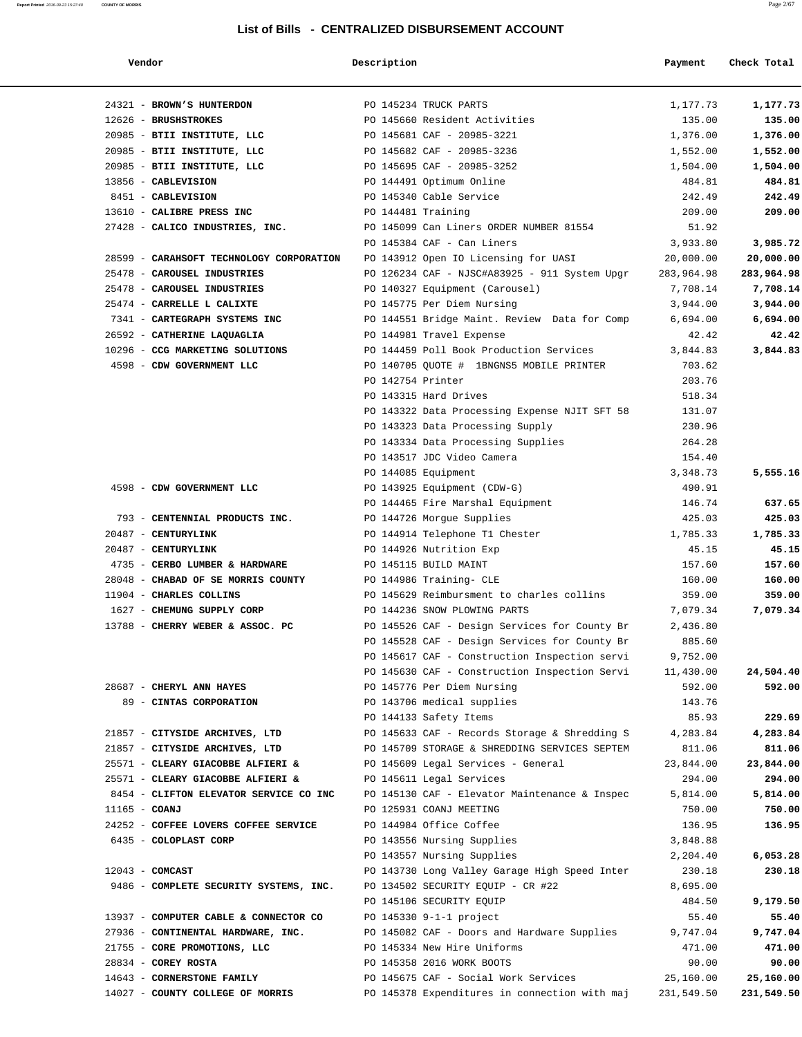# List of Bills - CENTRALIZED DISBURSEMENT ACCOUNT

| Vendor | Description | Payment | Check Total |
|---|---|---|---|
| 24321 - **BROWN'S HUNTERDON** | PO 145234 TRUCK PARTS | 1,177.73 | **1,177.73** |
| 12626 - **BRUSHSTROKES** | PO 145660 Resident Activities | 135.00 | **135.00** |
| 20985 - **BTII INSTITUTE, LLC** | PO 145681 CAF - 20985-3221 | 1,376.00 | **1,376.00** |
| 20985 - **BTII INSTITUTE, LLC** | PO 145682 CAF - 20985-3236 | 1,552.00 | **1,552.00** |
| 20985 - **BTII INSTITUTE, LLC** | PO 145695 CAF - 20985-3252 | 1,504.00 | **1,504.00** |
| 13856 - **CABLEVISION** | PO 144491 Optimum Online | 484.81 | **484.81** |
| 8451 - **CABLEVISION** | PO 145340 Cable Service | 242.49 | **242.49** |
| 13610 - **CALIBRE PRESS INC** | PO 144481 Training | 209.00 | **209.00** |
| 27428 - **CALICO INDUSTRIES, INC.** | PO 145099 Can Liners ORDER NUMBER 81554 | 51.92 | |
| | PO 145384 CAF - Can Liners | 3,933.80 | **3,985.72** |
| 28599 - **CARAHSOFT TECHNOLOGY CORPORATION** | PO 143912 Open IO Licensing for UASI | 20,000.00 | **20,000.00** |
| 25478 - **CAROUSEL INDUSTRIES** | PO 126234 CAF - NJSC#A83925 - 911 System Upgr | 283,964.98 | **283,964.98** |
| 25478 - **CAROUSEL INDUSTRIES** | PO 140327 Equipment (Carousel) | 7,708.14 | **7,708.14** |
| 25474 - **CARRELLE L CALIXTE** | PO 145775 Per Diem Nursing | 3,944.00 | **3,944.00** |
| 7341 - **CARTEGRAPH SYSTEMS INC** | PO 144551 Bridge Maint. Review Data for Comp | 6,694.00 | **6,694.00** |
| 26592 - **CATHERINE LAQUAGLIA** | PO 144981 Travel Expense | 42.42 | **42.42** |
| 10296 - **CCG MARKETING SOLUTIONS** | PO 144459 Poll Book Production Services | 3,844.83 | **3,844.83** |
| 4598 - **CDW GOVERNMENT LLC** | PO 140705 QUOTE # 1BNGNS5 MOBILE PRINTER | 703.62 | |
| | PO 142754 Printer | 203.76 | |
| | PO 143315 Hard Drives | 518.34 | |
| | PO 143322 Data Processing Expense NJIT SFT 58 | 131.07 | |
| | PO 143323 Data Processing Supply | 230.96 | |
| | PO 143334 Data Processing Supplies | 264.28 | |
| | PO 143517 JDC Video Camera | 154.40 | |
| | PO 144085 Equipment | 3,348.73 | **5,555.16** |
| 4598 - **CDW GOVERNMENT LLC** | PO 143925 Equipment (CDW-G) | 490.91 | |
| | PO 144465 Fire Marshal Equipment | 146.74 | **637.65** |
| 793 - **CENTENNIAL PRODUCTS INC.** | PO 144726 Morgue Supplies | 425.03 | **425.03** |
| 20487 - **CENTURYLINK** | PO 144914 Telephone T1 Chester | 1,785.33 | **1,785.33** |
| 20487 - **CENTURYLINK** | PO 144926 Nutrition Exp | 45.15 | **45.15** |
| 4735 - **CERBO LUMBER & HARDWARE** | PO 145115 BUILD MAINT | 157.60 | **157.60** |
| 28048 - **CHABAD OF SE MORRIS COUNTY** | PO 144986 Training- CLE | 160.00 | **160.00** |
| 11904 - **CHARLES COLLINS** | PO 145629 Reimbursment to charles collins | 359.00 | **359.00** |
| 1627 - **CHEMUNG SUPPLY CORP** | PO 144236 SNOW PLOWING PARTS | 7,079.34 | **7,079.34** |
| 13788 - **CHERRY WEBER & ASSOC. PC** | PO 145526 CAF - Design Services for County Br | 2,436.80 | |
| | PO 145528 CAF - Design Services for County Br | 885.60 | |
| | PO 145617 CAF - Construction Inspection servi | 9,752.00 | |
| | PO 145630 CAF - Construction Inspection Servi | 11,430.00 | **24,504.40** |
| 28687 - **CHERYL ANN HAYES** | PO 145776 Per Diem Nursing | 592.00 | **592.00** |
| 89 - **CINTAS CORPORATION** | PO 143706 medical supplies | 143.76 | |
| | PO 144133 Safety Items | 85.93 | **229.69** |
| 21857 - **CITYSIDE ARCHIVES, LTD** | PO 145633 CAF - Records Storage & Shredding S | 4,283.84 | **4,283.84** |
| 21857 - **CITYSIDE ARCHIVES, LTD** | PO 145709 STORAGE & SHREDDING SERVICES SEPTEM | 811.06 | **811.06** |
| 25571 - **CLEARY GIACOBBE ALFIERI &** | PO 145609 Legal Services - General | 23,844.00 | **23,844.00** |
| 25571 - **CLEARY GIACOBBE ALFIERI &** | PO 145611 Legal Services | 294.00 | **294.00** |
| 8454 - **CLIFTON ELEVATOR SERVICE CO INC** | PO 145130 CAF - Elevator Maintenance & Inspec | 5,814.00 | **5,814.00** |
| 11165 - **COANJ** | PO 125931 COANJ MEETING | 750.00 | **750.00** |
| 24252 - **COFFEE LOVERS COFFEE SERVICE** | PO 144984 Office Coffee | 136.95 | **136.95** |
| 6435 - **COLOPLAST CORP** | PO 143556 Nursing Supplies | 3,848.88 | |
| | PO 143557 Nursing Supplies | 2,204.40 | **6,053.28** |
| 12043 - **COMCAST** | PO 143730 Long Valley Garage High Speed Inter | 230.18 | **230.18** |
| 9486 - **COMPLETE SECURITY SYSTEMS, INC.** | PO 134502 SECURITY EQUIP - CR #22 | 8,695.00 | |
| | PO 145106 SECURITY EQUIP | 484.50 | **9,179.50** |
| 13937 - **COMPUTER CABLE & CONNECTOR CO** | PO 145330 9-1-1 project | 55.40 | **55.40** |
| 27936 - **CONTINENTAL HARDWARE, INC.** | PO 145082 CAF - Doors and Hardware Supplies | 9,747.04 | **9,747.04** |
| 21755 - **CORE PROMOTIONS, LLC** | PO 145334 New Hire Uniforms | 471.00 | **471.00** |
| 28834 - **COREY ROSTA** | PO 145358 2016 WORK BOOTS | 90.00 | **90.00** |
| 14643 - **CORNERSTONE FAMILY** | PO 145675 CAF - Social Work Services | 25,160.00 | **25,160.00** |
| 14027 - **COUNTY COLLEGE OF MORRIS** | PO 145378 Expenditures in connection with maj | 231,549.50 | **231,549.50** |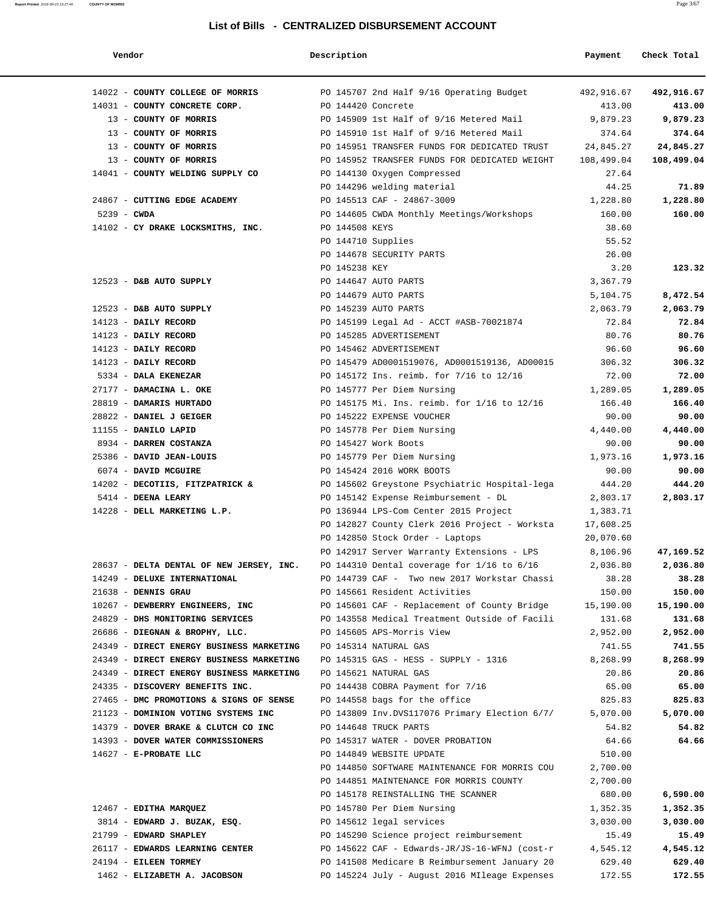## List of Bills - CENTRALIZED DISBURSEMENT ACCOUNT

| Vendor | Description | Payment | Check Total |
|---|---|---|---|
| 14022 - **COUNTY COLLEGE OF MORRIS** | PO 145707 2nd Half 9/16 Operating Budget | 492,916.67 | **492,916.67** |
| 14031 - **COUNTY CONCRETE CORP.** | PO 144420 Concrete | 413.00 | **413.00** |
| 13 - **COUNTY OF MORRIS** | PO 145909 1st Half of 9/16 Metered Mail | 9,879.23 | **9,879.23** |
| 13 - **COUNTY OF MORRIS** | PO 145910 1st Half of 9/16 Metered Mail | 374.64 | **374.64** |
| 13 - **COUNTY OF MORRIS** | PO 145951 TRANSFER FUNDS FOR DEDICATED TRUST | 24,845.27 | **24,845.27** |
| 13 - **COUNTY OF MORRIS** | PO 145952 TRANSFER FUNDS FOR DEDICATED WEIGHT | 108,499.04 | **108,499.04** |
| 14041 - **COUNTY WELDING SUPPLY CO** | PO 144130 Oxygen Compressed | 27.64 | |
| | PO 144296 welding material | 44.25 | **71.89** |
| 24867 - **CUTTING EDGE ACADEMY** | PO 145513 CAF - 24867-3009 | 1,228.80 | **1,228.80** |
| 5239 - **CWDA** | PO 144605 CWDA Monthly Meetings/Workshops | 160.00 | **160.00** |
| 14102 - **CY DRAKE LOCKSMITHS, INC.** | PO 144508 KEYS | 38.60 | |
| | PO 144710 Supplies | 55.52 | |
| | PO 144678 SECURITY PARTS | 26.00 | |
| | PO 145238 KEY | 3.20 | **123.32** |
| 12523 - **D&B AUTO SUPPLY** | PO 144647 AUTO PARTS | 3,367.79 | |
| | PO 144679 AUTO PARTS | 5,104.75 | **8,472.54** |
| 12523 - **D&B AUTO SUPPLY** | PO 145239 AUTO PARTS | 2,063.79 | **2,063.79** |
| 14123 - **DAILY RECORD** | PO 145199 Legal Ad - ACCT #ASB-70021874 | 72.84 | **72.84** |
| 14123 - **DAILY RECORD** | PO 145285 ADVERTISEMENT | 80.76 | **80.76** |
| 14123 - **DAILY RECORD** | PO 145462 ADVERTISEMENT | 96.60 | **96.60** |
| 14123 - **DAILY RECORD** | PO 145479 AD0001519076, AD0001519136, AD00015 | 306.32 | **306.32** |
| 5334 - **DALA EKENEZAR** | PO 145172 Ins. reimb. for 7/16 to 12/16 | 72.00 | **72.00** |
| 27177 - **DAMACINA L. OKE** | PO 145777 Per Diem Nursing | 1,289.05 | **1,289.05** |
| 28819 - **DAMARIS HURTADO** | PO 145175 Mi. Ins. reimb. for 1/16 to 12/16 | 166.40 | **166.40** |
| 28822 - **DANIEL J GEIGER** | PO 145222 EXPENSE VOUCHER | 90.00 | **90.00** |
| 11155 - **DANILO LAPID** | PO 145778 Per Diem Nursing | 4,440.00 | **4,440.00** |
| 8934 - **DARREN COSTANZA** | PO 145427 Work Boots | 90.00 | **90.00** |
| 25386 - **DAVID JEAN-LOUIS** | PO 145779 Per Diem Nursing | 1,973.16 | **1,973.16** |
| 6074 - **DAVID MCGUIRE** | PO 145424 2016 WORK BOOTS | 90.00 | **90.00** |
| 14202 - **DECOTIIS, FITZPATRICK &** | PO 145602 Greystone Psychiatric Hospital-lega | 444.20 | **444.20** |
| 5414 - **DEENA LEARY** | PO 145142 Expense Reimbursement - DL | 2,803.17 | **2,803.17** |
| 14228 - **DELL MARKETING L.P.** | PO 136944 LPS-Com Center 2015 Project | 1,383.71 | |
| | PO 142827 County Clerk 2016 Project - Worksta | 17,608.25 | |
| | PO 142850 Stock Order - Laptops | 20,070.60 | |
| | PO 142917 Server Warranty Extensions - LPS | 8,106.96 | **47,169.52** |
| 28637 - **DELTA DENTAL OF NEW JERSEY, INC.** | PO 144310 Dental coverage for 1/16 to 6/16 | 2,036.80 | **2,036.80** |
| 14249 - **DELUXE INTERNATIONAL** | PO 144739 CAF - Two new 2017 Workstar Chassi | 38.28 | **38.28** |
| 21638 - **DENNIS GRAU** | PO 145661 Resident Activities | 150.00 | **150.00** |
| 10267 - **DEWBERRY ENGINEERS, INC** | PO 145601 CAF - Replacement of County Bridge | 15,190.00 | **15,190.00** |
| 24829 - **DHS MONITORING SERVICES** | PO 143558 Medical Treatment Outside of Facili | 131.68 | **131.68** |
| 26686 - **DIEGNAN & BROPHY, LLC.** | PO 145605 APS-Morris View | 2,952.00 | **2,952.00** |
| 24349 - **DIRECT ENERGY BUSINESS MARKETING** | PO 145314 NATURAL GAS | 741.55 | **741.55** |
| 24349 - **DIRECT ENERGY BUSINESS MARKETING** | PO 145315 GAS - HESS - SUPPLY - 1316 | 8,268.99 | **8,268.99** |
| 24349 - **DIRECT ENERGY BUSINESS MARKETING** | PO 145621 NATURAL GAS | 20.86 | **20.86** |
| 24335 - **DISCOVERY BENEFITS INC.** | PO 144438 COBRA Payment for 7/16 | 65.00 | **65.00** |
| 27465 - **DMC PROMOTIONS & SIGNS OF SENSE** | PO 144558 bags for the office | 825.83 | **825.83** |
| 21123 - **DOMINION VOTING SYSTEMS INC** | PO 143809 Inv.DVS117076 Primary Election 6/7/ | 5,070.00 | **5,070.00** |
| 14379 - **DOVER BRAKE & CLUTCH CO INC** | PO 144648 TRUCK PARTS | 54.82 | **54.82** |
| 14393 - **DOVER WATER COMMISSIONERS** | PO 145317 WATER - DOVER PROBATION | 64.66 | **64.66** |
| 14627 - **E-PROBATE LLC** | PO 144849 WEBSITE UPDATE | 510.00 | |
| | PO 144850 SOFTWARE MAINTENANCE FOR MORRIS COU | 2,700.00 | |
| | PO 144851 MAINTENANCE FOR MORRIS COUNTY | 2,700.00 | |
| | PO 145178 REINSTALLING THE SCANNER | 680.00 | **6,590.00** |
| 12467 - **EDITHA MARQUEZ** | PO 145780 Per Diem Nursing | 1,352.35 | **1,352.35** |
| 3814 - **EDWARD J. BUZAK, ESQ.** | PO 145612 legal services | 3,030.00 | **3,030.00** |
| 21799 - **EDWARD SHAPLEY** | PO 145290 Science project reimbursement | 15.49 | **15.49** |
| 26117 - **EDWARDS LEARNING CENTER** | PO 145622 CAF - Edwards-JR/JS-16-WFNJ (cost-r | 4,545.12 | **4,545.12** |
| 24194 - **EILEEN TORMEY** | PO 141508 Medicare B Reimbursement January 20 | 629.40 | **629.40** |
| 1462 - **ELIZABETH A. JACOBSON** | PO 145224 July - August 2016 MIleage Expenses | 172.55 | **172.55** |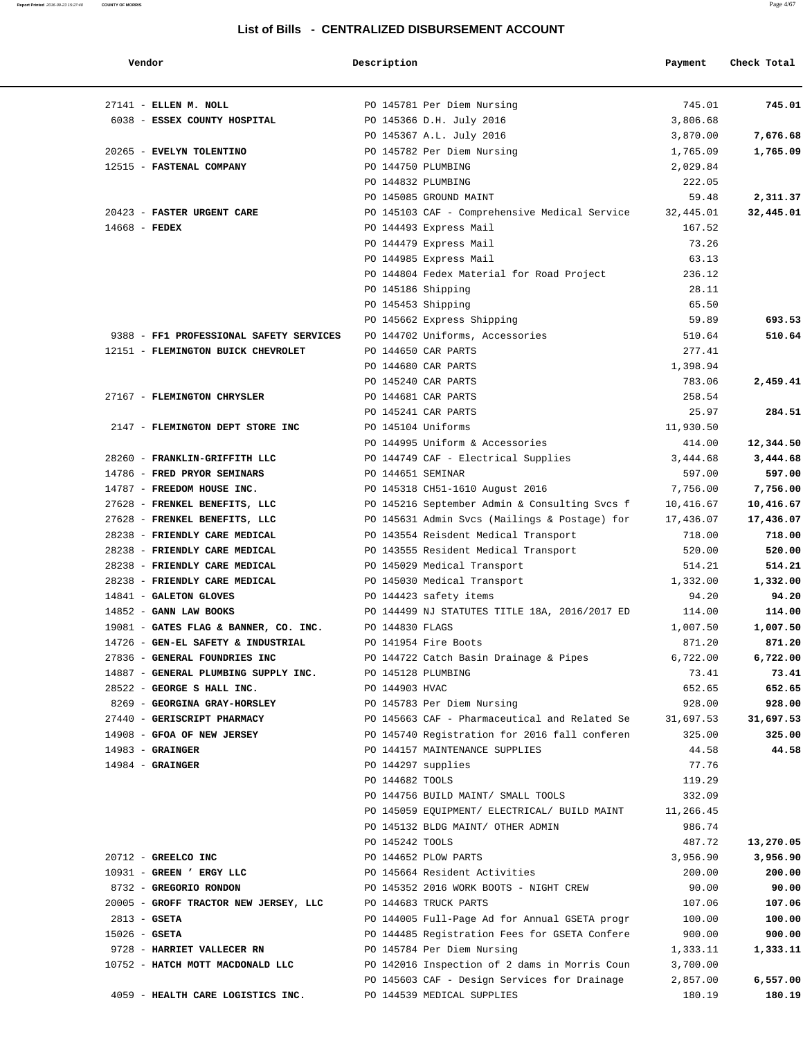## List of Bills - CENTRALIZED DISBURSEMENT ACCOUNT

| Vendor | Description | Payment | Check Total |
|---|---|---|---|
| 27141 - **ELLEN M. NOLL** | PO 145781 Per Diem Nursing | 745.01 | **745.01** |
| 6038 - **ESSEX COUNTY HOSPITAL** | PO 145366 D.H. July 2016 | 3,806.68 | |
| | PO 145367 A.L. July 2016 | 3,870.00 | **7,676.68** |
| 20265 - **EVELYN TOLENTINO** | PO 145782 Per Diem Nursing | 1,765.09 | **1,765.09** |
| 12515 - **FASTENAL COMPANY** | PO 144750 PLUMBING | 2,029.84 | |
| | PO 144832 PLUMBING | 222.05 | |
| | PO 145085 GROUND MAINT | 59.48 | **2,311.37** |
| 20423 - **FASTER URGENT CARE** | PO 145103 CAF - Comprehensive Medical Service | 32,445.01 | **32,445.01** |
| 14668 - **FEDEX** | PO 144493 Express Mail | 167.52 | |
| | PO 144479 Express Mail | 73.26 | |
| | PO 144985 Express Mail | 63.13 | |
| | PO 144804 Fedex Material for Road Project | 236.12 | |
| | PO 145186 Shipping | 28.11 | |
| | PO 145453 Shipping | 65.50 | |
| | PO 145662 Express Shipping | 59.89 | **693.53** |
| 9388 - **FF1 PROFESSIONAL SAFETY SERVICES** | PO 144702 Uniforms, Accessories | 510.64 | **510.64** |
| 12151 - **FLEMINGTON BUICK CHEVROLET** | PO 144650 CAR PARTS | 277.41 | |
| | PO 144680 CAR PARTS | 1,398.94 | |
| | PO 145240 CAR PARTS | 783.06 | **2,459.41** |
| 27167 - **FLEMINGTON CHRYSLER** | PO 144681 CAR PARTS | 258.54 | |
| | PO 145241 CAR PARTS | 25.97 | **284.51** |
| 2147 - **FLEMINGTON DEPT STORE INC** | PO 145104 Uniforms | 11,930.50 | |
| | PO 144995 Uniform & Accessories | 414.00 | **12,344.50** |
| 28260 - **FRANKLIN-GRIFFITH LLC** | PO 144749 CAF - Electrical Supplies | 3,444.68 | **3,444.68** |
| 14786 - **FRED PRYOR SEMINARS** | PO 144651 SEMINAR | 597.00 | **597.00** |
| 14787 - **FREEDOM HOUSE INC.** | PO 145318 CH51-1610 August 2016 | 7,756.00 | **7,756.00** |
| 27628 - **FRENKEL BENEFITS, LLC** | PO 145216 September Admin & Consulting Svcs f | 10,416.67 | **10,416.67** |
| 27628 - **FRENKEL BENEFITS, LLC** | PO 145631 Admin Svcs (Mailings & Postage) for | 17,436.07 | **17,436.07** |
| 28238 - **FRIENDLY CARE MEDICAL** | PO 143554 Reisdent Medical Transport | 718.00 | **718.00** |
| 28238 - **FRIENDLY CARE MEDICAL** | PO 143555 Resident Medical Transport | 520.00 | **520.00** |
| 28238 - **FRIENDLY CARE MEDICAL** | PO 145029 Medical Transport | 514.21 | **514.21** |
| 28238 - **FRIENDLY CARE MEDICAL** | PO 145030 Medical Transport | 1,332.00 | **1,332.00** |
| 14841 - **GALETON GLOVES** | PO 144423 safety items | 94.20 | **94.20** |
| 14852 - **GANN LAW BOOKS** | PO 144499 NJ STATUTES TITLE 18A, 2016/2017 ED | 114.00 | **114.00** |
| 19081 - **GATES FLAG & BANNER, CO. INC.** | PO 144830 FLAGS | 1,007.50 | **1,007.50** |
| 14726 - **GEN-EL SAFETY & INDUSTRIAL** | PO 141954 Fire Boots | 871.20 | **871.20** |
| 27836 - **GENERAL FOUNDRIES INC** | PO 144722 Catch Basin Drainage & Pipes | 6,722.00 | **6,722.00** |
| 14887 - **GENERAL PLUMBING SUPPLY INC.** | PO 145128 PLUMBING | 73.41 | **73.41** |
| 28522 - **GEORGE S HALL INC.** | PO 144903 HVAC | 652.65 | **652.65** |
| 8269 - **GEORGINA GRAY-HORSLEY** | PO 145783 Per Diem Nursing | 928.00 | **928.00** |
| 27440 - **GERISCRIPT PHARMACY** | PO 145663 CAF - Pharmaceutical and Related Se | 31,697.53 | **31,697.53** |
| 14908 - **GFOA OF NEW JERSEY** | PO 145740 Registration for 2016 fall conferen | 325.00 | **325.00** |
| 14983 - **GRAINGER** | PO 144157 MAINTENANCE SUPPLIES | 44.58 | **44.58** |
| 14984 - **GRAINGER** | PO 144297 supplies | 77.76 | |
| | PO 144682 TOOLS | 119.29 | |
| | PO 144756 BUILD MAINT/ SMALL TOOLS | 332.09 | |
| | PO 145059 EQUIPMENT/ ELECTRICAL/ BUILD MAINT | 11,266.45 | |
| | PO 145132 BLDG MAINT/ OTHER ADMIN | 986.74 | |
| | PO 145242 TOOLS | 487.72 | **13,270.05** |
| 20712 - **GREELCO INC** | PO 144652 PLOW PARTS | 3,956.90 | **3,956.90** |
| 10931 - **GREEN ' ERGY LLC** | PO 145664 Resident Activities | 200.00 | **200.00** |
| 8732 - **GREGORIO RONDON** | PO 145352 2016 WORK BOOTS - NIGHT CREW | 90.00 | **90.00** |
| 20005 - **GROFF TRACTOR NEW JERSEY, LLC** | PO 144683 TRUCK PARTS | 107.06 | **107.06** |
| 2813 - **GSETA** | PO 144005 Full-Page Ad for Annual GSETA progr | 100.00 | **100.00** |
| 15026 - **GSETA** | PO 144485 Registration Fees for GSETA Confere | 900.00 | **900.00** |
| 9728 - **HARRIET VALLECER RN** | PO 145784 Per Diem Nursing | 1,333.11 | **1,333.11** |
| 10752 - **HATCH MOTT MACDONALD LLC** | PO 142016 Inspection of 2 dams in Morris Coun | 3,700.00 | |
| | PO 145603 CAF - Design Services for Drainage | 2,857.00 | **6,557.00** |
| 4059 - **HEALTH CARE LOGISTICS INC.** | PO 144539 MEDICAL SUPPLIES | 180.19 | **180.19** |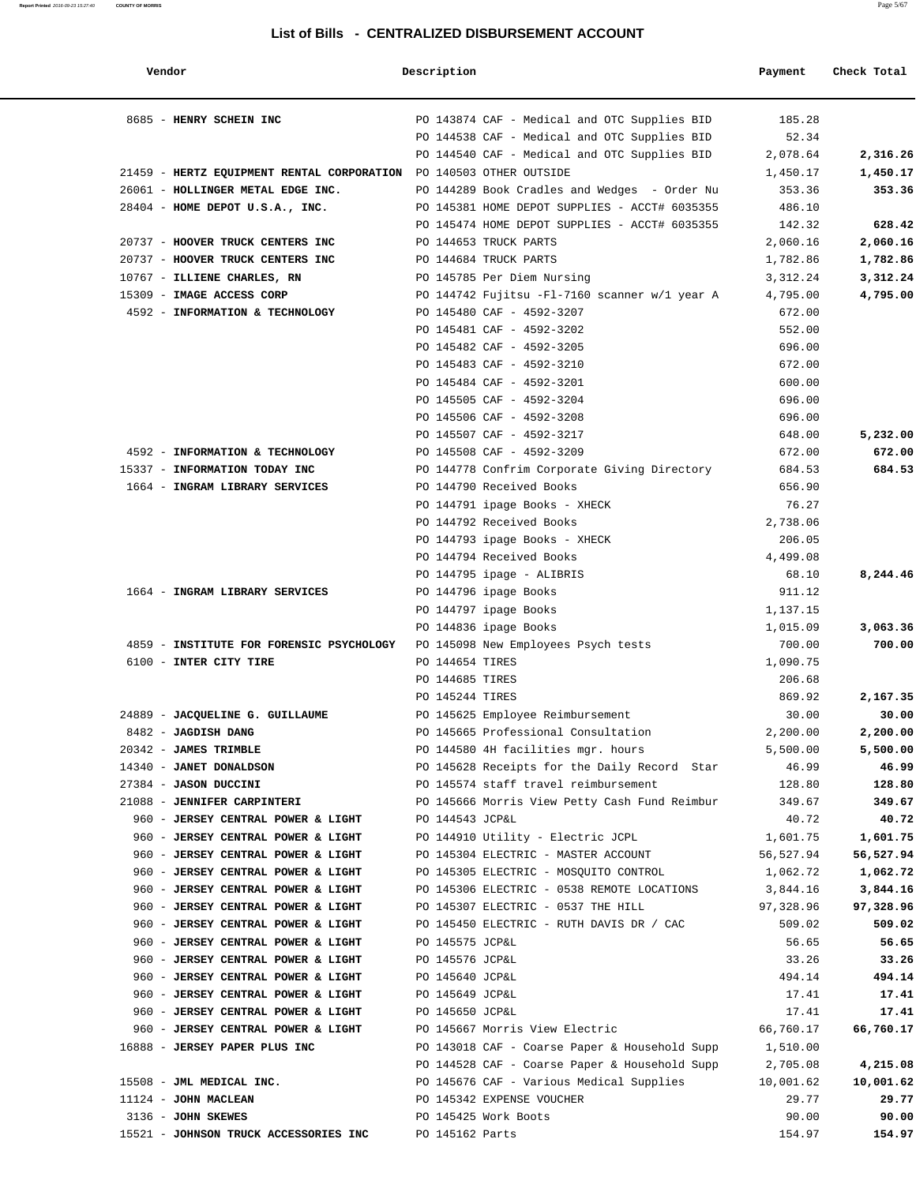## List of Bills - CENTRALIZED DISBURSEMENT ACCOUNT

| Vendor | Description | Payment | Check Total |
|---|---|---|---|
| 8685 - **HENRY SCHEIN INC** | PO 143874 CAF - Medical and OTC Supplies BID | 185.28 | |
| | PO 144538 CAF - Medical and OTC Supplies BID | 52.34 | |
| | PO 144540 CAF - Medical and OTC Supplies BID | 2,078.64 | **2,316.26** |
| 21459 - **HERTZ EQUIPMENT RENTAL CORPORATION** | PO 140503 OTHER OUTSIDE | 1,450.17 | **1,450.17** |
| 26061 - **HOLLINGER METAL EDGE INC.** | PO 144289 Book Cradles and Wedges - Order Nu | 353.36 | **353.36** |
| 28404 - **HOME DEPOT U.S.A., INC.** | PO 145381 HOME DEPOT SUPPLIES - ACCT# 6035355 | 486.10 | |
| | PO 145474 HOME DEPOT SUPPLIES - ACCT# 6035355 | 142.32 | **628.42** |
| 20737 - **HOOVER TRUCK CENTERS INC** | PO 144653 TRUCK PARTS | 2,060.16 | **2,060.16** |
| 20737 - **HOOVER TRUCK CENTERS INC** | PO 144684 TRUCK PARTS | 1,782.86 | **1,782.86** |
| 10767 - **ILLIENE CHARLES, RN** | PO 145785 Per Diem Nursing | 3,312.24 | **3,312.24** |
| 15309 - **IMAGE ACCESS CORP** | PO 144742 Fujitsu -Fl-7160 scanner w/1 year A | 4,795.00 | **4,795.00** |
| 4592 - **INFORMATION & TECHNOLOGY** | PO 145480 CAF - 4592-3207 | 672.00 | |
| | PO 145481 CAF - 4592-3202 | 552.00 | |
| | PO 145482 CAF - 4592-3205 | 696.00 | |
| | PO 145483 CAF - 4592-3210 | 672.00 | |
| | PO 145484 CAF - 4592-3201 | 600.00 | |
| | PO 145505 CAF - 4592-3204 | 696.00 | |
| | PO 145506 CAF - 4592-3208 | 696.00 | |
| | PO 145507 CAF - 4592-3217 | 648.00 | **5,232.00** |
| 4592 - **INFORMATION & TECHNOLOGY** | PO 145508 CAF - 4592-3209 | 672.00 | **672.00** |
| 15337 - **INFORMATION TODAY INC** | PO 144778 Confrim Corporate Giving Directory | 684.53 | **684.53** |
| 1664 - **INGRAM LIBRARY SERVICES** | PO 144790 Received Books | 656.90 | |
| | PO 144791 ipage Books - XHECK | 76.27 | |
| | PO 144792 Received Books | 2,738.06 | |
| | PO 144793 ipage Books - XHECK | 206.05 | |
| | PO 144794 Received Books | 4,499.08 | |
| | PO 144795 ipage - ALIBRIS | 68.10 | **8,244.46** |
| 1664 - **INGRAM LIBRARY SERVICES** | PO 144796 ipage Books | 911.12 | |
| | PO 144797 ipage Books | 1,137.15 | |
| | PO 144836 ipage Books | 1,015.09 | **3,063.36** |
| 4859 - **INSTITUTE FOR FORENSIC PSYCHOLOGY** | PO 145098 New Employees Psych tests | 700.00 | **700.00** |
| 6100 - **INTER CITY TIRE** | PO 144654 TIRES | 1,090.75 | |
| | PO 144685 TIRES | 206.68 | |
| | PO 145244 TIRES | 869.92 | **2,167.35** |
| 24889 - **JACQUELINE G. GUILLAUME** | PO 145625 Employee Reimbursement | 30.00 | **30.00** |
| 8482 - **JAGDISH DANG** | PO 145665 Professional Consultation | 2,200.00 | **2,200.00** |
| 20342 - **JAMES TRIMBLE** | PO 144580 4H facilities mgr. hours | 5,500.00 | **5,500.00** |
| 14340 - **JANET DONALDSON** | PO 145628 Receipts for the Daily Record Star | 46.99 | **46.99** |
| 27384 - **JASON DUCCINI** | PO 145574 staff travel reimbursement | 128.80 | **128.80** |
| 21088 - **JENNIFER CARPINTERI** | PO 145666 Morris View Petty Cash Fund Reimbur | 349.67 | **349.67** |
| 960 - **JERSEY CENTRAL POWER & LIGHT** | PO 144543 JCP&L | 40.72 | **40.72** |
| 960 - **JERSEY CENTRAL POWER & LIGHT** | PO 144910 Utility - Electric JCPL | 1,601.75 | **1,601.75** |
| 960 - **JERSEY CENTRAL POWER & LIGHT** | PO 145304 ELECTRIC - MASTER ACCOUNT | 56,527.94 | **56,527.94** |
| 960 - **JERSEY CENTRAL POWER & LIGHT** | PO 145305 ELECTRIC - MOSQUITO CONTROL | 1,062.72 | **1,062.72** |
| 960 - **JERSEY CENTRAL POWER & LIGHT** | PO 145306 ELECTRIC - 0538 REMOTE LOCATIONS | 3,844.16 | **3,844.16** |
| 960 - **JERSEY CENTRAL POWER & LIGHT** | PO 145307 ELECTRIC - 0537 THE HILL | 97,328.96 | **97,328.96** |
| 960 - **JERSEY CENTRAL POWER & LIGHT** | PO 145450 ELECTRIC - RUTH DAVIS DR / CAC | 509.02 | **509.02** |
| 960 - **JERSEY CENTRAL POWER & LIGHT** | PO 145575 JCP&L | 56.65 | **56.65** |
| 960 - **JERSEY CENTRAL POWER & LIGHT** | PO 145576 JCP&L | 33.26 | **33.26** |
| 960 - **JERSEY CENTRAL POWER & LIGHT** | PO 145640 JCP&L | 494.14 | **494.14** |
| 960 - **JERSEY CENTRAL POWER & LIGHT** | PO 145649 JCP&L | 17.41 | **17.41** |
| 960 - **JERSEY CENTRAL POWER & LIGHT** | PO 145650 JCP&L | 17.41 | **17.41** |
| 960 - **JERSEY CENTRAL POWER & LIGHT** | PO 145667 Morris View Electric | 66,760.17 | **66,760.17** |
| 16888 - **JERSEY PAPER PLUS INC** | PO 143018 CAF - Coarse Paper & Household Supp | 1,510.00 | |
| | PO 144528 CAF - Coarse Paper & Household Supp | 2,705.08 | **4,215.08** |
| 15508 - **JML MEDICAL INC.** | PO 145676 CAF - Various Medical Supplies | 10,001.62 | **10,001.62** |
| 11124 - **JOHN MACLEAN** | PO 145342 EXPENSE VOUCHER | 29.77 | **29.77** |
| 3136 - **JOHN SKEWES** | PO 145425 Work Boots | 90.00 | **90.00** |
| 15521 - **JOHNSON TRUCK ACCESSORIES INC** | PO 145162 Parts | 154.97 | **154.97** |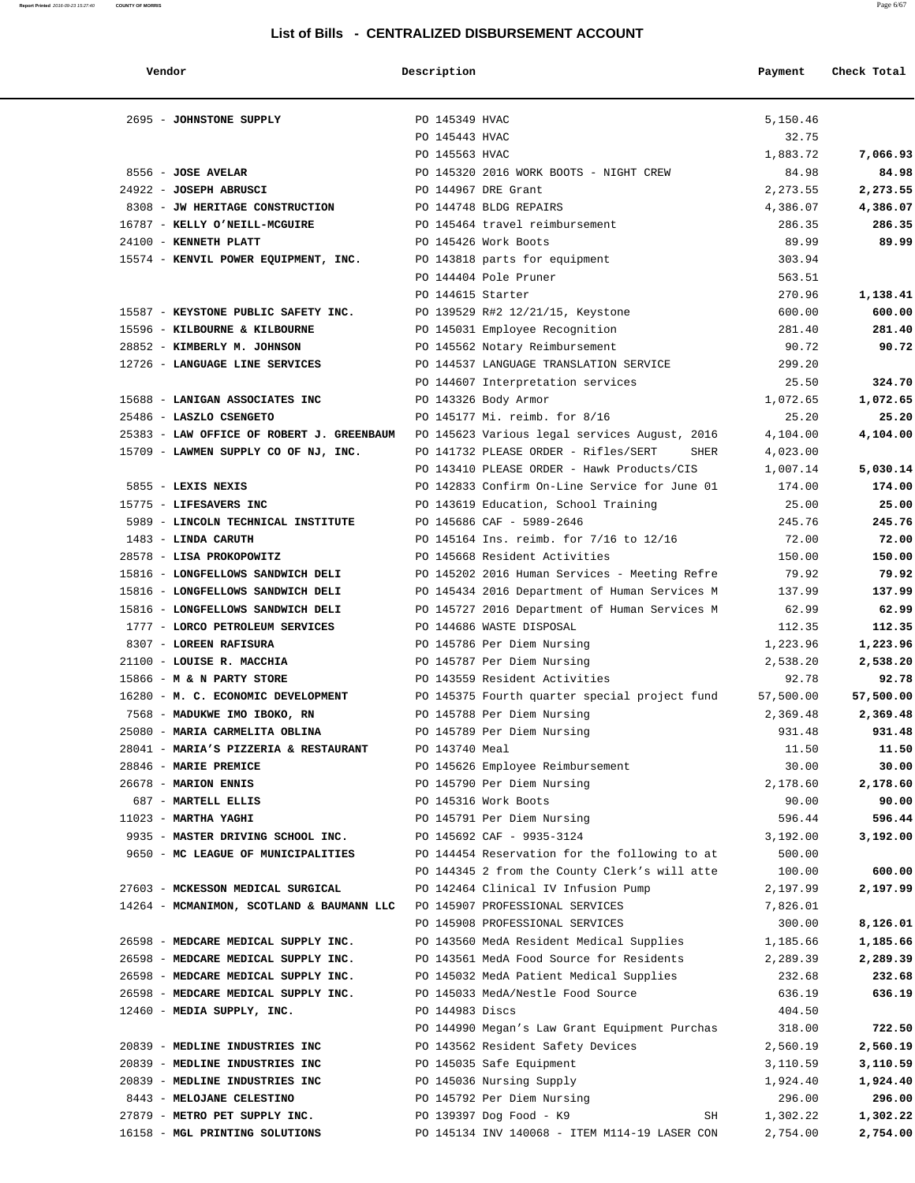## List of Bills - CENTRALIZED DISBURSEMENT ACCOUNT

| Vendor | Description | Payment | Check Total |
|---|---|---|---|
| 2695 - **JOHNSTONE SUPPLY** | PO 145349 HVAC | 5,150.46 | |
| | PO 145443 HVAC | 32.75 | |
| | PO 145563 HVAC | 1,883.72 | **7,066.93** |
| 8556 - **JOSE AVELAR** | PO 145320 2016 WORK BOOTS - NIGHT CREW | 84.98 | **84.98** |
| 24922 - **JOSEPH ABRUSCI** | PO 144967 DRE Grant | 2,273.55 | **2,273.55** |
| 8308 - **JW HERITAGE CONSTRUCTION** | PO 144748 BLDG REPAIRS | 4,386.07 | **4,386.07** |
| 16787 - **KELLY O'NEILL-MCGUIRE** | PO 145464 travel reimbursement | 286.35 | **286.35** |
| 24100 - **KENNETH PLATT** | PO 145426 Work Boots | 89.99 | **89.99** |
| 15574 - **KENVIL POWER EQUIPMENT, INC.** | PO 143818 parts for equipment | 303.94 | |
| | PO 144404 Pole Pruner | 563.51 | |
| | PO 144615 Starter | 270.96 | **1,138.41** |
| 15587 - **KEYSTONE PUBLIC SAFETY INC.** | PO 139529 R#2 12/21/15, Keystone | 600.00 | **600.00** |
| 15596 - **KILBOURNE & KILBOURNE** | PO 145031 Employee Recognition | 281.40 | **281.40** |
| 28852 - **KIMBERLY M. JOHNSON** | PO 145562 Notary Reimbursement | 90.72 | **90.72** |
| 12726 - **LANGUAGE LINE SERVICES** | PO 144537 LANGUAGE TRANSLATION SERVICE | 299.20 | |
| | PO 144607 Interpretation services | 25.50 | **324.70** |
| 15688 - **LANIGAN ASSOCIATES INC** | PO 143326 Body Armor | 1,072.65 | **1,072.65** |
| 25486 - **LASZLO CSENGETO** | PO 145177 Mi. reimb. for 8/16 | 25.20 | **25.20** |
| 25383 - **LAW OFFICE OF ROBERT J. GREENBAUM** | PO 145623 Various legal services August, 2016 | 4,104.00 | **4,104.00** |
| 15709 - **LAWMEN SUPPLY CO OF NJ, INC.** | PO 141732 PLEASE ORDER - Rifles/SERT SHER | 4,023.00 | |
| | PO 143410 PLEASE ORDER - Hawk Products/CIS | 1,007.14 | **5,030.14** |
| 5855 - **LEXIS NEXIS** | PO 142833 Confirm On-Line Service for June 01 | 174.00 | **174.00** |
| 15775 - **LIFESAVERS INC** | PO 143619 Education, School Training | 25.00 | **25.00** |
| 5989 - **LINCOLN TECHNICAL INSTITUTE** | PO 145686 CAF - 5989-2646 | 245.76 | **245.76** |
| 1483 - **LINDA CARUTH** | PO 145164 Ins. reimb. for 7/16 to 12/16 | 72.00 | **72.00** |
| 28578 - **LISA PROKOPOWITZ** | PO 145668 Resident Activities | 150.00 | **150.00** |
| 15816 - **LONGFELLOWS SANDWICH DELI** | PO 145202 2016 Human Services - Meeting Refre | 79.92 | **79.92** |
| 15816 - **LONGFELLOWS SANDWICH DELI** | PO 145434 2016 Department of Human Services M | 137.99 | **137.99** |
| 15816 - **LONGFELLOWS SANDWICH DELI** | PO 145727 2016 Department of Human Services M | 62.99 | **62.99** |
| 1777 - **LORCO PETROLEUM SERVICES** | PO 144686 WASTE DISPOSAL | 112.35 | **112.35** |
| 8307 - **LOREEN RAFISURA** | PO 145786 Per Diem Nursing | 1,223.96 | **1,223.96** |
| 21100 - **LOUISE R. MACCHIA** | PO 145787 Per Diem Nursing | 2,538.20 | **2,538.20** |
| 15866 - **M & N PARTY STORE** | PO 143559 Resident Activities | 92.78 | **92.78** |
| 16280 - **M. C. ECONOMIC DEVELOPMENT** | PO 145375 Fourth quarter special project fund | 57,500.00 | **57,500.00** |
| 7568 - **MADUKWE IMO IBOKO, RN** | PO 145788 Per Diem Nursing | 2,369.48 | **2,369.48** |
| 25080 - **MARIA CARMELITA OBLINA** | PO 145789 Per Diem Nursing | 931.48 | **931.48** |
| 28041 - **MARIA'S PIZZERIA & RESTAURANT** | PO 143740 Meal | 11.50 | **11.50** |
| 28846 - **MARIE PREMICE** | PO 145626 Employee Reimbursement | 30.00 | **30.00** |
| 26678 - **MARION ENNIS** | PO 145790 Per Diem Nursing | 2,178.60 | **2,178.60** |
| 687 - **MARTELL ELLIS** | PO 145316 Work Boots | 90.00 | **90.00** |
| 11023 - **MARTHA YAGHI** | PO 145791 Per Diem Nursing | 596.44 | **596.44** |
| 9935 - **MASTER DRIVING SCHOOL INC.** | PO 145692 CAF - 9935-3124 | 3,192.00 | **3,192.00** |
| 9650 - **MC LEAGUE OF MUNICIPALITIES** | PO 144454 Reservation for the following to at | 500.00 | |
| | PO 144345 2 from the County Clerk's will atte | 100.00 | **600.00** |
| 27603 - **MCKESSON MEDICAL SURGICAL** | PO 142464 Clinical IV Infusion Pump | 2,197.99 | **2,197.99** |
| 14264 - **MCMANIMON, SCOTLAND & BAUMANN LLC** | PO 145907 PROFESSIONAL SERVICES | 7,826.01 | |
| | PO 145908 PROFESSIONAL SERVICES | 300.00 | **8,126.01** |
| 26598 - **MEDCARE MEDICAL SUPPLY INC.** | PO 143560 MedA Resident Medical Supplies | 1,185.66 | **1,185.66** |
| 26598 - **MEDCARE MEDICAL SUPPLY INC.** | PO 143561 MedA Food Source for Residents | 2,289.39 | **2,289.39** |
| 26598 - **MEDCARE MEDICAL SUPPLY INC.** | PO 145032 MedA Patient Medical Supplies | 232.68 | **232.68** |
| 26598 - **MEDCARE MEDICAL SUPPLY INC.** | PO 145033 MedA/Nestle Food Source | 636.19 | **636.19** |
| 12460 - **MEDIA SUPPLY, INC.** | PO 144983 Discs | 404.50 | |
| | PO 144990 Megan's Law Grant Equipment Purchas | 318.00 | **722.50** |
| 20839 - **MEDLINE INDUSTRIES INC** | PO 143562 Resident Safety Devices | 2,560.19 | **2,560.19** |
| 20839 - **MEDLINE INDUSTRIES INC** | PO 145035 Safe Equipment | 3,110.59 | **3,110.59** |
| 20839 - **MEDLINE INDUSTRIES INC** | PO 145036 Nursing Supply | 1,924.40 | **1,924.40** |
| 8443 - **MELOJANE CELESTINO** | PO 145792 Per Diem Nursing | 296.00 | **296.00** |
| 27879 - **METRO PET SUPPLY INC.** | PO 139397 Dog Food - K9 SH | 1,302.22 | **1,302.22** |
| 16158 - **MGL PRINTING SOLUTIONS** | PO 145134 INV 140068 - ITEM M114-19 LASER CON | 2,754.00 | **2,754.00** |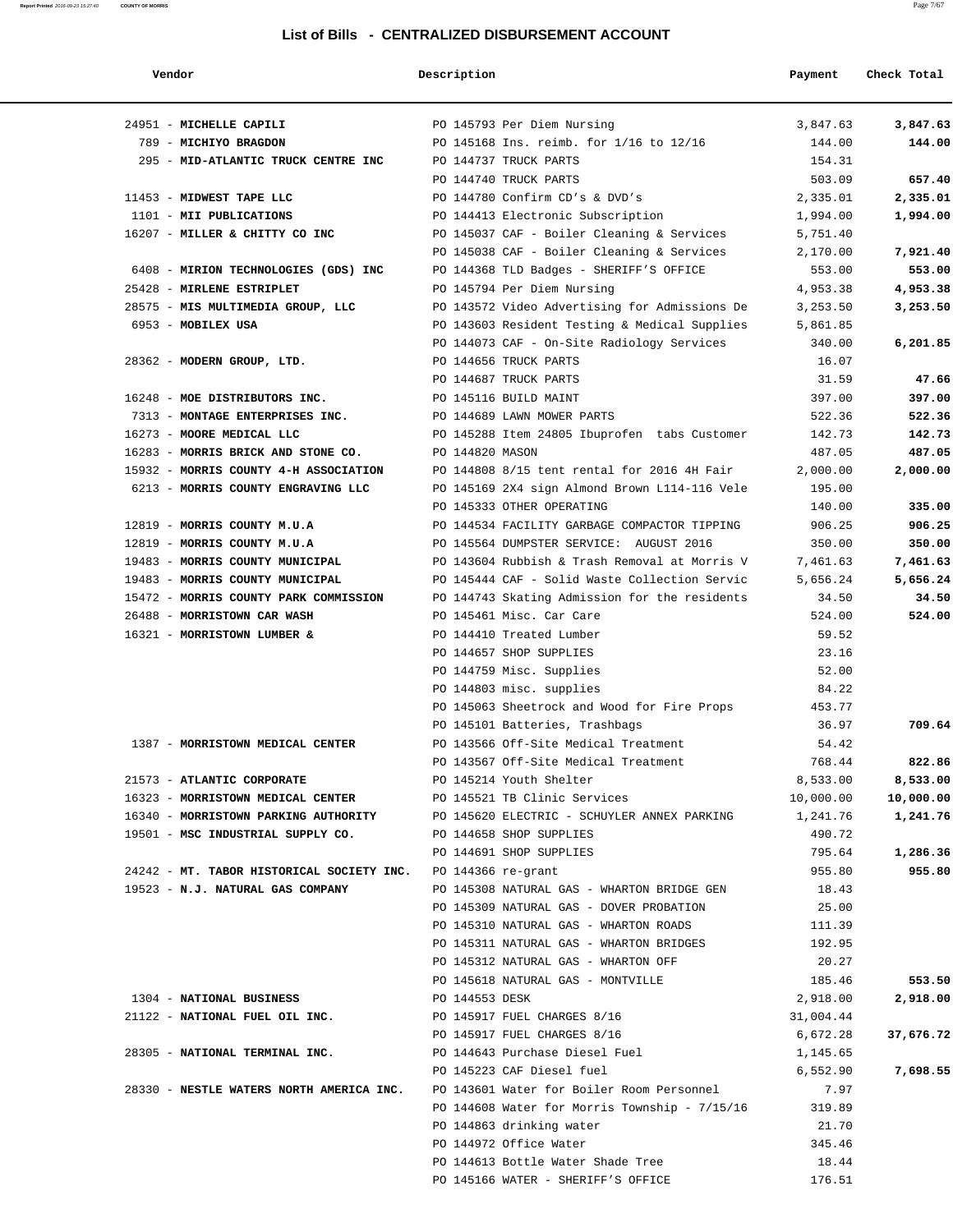## List of Bills - CENTRALIZED DISBURSEMENT ACCOUNT

| Vendor | Description | Payment | Check Total |
|---|---|---|---|
| 24951 - **MICHELLE CAPILI** | PO 145793 Per Diem Nursing | 3,847.63 | **3,847.63** |
| 789 - **MICHIYO BRAGDON** | PO 145168 Ins. reimb. for 1/16 to 12/16 | 144.00 | **144.00** |
| 295 - **MID-ATLANTIC TRUCK CENTRE INC** | PO 144737 TRUCK PARTS | 154.31 | |
| | PO 144740 TRUCK PARTS | 503.09 | **657.40** |
| 11453 - **MIDWEST TAPE LLC** | PO 144780 Confirm CD's & DVD's | 2,335.01 | **2,335.01** |
| 1101 - **MII PUBLICATIONS** | PO 144413 Electronic Subscription | 1,994.00 | **1,994.00** |
| 16207 - **MILLER & CHITTY CO INC** | PO 145037 CAF - Boiler Cleaning & Services | 5,751.40 | |
| | PO 145038 CAF - Boiler Cleaning & Services | 2,170.00 | **7,921.40** |
| 6408 - **MIRION TECHNOLOGIES (GDS) INC** | PO 144368 TLD Badges - SHERIFF'S OFFICE | 553.00 | **553.00** |
| 25428 - **MIRLENE ESTRIPLET** | PO 145794 Per Diem Nursing | 4,953.38 | **4,953.38** |
| 28575 - **MIS MULTIMEDIA GROUP, LLC** | PO 143572 Video Advertising for Admissions De | 3,253.50 | **3,253.50** |
| 6953 - **MOBILEX USA** | PO 143603 Resident Testing & Medical Supplies | 5,861.85 | |
| | PO 144073 CAF - On-Site Radiology Services | 340.00 | **6,201.85** |
| 28362 - **MODERN GROUP, LTD.** | PO 144656 TRUCK PARTS | 16.07 | |
| | PO 144687 TRUCK PARTS | 31.59 | **47.66** |
| 16248 - **MOE DISTRIBUTORS INC.** | PO 145116 BUILD MAINT | 397.00 | **397.00** |
| 7313 - **MONTAGE ENTERPRISES INC.** | PO 144689 LAWN MOWER PARTS | 522.36 | **522.36** |
| 16273 - **MOORE MEDICAL LLC** | PO 145288 Item 24805 Ibuprofen tabs Customer | 142.73 | **142.73** |
| 16283 - **MORRIS BRICK AND STONE CO.** | PO 144820 MASON | 487.05 | **487.05** |
| 15932 - **MORRIS COUNTY 4-H ASSOCIATION** | PO 144808 8/15 tent rental for 2016 4H Fair | 2,000.00 | **2,000.00** |
| 6213 - **MORRIS COUNTY ENGRAVING LLC** | PO 145169 2X4 sign Almond Brown L114-116 Vele | 195.00 | |
| | PO 145333 OTHER OPERATING | 140.00 | **335.00** |
| 12819 - **MORRIS COUNTY M.U.A** | PO 144534 FACILITY GARBAGE COMPACTOR TIPPING | 906.25 | **906.25** |
| 12819 - **MORRIS COUNTY M.U.A** | PO 145564 DUMPSTER SERVICE: AUGUST 2016 | 350.00 | **350.00** |
| 19483 - **MORRIS COUNTY MUNICIPAL** | PO 143604 Rubbish & Trash Removal at Morris V | 7,461.63 | **7,461.63** |
| 19483 - **MORRIS COUNTY MUNICIPAL** | PO 145444 CAF - Solid Waste Collection Servic | 5,656.24 | **5,656.24** |
| 15472 - **MORRIS COUNTY PARK COMMISSION** | PO 144743 Skating Admission for the residents | 34.50 | **34.50** |
| 26488 - **MORRISTOWN CAR WASH** | PO 145461 Misc. Car Care | 524.00 | **524.00** |
| 16321 - **MORRISTOWN LUMBER &** | PO 144410 Treated Lumber | 59.52 | |
| | PO 144657 SHOP SUPPLIES | 23.16 | |
| | PO 144759 Misc. Supplies | 52.00 | |
| | PO 144803 misc. supplies | 84.22 | |
| | PO 145063 Sheetrock and Wood for Fire Props | 453.77 | |
| | PO 145101 Batteries, Trashbags | 36.97 | **709.64** |
| 1387 - **MORRISTOWN MEDICAL CENTER** | PO 143566 Off-Site Medical Treatment | 54.42 | |
| | PO 143567 Off-Site Medical Treatment | 768.44 | **822.86** |
| 21573 - **ATLANTIC CORPORATE** | PO 145214 Youth Shelter | 8,533.00 | **8,533.00** |
| 16323 - **MORRISTOWN MEDICAL CENTER** | PO 145521 TB Clinic Services | 10,000.00 | **10,000.00** |
| 16340 - **MORRISTOWN PARKING AUTHORITY** | PO 145620 ELECTRIC - SCHUYLER ANNEX PARKING | 1,241.76 | **1,241.76** |
| 19501 - **MSC INDUSTRIAL SUPPLY CO.** | PO 144658 SHOP SUPPLIES | 490.72 | |
| | PO 144691 SHOP SUPPLIES | 795.64 | **1,286.36** |
| 24242 - **MT. TABOR HISTORICAL SOCIETY INC.** | PO 144366 re-grant | 955.80 | **955.80** |
| 19523 - **N.J. NATURAL GAS COMPANY** | PO 145308 NATURAL GAS - WHARTON BRIDGE GEN | 18.43 | |
| | PO 145309 NATURAL GAS - DOVER PROBATION | 25.00 | |
| | PO 145310 NATURAL GAS - WHARTON ROADS | 111.39 | |
| | PO 145311 NATURAL GAS - WHARTON BRIDGES | 192.95 | |
| | PO 145312 NATURAL GAS - WHARTON OFF | 20.27 | |
| | PO 145618 NATURAL GAS - MONTVILLE | 185.46 | **553.50** |
| 1304 - **NATIONAL BUSINESS** | PO 144553 DESK | 2,918.00 | **2,918.00** |
| 21122 - **NATIONAL FUEL OIL INC.** | PO 145917 FUEL CHARGES 8/16 | 31,004.44 | |
| | PO 145917 FUEL CHARGES 8/16 | 6,672.28 | **37,676.72** |
| 28305 - **NATIONAL TERMINAL INC.** | PO 144643 Purchase Diesel Fuel | 1,145.65 | |
| | PO 145223 CAF Diesel fuel | 6,552.90 | **7,698.55** |
| 28330 - **NESTLE WATERS NORTH AMERICA INC.** | PO 143601 Water for Boiler Room Personnel | 7.97 | |
| | PO 144608 Water for Morris Township - 7/15/16 | 319.89 | |
| | PO 144863 drinking water | 21.70 | |
| | PO 144972 Office Water | 345.46 | |
| | PO 144613 Bottle Water Shade Tree | 18.44 | |
| | PO 145166 WATER - SHERIFF'S OFFICE | 176.51 | |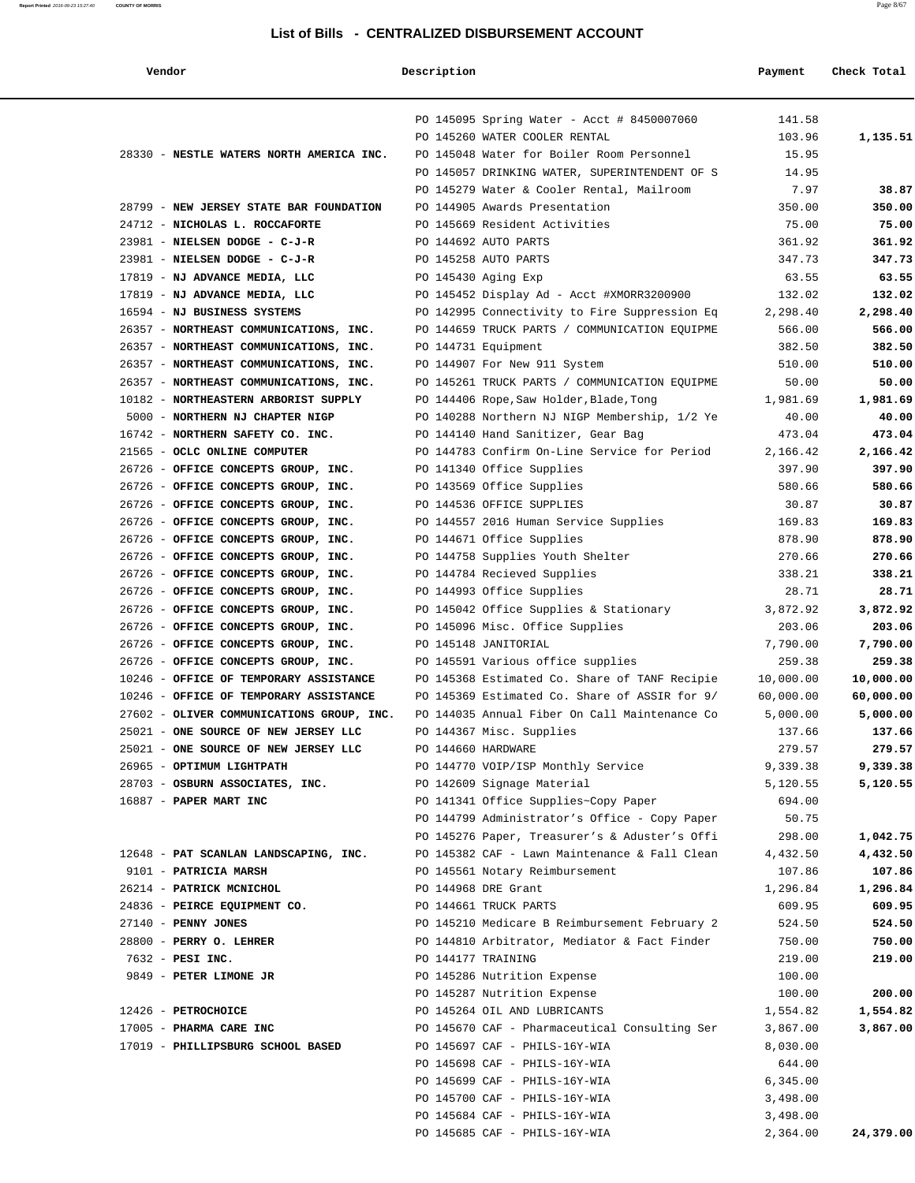# List of Bills - CENTRALIZED DISBURSEMENT ACCOUNT

| Vendor | Description | Payment | Check Total |
|---|---|---|---|
| | PO 145095 Spring Water - Acct # 8450007060 | 141.58 | |
| | PO 145260 WATER COOLER RENTAL | 103.96 | **1,135.51** |
| 28330 - **NESTLE WATERS NORTH AMERICA INC.** | PO 145048 Water for Boiler Room Personnel | 15.95 | |
| | PO 145057 DRINKING WATER, SUPERINTENDENT OF S | 14.95 | |
| | PO 145279 Water & Cooler Rental, Mailroom | 7.97 | **38.87** |
| 28799 - **NEW JERSEY STATE BAR FOUNDATION** | PO 144905 Awards Presentation | 350.00 | **350.00** |
| 24712 - **NICHOLAS L. ROCCAFORTE** | PO 145669 Resident Activities | 75.00 | **75.00** |
| 23981 - **NIELSEN DODGE - C-J-R** | PO 144692 AUTO PARTS | 361.92 | **361.92** |
| 23981 - **NIELSEN DODGE - C-J-R** | PO 145258 AUTO PARTS | 347.73 | **347.73** |
| 17819 - **NJ ADVANCE MEDIA, LLC** | PO 145430 Aging Exp | 63.55 | **63.55** |
| 17819 - **NJ ADVANCE MEDIA, LLC** | PO 145452 Display Ad - Acct #XMORR3200900 | 132.02 | **132.02** |
| 16594 - **NJ BUSINESS SYSTEMS** | PO 142995 Connectivity to Fire Suppression Eq | 2,298.40 | **2,298.40** |
| 26357 - **NORTHEAST COMMUNICATIONS, INC.** | PO 144659 TRUCK PARTS / COMMUNICATION EQUIPME | 566.00 | **566.00** |
| 26357 - **NORTHEAST COMMUNICATIONS, INC.** | PO 144731 Equipment | 382.50 | **382.50** |
| 26357 - **NORTHEAST COMMUNICATIONS, INC.** | PO 144907 For New 911 System | 510.00 | **510.00** |
| 26357 - **NORTHEAST COMMUNICATIONS, INC.** | PO 145261 TRUCK PARTS / COMMUNICATION EQUIPME | 50.00 | **50.00** |
| 10182 - **NORTHEASTERN ARBORIST SUPPLY** | PO 144406 Rope,Saw Holder,Blade,Tong | 1,981.69 | **1,981.69** |
| 5000 - **NORTHERN NJ CHAPTER NIGP** | PO 140288 Northern NJ NIGP Membership, 1/2 Ye | 40.00 | **40.00** |
| 16742 - **NORTHERN SAFETY CO. INC.** | PO 144140 Hand Sanitizer, Gear Bag | 473.04 | **473.04** |
| 21565 - **OCLC ONLINE COMPUTER** | PO 144783 Confirm On-Line Service for Period | 2,166.42 | **2,166.42** |
| 26726 - **OFFICE CONCEPTS GROUP, INC.** | PO 141340 Office Supplies | 397.90 | **397.90** |
| 26726 - **OFFICE CONCEPTS GROUP, INC.** | PO 143569 Office Supplies | 580.66 | **580.66** |
| 26726 - **OFFICE CONCEPTS GROUP, INC.** | PO 144536 OFFICE SUPPLIES | 30.87 | **30.87** |
| 26726 - **OFFICE CONCEPTS GROUP, INC.** | PO 144557 2016 Human Service Supplies | 169.83 | **169.83** |
| 26726 - **OFFICE CONCEPTS GROUP, INC.** | PO 144671 Office Supplies | 878.90 | **878.90** |
| 26726 - **OFFICE CONCEPTS GROUP, INC.** | PO 144758 Supplies Youth Shelter | 270.66 | **270.66** |
| 26726 - **OFFICE CONCEPTS GROUP, INC.** | PO 144784 Recieved Supplies | 338.21 | **338.21** |
| 26726 - **OFFICE CONCEPTS GROUP, INC.** | PO 144993 Office Supplies | 28.71 | **28.71** |
| 26726 - **OFFICE CONCEPTS GROUP, INC.** | PO 145042 Office Supplies & Stationary | 3,872.92 | **3,872.92** |
| 26726 - **OFFICE CONCEPTS GROUP, INC.** | PO 145096 Misc. Office Supplies | 203.06 | **203.06** |
| 26726 - **OFFICE CONCEPTS GROUP, INC.** | PO 145148 JANITORIAL | 7,790.00 | **7,790.00** |
| 26726 - **OFFICE CONCEPTS GROUP, INC.** | PO 145591 Various office supplies | 259.38 | **259.38** |
| 10246 - **OFFICE OF TEMPORARY ASSISTANCE** | PO 145368 Estimated Co. Share of TANF Recipie | 10,000.00 | **10,000.00** |
| 10246 - **OFFICE OF TEMPORARY ASSISTANCE** | PO 145369 Estimated Co. Share of ASSIR for 9/ | 60,000.00 | **60,000.00** |
| 27602 - **OLIVER COMMUNICATIONS GROUP, INC.** | PO 144035 Annual Fiber On Call Maintenance Co | 5,000.00 | **5,000.00** |
| 25021 - **ONE SOURCE OF NEW JERSEY LLC** | PO 144367 Misc. Supplies | 137.66 | **137.66** |
| 25021 - **ONE SOURCE OF NEW JERSEY LLC** | PO 144660 HARDWARE | 279.57 | **279.57** |
| 26965 - **OPTIMUM LIGHTPATH** | PO 144770 VOIP/ISP Monthly Service | 9,339.38 | **9,339.38** |
| 28703 - **OSBURN ASSOCIATES, INC.** | PO 142609 Signage Material | 5,120.55 | **5,120.55** |
| 16887 - **PAPER MART INC** | PO 141341 Office Supplies~Copy Paper | 694.00 | |
| | PO 144799 Administrator's Office - Copy Paper | 50.75 | |
| | PO 145276 Paper, Treasurer's & Aduster's Offi | 298.00 | **1,042.75** |
| 12648 - **PAT SCANLAN LANDSCAPING, INC.** | PO 145382 CAF - Lawn Maintenance & Fall Clean | 4,432.50 | **4,432.50** |
| 9101 - **PATRICIA MARSH** | PO 145561 Notary Reimbursement | 107.86 | **107.86** |
| 26214 - **PATRICK MCNICHOL** | PO 144968 DRE Grant | 1,296.84 | **1,296.84** |
| 24836 - **PEIRCE EQUIPMENT CO.** | PO 144661 TRUCK PARTS | 609.95 | **609.95** |
| 27140 - **PENNY JONES** | PO 145210 Medicare B Reimbursement February 2 | 524.50 | **524.50** |
| 28800 - **PERRY O. LEHRER** | PO 144810 Arbitrator, Mediator & Fact Finder | 750.00 | **750.00** |
| 7632 - **PESI INC.** | PO 144177 TRAINING | 219.00 | **219.00** |
| 9849 - **PETER LIMONE JR** | PO 145286 Nutrition Expense | 100.00 | |
| | PO 145287 Nutrition Expense | 100.00 | **200.00** |
| 12426 - **PETROCHOICE** | PO 145264 OIL AND LUBRICANTS | 1,554.82 | **1,554.82** |
| 17005 - **PHARMA CARE INC** | PO 145670 CAF - Pharmaceutical Consulting Ser | 3,867.00 | **3,867.00** |
| 17019 - **PHILLIPSBURG SCHOOL BASED** | PO 145697 CAF - PHILS-16Y-WIA | 8,030.00 | |
| | PO 145698 CAF - PHILS-16Y-WIA | 644.00 | |
| | PO 145699 CAF - PHILS-16Y-WIA | 6,345.00 | |
| | PO 145700 CAF - PHILS-16Y-WIA | 3,498.00 | |
| | PO 145684 CAF - PHILS-16Y-WIA | 3,498.00 | |
| | PO 145685 CAF - PHILS-16Y-WIA | 2,364.00 | **24,379.00** |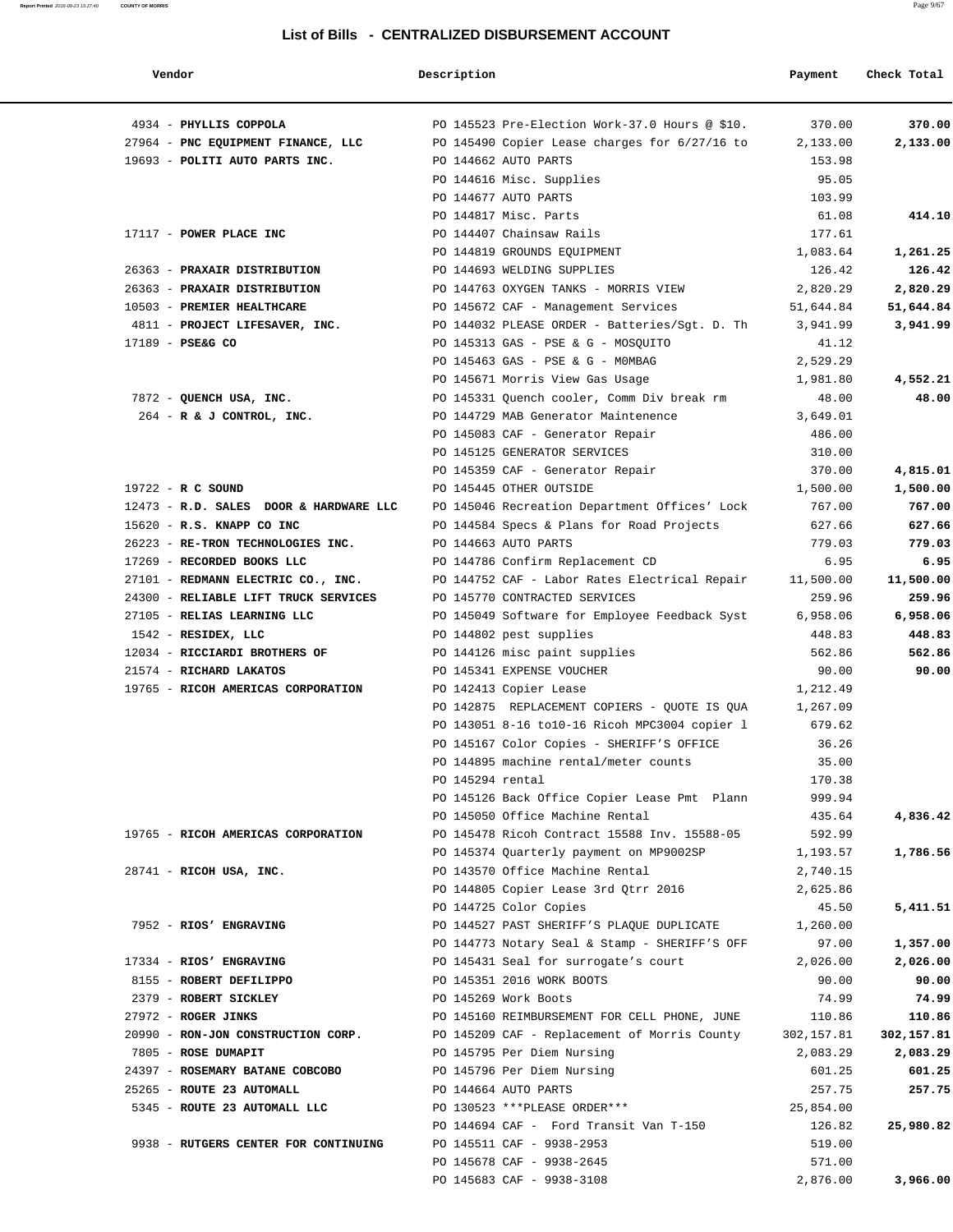# List of Bills - CENTRALIZED DISBURSEMENT ACCOUNT

| Vendor | Description | Payment | Check Total |
|---|---|---|---|
| 4934 - **PHYLLIS COPPOLA** | PO 145523 Pre-Election Work-37.0 Hours @ $10. | 370.00 | **370.00** |
| 27964 - **PNC EQUIPMENT FINANCE, LLC** | PO 145490 Copier Lease charges for 6/27/16 to | 2,133.00 | **2,133.00** |
| 19693 - **POLITI AUTO PARTS INC.** | PO 144662 AUTO PARTS | 153.98 | |
| | PO 144616 Misc. Supplies | 95.05 | |
| | PO 144677 AUTO PARTS | 103.99 | |
| | PO 144817 Misc. Parts | 61.08 | **414.10** |
| 17117 - **POWER PLACE INC** | PO 144407 Chainsaw Rails | 177.61 | |
| | PO 144819 GROUNDS EQUIPMENT | 1,083.64 | **1,261.25** |
| 26363 - **PRAXAIR DISTRIBUTION** | PO 144693 WELDING SUPPLIES | 126.42 | **126.42** |
| 26363 - **PRAXAIR DISTRIBUTION** | PO 144763 OXYGEN TANKS - MORRIS VIEW | 2,820.29 | **2,820.29** |
| 10503 - **PREMIER HEALTHCARE** | PO 145672 CAF - Management Services | 51,644.84 | **51,644.84** |
| 4811 - **PROJECT LIFESAVER, INC.** | PO 144032 PLEASE ORDER - Batteries/Sgt. D. Th | 3,941.99 | **3,941.99** |
| 17189 - **PSE&G CO** | PO 145313 GAS - PSE & G - MOSQUITO | 41.12 | |
| | PO 145463 GAS - PSE & G - M0MBAG | 2,529.29 | |
| | PO 145671 Morris View Gas Usage | 1,981.80 | **4,552.21** |
| 7872 - **QUENCH USA, INC.** | PO 145331 Quench cooler, Comm Div break rm | 48.00 | **48.00** |
| 264 - **R & J CONTROL, INC.** | PO 144729 MAB Generator Maintenence | 3,649.01 | |
| | PO 145083 CAF - Generator Repair | 486.00 | |
| | PO 145125 GENERATOR SERVICES | 310.00 | |
| | PO 145359 CAF - Generator Repair | 370.00 | **4,815.01** |
| 19722 - **R C SOUND** | PO 145445 OTHER OUTSIDE | 1,500.00 | **1,500.00** |
| 12473 - **R.D. SALES DOOR & HARDWARE LLC** | PO 145046 Recreation Department Offices' Lock | 767.00 | **767.00** |
| 15620 - **R.S. KNAPP CO INC** | PO 144584 Specs & Plans for Road Projects | 627.66 | **627.66** |
| 26223 - **RE-TRON TECHNOLOGIES INC.** | PO 144663 AUTO PARTS | 779.03 | **779.03** |
| 17269 - **RECORDED BOOKS LLC** | PO 144786 Confirm Replacement CD | 6.95 | **6.95** |
| 27101 - **REDMANN ELECTRIC CO., INC.** | PO 144752 CAF - Labor Rates Electrical Repair | 11,500.00 | **11,500.00** |
| 24300 - **RELIABLE LIFT TRUCK SERVICES** | PO 145770 CONTRACTED SERVICES | 259.96 | **259.96** |
| 27105 - **RELIAS LEARNING LLC** | PO 145049 Software for Employee Feedback Syst | 6,958.06 | **6,958.06** |
| 1542 - **RESIDEX, LLC** | PO 144802 pest supplies | 448.83 | **448.83** |
| 12034 - **RICCIARDI BROTHERS OF** | PO 144126 misc paint supplies | 562.86 | **562.86** |
| 21574 - **RICHARD LAKATOS** | PO 145341 EXPENSE VOUCHER | 90.00 | **90.00** |
| 19765 - **RICOH AMERICAS CORPORATION** | PO 142413 Copier Lease | 1,212.49 | |
| | PO 142875 REPLACEMENT COPIERS - QUOTE IS QUA | 1,267.09 | |
| | PO 143051 8-16 to10-16 Ricoh MPC3004 copier l | 679.62 | |
| | PO 145167 Color Copies - SHERIFF'S OFFICE | 36.26 | |
| | PO 144895 machine rental/meter counts | 35.00 | |
| | PO 145294 rental | 170.38 | |
| | PO 145126 Back Office Copier Lease Pmt Plann | 999.94 | |
| | PO 145050 Office Machine Rental | 435.64 | **4,836.42** |
| 19765 - **RICOH AMERICAS CORPORATION** | PO 145478 Ricoh Contract 15588 Inv. 15588-05 | 592.99 | |
| | PO 145374 Quarterly payment on MP9002SP | 1,193.57 | **1,786.56** |
| 28741 - **RICOH USA, INC.** | PO 143570 Office Machine Rental | 2,740.15 | |
| | PO 144805 Copier Lease 3rd Qtrr 2016 | 2,625.86 | |
| | PO 144725 Color Copies | 45.50 | **5,411.51** |
| 7952 - **RIOS' ENGRAVING** | PO 144527 PAST SHERIFF'S PLAQUE DUPLICATE | 1,260.00 | |
| | PO 144773 Notary Seal & Stamp - SHERIFF'S OFF | 97.00 | **1,357.00** |
| 17334 - **RIOS' ENGRAVING** | PO 145431 Seal for surrogate's court | 2,026.00 | **2,026.00** |
| 8155 - **ROBERT DEFILIPPO** | PO 145351 2016 WORK BOOTS | 90.00 | **90.00** |
| 2379 - **ROBERT SICKLEY** | PO 145269 Work Boots | 74.99 | **74.99** |
| 27972 - **ROGER JINKS** | PO 145160 REIMBURSEMENT FOR CELL PHONE, JUNE | 110.86 | **110.86** |
| 20990 - **RON-JON CONSTRUCTION CORP.** | PO 145209 CAF - Replacement of Morris County | 302,157.81 | **302,157.81** |
| 7805 - **ROSE DUMAPIT** | PO 145795 Per Diem Nursing | 2,083.29 | **2,083.29** |
| 24397 - **ROSEMARY BATANE COBCOBO** | PO 145796 Per Diem Nursing | 601.25 | **601.25** |
| 25265 - **ROUTE 23 AUTOMALL** | PO 144664 AUTO PARTS | 257.75 | **257.75** |
| 5345 - **ROUTE 23 AUTOMALL LLC** | PO 130523 ***PLEASE ORDER*** | 25,854.00 | |
| | PO 144694 CAF - Ford Transit Van T-150 | 126.82 | **25,980.82** |
| 9938 - **RUTGERS CENTER FOR CONTINUING** | PO 145511 CAF - 9938-2953 | 519.00 | |
| | PO 145678 CAF - 9938-2645 | 571.00 | |
| | PO 145683 CAF - 9938-3108 | 2,876.00 | **3,966.00** |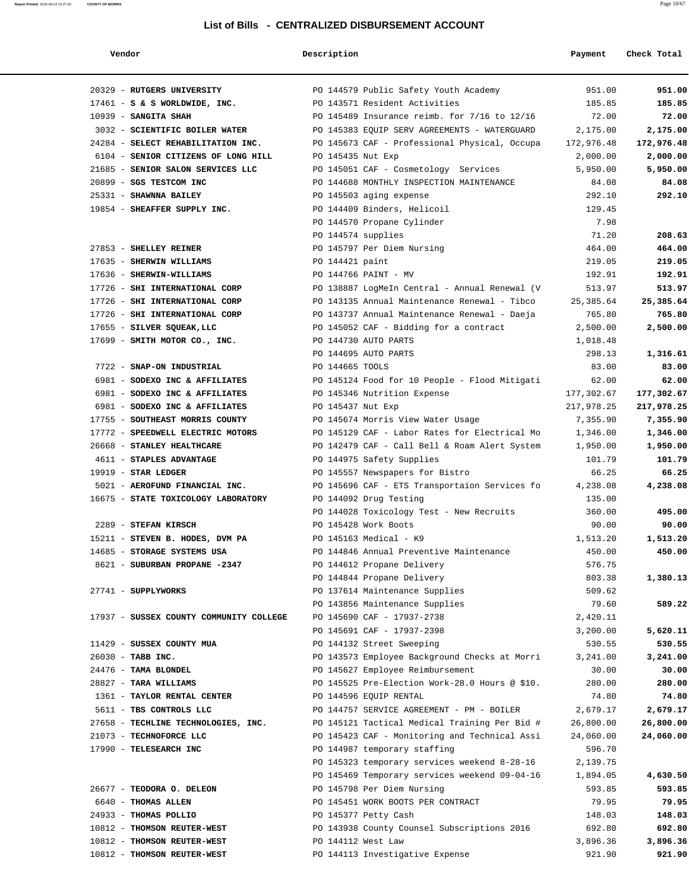## List of Bills - CENTRALIZED DISBURSEMENT ACCOUNT

| Vendor | Description | Payment | Check Total |
|---|---|---|---|
| 20329 - **RUTGERS UNIVERSITY** | PO 144579 Public Safety Youth Academy | 951.00 | **951.00** |
| 17461 - **S & S WORLDWIDE, INC.** | PO 143571 Resident Activities | 185.85 | **185.85** |
| 10939 - **SANGITA SHAH** | PO 145489 Insurance reimb. for 7/16 to 12/16 | 72.00 | **72.00** |
| 3032 - **SCIENTIFIC BOILER WATER** | PO 145383 EQUIP SERV AGREEMENTS - WATERGUARD | 2,175.00 | **2,175.00** |
| 24284 - **SELECT REHABILITATION INC.** | PO 145673 CAF - Professional Physical, Occupa | 172,976.48 | **172,976.48** |
| 6104 - **SENIOR CITIZENS OF LONG HILL** | PO 145435 Nut Exp | 2,000.00 | **2,000.00** |
| 21685 - **SENIOR SALON SERVICES LLC** | PO 145051 CAF - Cosmetology Services | 5,950.00 | **5,950.00** |
| 20899 - **SGS TESTCOM INC** | PO 144688 MONTHLY INSPECTION MAINTENANCE | 84.08 | **84.08** |
| 25331 - **SHAWNNA BAILEY** | PO 145503 aging expense | 292.10 | **292.10** |
| 19854 - **SHEAFFER SUPPLY INC.** | PO 144409 Binders, Helicoil | 129.45 | |
| | PO 144570 Propane Cylinder | 7.98 | |
| | PO 144574 supplies | 71.20 | **208.63** |
| 27853 - **SHELLEY REINER** | PO 145797 Per Diem Nursing | 464.00 | **464.00** |
| 17635 - **SHERWIN WILLIAMS** | PO 144421 paint | 219.05 | **219.05** |
| 17636 - **SHERWIN-WILLIAMS** | PO 144766 PAINT - MV | 192.91 | **192.91** |
| 17726 - **SHI INTERNATIONAL CORP** | PO 138887 LogMeIn Central - Annual Renewal (V | 513.97 | **513.97** |
| 17726 - **SHI INTERNATIONAL CORP** | PO 143135 Annual Maintenance Renewal - Tibco | 25,385.64 | **25,385.64** |
| 17726 - **SHI INTERNATIONAL CORP** | PO 143737 Annual Maintenance Renewal - Daeja | 765.80 | **765.80** |
| 17655 - **SILVER SQUEAK,LLC** | PO 145052 CAF - Bidding for a contract | 2,500.00 | **2,500.00** |
| 17699 - **SMITH MOTOR CO., INC.** | PO 144730 AUTO PARTS | 1,018.48 | |
| | PO 144695 AUTO PARTS | 298.13 | **1,316.61** |
| 7722 - **SNAP-ON INDUSTRIAL** | PO 144665 TOOLS | 83.00 | **83.00** |
| 6981 - **SODEXO INC & AFFILIATES** | PO 145124 Food for 10 People - Flood Mitigati | 62.00 | **62.00** |
| 6981 - **SODEXO INC & AFFILIATES** | PO 145346 Nutrition Expense | 177,302.67 | **177,302.67** |
| 6981 - **SODEXO INC & AFFILIATES** | PO 145437 Nut Exp | 217,978.25 | **217,978.25** |
| 17755 - **SOUTHEAST MORRIS COUNTY** | PO 145674 Morris View Water Usage | 7,355.90 | **7,355.90** |
| 17772 - **SPEEDWELL ELECTRIC MOTORS** | PO 145129 CAF - Labor Rates for Electrical Mo | 1,346.00 | **1,346.00** |
| 26668 - **STANLEY HEALTHCARE** | PO 142479 CAF - Call Bell & Roam Alert System | 1,950.00 | **1,950.00** |
| 4611 - **STAPLES ADVANTAGE** | PO 144975 Safety Supplies | 101.79 | **101.79** |
| 19919 - **STAR LEDGER** | PO 145557 Newspapers for Bistro | 66.25 | **66.25** |
| 5021 - **AEROFUND FINANCIAL INC.** | PO 145696 CAF - ETS Transportaion Services fo | 4,238.08 | **4,238.08** |
| 16675 - **STATE TOXICOLOGY LABORATORY** | PO 144092 Drug Testing | 135.00 | |
| | PO 144028 Toxicology Test - New Recruits | 360.00 | **495.00** |
| 2289 - **STEFAN KIRSCH** | PO 145428 Work Boots | 90.00 | **90.00** |
| 15211 - **STEVEN B. HODES, DVM PA** | PO 145163 Medical - K9 | 1,513.20 | **1,513.20** |
| 14685 - **STORAGE SYSTEMS USA** | PO 144846 Annual Preventive Maintenance | 450.00 | **450.00** |
| 8621 - **SUBURBAN PROPANE -2347** | PO 144612 Propane Delivery | 576.75 | |
| | PO 144844 Propane Delivery | 803.38 | **1,380.13** |
| 27741 - **SUPPLYWORKS** | PO 137614 Maintenance Supplies | 509.62 | |
| | PO 143856 Maintenance Supplies | 79.60 | **589.22** |
| 17937 - **SUSSEX COUNTY COMMUNITY COLLEGE** | PO 145690 CAF - 17937-2738 | 2,420.11 | |
| | PO 145691 CAF - 17937-2398 | 3,200.00 | **5,620.11** |
| 11429 - **SUSSEX COUNTY MUA** | PO 144132 Street Sweeping | 530.55 | **530.55** |
| 26030 - **TABB INC.** | PO 143573 Employee Background Checks at Morri | 3,241.00 | **3,241.00** |
| 24476 - **TAMA BLONDEL** | PO 145627 Employee Reimbursement | 30.00 | **30.00** |
| 28827 - **TARA WILLIAMS** | PO 145525 Pre-Election Work-28.0 Hours @ $10. | 280.00 | **280.00** |
| 1361 - **TAYLOR RENTAL CENTER** | PO 144596 EQUIP RENTAL | 74.80 | **74.80** |
| 5611 - **TBS CONTROLS LLC** | PO 144757 SERVICE AGREEMENT - PM - BOILER | 2,679.17 | **2,679.17** |
| 27658 - **TECHLINE TECHNOLOGIES, INC.** | PO 145121 Tactical Medical Training Per Bid # | 26,800.00 | **26,800.00** |
| 21073 - **TECHNOFORCE LLC** | PO 145423 CAF - Monitoring and Technical Assi | 24,060.00 | **24,060.00** |
| 17990 - **TELESEARCH INC** | PO 144987 temporary staffing | 596.70 | |
| | PO 145323 temporary services weekend 8-28-16 | 2,139.75 | |
| | PO 145469 Temporary services weekend 09-04-16 | 1,894.05 | **4,630.50** |
| 26677 - **TEODORA O. DELEON** | PO 145798 Per Diem Nursing | 593.85 | **593.85** |
| 6640 - **THOMAS ALLEN** | PO 145451 WORK BOOTS PER CONTRACT | 79.95 | **79.95** |
| 24933 - **THOMAS POLLIO** | PO 145377 Petty Cash | 148.03 | **148.03** |
| 10812 - **THOMSON REUTER-WEST** | PO 143938 County Counsel Subscriptions 2016 | 692.80 | **692.80** |
| 10812 - **THOMSON REUTER-WEST** | PO 144112 West Law | 3,896.36 | **3,896.36** |
| 10812 - **THOMSON REUTER-WEST** | PO 144113 Investigative Expense | 921.90 | **921.90** |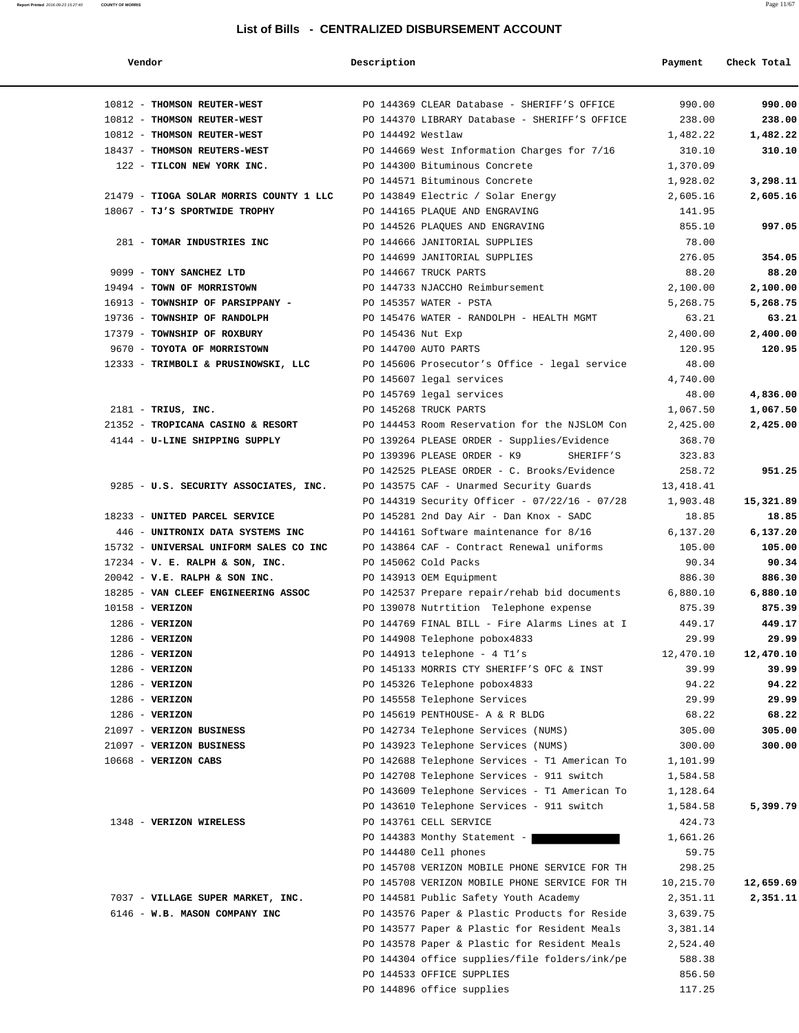# List of Bills - CENTRALIZED DISBURSEMENT ACCOUNT

| Vendor | Description | Payment | Check Total |
|---|---|---|---|
| 10812 - **THOMSON REUTER-WEST** | PO 144369 CLEAR Database - SHERIFF'S OFFICE | 990.00 | **990.00** |
| 10812 - **THOMSON REUTER-WEST** | PO 144370 LIBRARY Database - SHERIFF'S OFFICE | 238.00 | **238.00** |
| 10812 - **THOMSON REUTER-WEST** | PO 144492 Westlaw | 1,482.22 | **1,482.22** |
| 18437 - **THOMSON REUTERS-WEST** | PO 144669 West Information Charges for 7/16 | 310.10 | **310.10** |
| 122 - **TILCON NEW YORK INC.** | PO 144300 Bituminous Concrete | 1,370.09 | |
| | PO 144571 Bituminous Concrete | 1,928.02 | **3,298.11** |
| 21479 - **TIOGA SOLAR MORRIS COUNTY 1 LLC** | PO 143849 Electric / Solar Energy | 2,605.16 | **2,605.16** |
| 18067 - **TJ'S SPORTWIDE TROPHY** | PO 144165 PLAQUE AND ENGRAVING | 141.95 | |
| | PO 144526 PLAQUES AND ENGRAVING | 855.10 | **997.05** |
| 281 - **TOMAR INDUSTRIES INC** | PO 144666 JANITORIAL SUPPLIES | 78.00 | |
| | PO 144699 JANITORIAL SUPPLIES | 276.05 | **354.05** |
| 9099 - **TONY SANCHEZ LTD** | PO 144667 TRUCK PARTS | 88.20 | **88.20** |
| 19494 - **TOWN OF MORRISTOWN** | PO 144733 NJACCHO Reimbursement | 2,100.00 | **2,100.00** |
| 16913 - **TOWNSHIP OF PARSIPPANY -** | PO 145357 WATER - PSTA | 5,268.75 | **5,268.75** |
| 19736 - **TOWNSHIP OF RANDOLPH** | PO 145476 WATER - RANDOLPH - HEALTH MGMT | 63.21 | **63.21** |
| 17379 - **TOWNSHIP OF ROXBURY** | PO 145436 Nut Exp | 2,400.00 | **2,400.00** |
| 9670 - **TOYOTA OF MORRISTOWN** | PO 144700 AUTO PARTS | 120.95 | **120.95** |
| 12333 - **TRIMBOLI & PRUSINOWSKI, LLC** | PO 145606 Prosecutor's Office - legal service | 48.00 | |
| | PO 145607 legal services | 4,740.00 | |
| | PO 145769 legal services | 48.00 | **4,836.00** |
| 2181 - **TRIUS, INC.** | PO 145268 TRUCK PARTS | 1,067.50 | **1,067.50** |
| 21352 - **TROPICANA CASINO & RESORT** | PO 144453 Room Reservation for the NJSLOM Con | 2,425.00 | **2,425.00** |
| 4144 - **U-LINE SHIPPING SUPPLY** | PO 139264 PLEASE ORDER - Supplies/Evidence | 368.70 | |
| | PO 139396 PLEASE ORDER - K9 SHERIFF'S | 323.83 | |
| | PO 142525 PLEASE ORDER - C. Brooks/Evidence | 258.72 | **951.25** |
| 9285 - **U.S. SECURITY ASSOCIATES, INC.** | PO 143575 CAF - Unarmed Security Guards | 13,418.41 | |
| | PO 144319 Security Officer - 07/22/16 - 07/28 | 1,903.48 | **15,321.89** |
| 18233 - **UNITED PARCEL SERVICE** | PO 145281 2nd Day Air - Dan Knox - SADC | 18.85 | **18.85** |
| 446 - **UNITRONIX DATA SYSTEMS INC** | PO 144161 Software maintenance for 8/16 | 6,137.20 | **6,137.20** |
| 15732 - **UNIVERSAL UNIFORM SALES CO INC** | PO 143864 CAF - Contract Renewal uniforms | 105.00 | **105.00** |
| 17234 - **V. E. RALPH & SON, INC.** | PO 145062 Cold Packs | 90.34 | **90.34** |
| 20042 - **V.E. RALPH & SON INC.** | PO 143913 OEM Equipment | 886.30 | **886.30** |
| 18285 - **VAN CLEEF ENGINEERING ASSOC** | PO 142537 Prepare repair/rehab bid documents | 6,880.10 | **6,880.10** |
| 10158 - **VERIZON** | PO 139078 Nutrtition Telephone expense | 875.39 | **875.39** |
| 1286 - **VERIZON** | PO 144769 FINAL BILL - Fire Alarms Lines at I | 449.17 | **449.17** |
| 1286 - **VERIZON** | PO 144908 Telephone pobox4833 | 29.99 | **29.99** |
| 1286 - **VERIZON** | PO 144913 telephone - 4 T1's | 12,470.10 | **12,470.10** |
| 1286 - **VERIZON** | PO 145133 MORRIS CTY SHERIFF'S OFC & INST | 39.99 | **39.99** |
| 1286 - **VERIZON** | PO 145326 Telephone pobox4833 | 94.22 | **94.22** |
| 1286 - **VERIZON** | PO 145558 Telephone Services | 29.99 | **29.99** |
| 1286 - **VERIZON** | PO 145619 PENTHOUSE- A & R BLDG | 68.22 | **68.22** |
| 21097 - **VERIZON BUSINESS** | PO 142734 Telephone Services (NUMS) | 305.00 | **305.00** |
| 21097 - **VERIZON BUSINESS** | PO 143923 Telephone Services (NUMS) | 300.00 | **300.00** |
| 10668 - **VERIZON CABS** | PO 142688 Telephone Services - T1 American To | 1,101.99 | |
| | PO 142708 Telephone Services - 911 switch | 1,584.58 | |
| | PO 143609 Telephone Services - T1 American To | 1,128.64 | |
| | PO 143610 Telephone Services - 911 switch | 1,584.58 | **5,399.79** |
| 1348 - **VERIZON WIRELESS** | PO 143761 CELL SERVICE | 424.73 | |
| | PO 144383 Monthy Statement - [REDACTED] | 1,661.26 | |
| | PO 144480 Cell phones | 59.75 | |
| | PO 145708 VERIZON MOBILE PHONE SERVICE FOR TH | 298.25 | |
| | PO 145708 VERIZON MOBILE PHONE SERVICE FOR TH | 10,215.70 | **12,659.69** |
| 7037 - **VILLAGE SUPER MARKET, INC.** | PO 144581 Public Safety Youth Academy | 2,351.11 | **2,351.11** |
| 6146 - **W.B. MASON COMPANY INC** | PO 143576 Paper & Plastic Products for Reside | 3,639.75 | |
| | PO 143577 Paper & Plastic for Resident Meals | 3,381.14 | |
| | PO 143578 Paper & Plastic for Resident Meals | 2,524.40 | |
| | PO 144304 office supplies/file folders/ink/pe | 588.38 | |
| | PO 144533 OFFICE SUPPLIES | 856.50 | |
| | PO 144896 office supplies | 117.25 | |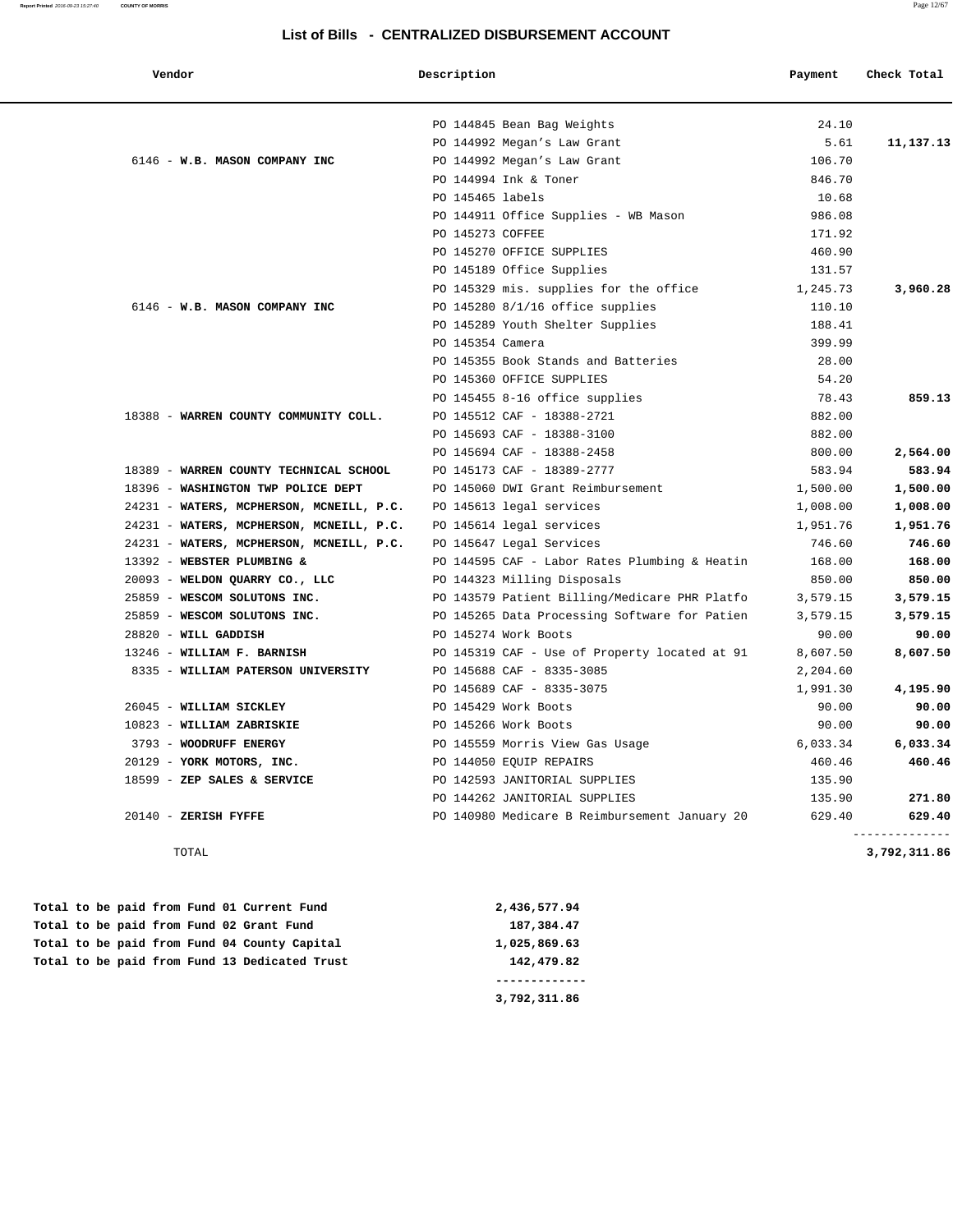## List of Bills - CENTRALIZED DISBURSEMENT ACCOUNT

| Vendor | Description | Payment | Check Total |
|---|---|---|---|
| | PO 144845 Bean Bag Weights | 24.10 | |
| | PO 144992 Megan's Law Grant | 5.61 | **11,137.13** |
| 6146 - **W.B. MASON COMPANY INC** | PO 144992 Megan's Law Grant | 106.70 | |
| | PO 144994 Ink & Toner | 846.70 | |
| | PO 145465 labels | 10.68 | |
| | PO 144911 Office Supplies - WB Mason | 986.08 | |
| | PO 145273 COFFEE | 171.92 | |
| | PO 145270 OFFICE SUPPLIES | 460.90 | |
| | PO 145189 Office Supplies | 131.57 | |
| | PO 145329 mis. supplies for the office | 1,245.73 | **3,960.28** |
| 6146 - **W.B. MASON COMPANY INC** | PO 145280 8/1/16 office supplies | 110.10 | |
| | PO 145289 Youth Shelter Supplies | 188.41 | |
| | PO 145354 Camera | 399.99 | |
| | PO 145355 Book Stands and Batteries | 28.00 | |
| | PO 145360 OFFICE SUPPLIES | 54.20 | |
| | PO 145455 8-16 office supplies | 78.43 | **859.13** |
| 18388 - **WARREN COUNTY COMMUNITY COLL.** | PO 145512 CAF - 18388-2721 | 882.00 | |
| | PO 145693 CAF - 18388-3100 | 882.00 | |
| | PO 145694 CAF - 18388-2458 | 800.00 | **2,564.00** |
| 18389 - **WARREN COUNTY TECHNICAL SCHOOL** | PO 145173 CAF - 18389-2777 | 583.94 | **583.94** |
| 18396 - **WASHINGTON TWP POLICE DEPT** | PO 145060 DWI Grant Reimbursement | 1,500.00 | **1,500.00** |
| 24231 - **WATERS, MCPHERSON, MCNEILL, P.C.** | PO 145613 legal services | 1,008.00 | **1,008.00** |
| 24231 - **WATERS, MCPHERSON, MCNEILL, P.C.** | PO 145614 legal services | 1,951.76 | **1,951.76** |
| 24231 - **WATERS, MCPHERSON, MCNEILL, P.C.** | PO 145647 Legal Services | 746.60 | **746.60** |
| 13392 - **WEBSTER PLUMBING &** | PO 144595 CAF - Labor Rates Plumbing & Heatin | 168.00 | **168.00** |
| 20093 - **WELDON QUARRY CO., LLC** | PO 144323 Milling Disposals | 850.00 | **850.00** |
| 25859 - **WESCOM SOLUTONS INC.** | PO 143579 Patient Billing/Medicare PHR Platfo | 3,579.15 | **3,579.15** |
| 25859 - **WESCOM SOLUTONS INC.** | PO 145265 Data Processing Software for Patien | 3,579.15 | **3,579.15** |
| 28820 - **WILL GADDISH** | PO 145274 Work Boots | 90.00 | **90.00** |
| 13246 - **WILLIAM F. BARNISH** | PO 145319 CAF - Use of Property located at 91 | 8,607.50 | **8,607.50** |
| 8335 - **WILLIAM PATERSON UNIVERSITY** | PO 145688 CAF - 8335-3085 | 2,204.60 | |
| | PO 145689 CAF - 8335-3075 | 1,991.30 | **4,195.90** |
| 26045 - **WILLIAM SICKLEY** | PO 145429 Work Boots | 90.00 | **90.00** |
| 10823 - **WILLIAM ZABRISKIE** | PO 145266 Work Boots | 90.00 | **90.00** |
| 3793 - **WOODRUFF ENERGY** | PO 145559 Morris View Gas Usage | 6,033.34 | **6,033.34** |
| 20129 - **YORK MOTORS, INC.** | PO 144050 EQUIP REPAIRS | 460.46 | **460.46** |
| 18599 - **ZEP SALES & SERVICE** | PO 142593 JANITORIAL SUPPLIES | 135.90 | |
| | PO 144262 JANITORIAL SUPPLIES | 135.90 | **271.80** |
| 20140 - **ZERISH FYFFE** | PO 140980 Medicare B Reimbursement January 20 | 629.40 | **629.40** |
| TOTAL | | | **3,792,311.86** |

| | |
|---|---|
| **Total to be paid from Fund 01 Current Fund** | **2,436,577.94** |
| **Total to be paid from Fund 02 Grant Fund** | **187,384.47** |
| **Total to be paid from Fund 04 County Capital** | **1,025,869.63** |
| **Total to be paid from Fund 13 Dedicated Trust** | **142,479.82** |
| | **3,792,311.86** |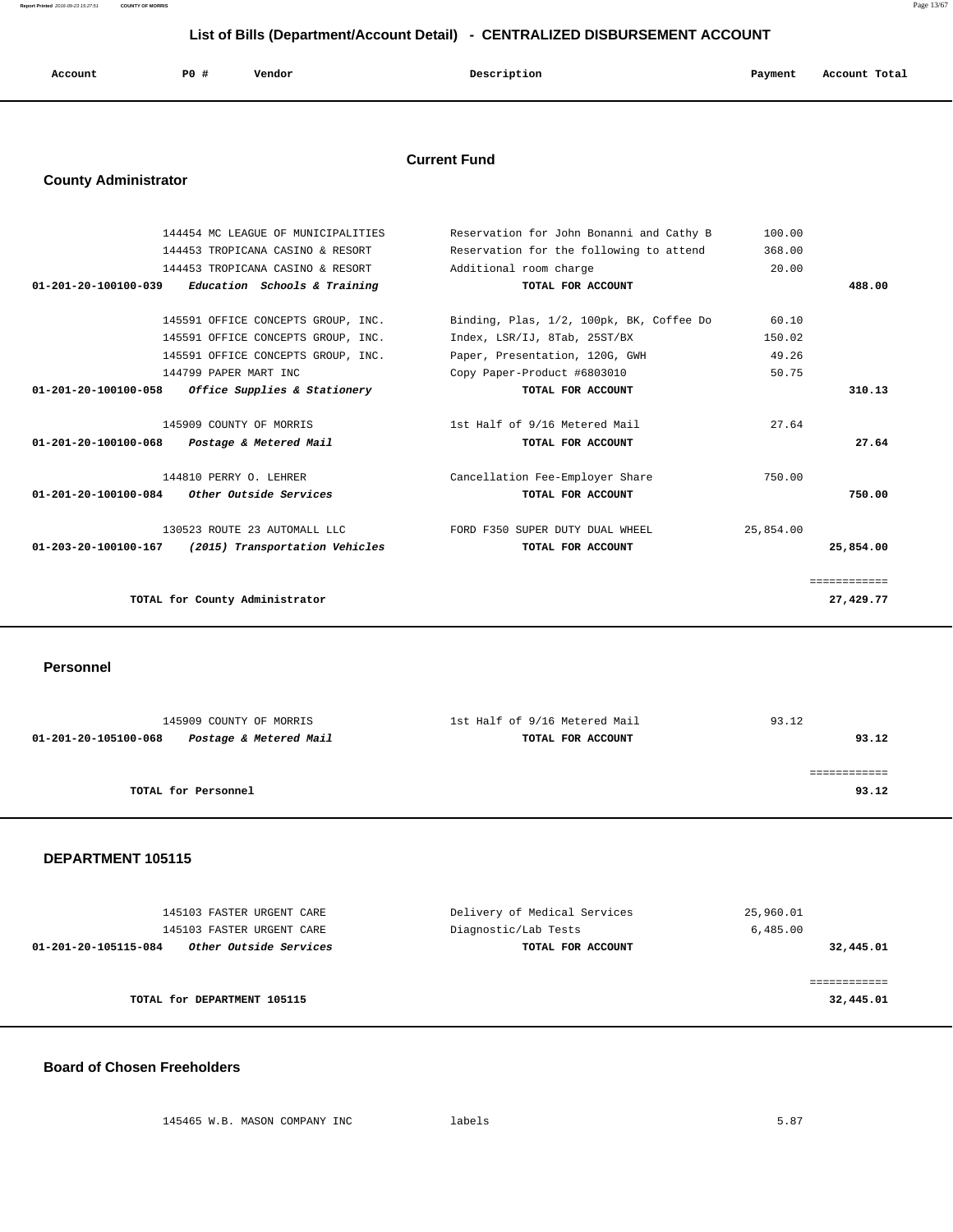# List of Bills (Department/Account Detail) - CENTRALIZED DISBURSEMENT ACCOUNT

| Account | PO # | Vendor | Description | Payment | Account Total |
|---|---|---|---|---|---|

## Current Fund

### County Administrator

| Account | PO # | Vendor | Description | Payment | Account Total |
|---|---|---|---|---|---|
| | 144454 | MC LEAGUE OF MUNICIPALITIES | Reservation for John Bonanni and Cathy B | 100.00 | |
| | 144453 | TROPICANA CASINO & RESORT | Reservation for the following to attend | 368.00 | |
| | 144453 | TROPICANA CASINO & RESORT | Additional room charge | 20.00 | |
| **01-201-20-100100-039** | | ***Education Schools & Training*** | **TOTAL FOR ACCOUNT** | | **488.00** |
| | 145591 | OFFICE CONCEPTS GROUP, INC. | Binding, Plas, 1/2, 100pk, BK, Coffee Do | 60.10 | |
| | 145591 | OFFICE CONCEPTS GROUP, INC. | Index, LSR/IJ, 8Tab, 25ST/BX | 150.02 | |
| | 145591 | OFFICE CONCEPTS GROUP, INC. | Paper, Presentation, 120G, GWH | 49.26 | |
| | 144799 | PAPER MART INC | Copy Paper-Product #6803010 | 50.75 | |
| **01-201-20-100100-058** | | ***Office Supplies & Stationery*** | **TOTAL FOR ACCOUNT** | | **310.13** |
| | 145909 | COUNTY OF MORRIS | 1st Half of 9/16 Metered Mail | 27.64 | |
| **01-201-20-100100-068** | | ***Postage & Metered Mail*** | **TOTAL FOR ACCOUNT** | | **27.64** |
| | 144810 | PERRY O. LEHRER | Cancellation Fee-Employer Share | 750.00 | |
| **01-201-20-100100-084** | | ***Other Outside Services*** | **TOTAL FOR ACCOUNT** | | **750.00** |
| | 130523 | ROUTE 23 AUTOMALL LLC | FORD F350 SUPER DUTY DUAL WHEEL | 25,854.00 | |
| **01-203-20-100100-167** | | ***(2015) Transportation Vehicles*** | **TOTAL FOR ACCOUNT** | | **25,854.00** |
| | | **TOTAL for County Administrator** | | | **27,429.77** |

### Personnel

| Account | PO # | Vendor | Description | Payment | Account Total |
|---|---|---|---|---|---|
| | 145909 | COUNTY OF MORRIS | 1st Half of 9/16 Metered Mail | 93.12 | |
| **01-201-20-105100-068** | | ***Postage & Metered Mail*** | **TOTAL FOR ACCOUNT** | | **93.12** |
| | | **TOTAL for Personnel** | | | **93.12** |

### DEPARTMENT 105115

| Account | PO # | Vendor | Description | Payment | Account Total |
|---|---|---|---|---|---|
| | 145103 | FASTER URGENT CARE | Delivery of Medical Services | 25,960.01 | |
| | 145103 | FASTER URGENT CARE | Diagnostic/Lab Tests | 6,485.00 | |
| **01-201-20-105115-084** | | ***Other Outside Services*** | **TOTAL FOR ACCOUNT** | | **32,445.01** |
| | | **TOTAL for DEPARTMENT 105115** | | | **32,445.01** |

### Board of Chosen Freeholders

| Account | PO # | Vendor | Description | Payment | Account Total |
|---|---|---|---|---|---|
| | 145465 | W.B. MASON COMPANY INC | labels | 5.87 | |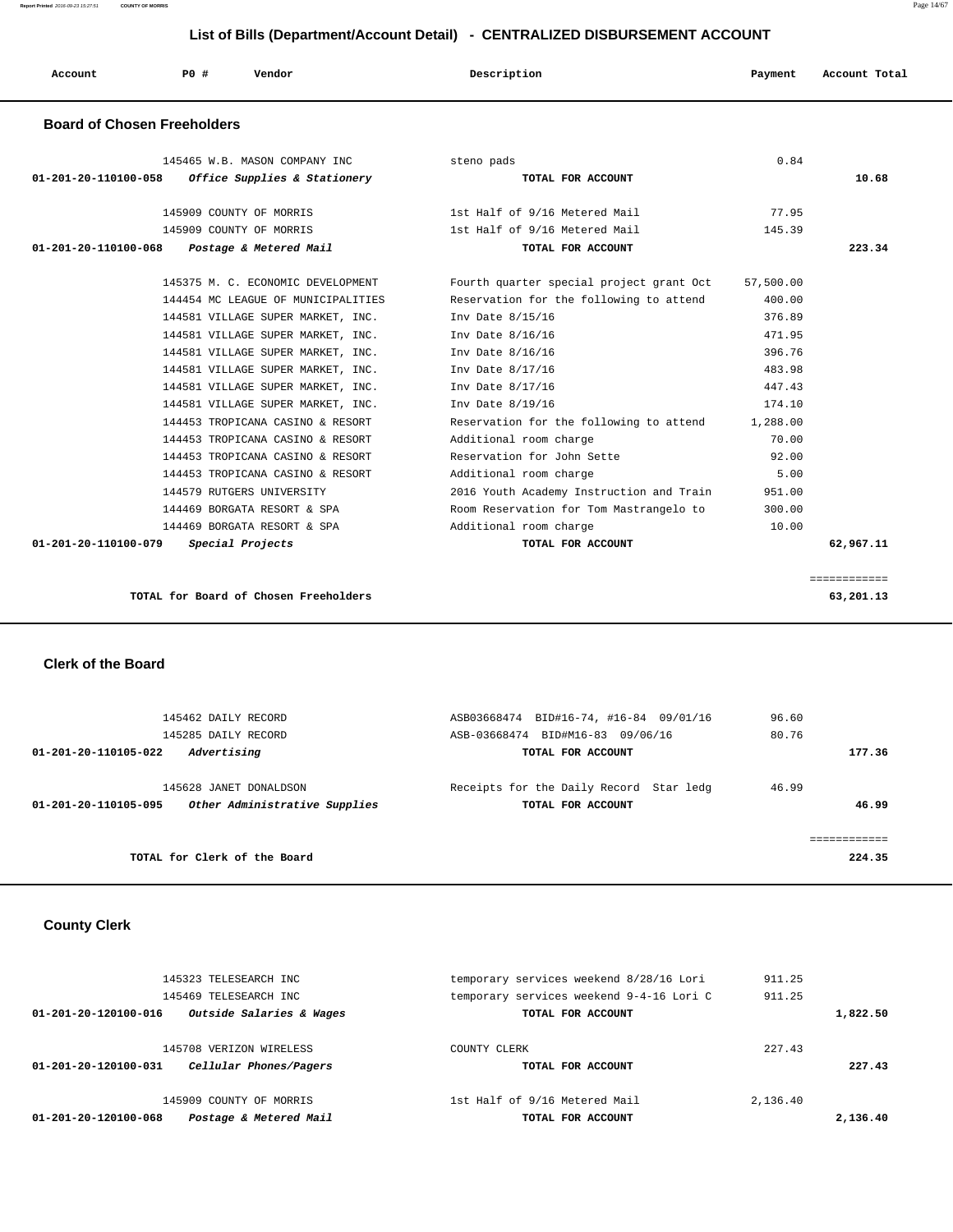## List of Bills (Department/Account Detail) - CENTRALIZED DISBURSEMENT ACCOUNT

| Account | PO # | Vendor | Description | Payment | Account Total |
|---|---|---|---|---|---|

### Board of Chosen Freeholders

| Account | PO # | Vendor | Description | Payment | Account Total |
|---|---|---|---|---|---|
| | 145465 | W.B. MASON COMPANY INC | steno pads | 0.84 | |
| 01-201-20-110100-058 | | *Office Supplies & Stationery* | TOTAL FOR ACCOUNT | | 10.68 |
| | 145909 | COUNTY OF MORRIS | 1st Half of 9/16 Metered Mail | 77.95 | |
| | 145909 | COUNTY OF MORRIS | 1st Half of 9/16 Metered Mail | 145.39 | |
| 01-201-20-110100-068 | | *Postage & Metered Mail* | TOTAL FOR ACCOUNT | | 223.34 |
| | 145375 | M. C. ECONOMIC DEVELOPMENT | Fourth quarter special project grant Oct | 57,500.00 | |
| | 144454 | MC LEAGUE OF MUNICIPALITIES | Reservation for the following to attend | 400.00 | |
| | 144581 | VILLAGE SUPER MARKET, INC. | Inv Date 8/15/16 | 376.89 | |
| | 144581 | VILLAGE SUPER MARKET, INC. | Inv Date 8/16/16 | 471.95 | |
| | 144581 | VILLAGE SUPER MARKET, INC. | Inv Date 8/16/16 | 396.76 | |
| | 144581 | VILLAGE SUPER MARKET, INC. | Inv Date 8/17/16 | 483.98 | |
| | 144581 | VILLAGE SUPER MARKET, INC. | Inv Date 8/17/16 | 447.43 | |
| | 144581 | VILLAGE SUPER MARKET, INC. | Inv Date 8/19/16 | 174.10 | |
| | 144453 | TROPICANA CASINO & RESORT | Reservation for the following to attend | 1,288.00 | |
| | 144453 | TROPICANA CASINO & RESORT | Additional room charge | 70.00 | |
| | 144453 | TROPICANA CASINO & RESORT | Reservation for John Sette | 92.00 | |
| | 144453 | TROPICANA CASINO & RESORT | Additional room charge | 5.00 | |
| | 144579 | RUTGERS UNIVERSITY | 2016 Youth Academy Instruction and Train | 951.00 | |
| | 144469 | BORGATA RESORT & SPA | Room Reservation for Tom Mastrangelo to | 300.00 | |
| | 144469 | BORGATA RESORT & SPA | Additional room charge | 10.00 | |
| 01-201-20-110100-079 | | *Special Projects* | TOTAL FOR ACCOUNT | | 62,967.11 |
| | | TOTAL for Board of Chosen Freeholders | | | 63,201.13 |

### Clerk of the Board

| Account | PO # | Vendor | Description | Payment | Account Total |
|---|---|---|---|---|---|
| | 145462 | DAILY RECORD | ASB03668474 BID#16-74, #16-84 09/01/16 | 96.60 | |
| | 145285 | DAILY RECORD | ASB-03668474 BID#M16-83 09/06/16 | 80.76 | |
| 01-201-20-110105-022 | | *Advertising* | TOTAL FOR ACCOUNT | | 177.36 |
| | 145628 | JANET DONALDSON | Receipts for the Daily Record Star ledg | 46.99 | |
| 01-201-20-110105-095 | | *Other Administrative Supplies* | TOTAL FOR ACCOUNT | | 46.99 |
| | | TOTAL for Clerk of the Board | | | 224.35 |

### County Clerk

| Account | PO # | Vendor | Description | Payment | Account Total |
|---|---|---|---|---|---|
| | 145323 | TELESEARCH INC | temporary services weekend 8/28/16 Lori | 911.25 | |
| | 145469 | TELESEARCH INC | temporary services weekend 9-4-16 Lori C | 911.25 | |
| 01-201-20-120100-016 | | *Outside Salaries & Wages* | TOTAL FOR ACCOUNT | | 1,822.50 |
| | 145708 | VERIZON WIRELESS | COUNTY CLERK | 227.43 | |
| 01-201-20-120100-031 | | *Cellular Phones/Pagers* | TOTAL FOR ACCOUNT | | 227.43 |
| | 145909 | COUNTY OF MORRIS | 1st Half of 9/16 Metered Mail | 2,136.40 | |
| 01-201-20-120100-068 | | *Postage & Metered Mail* | TOTAL FOR ACCOUNT | | 2,136.40 |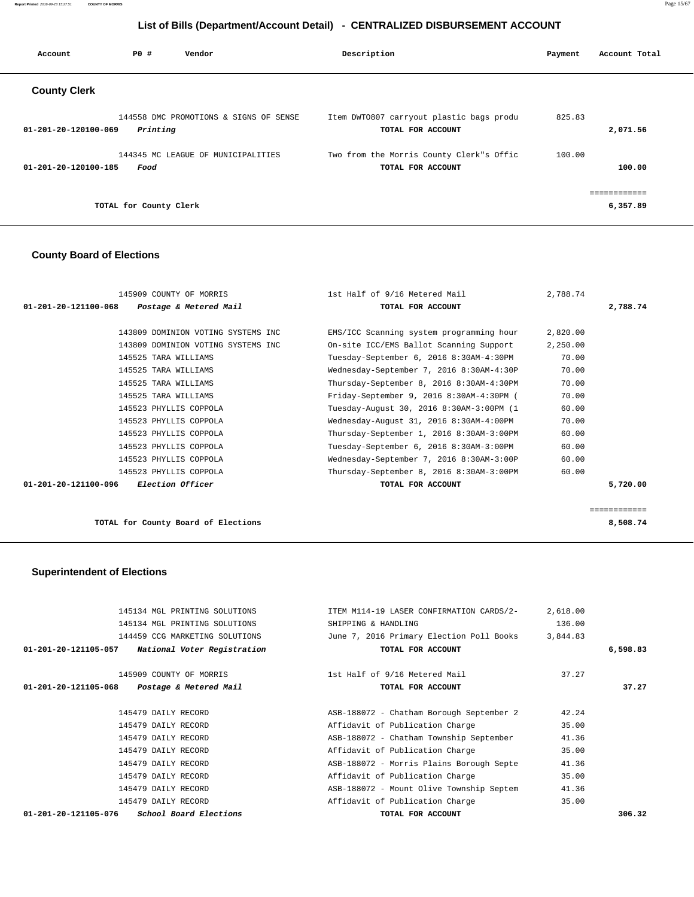# List of Bills (Department/Account Detail) - CENTRALIZED DISBURSEMENT ACCOUNT

| Account | PO # | Vendor | Description | Payment | Account Total |
|---|---|---|---|---|---|

## County Clerk

| Account | PO # | Vendor | Description | Payment | Account Total |
|---|---|---|---|---|---|
| | 144558 | DMC PROMOTIONS & SIGNS OF SENSE | Item DWTO807 carryout plastic bags produ | 825.83 | |
| 01-201-20-120100-069 | | *Printing* | TOTAL FOR ACCOUNT | | 2,071.56 |
| | 144345 | MC LEAGUE OF MUNICIPALITIES | Two from the Morris County Clerk"s Offic | 100.00 | |
| 01-201-20-120100-185 | | *Food* | TOTAL FOR ACCOUNT | | 100.00 |
| | | | | | ============ |
| | | TOTAL for County Clerk | | | 6,357.89 |

## County Board of Elections

| Account | PO # | Vendor | Description | Payment | Account Total |
|---|---|---|---|---|---|
| | 145909 | COUNTY OF MORRIS | 1st Half of 9/16 Metered Mail | 2,788.74 | |
| 01-201-20-121100-068 | | *Postage & Metered Mail* | TOTAL FOR ACCOUNT | | 2,788.74 |
| | 143809 | DOMINION VOTING SYSTEMS INC | EMS/ICC Scanning system programming hour | 2,820.00 | |
| | 143809 | DOMINION VOTING SYSTEMS INC | On-site ICC/EMS Ballot Scanning Support | 2,250.00 | |
| | 145525 | TARA WILLIAMS | Tuesday-September 6, 2016 8:30AM-4:30PM | 70.00 | |
| | 145525 | TARA WILLIAMS | Wednesday-September 7, 2016 8:30AM-4:30P | 70.00 | |
| | 145525 | TARA WILLIAMS | Thursday-September 8, 2016 8:30AM-4:30PM | 70.00 | |
| | 145525 | TARA WILLIAMS | Friday-September 9, 2016 8:30AM-4:30PM ( | 70.00 | |
| | 145523 | PHYLLIS COPPOLA | Tuesday-August 30, 2016 8:30AM-3:00PM (1 | 60.00 | |
| | 145523 | PHYLLIS COPPOLA | Wednesday-August 31, 2016 8:30AM-4:00PM | 70.00 | |
| | 145523 | PHYLLIS COPPOLA | Thursday-September 1, 2016 8:30AM-3:00PM | 60.00 | |
| | 145523 | PHYLLIS COPPOLA | Tuesday-September 6, 2016 8:30AM-3:00PM | 60.00 | |
| | 145523 | PHYLLIS COPPOLA | Wednesday-September 7, 2016 8:30AM-3:00P | 60.00 | |
| | 145523 | PHYLLIS COPPOLA | Thursday-September 8, 2016 8:30AM-3:00PM | 60.00 | |
| 01-201-20-121100-096 | | *Election Officer* | TOTAL FOR ACCOUNT | | 5,720.00 |
| | | | | | ============ |
| | | TOTAL for County Board of Elections | | | 8,508.74 |

## Superintendent of Elections

| Account | PO # | Vendor | Description | Payment | Account Total |
|---|---|---|---|---|---|
| | 145134 | MGL PRINTING SOLUTIONS | ITEM M114-19 LASER CONFIRMATION CARDS/2- | 2,618.00 | |
| | 145134 | MGL PRINTING SOLUTIONS | SHIPPING & HANDLING | 136.00 | |
| | 144459 | CCG MARKETING SOLUTIONS | June 7, 2016 Primary Election Poll Books | 3,844.83 | |
| 01-201-20-121105-057 | | *National Voter Registration* | TOTAL FOR ACCOUNT | | 6,598.83 |
| | 145909 | COUNTY OF MORRIS | 1st Half of 9/16 Metered Mail | 37.27 | |
| 01-201-20-121105-068 | | *Postage & Metered Mail* | TOTAL FOR ACCOUNT | | 37.27 |
| | 145479 | DAILY RECORD | ASB-188072 - Chatham Borough September 2 | 42.24 | |
| | 145479 | DAILY RECORD | Affidavit of Publication Charge | 35.00 | |
| | 145479 | DAILY RECORD | ASB-188072 - Chatham Township September | 41.36 | |
| | 145479 | DAILY RECORD | Affidavit of Publication Charge | 35.00 | |
| | 145479 | DAILY RECORD | ASB-188072 - Morris Plains Borough Septe | 41.36 | |
| | 145479 | DAILY RECORD | Affidavit of Publication Charge | 35.00 | |
| | 145479 | DAILY RECORD | ASB-188072 - Mount Olive Township Septem | 41.36 | |
| | 145479 | DAILY RECORD | Affidavit of Publication Charge | 35.00 | |
| 01-201-20-121105-076 | | *School Board Elections* | TOTAL FOR ACCOUNT | | 306.32 |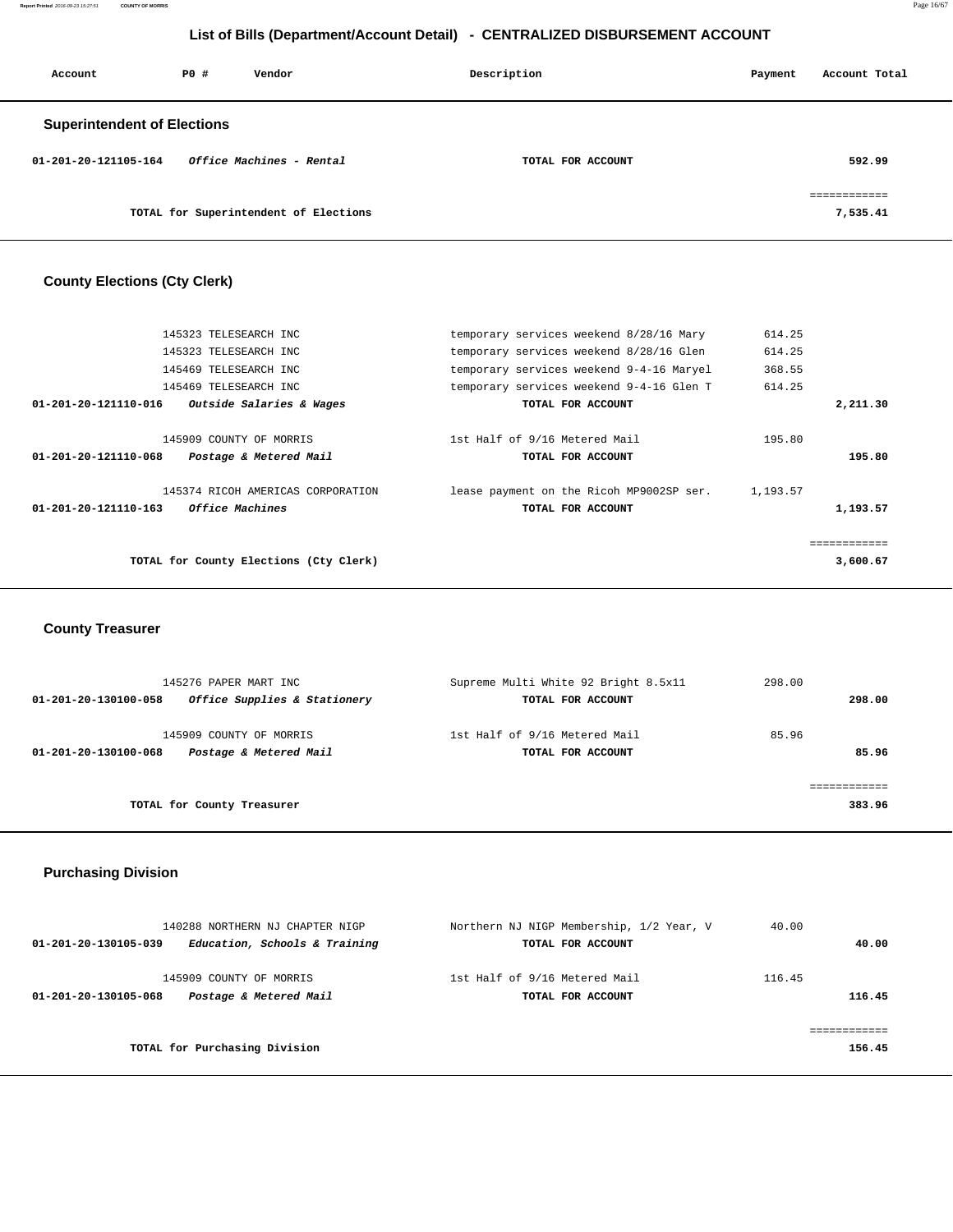## List of Bills (Department/Account Detail) - CENTRALIZED DISBURSEMENT ACCOUNT

| Account | PO # | Vendor | Description | Payment | Account Total |
|---|---|---|---|---|---|

### Superintendent of Elections

| Account | PO # | Vendor | Description | Payment | Account Total |
|---|---|---|---|---|---|
| 01-201-20-121105-164 | | *Office Machines - Rental* | TOTAL FOR ACCOUNT | | 592.99 |
| | | | | | ============ |
| | | TOTAL for Superintendent of Elections | | | 7,535.41 |

### County Elections (Cty Clerk)

| Account | PO # | Vendor | Description | Payment | Account Total |
|---|---|---|---|---|---|
| | 145323 | TELESEARCH INC | temporary services weekend 8/28/16 Mary | 614.25 | |
| | 145323 | TELESEARCH INC | temporary services weekend 8/28/16 Glen | 614.25 | |
| | 145469 | TELESEARCH INC | temporary services weekend 9-4-16 Maryel | 368.55 | |
| | 145469 | TELESEARCH INC | temporary services weekend 9-4-16 Glen T | 614.25 | |
| 01-201-20-121110-016 | | *Outside Salaries & Wages* | TOTAL FOR ACCOUNT | | 2,211.30 |
| | 145909 | COUNTY OF MORRIS | 1st Half of 9/16 Metered Mail | 195.80 | |
| 01-201-20-121110-068 | | *Postage & Metered Mail* | TOTAL FOR ACCOUNT | | 195.80 |
| | 145374 | RICOH AMERICAS CORPORATION | lease payment on the Ricoh MP9002SP ser. | 1,193.57 | |
| 01-201-20-121110-163 | | *Office Machines* | TOTAL FOR ACCOUNT | | 1,193.57 |
| | | | | | ============ |
| | | TOTAL for County Elections (Cty Clerk) | | | 3,600.67 |

### County Treasurer

| Account | PO # | Vendor | Description | Payment | Account Total |
|---|---|---|---|---|---|
| | 145276 | PAPER MART INC | Supreme Multi White 92 Bright 8.5x11 | 298.00 | |
| 01-201-20-130100-058 | | *Office Supplies & Stationery* | TOTAL FOR ACCOUNT | | 298.00 |
| | 145909 | COUNTY OF MORRIS | 1st Half of 9/16 Metered Mail | 85.96 | |
| 01-201-20-130100-068 | | *Postage & Metered Mail* | TOTAL FOR ACCOUNT | | 85.96 |
| | | | | | ============ |
| | | TOTAL for County Treasurer | | | 383.96 |

### Purchasing Division

| Account | PO # | Vendor | Description | Payment | Account Total |
|---|---|---|---|---|---|
| | 140288 | NORTHERN NJ CHAPTER NIGP | Northern NJ NIGP Membership, 1/2 Year, V | 40.00 | |
| 01-201-20-130105-039 | | *Education, Schools & Training* | TOTAL FOR ACCOUNT | | 40.00 |
| | 145909 | COUNTY OF MORRIS | 1st Half of 9/16 Metered Mail | 116.45 | |
| 01-201-20-130105-068 | | *Postage & Metered Mail* | TOTAL FOR ACCOUNT | | 116.45 |
| | | | | | ============ |
| | | TOTAL for Purchasing Division | | | 156.45 |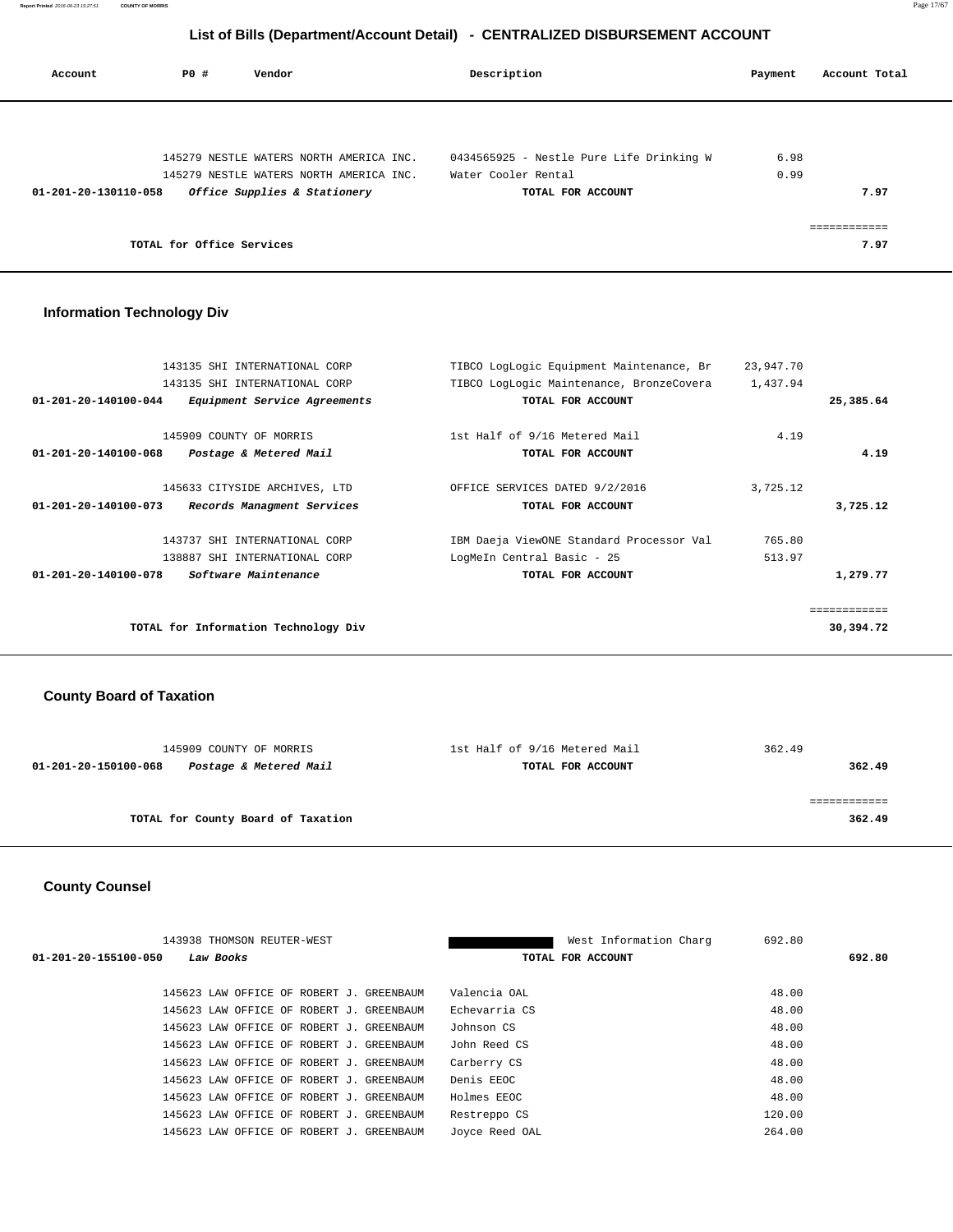# List of Bills (Department/Account Detail) - CENTRALIZED DISBURSEMENT ACCOUNT

| Account | PO # | Vendor | Description | Payment | Account Total |
|---|---|---|---|---|---|
| | 145279 | NESTLE WATERS NORTH AMERICA INC. | 0434565925 - Nestle Pure Life Drinking W | 6.98 | |
| | 145279 | NESTLE WATERS NORTH AMERICA INC. | Water Cooler Rental | 0.99 | |
| **01-201-20-130110-058** | | ***Office Supplies & Stationery*** | **TOTAL FOR ACCOUNT** | | **7.97** |
| | | | | | ============ |
| | **TOTAL for Office Services** | | | | **7.97** |

## Information Technology Div

| Account | PO # | Vendor | Description | Payment | Account Total |
|---|---|---|---|---|---|
| | 143135 | SHI INTERNATIONAL CORP | TIBCO LogLogic Equipment Maintenance, Br | 23,947.70 | |
| | 143135 | SHI INTERNATIONAL CORP | TIBCO LogLogic Maintenance, BronzeCovera | 1,437.94 | |
| **01-201-20-140100-044** | | ***Equipment Service Agreements*** | **TOTAL FOR ACCOUNT** | | **25,385.64** |
| | 145909 | COUNTY OF MORRIS | 1st Half of 9/16 Metered Mail | 4.19 | |
| **01-201-20-140100-068** | | ***Postage & Metered Mail*** | **TOTAL FOR ACCOUNT** | | **4.19** |
| | 145633 | CITYSIDE ARCHIVES, LTD | OFFICE SERVICES DATED 9/2/2016 | 3,725.12 | |
| **01-201-20-140100-073** | | ***Records Managment Services*** | **TOTAL FOR ACCOUNT** | | **3,725.12** |
| | 143737 | SHI INTERNATIONAL CORP | IBM Daeja ViewONE Standard Processor Val | 765.80 | |
| | 138887 | SHI INTERNATIONAL CORP | LogMeIn Central Basic - 25 | 513.97 | |
| **01-201-20-140100-078** | | ***Software Maintenance*** | **TOTAL FOR ACCOUNT** | | **1,279.77** |
| | | | | | ============ |
| | **TOTAL for Information Technology Div** | | | | **30,394.72** |

## County Board of Taxation

| Account | PO # | Vendor | Description | Payment | Account Total |
|---|---|---|---|---|---|
| | 145909 | COUNTY OF MORRIS | 1st Half of 9/16 Metered Mail | 362.49 | |
| **01-201-20-150100-068** | | ***Postage & Metered Mail*** | **TOTAL FOR ACCOUNT** | | **362.49** |
| | | | | | ============ |
| | **TOTAL for County Board of Taxation** | | | | **362.49** |

## County Counsel

| Account | PO # | Vendor | Description | Payment | Account Total |
|---|---|---|---|---|---|
| | 143938 | THOMSON REUTER-WEST | West Information Charg | 692.80 | |
| **01-201-20-155100-050** | | ***Law Books*** | **TOTAL FOR ACCOUNT** | | **692.80** |
| | 145623 | LAW OFFICE OF ROBERT J. GREENBAUM | Valencia OAL | 48.00 | |
| | 145623 | LAW OFFICE OF ROBERT J. GREENBAUM | Echevarria CS | 48.00 | |
| | 145623 | LAW OFFICE OF ROBERT J. GREENBAUM | Johnson CS | 48.00 | |
| | 145623 | LAW OFFICE OF ROBERT J. GREENBAUM | John Reed CS | 48.00 | |
| | 145623 | LAW OFFICE OF ROBERT J. GREENBAUM | Carberry CS | 48.00 | |
| | 145623 | LAW OFFICE OF ROBERT J. GREENBAUM | Denis EEOC | 48.00 | |
| | 145623 | LAW OFFICE OF ROBERT J. GREENBAUM | Holmes EEOC | 48.00 | |
| | 145623 | LAW OFFICE OF ROBERT J. GREENBAUM | Restreppo CS | 120.00 | |
| | 145623 | LAW OFFICE OF ROBERT J. GREENBAUM | Joyce Reed OAL | 264.00 | |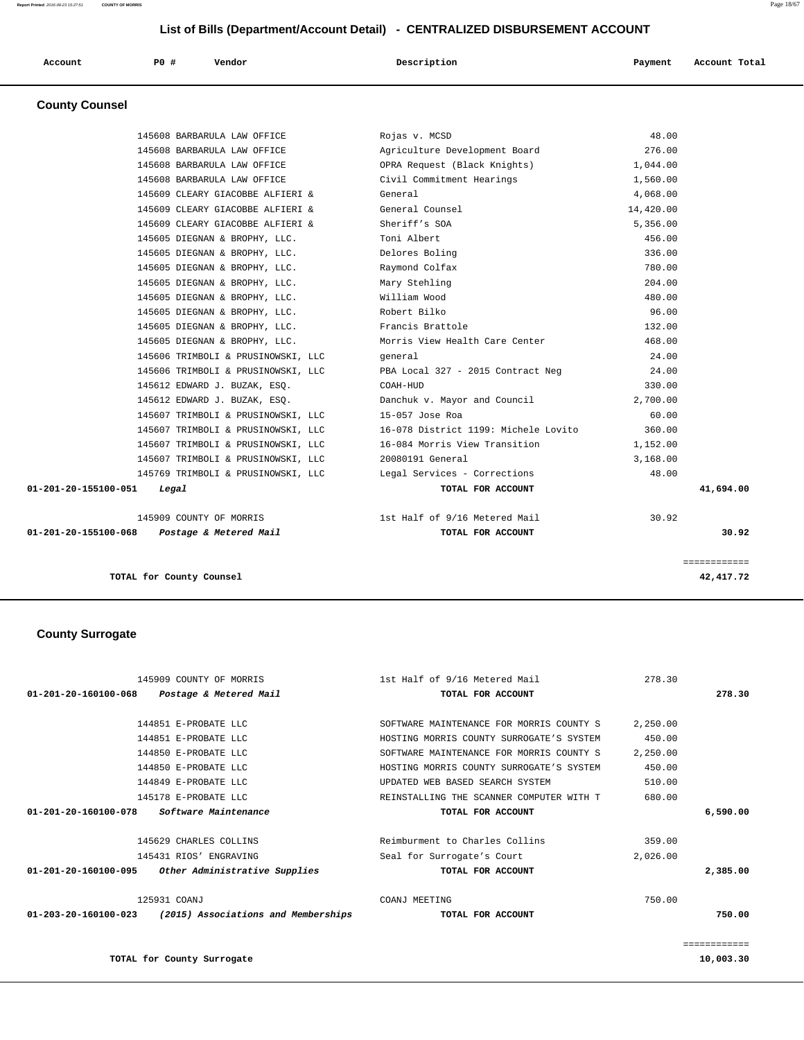## List of Bills (Department/Account Detail) - CENTRALIZED DISBURSEMENT ACCOUNT

| Account | PO # | Vendor | Description | Payment | Account Total |
|---|---|---|---|---|---|

### County Counsel

| Account | PO # | Vendor | Description | Payment | Account Total |
|---|---|---|---|---|---|
| | 145608 | BARBARULA LAW OFFICE | Rojas v. MCSD | 48.00 | |
| | 145608 | BARBARULA LAW OFFICE | Agriculture Development Board | 276.00 | |
| | 145608 | BARBARULA LAW OFFICE | OPRA Request (Black Knights) | 1,044.00 | |
| | 145608 | BARBARULA LAW OFFICE | Civil Commitment Hearings | 1,560.00 | |
| | 145609 | CLEARY GIACOBBE ALFIERI & | General | 4,068.00 | |
| | 145609 | CLEARY GIACOBBE ALFIERI & | General Counsel | 14,420.00 | |
| | 145609 | CLEARY GIACOBBE ALFIERI & | Sheriff's SOA | 5,356.00 | |
| | 145605 | DIEGNAN & BROPHY, LLC. | Toni Albert | 456.00 | |
| | 145605 | DIEGNAN & BROPHY, LLC. | Delores Boling | 336.00 | |
| | 145605 | DIEGNAN & BROPHY, LLC. | Raymond Colfax | 780.00 | |
| | 145605 | DIEGNAN & BROPHY, LLC. | Mary Stehling | 204.00 | |
| | 145605 | DIEGNAN & BROPHY, LLC. | William Wood | 480.00 | |
| | 145605 | DIEGNAN & BROPHY, LLC. | Robert Bilko | 96.00 | |
| | 145605 | DIEGNAN & BROPHY, LLC. | Francis Brattole | 132.00 | |
| | 145605 | DIEGNAN & BROPHY, LLC. | Morris View Health Care Center | 468.00 | |
| | 145606 | TRIMBOLI & PRUSINOWSKI, LLC | general | 24.00 | |
| | 145606 | TRIMBOLI & PRUSINOWSKI, LLC | PBA Local 327 - 2015 Contract Neg | 24.00 | |
| | 145612 | EDWARD J. BUZAK, ESQ. | COAH-HUD | 330.00 | |
| | 145612 | EDWARD J. BUZAK, ESQ. | Danchuk v. Mayor and Council | 2,700.00 | |
| | 145607 | TRIMBOLI & PRUSINOWSKI, LLC | 15-057 Jose Roa | 60.00 | |
| | 145607 | TRIMBOLI & PRUSINOWSKI, LLC | 16-078 District 1199: Michele Lovito | 360.00 | |
| | 145607 | TRIMBOLI & PRUSINOWSKI, LLC | 16-084 Morris View Transition | 1,152.00 | |
| | 145607 | TRIMBOLI & PRUSINOWSKI, LLC | 20080191 General | 3,168.00 | |
| | 145769 | TRIMBOLI & PRUSINOWSKI, LLC | Legal Services - Corrections | 48.00 | |
| **01-201-20-155100-051** | | ***Legal*** | **TOTAL FOR ACCOUNT** | | **41,694.00** |
| | 145909 | COUNTY OF MORRIS | 1st Half of 9/16 Metered Mail | 30.92 | |
| **01-201-20-155100-068** | | ***Postage & Metered Mail*** | **TOTAL FOR ACCOUNT** | | **30.92** |
| | | | | | ============ |
| | | **TOTAL for County Counsel** | | | **42,417.72** |

### County Surrogate

| Account | PO # | Vendor | Description | Payment | Account Total |
|---|---|---|---|---|---|
| | 145909 | COUNTY OF MORRIS | 1st Half of 9/16 Metered Mail | 278.30 | |
| **01-201-20-160100-068** | | ***Postage & Metered Mail*** | **TOTAL FOR ACCOUNT** | | **278.30** |
| | 144851 | E-PROBATE LLC | SOFTWARE MAINTENANCE FOR MORRIS COUNTY S | 2,250.00 | |
| | 144851 | E-PROBATE LLC | HOSTING MORRIS COUNTY SURROGATE'S SYSTEM | 450.00 | |
| | 144850 | E-PROBATE LLC | SOFTWARE MAINTENANCE FOR MORRIS COUNTY S | 2,250.00 | |
| | 144850 | E-PROBATE LLC | HOSTING MORRIS COUNTY SURROGATE'S SYSTEM | 450.00 | |
| | 144849 | E-PROBATE LLC | UPDATED WEB BASED SEARCH SYSTEM | 510.00 | |
| | 145178 | E-PROBATE LLC | REINSTALLING THE SCANNER COMPUTER WITH T | 680.00 | |
| **01-201-20-160100-078** | | ***Software Maintenance*** | **TOTAL FOR ACCOUNT** | | **6,590.00** |
| | 145629 | CHARLES COLLINS | Reimburment to Charles Collins | 359.00 | |
| | 145431 | RIOS' ENGRAVING | Seal for Surrogate's Court | 2,026.00 | |
| **01-201-20-160100-095** | | ***Other Administrative Supplies*** | **TOTAL FOR ACCOUNT** | | **2,385.00** |
| | 125931 | COANJ | COANJ MEETING | 750.00 | |
| **01-203-20-160100-023** | | ***(2015) Associations and Memberships*** | **TOTAL FOR ACCOUNT** | | **750.00** |
| | | | | | ============ |
| | | **TOTAL for County Surrogate** | | | **10,003.30** |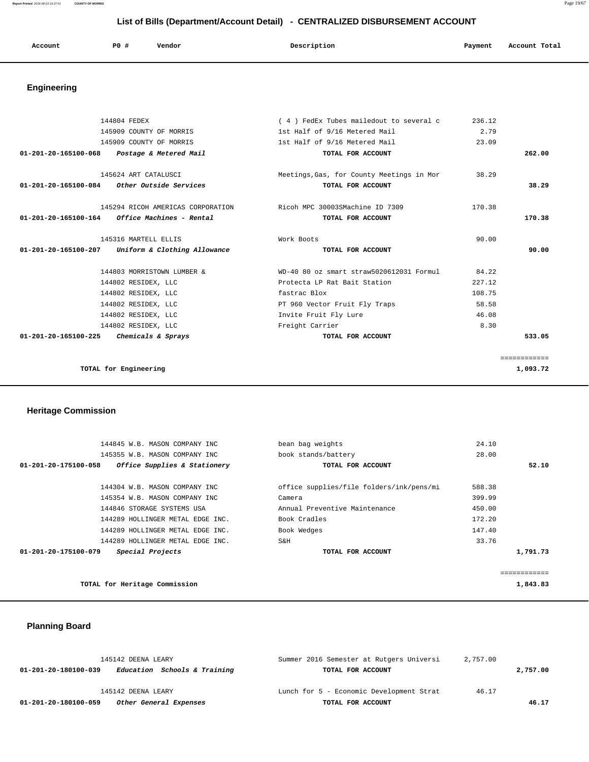## List of Bills (Department/Account Detail) - CENTRALIZED DISBURSEMENT ACCOUNT

| Account | PO # | Vendor | Description | Payment | Account Total |
|---|---|---|---|---|---|

### Engineering

| Account | PO # | Vendor | Description | Payment | Account Total |
|---|---|---|---|---|---|
| | 144804 | FEDEX | ( 4 ) FedEx Tubes mailedout to several c | 236.12 | |
| | 145909 | COUNTY OF MORRIS | 1st Half of 9/16 Metered Mail | 2.79 | |
| | 145909 | COUNTY OF MORRIS | 1st Half of 9/16 Metered Mail | 23.09 | |
| **01-201-20-165100-068** | | ***Postage & Metered Mail*** | **TOTAL FOR ACCOUNT** | | **262.00** |
| | 145624 | ART CATALUSCI | Meetings,Gas, for County Meetings in Mor | 38.29 | |
| **01-201-20-165100-084** | | ***Other Outside Services*** | **TOTAL FOR ACCOUNT** | | **38.29** |
| | 145294 | RICOH AMERICAS CORPORATION | Ricoh MPC 30003SMachine ID 7309 | 170.38 | |
| **01-201-20-165100-164** | | ***Office Machines - Rental*** | **TOTAL FOR ACCOUNT** | | **170.38** |
| | 145316 | MARTELL ELLIS | Work Boots | 90.00 | |
| **01-201-20-165100-207** | | ***Uniform & Clothing Allowance*** | **TOTAL FOR ACCOUNT** | | **90.00** |
| | 144803 | MORRISTOWN LUMBER & | WD-40 80 oz smart straw5020612031 Formul | 84.22 | |
| | 144802 | RESIDEX, LLC | Protecta LP Rat Bait Station | 227.12 | |
| | 144802 | RESIDEX, LLC | fastrac Blox | 108.75 | |
| | 144802 | RESIDEX, LLC | PT 960 Vector Fruit Fly Traps | 58.58 | |
| | 144802 | RESIDEX, LLC | Invite Fruit Fly Lure | 46.08 | |
| | 144802 | RESIDEX, LLC | Freight Carrier | 8.30 | |
| **01-201-20-165100-225** | | ***Chemicals & Sprays*** | **TOTAL FOR ACCOUNT** | | **533.05** |
| | | | | | ============ |
| **TOTAL for Engineering** | | | | | **1,093.72** |

### Heritage Commission

| Account | PO # | Vendor | Description | Payment | Account Total |
|---|---|---|---|---|---|
| | 144845 | W.B. MASON COMPANY INC | bean bag weights | 24.10 | |
| | 145355 | W.B. MASON COMPANY INC | book stands/battery | 28.00 | |
| **01-201-20-175100-058** | | ***Office Supplies & Stationery*** | **TOTAL FOR ACCOUNT** | | **52.10** |
| | 144304 | W.B. MASON COMPANY INC | office supplies/file folders/ink/pens/mi | 588.38 | |
| | 145354 | W.B. MASON COMPANY INC | Camera | 399.99 | |
| | 144846 | STORAGE SYSTEMS USA | Annual Preventive Maintenance | 450.00 | |
| | 144289 | HOLLINGER METAL EDGE INC. | Book Cradles | 172.20 | |
| | 144289 | HOLLINGER METAL EDGE INC. | Book Wedges | 147.40 | |
| | 144289 | HOLLINGER METAL EDGE INC. | S&H | 33.76 | |
| **01-201-20-175100-079** | | ***Special Projects*** | **TOTAL FOR ACCOUNT** | | **1,791.73** |
| | | | | | ============ |
| **TOTAL for Heritage Commission** | | | | | **1,843.83** |

### Planning Board

| Account | PO # | Vendor | Description | Payment | Account Total |
|---|---|---|---|---|---|
| | 145142 | DEENA LEARY | Summer 2016 Semester at Rutgers Universi | 2,757.00 | |
| **01-201-20-180100-039** | | ***Education Schools & Training*** | **TOTAL FOR ACCOUNT** | | **2,757.00** |
| | 145142 | DEENA LEARY | Lunch for 5 - Economic Development Strat | 46.17 | |
| **01-201-20-180100-059** | | ***Other General Expenses*** | **TOTAL FOR ACCOUNT** | | **46.17** |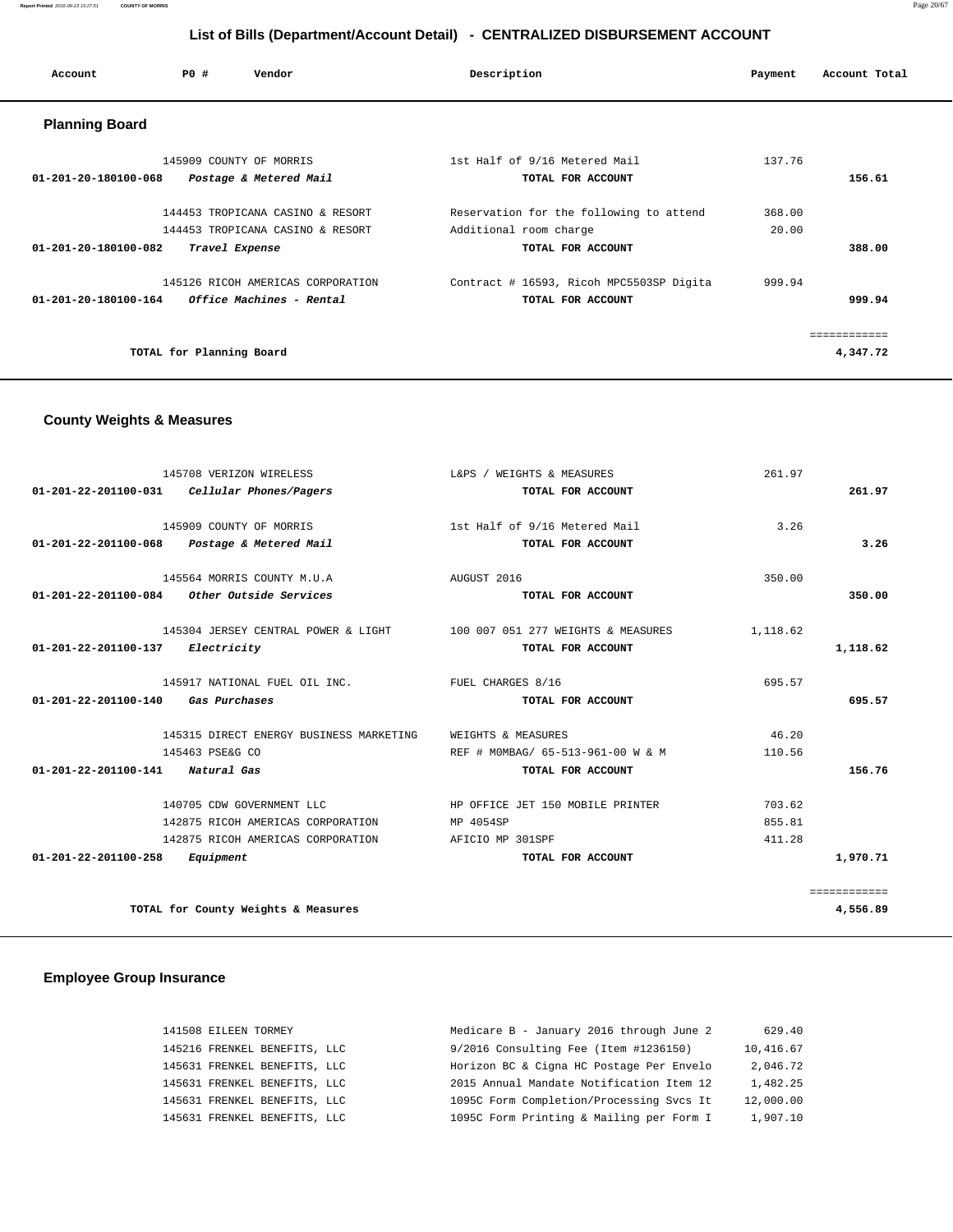# List of Bills (Department/Account Detail) - CENTRALIZED DISBURSEMENT ACCOUNT

| Account | PO # | Vendor | Description | Payment | Account Total |
|---|---|---|---|---|---|

## Planning Board

| Account | PO # | Vendor | Description | Payment | Account Total |
|---|---|---|---|---|---|
| | 145909 | COUNTY OF MORRIS | 1st Half of 9/16 Metered Mail | 137.76 | |
| **01-201-20-180100-068** | | *Postage & Metered Mail* | **TOTAL FOR ACCOUNT** | | **156.61** |
| | 144453 | TROPICANA CASINO & RESORT | Reservation for the following to attend | 368.00 | |
| | 144453 | TROPICANA CASINO & RESORT | Additional room charge | 20.00 | |
| **01-201-20-180100-082** | | *Travel Expense* | **TOTAL FOR ACCOUNT** | | **388.00** |
| | 145126 | RICOH AMERICAS CORPORATION | Contract # 16593, Ricoh MPC5503SP Digita | 999.94 | |
| **01-201-20-180100-164** | | *Office Machines - Rental* | **TOTAL FOR ACCOUNT** | | **999.94** |
| | | | | | ============ |
| | | **TOTAL for Planning Board** | | | **4,347.72** |

## County Weights & Measures

| Account | PO # | Vendor | Description | Payment | Account Total |
|---|---|---|---|---|---|
| | 145708 | VERIZON WIRELESS | L&PS / WEIGHTS & MEASURES | 261.97 | |
| **01-201-22-201100-031** | | *Cellular Phones/Pagers* | **TOTAL FOR ACCOUNT** | | **261.97** |
| | 145909 | COUNTY OF MORRIS | 1st Half of 9/16 Metered Mail | 3.26 | |
| **01-201-22-201100-068** | | *Postage & Metered Mail* | **TOTAL FOR ACCOUNT** | | **3.26** |
| | 145564 | MORRIS COUNTY M.U.A | AUGUST 2016 | 350.00 | |
| **01-201-22-201100-084** | | *Other Outside Services* | **TOTAL FOR ACCOUNT** | | **350.00** |
| | 145304 | JERSEY CENTRAL POWER & LIGHT | 100 007 051 277 WEIGHTS & MEASURES | 1,118.62 | |
| **01-201-22-201100-137** | | *Electricity* | **TOTAL FOR ACCOUNT** | | **1,118.62** |
| | 145917 | NATIONAL FUEL OIL INC. | FUEL CHARGES 8/16 | 695.57 | |
| **01-201-22-201100-140** | | *Gas Purchases* | **TOTAL FOR ACCOUNT** | | **695.57** |
| | 145315 | DIRECT ENERGY BUSINESS MARKETING | WEIGHTS & MEASURES | 46.20 | |
| | 145463 | PSE&G CO | REF # M0MBAG/ 65-513-961-00 W & M | 110.56 | |
| **01-201-22-201100-141** | | *Natural Gas* | **TOTAL FOR ACCOUNT** | | **156.76** |
| | 140705 | CDW GOVERNMENT LLC | HP OFFICE JET 150 MOBILE PRINTER | 703.62 | |
| | 142875 | RICOH AMERICAS CORPORATION | MP 4054SP | 855.81 | |
| | 142875 | RICOH AMERICAS CORPORATION | AFICIO MP 301SPF | 411.28 | |
| **01-201-22-201100-258** | | *Equipment* | **TOTAL FOR ACCOUNT** | | **1,970.71** |
| | | | | | ============ |
| | | **TOTAL for County Weights & Measures** | | | **4,556.89** |

## Employee Group Insurance

| Account | PO # | Vendor | Description | Payment | Account Total |
|---|---|---|---|---|---|
| | 141508 | EILEEN TORMEY | Medicare B - January 2016 through June 2 | 629.40 | |
| | 145216 | FRENKEL BENEFITS, LLC | 9/2016 Consulting Fee (Item #1236150) | 10,416.67 | |
| | 145631 | FRENKEL BENEFITS, LLC | Horizon BC & Cigna HC Postage Per Envelo | 2,046.72 | |
| | 145631 | FRENKEL BENEFITS, LLC | 2015 Annual Mandate Notification Item 12 | 1,482.25 | |
| | 145631 | FRENKEL BENEFITS, LLC | 1095C Form Completion/Processing Svcs It | 12,000.00 | |
| | 145631 | FRENKEL BENEFITS, LLC | 1095C Form Printing & Mailing per Form I | 1,907.10 | |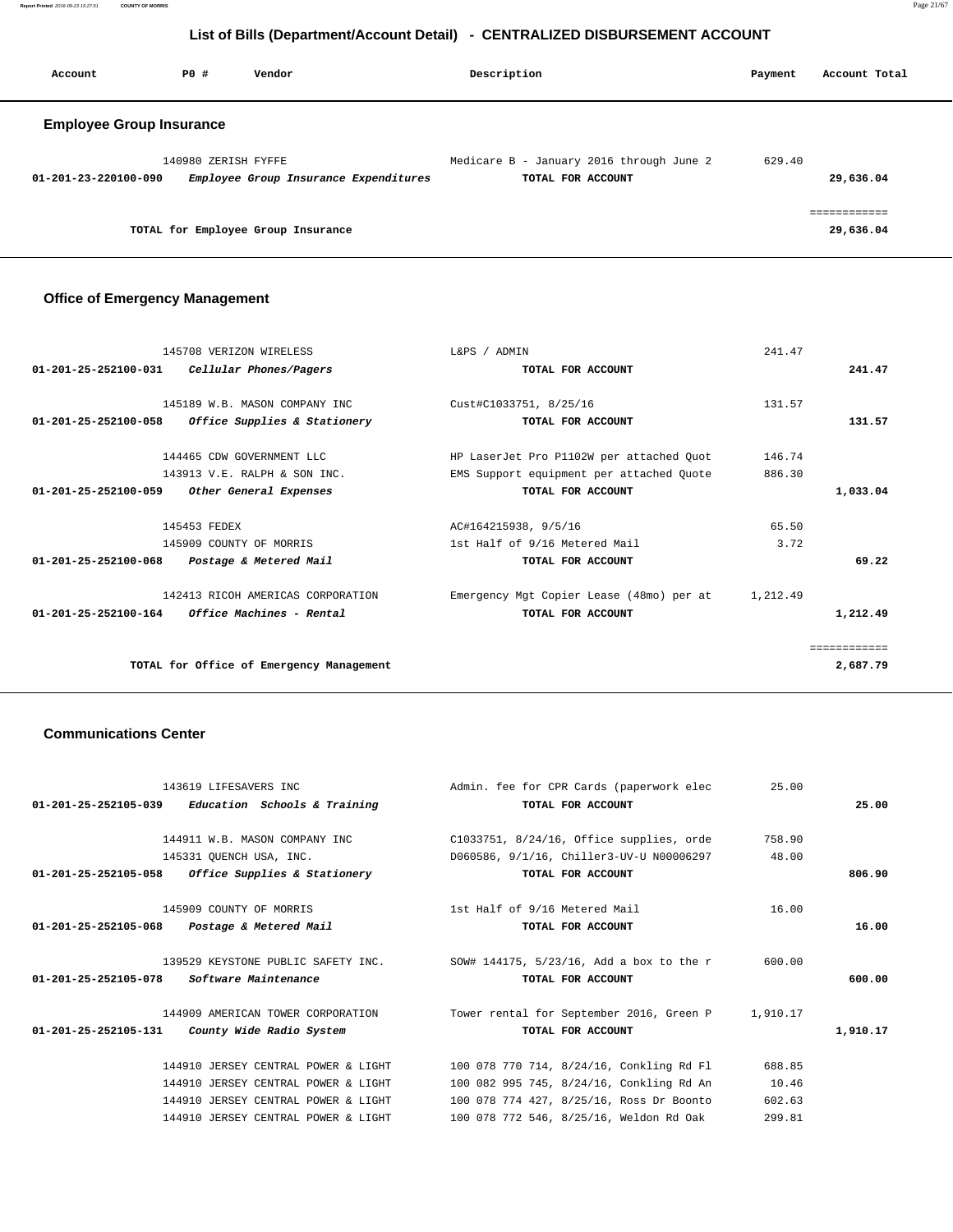## List of Bills (Department/Account Detail) - CENTRALIZED DISBURSEMENT ACCOUNT

| Account | PO # | Vendor | Description | Payment | Account Total |
|---|---|---|---|---|---|

### Employee Group Insurance

| Account | PO # | Vendor | Description | Payment | Account Total |
|---|---|---|---|---|---|
| | 140980 | ZERISH FYFFE | Medicare B - January 2016 through June 2 | 629.40 | |
| 01-201-23-220100-090 | | *Employee Group Insurance Expenditures* | TOTAL FOR ACCOUNT | | 29,636.04 |
| | | | | | ============ |
| | | TOTAL for Employee Group Insurance | | | 29,636.04 |

### Office of Emergency Management

| Account | PO # | Vendor | Description | Payment | Account Total |
|---|---|---|---|---|---|
| | 145708 | VERIZON WIRELESS | L&PS / ADMIN | 241.47 | |
| 01-201-25-252100-031 | | *Cellular Phones/Pagers* | TOTAL FOR ACCOUNT | | 241.47 |
| | 145189 | W.B. MASON COMPANY INC | Cust#C1033751, 8/25/16 | 131.57 | |
| 01-201-25-252100-058 | | *Office Supplies & Stationery* | TOTAL FOR ACCOUNT | | 131.57 |
| | 144465 | CDW GOVERNMENT LLC | HP LaserJet Pro P1102W per attached Quot | 146.74 | |
| | 143913 | V.E. RALPH & SON INC. | EMS Support equipment per attached Quote | 886.30 | |
| 01-201-25-252100-059 | | *Other General Expenses* | TOTAL FOR ACCOUNT | | 1,033.04 |
| | 145453 | FEDEX | AC#164215938, 9/5/16 | 65.50 | |
| | 145909 | COUNTY OF MORRIS | 1st Half of 9/16 Metered Mail | 3.72 | |
| 01-201-25-252100-068 | | *Postage & Metered Mail* | TOTAL FOR ACCOUNT | | 69.22 |
| | 142413 | RICOH AMERICAS CORPORATION | Emergency Mgt Copier Lease (48mo) per at | 1,212.49 | |
| 01-201-25-252100-164 | | *Office Machines - Rental* | TOTAL FOR ACCOUNT | | 1,212.49 |
| | | | | | ============ |
| | | TOTAL for Office of Emergency Management | | | 2,687.79 |

### Communications Center

| Account | PO # | Vendor | Description | Payment | Account Total |
|---|---|---|---|---|---|
| | 143619 | LIFESAVERS INC | Admin. fee for CPR Cards (paperwork elec | 25.00 | |
| 01-201-25-252105-039 | | *Education Schools & Training* | TOTAL FOR ACCOUNT | | 25.00 |
| | 144911 | W.B. MASON COMPANY INC | C1033751, 8/24/16, Office supplies, orde | 758.90 | |
| | 145331 | QUENCH USA, INC. | D060586, 9/1/16, Chiller3-UV-U N00006297 | 48.00 | |
| 01-201-25-252105-058 | | *Office Supplies & Stationery* | TOTAL FOR ACCOUNT | | 806.90 |
| | 145909 | COUNTY OF MORRIS | 1st Half of 9/16 Metered Mail | 16.00 | |
| 01-201-25-252105-068 | | *Postage & Metered Mail* | TOTAL FOR ACCOUNT | | 16.00 |
| | 139529 | KEYSTONE PUBLIC SAFETY INC. | SOW# 144175, 5/23/16, Add a box to the r | 600.00 | |
| 01-201-25-252105-078 | | *Software Maintenance* | TOTAL FOR ACCOUNT | | 600.00 |
| | 144909 | AMERICAN TOWER CORPORATION | Tower rental for September 2016, Green P | 1,910.17 | |
| 01-201-25-252105-131 | | *County Wide Radio System* | TOTAL FOR ACCOUNT | | 1,910.17 |
| | 144910 | JERSEY CENTRAL POWER & LIGHT | 100 078 770 714, 8/24/16, Conkling Rd Fl | 688.85 | |
| | 144910 | JERSEY CENTRAL POWER & LIGHT | 100 082 995 745, 8/24/16, Conkling Rd An | 10.46 | |
| | 144910 | JERSEY CENTRAL POWER & LIGHT | 100 078 774 427, 8/25/16, Ross Dr Boonto | 602.63 | |
| | 144910 | JERSEY CENTRAL POWER & LIGHT | 100 078 772 546, 8/25/16, Weldon Rd Oak | 299.81 | |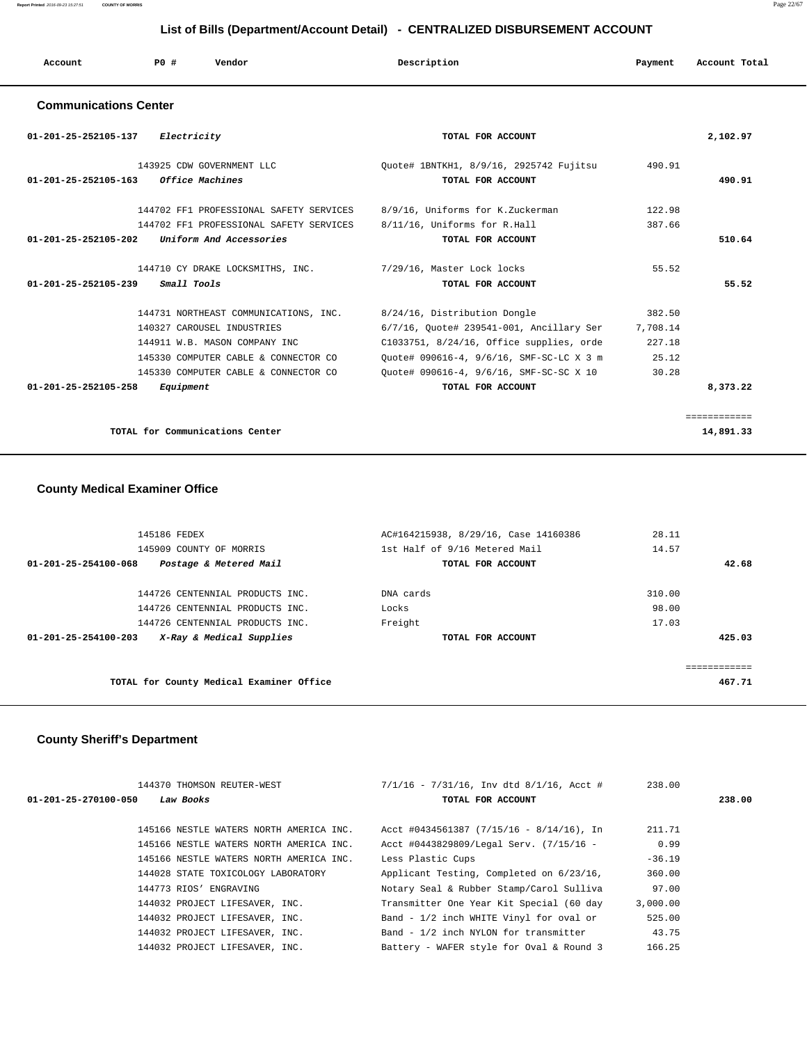## List of Bills (Department/Account Detail) - CENTRALIZED DISBURSEMENT ACCOUNT

| Account | PO # | Vendor | Description | Payment | Account Total |
|---|---|---|---|---|---|

### Communications Center

| Account | PO # | Vendor | Description | Payment | Account Total |
|---|---|---|---|---|---|
| 01-201-25-252105-137 | | *Electricity* | TOTAL FOR ACCOUNT | | 2,102.97 |
| | 143925 | CDW GOVERNMENT LLC | Quote# 1BNTKH1, 8/9/16, 2925742 Fujitsu | 490.91 | |
| 01-201-25-252105-163 | | *Office Machines* | TOTAL FOR ACCOUNT | | 490.91 |
| | 144702 | FF1 PROFESSIONAL SAFETY SERVICES | 8/9/16, Uniforms for K.Zuckerman | 122.98 | |
| | 144702 | FF1 PROFESSIONAL SAFETY SERVICES | 8/11/16, Uniforms for R.Hall | 387.66 | |
| 01-201-25-252105-202 | | *Uniform And Accessories* | TOTAL FOR ACCOUNT | | 510.64 |
| | 144710 | CY DRAKE LOCKSMITHS, INC. | 7/29/16, Master Lock locks | 55.52 | |
| 01-201-25-252105-239 | | *Small Tools* | TOTAL FOR ACCOUNT | | 55.52 |
| | 144731 | NORTHEAST COMMUNICATIONS, INC. | 8/24/16, Distribution Dongle | 382.50 | |
| | 140327 | CAROUSEL INDUSTRIES | 6/7/16, Quote# 239541-001, Ancillary Ser | 7,708.14 | |
| | 144911 | W.B. MASON COMPANY INC | C1033751, 8/24/16, Office supplies, orde | 227.18 | |
| | 145330 | COMPUTER CABLE & CONNECTOR CO | Quote# 090616-4, 9/6/16, SMF-SC-LC X 3 m | 25.12 | |
| | 145330 | COMPUTER CABLE & CONNECTOR CO | Quote# 090616-4, 9/6/16, SMF-SC-SC X 10 | 30.28 | |
| 01-201-25-252105-258 | | *Equipment* | TOTAL FOR ACCOUNT | | 8,373.22 |
| | | TOTAL for Communications Center | | | 14,891.33 |

### County Medical Examiner Office

| Account | PO # | Vendor | Description | Payment | Account Total |
|---|---|---|---|---|---|
| | 145186 | FEDEX | AC#164215938, 8/29/16, Case 14160386 | 28.11 | |
| | 145909 | COUNTY OF MORRIS | 1st Half of 9/16 Metered Mail | 14.57 | |
| 01-201-25-254100-068 | | *Postage & Metered Mail* | TOTAL FOR ACCOUNT | | 42.68 |
| | 144726 | CENTENNIAL PRODUCTS INC. | DNA cards | 310.00 | |
| | 144726 | CENTENNIAL PRODUCTS INC. | Locks | 98.00 | |
| | 144726 | CENTENNIAL PRODUCTS INC. | Freight | 17.03 | |
| 01-201-25-254100-203 | | *X-Ray & Medical Supplies* | TOTAL FOR ACCOUNT | | 425.03 |
| | | TOTAL for County Medical Examiner Office | | | 467.71 |

### County Sheriff's Department

| Account | PO # | Vendor | Description | Payment | Account Total |
|---|---|---|---|---|---|
| | 144370 | THOMSON REUTER-WEST | 7/1/16 - 7/31/16, Inv dtd 8/1/16, Acct # | 238.00 | |
| 01-201-25-270100-050 | | *Law Books* | TOTAL FOR ACCOUNT | | 238.00 |
| | 145166 | NESTLE WATERS NORTH AMERICA INC. | Acct #0434561387 (7/15/16 - 8/14/16), In | 211.71 | |
| | 145166 | NESTLE WATERS NORTH AMERICA INC. | Acct #0443829809/Legal Serv. (7/15/16 - | 0.99 | |
| | 145166 | NESTLE WATERS NORTH AMERICA INC. | Less Plastic Cups | -36.19 | |
| | 144028 | STATE TOXICOLOGY LABORATORY | Applicant Testing, Completed on 6/23/16, | 360.00 | |
| | 144773 | RIOS' ENGRAVING | Notary Seal & Rubber Stamp/Carol Sulliva | 97.00 | |
| | 144032 | PROJECT LIFESAVER, INC. | Transmitter One Year Kit Special (60 day | 3,000.00 | |
| | 144032 | PROJECT LIFESAVER, INC. | Band - 1/2 inch WHITE Vinyl for oval or | 525.00 | |
| | 144032 | PROJECT LIFESAVER, INC. | Band - 1/2 inch NYLON for transmitter | 43.75 | |
| | 144032 | PROJECT LIFESAVER, INC. | Battery - WAFER style for Oval & Round 3 | 166.25 | |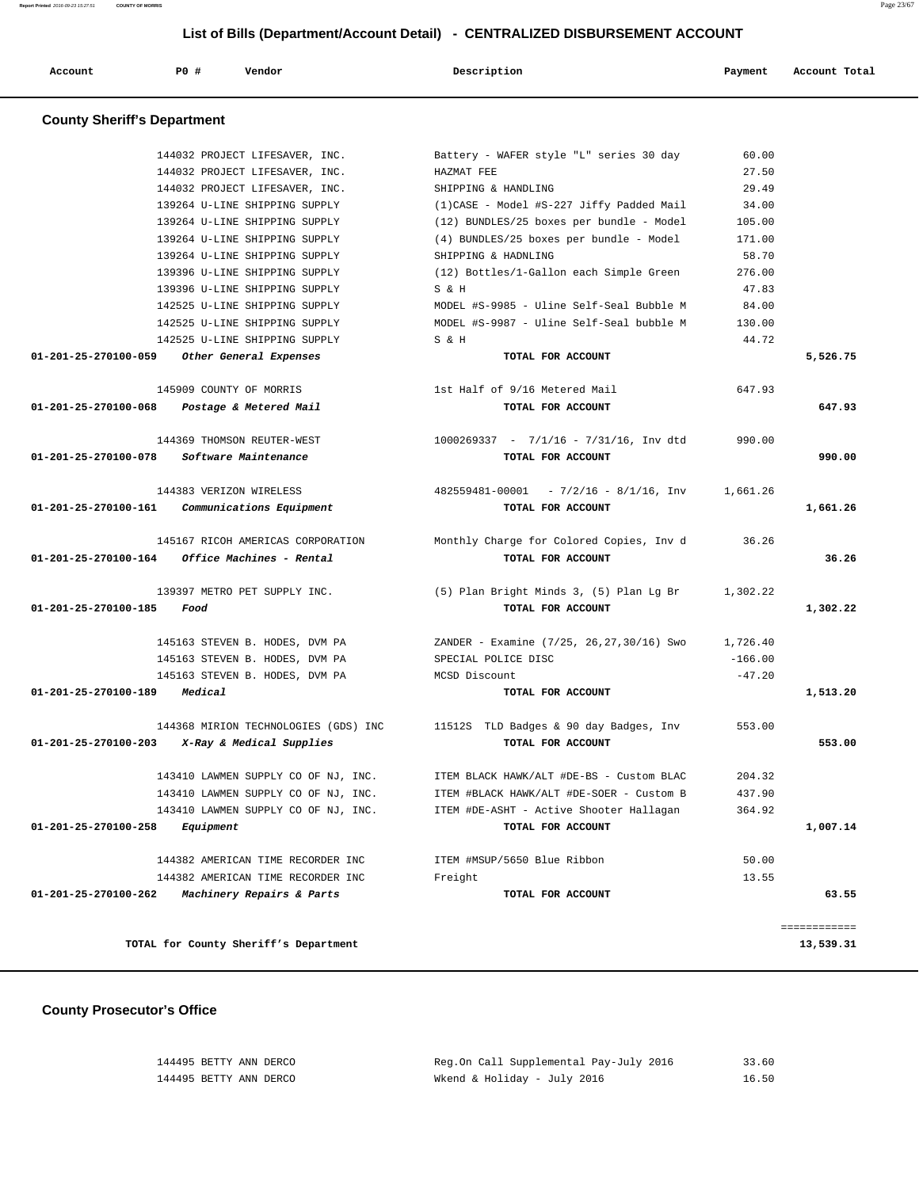## List of Bills (Department/Account Detail) - CENTRALIZED DISBURSEMENT ACCOUNT

| Account | PO # | Vendor | Description | Payment | Account Total |
|---|---|---|---|---|---|

### County Sheriff's Department

| Account | PO # | Vendor | Description | Payment | Account Total |
|---|---|---|---|---|---|
| | 144032 | PROJECT LIFESAVER, INC. | Battery - WAFER style "L" series 30 day | 60.00 | |
| | 144032 | PROJECT LIFESAVER, INC. | HAZMAT FEE | 27.50 | |
| | 144032 | PROJECT LIFESAVER, INC. | SHIPPING & HANDLING | 29.49 | |
| | 139264 | U-LINE SHIPPING SUPPLY | (1)CASE - Model #S-227 Jiffy Padded Mail | 34.00 | |
| | 139264 | U-LINE SHIPPING SUPPLY | (12) BUNDLES/25 boxes per bundle - Model | 105.00 | |
| | 139264 | U-LINE SHIPPING SUPPLY | (4) BUNDLES/25 boxes per bundle - Model | 171.00 | |
| | 139264 | U-LINE SHIPPING SUPPLY | SHIPPING & HADNLING | 58.70 | |
| | 139396 | U-LINE SHIPPING SUPPLY | (12) Bottles/1-Gallon each Simple Green | 276.00 | |
| | 139396 | U-LINE SHIPPING SUPPLY | S & H | 47.83 | |
| | 142525 | U-LINE SHIPPING SUPPLY | MODEL #S-9985 - Uline Self-Seal Bubble M | 84.00 | |
| | 142525 | U-LINE SHIPPING SUPPLY | MODEL #S-9987 - Uline Self-Seal bubble M | 130.00 | |
| | 142525 | U-LINE SHIPPING SUPPLY | S & H | 44.72 | |
| **01-201-25-270100-059** | | *Other General Expenses* | TOTAL FOR ACCOUNT | | **5,526.75** |
| | 145909 | COUNTY OF MORRIS | 1st Half of 9/16 Metered Mail | 647.93 | |
| **01-201-25-270100-068** | | *Postage & Metered Mail* | TOTAL FOR ACCOUNT | | **647.93** |
| | 144369 | THOMSON REUTER-WEST | 1000269337 - 7/1/16 - 7/31/16, Inv dtd | 990.00 | |
| **01-201-25-270100-078** | | *Software Maintenance* | TOTAL FOR ACCOUNT | | **990.00** |
| | 144383 | VERIZON WIRELESS | 482559481-00001 - 7/2/16 - 8/1/16, Inv | 1,661.26 | |
| **01-201-25-270100-161** | | *Communications Equipment* | TOTAL FOR ACCOUNT | | **1,661.26** |
| | 145167 | RICOH AMERICAS CORPORATION | Monthly Charge for Colored Copies, Inv d | 36.26 | |
| **01-201-25-270100-164** | | *Office Machines - Rental* | TOTAL FOR ACCOUNT | | **36.26** |
| | 139397 | METRO PET SUPPLY INC. | (5) Plan Bright Minds 3, (5) Plan Lg Br | 1,302.22 | |
| **01-201-25-270100-185** | | *Food* | TOTAL FOR ACCOUNT | | **1,302.22** |
| | 145163 | STEVEN B. HODES, DVM PA | ZANDER - Examine (7/25, 26,27,30/16) Swo | 1,726.40 | |
| | 145163 | STEVEN B. HODES, DVM PA | SPECIAL POLICE DISC | -166.00 | |
| | 145163 | STEVEN B. HODES, DVM PA | MCSD Discount | -47.20 | |
| **01-201-25-270100-189** | | *Medical* | TOTAL FOR ACCOUNT | | **1,513.20** |
| | 144368 | MIRION TECHNOLOGIES (GDS) INC | 11512S TLD Badges & 90 day Badges, Inv | 553.00 | |
| **01-201-25-270100-203** | | *X-Ray & Medical Supplies* | TOTAL FOR ACCOUNT | | **553.00** |
| | 143410 | LAWMEN SUPPLY CO OF NJ, INC. | ITEM BLACK HAWK/ALT #DE-BS - Custom BLAC | 204.32 | |
| | 143410 | LAWMEN SUPPLY CO OF NJ, INC. | ITEM #BLACK HAWK/ALT #DE-SOER - Custom B | 437.90 | |
| | 143410 | LAWMEN SUPPLY CO OF NJ, INC. | ITEM #DE-ASHT - Active Shooter Hallagan | 364.92 | |
| **01-201-25-270100-258** | | *Equipment* | TOTAL FOR ACCOUNT | | **1,007.14** |
| | 144382 | AMERICAN TIME RECORDER INC | ITEM #MSUP/5650 Blue Ribbon | 50.00 | |
| | 144382 | AMERICAN TIME RECORDER INC | Freight | 13.55 | |
| **01-201-25-270100-262** | | *Machinery Repairs & Parts* | TOTAL FOR ACCOUNT | | **63.55** |
| | | **TOTAL for County Sheriff's Department** | | | **13,539.31** |

### County Prosecutor's Office

| Account | PO # | Vendor | Description | Payment | Account Total |
|---|---|---|---|---|---|
| | 144495 | BETTY ANN DERCO | Reg.On Call Supplemental Pay-July 2016 | 33.60 | |
| | 144495 | BETTY ANN DERCO | Wkend & Holiday - July 2016 | 16.50 | |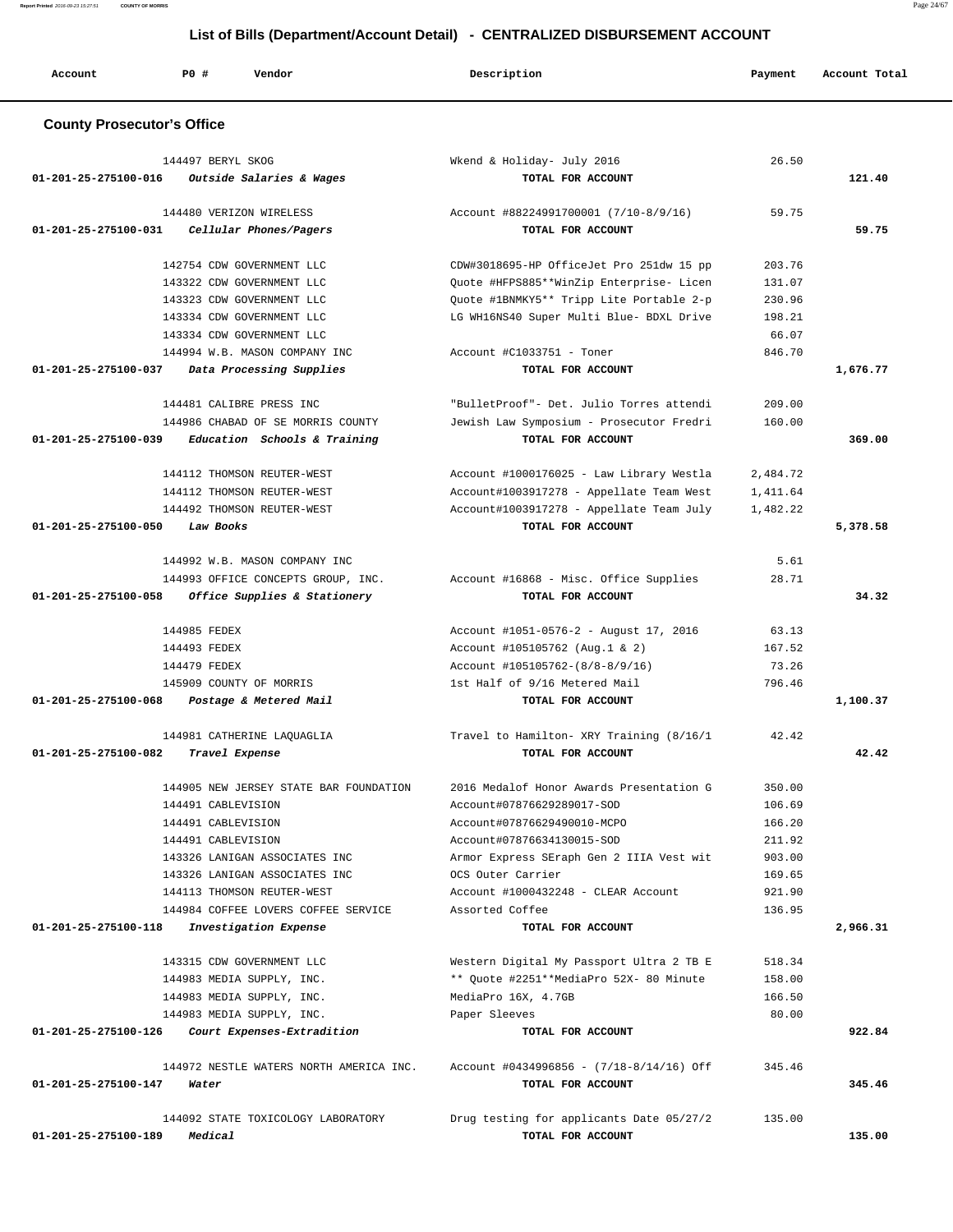## List of Bills (Department/Account Detail) - CENTRALIZED DISBURSEMENT ACCOUNT

| Account | PO # | Vendor | Description | Payment | Account Total |
|---|---|---|---|---|---|

### County Prosecutor's Office

| Account | PO # | Vendor | Description | Payment | Account Total |
|---|---|---|---|---|---|
| | 144497 | BERYL SKOG | Wkend & Holiday- July 2016 | 26.50 | |
| 01-201-25-275100-016 | | *Outside Salaries & Wages* | TOTAL FOR ACCOUNT | | 121.40 |
| | 144480 | VERIZON WIRELESS | Account #88224991700001 (7/10-8/9/16) | 59.75 | |
| 01-201-25-275100-031 | | *Cellular Phones/Pagers* | TOTAL FOR ACCOUNT | | 59.75 |
| | 142754 | CDW GOVERNMENT LLC | CDW#3018695-HP OfficeJet Pro 251dw 15 pp | 203.76 | |
| | 143322 | CDW GOVERNMENT LLC | Quote #HFPS885**WinZip Enterprise- Licen | 131.07 | |
| | 143323 | CDW GOVERNMENT LLC | Quote #1BNMKY5** Tripp Lite Portable 2-p | 230.96 | |
| | 143334 | CDW GOVERNMENT LLC | LG WH16NS40 Super Multi Blue- BDXL Drive | 198.21 | |
| | 143334 | CDW GOVERNMENT LLC | | 66.07 | |
| | 144994 | W.B. MASON COMPANY INC | Account #C1033751 - Toner | 846.70 | |
| 01-201-25-275100-037 | | *Data Processing Supplies* | TOTAL FOR ACCOUNT | | 1,676.77 |
| | 144481 | CALIBRE PRESS INC | "BulletProof"- Det. Julio Torres attendi | 209.00 | |
| | 144986 | CHABAD OF SE MORRIS COUNTY | Jewish Law Symposium - Prosecutor Fredri | 160.00 | |
| 01-201-25-275100-039 | | *Education Schools & Training* | TOTAL FOR ACCOUNT | | 369.00 |
| | 144112 | THOMSON REUTER-WEST | Account #1000176025 - Law Library Westla | 2,484.72 | |
| | 144112 | THOMSON REUTER-WEST | Account#1003917278 - Appellate Team West | 1,411.64 | |
| | 144492 | THOMSON REUTER-WEST | Account#1003917278 - Appellate Team July | 1,482.22 | |
| 01-201-25-275100-050 | | *Law Books* | TOTAL FOR ACCOUNT | | 5,378.58 |
| | 144992 | W.B. MASON COMPANY INC | | 5.61 | |
| | 144993 | OFFICE CONCEPTS GROUP, INC. | Account #16868 - Misc. Office Supplies | 28.71 | |
| 01-201-25-275100-058 | | *Office Supplies & Stationery* | TOTAL FOR ACCOUNT | | 34.32 |
| | 144985 | FEDEX | Account #1051-0576-2 - August 17, 2016 | 63.13 | |
| | 144493 | FEDEX | Account #105105762 (Aug.1 & 2) | 167.52 | |
| | 144479 | FEDEX | Account #105105762-(8/8-8/9/16) | 73.26 | |
| | 145909 | COUNTY OF MORRIS | 1st Half of 9/16 Metered Mail | 796.46 | |
| 01-201-25-275100-068 | | *Postage & Metered Mail* | TOTAL FOR ACCOUNT | | 1,100.37 |
| | 144981 | CATHERINE LAQUAGLIA | Travel to Hamilton- XRY Training (8/16/1 | 42.42 | |
| 01-201-25-275100-082 | | *Travel Expense* | TOTAL FOR ACCOUNT | | 42.42 |
| | 144905 | NEW JERSEY STATE BAR FOUNDATION | 2016 Medalof Honor Awards Presentation G | 350.00 | |
| | 144491 | CABLEVISION | Account#07876629289017-SOD | 106.69 | |
| | 144491 | CABLEVISION | Account#07876629490010-MCPO | 166.20 | |
| | 144491 | CABLEVISION | Account#07876634130015-SOD | 211.92 | |
| | 143326 | LANIGAN ASSOCIATES INC | Armor Express SEraph Gen 2 IIIA Vest wit | 903.00 | |
| | 143326 | LANIGAN ASSOCIATES INC | OCS Outer Carrier | 169.65 | |
| | 144113 | THOMSON REUTER-WEST | Account #1000432248 - CLEAR Account | 921.90 | |
| | 144984 | COFFEE LOVERS COFFEE SERVICE | Assorted Coffee | 136.95 | |
| 01-201-25-275100-118 | | *Investigation Expense* | TOTAL FOR ACCOUNT | | 2,966.31 |
| | 143315 | CDW GOVERNMENT LLC | Western Digital My Passport Ultra 2 TB E | 518.34 | |
| | 144983 | MEDIA SUPPLY, INC. | ** Quote #2251**MediaPro 52X- 80 Minute | 158.00 | |
| | 144983 | MEDIA SUPPLY, INC. | MediaPro 16X, 4.7GB | 166.50 | |
| | 144983 | MEDIA SUPPLY, INC. | Paper Sleeves | 80.00 | |
| 01-201-25-275100-126 | | *Court Expenses-Extradition* | TOTAL FOR ACCOUNT | | 922.84 |
| | 144972 | NESTLE WATERS NORTH AMERICA INC. | Account #0434996856 - (7/18-8/14/16) Off | 345.46 | |
| 01-201-25-275100-147 | | *Water* | TOTAL FOR ACCOUNT | | 345.46 |
| | 144092 | STATE TOXICOLOGY LABORATORY | Drug testing for applicants Date 05/27/2 | 135.00 | |
| 01-201-25-275100-189 | | *Medical* | TOTAL FOR ACCOUNT | | 135.00 |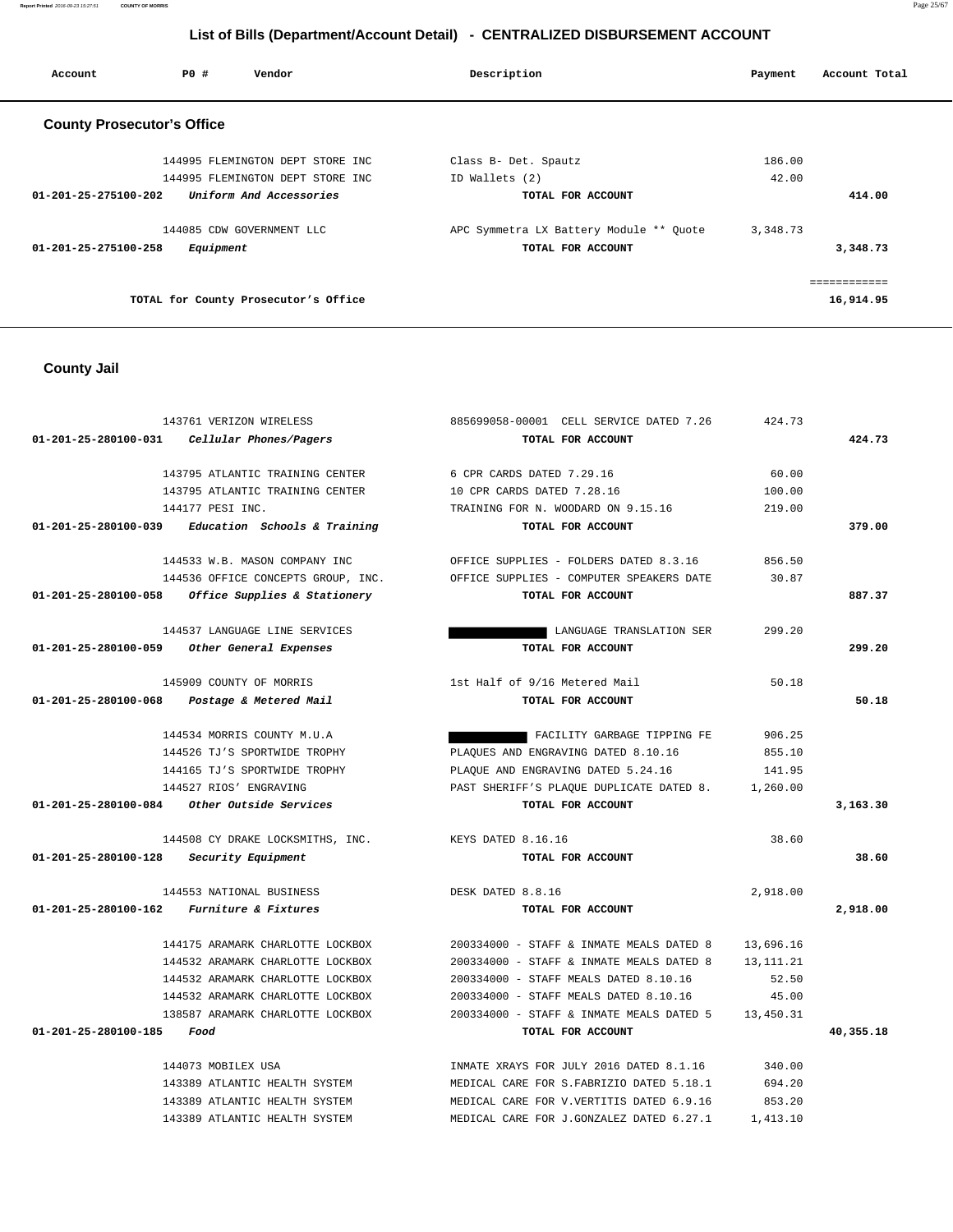## List of Bills (Department/Account Detail) - CENTRALIZED DISBURSEMENT ACCOUNT

| Account | PO # | Vendor | Description | Payment | Account Total |
|---|---|---|---|---|---|

### County Prosecutor's Office

| Account | PO # | Vendor | Description | Payment | Account Total |
|---|---|---|---|---|---|
| | 144995 | FLEMINGTON DEPT STORE INC | Class B- Det. Spautz | 186.00 | |
| | 144995 | FLEMINGTON DEPT STORE INC | ID Wallets (2) | 42.00 | |
| 01-201-25-275100-202 | | *Uniform And Accessories* | TOTAL FOR ACCOUNT | | 414.00 |
| | 144085 | CDW GOVERNMENT LLC | APC Symmetra LX Battery Module ** Quote | 3,348.73 | |
| 01-201-25-275100-258 | | *Equipment* | TOTAL FOR ACCOUNT | | 3,348.73 |
| | | TOTAL for County Prosecutor's Office | | | 16,914.95 |

### County Jail

| Account | PO # | Vendor | Description | Payment | Account Total |
|---|---|---|---|---|---|
| | 143761 | VERIZON WIRELESS | 885699058-00001 CELL SERVICE DATED 7.26 | 424.73 | |
| 01-201-25-280100-031 | | *Cellular Phones/Pagers* | TOTAL FOR ACCOUNT | | 424.73 |
| | 143795 | ATLANTIC TRAINING CENTER | 6 CPR CARDS DATED 7.29.16 | 60.00 | |
| | 143795 | ATLANTIC TRAINING CENTER | 10 CPR CARDS DATED 7.28.16 | 100.00 | |
| | 144177 | PESI INC. | TRAINING FOR N. WOODARD ON 9.15.16 | 219.00 | |
| 01-201-25-280100-039 | | *Education Schools & Training* | TOTAL FOR ACCOUNT | | 379.00 |
| | 144533 | W.B. MASON COMPANY INC | OFFICE SUPPLIES - FOLDERS DATED 8.3.16 | 856.50 | |
| | 144536 | OFFICE CONCEPTS GROUP, INC. | OFFICE SUPPLIES - COMPUTER SPEAKERS DATE | 30.87 | |
| 01-201-25-280100-058 | | *Office Supplies & Stationery* | TOTAL FOR ACCOUNT | | 887.37 |
| | 144537 | LANGUAGE LINE SERVICES | [REDACTED] LANGUAGE TRANSLATION SER | 299.20 | |
| 01-201-25-280100-059 | | *Other General Expenses* | TOTAL FOR ACCOUNT | | 299.20 |
| | 145909 | COUNTY OF MORRIS | 1st Half of 9/16 Metered Mail | 50.18 | |
| 01-201-25-280100-068 | | *Postage & Metered Mail* | TOTAL FOR ACCOUNT | | 50.18 |
| | 144534 | MORRIS COUNTY M.U.A | [REDACTED] FACILITY GARBAGE TIPPING FE | 906.25 | |
| | 144526 | TJ'S SPORTWIDE TROPHY | PLAQUES AND ENGRAVING DATED 8.10.16 | 855.10 | |
| | 144165 | TJ'S SPORTWIDE TROPHY | PLAQUE AND ENGRAVING DATED 5.24.16 | 141.95 | |
| | 144527 | RIOS' ENGRAVING | PAST SHERIFF'S PLAQUE DUPLICATE DATED 8. | 1,260.00 | |
| 01-201-25-280100-084 | | *Other Outside Services* | TOTAL FOR ACCOUNT | | 3,163.30 |
| | 144508 | CY DRAKE LOCKSMITHS, INC. | KEYS DATED 8.16.16 | 38.60 | |
| 01-201-25-280100-128 | | *Security Equipment* | TOTAL FOR ACCOUNT | | 38.60 |
| | 144553 | NATIONAL BUSINESS | DESK DATED 8.8.16 | 2,918.00 | |
| 01-201-25-280100-162 | | *Furniture & Fixtures* | TOTAL FOR ACCOUNT | | 2,918.00 |
| | 144175 | ARAMARK CHARLOTTE LOCKBOX | 200334000 - STAFF & INMATE MEALS DATED 8 | 13,696.16 | |
| | 144532 | ARAMARK CHARLOTTE LOCKBOX | 200334000 - STAFF & INMATE MEALS DATED 8 | 13,111.21 | |
| | 144532 | ARAMARK CHARLOTTE LOCKBOX | 200334000 - STAFF MEALS DATED 8.10.16 | 52.50 | |
| | 144532 | ARAMARK CHARLOTTE LOCKBOX | 200334000 - STAFF MEALS DATED 8.10.16 | 45.00 | |
| | 138587 | ARAMARK CHARLOTTE LOCKBOX | 200334000 - STAFF & INMATE MEALS DATED 5 | 13,450.31 | |
| 01-201-25-280100-185 | | *Food* | TOTAL FOR ACCOUNT | | 40,355.18 |
| | 144073 | MOBILEX USA | INMATE XRAYS FOR JULY 2016 DATED 8.1.16 | 340.00 | |
| | 143389 | ATLANTIC HEALTH SYSTEM | MEDICAL CARE FOR S.FABRIZIO DATED 5.18.1 | 694.20 | |
| | 143389 | ATLANTIC HEALTH SYSTEM | MEDICAL CARE FOR V.VERTITIS DATED 6.9.16 | 853.20 | |
| | 143389 | ATLANTIC HEALTH SYSTEM | MEDICAL CARE FOR J.GONZALEZ DATED 6.27.1 | 1,413.10 | |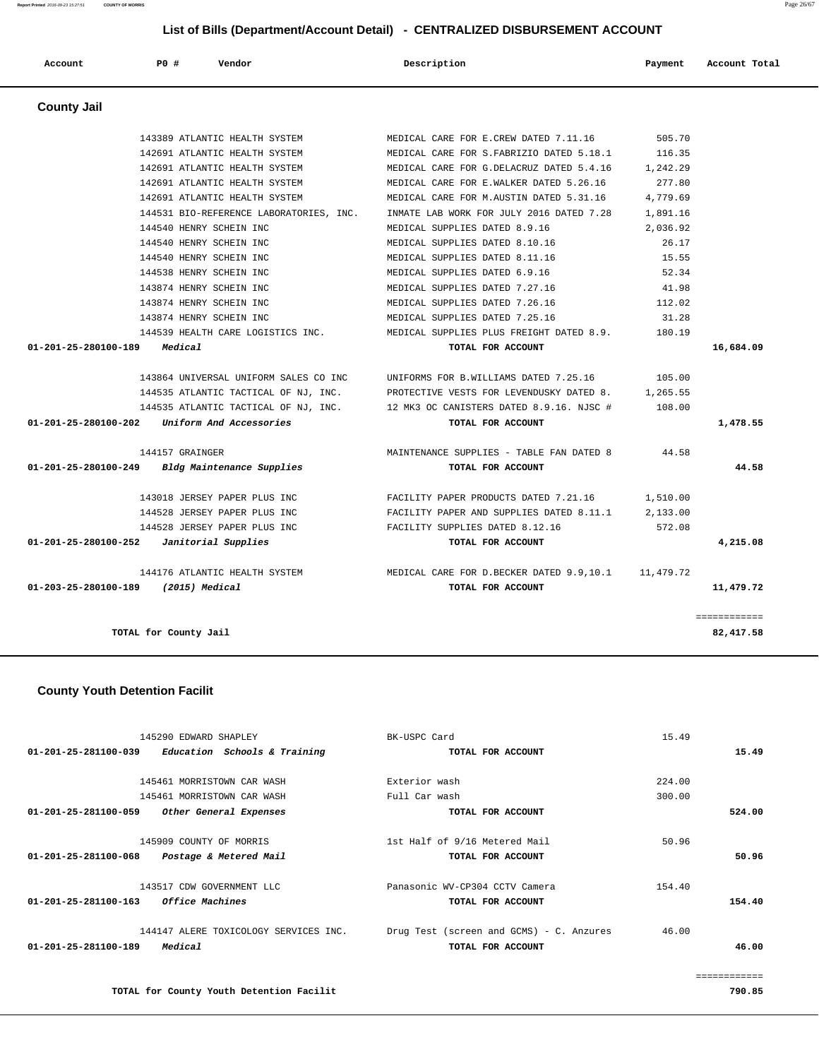## List of Bills (Department/Account Detail) - CENTRALIZED DISBURSEMENT ACCOUNT

| Account | PO # | Vendor | Description | Payment | Account Total |
|---|---|---|---|---|---|

### County Jail

| Account | PO # | Vendor | Description | Payment | Account Total |
|---|---|---|---|---|---|
| | 143389 | ATLANTIC HEALTH SYSTEM | MEDICAL CARE FOR E.CREW DATED 7.11.16 | 505.70 | |
| | 142691 | ATLANTIC HEALTH SYSTEM | MEDICAL CARE FOR S.FABRIZIO DATED 5.18.1 | 116.35 | |
| | 142691 | ATLANTIC HEALTH SYSTEM | MEDICAL CARE FOR G.DELACRUZ DATED 5.4.16 | 1,242.29 | |
| | 142691 | ATLANTIC HEALTH SYSTEM | MEDICAL CARE FOR E.WALKER DATED 5.26.16 | 277.80 | |
| | 142691 | ATLANTIC HEALTH SYSTEM | MEDICAL CARE FOR M.AUSTIN DATED 5.31.16 | 4,779.69 | |
| | 144531 | BIO-REFERENCE LABORATORIES, INC. | INMATE LAB WORK FOR JULY 2016 DATED 7.28 | 1,891.16 | |
| | 144540 | HENRY SCHEIN INC | MEDICAL SUPPLIES DATED 8.9.16 | 2,036.92 | |
| | 144540 | HENRY SCHEIN INC | MEDICAL SUPPLIES DATED 8.10.16 | 26.17 | |
| | 144540 | HENRY SCHEIN INC | MEDICAL SUPPLIES DATED 8.11.16 | 15.55 | |
| | 144538 | HENRY SCHEIN INC | MEDICAL SUPPLIES DATED 6.9.16 | 52.34 | |
| | 143874 | HENRY SCHEIN INC | MEDICAL SUPPLIES DATED 7.27.16 | 41.98 | |
| | 143874 | HENRY SCHEIN INC | MEDICAL SUPPLIES DATED 7.26.16 | 112.02 | |
| | 143874 | HENRY SCHEIN INC | MEDICAL SUPPLIES DATED 7.25.16 | 31.28 | |
| | 144539 | HEALTH CARE LOGISTICS INC. | MEDICAL SUPPLIES PLUS FREIGHT DATED 8.9. | 180.19 | |
| 01-201-25-280100-189 | | *Medical* | TOTAL FOR ACCOUNT | | 16,684.09 |
| | 143864 | UNIVERSAL UNIFORM SALES CO INC | UNIFORMS FOR B.WILLIAMS DATED 7.25.16 | 105.00 | |
| | 144535 | ATLANTIC TACTICAL OF NJ, INC. | PROTECTIVE VESTS FOR LEVENDUSKY DATED 8. | 1,265.55 | |
| | 144535 | ATLANTIC TACTICAL OF NJ, INC. | 12 MK3 OC CANISTERS DATED 8.9.16. NJSC # | 108.00 | |
| 01-201-25-280100-202 | | *Uniform And Accessories* | TOTAL FOR ACCOUNT | | 1,478.55 |
| | 144157 | GRAINGER | MAINTENANCE SUPPLIES - TABLE FAN DATED 8 | 44.58 | |
| 01-201-25-280100-249 | | *Bldg Maintenance Supplies* | TOTAL FOR ACCOUNT | | 44.58 |
| | 143018 | JERSEY PAPER PLUS INC | FACILITY PAPER PRODUCTS DATED 7.21.16 | 1,510.00 | |
| | 144528 | JERSEY PAPER PLUS INC | FACILITY PAPER AND SUPPLIES DATED 8.11.1 | 2,133.00 | |
| | 144528 | JERSEY PAPER PLUS INC | FACILITY SUPPLIES DATED 8.12.16 | 572.08 | |
| 01-201-25-280100-252 | | *Janitorial Supplies* | TOTAL FOR ACCOUNT | | 4,215.08 |
| | 144176 | ATLANTIC HEALTH SYSTEM | MEDICAL CARE FOR D.BECKER DATED 9.9,10.1 | 11,479.72 | |
| 01-203-25-280100-189 | | *(2015) Medical* | TOTAL FOR ACCOUNT | | 11,479.72 |
| | | | | | ============ |
| | | TOTAL for County Jail | | | 82,417.58 |

### County Youth Detention Facilit

| Account | PO # | Vendor | Description | Payment | Account Total |
|---|---|---|---|---|---|
| | 145290 | EDWARD SHAPLEY | BK-USPC Card | 15.49 | |
| 01-201-25-281100-039 | | *Education Schools & Training* | TOTAL FOR ACCOUNT | | 15.49 |
| | 145461 | MORRISTOWN CAR WASH | Exterior wash | 224.00 | |
| | 145461 | MORRISTOWN CAR WASH | Full Car wash | 300.00 | |
| 01-201-25-281100-059 | | *Other General Expenses* | TOTAL FOR ACCOUNT | | 524.00 |
| | 145909 | COUNTY OF MORRIS | 1st Half of 9/16 Metered Mail | 50.96 | |
| 01-201-25-281100-068 | | *Postage & Metered Mail* | TOTAL FOR ACCOUNT | | 50.96 |
| | 143517 | CDW GOVERNMENT LLC | Panasonic WV-CP304 CCTV Camera | 154.40 | |
| 01-201-25-281100-163 | | *Office Machines* | TOTAL FOR ACCOUNT | | 154.40 |
| | 144147 | ALERE TOXICOLOGY SERVICES INC. | Drug Test (screen and GCMS) - C. Anzures | 46.00 | |
| 01-201-25-281100-189 | | *Medical* | TOTAL FOR ACCOUNT | | 46.00 |
| | | | | | ============ |
| | | TOTAL for County Youth Detention Facilit | | | 790.85 |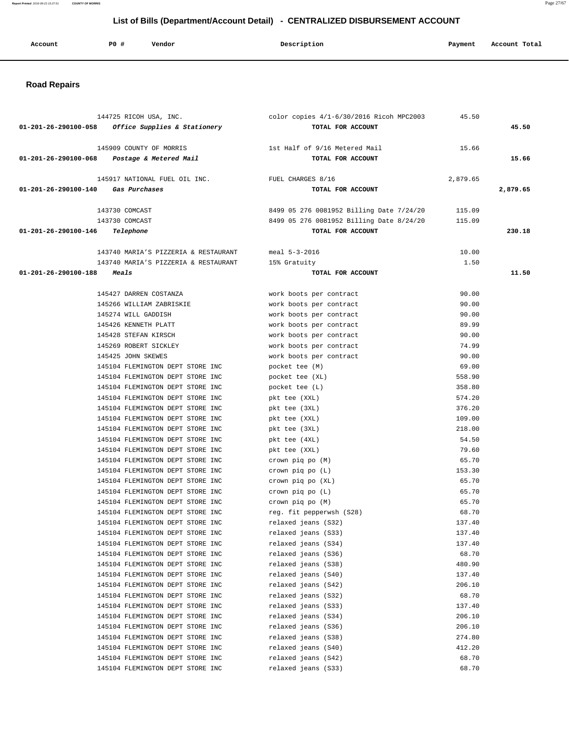## List of Bills (Department/Account Detail) - CENTRALIZED DISBURSEMENT ACCOUNT

| Account | PO # | Vendor | Description | Payment | Account Total |
|---|---|---|---|---|---|

### Road Repairs

| Account | PO # | Vendor | Description | Payment | Account Total |
|---|---|---|---|---|---|
| | 144725 | RICOH USA, INC. | color copies 4/1-6/30/2016 Ricoh MPC2003 | 45.50 | |
| **01-201-26-290100-058** | | ***Office Supplies & Stationery*** | **TOTAL FOR ACCOUNT** | | **45.50** |
| | 145909 | COUNTY OF MORRIS | 1st Half of 9/16 Metered Mail | 15.66 | |
| **01-201-26-290100-068** | | ***Postage & Metered Mail*** | **TOTAL FOR ACCOUNT** | | **15.66** |
| | 145917 | NATIONAL FUEL OIL INC. | FUEL CHARGES 8/16 | 2,879.65 | |
| **01-201-26-290100-140** | | ***Gas Purchases*** | **TOTAL FOR ACCOUNT** | | **2,879.65** |
| | 143730 | COMCAST | 8499 05 276 0081952 Billing Date 7/24/20 | 115.09 | |
| | 143730 | COMCAST | 8499 05 276 0081952 Billing Date 8/24/20 | 115.09 | |
| **01-201-26-290100-146** | | ***Telephone*** | **TOTAL FOR ACCOUNT** | | **230.18** |
| | 143740 | MARIA'S PIZZERIA & RESTAURANT | meal 5-3-2016 | 10.00 | |
| | 143740 | MARIA'S PIZZERIA & RESTAURANT | 15% Gratuity | 1.50 | |
| **01-201-26-290100-188** | | ***Meals*** | **TOTAL FOR ACCOUNT** | | **11.50** |
| | 145427 | DARREN COSTANZA | work boots per contract | 90.00 | |
| | 145266 | WILLIAM ZABRISKIE | work boots per contract | 90.00 | |
| | 145274 | WILL GADDISH | work boots per contract | 90.00 | |
| | 145426 | KENNETH PLATT | work boots per contract | 89.99 | |
| | 145428 | STEFAN KIRSCH | work boots per contract | 90.00 | |
| | 145269 | ROBERT SICKLEY | work boots per contract | 74.99 | |
| | 145425 | JOHN SKEWES | work boots per contract | 90.00 | |
| | 145104 | FLEMINGTON DEPT STORE INC | pocket tee (M) | 69.00 | |
| | 145104 | FLEMINGTON DEPT STORE INC | pocket tee (XL) | 558.90 | |
| | 145104 | FLEMINGTON DEPT STORE INC | pocket tee (L) | 358.80 | |
| | 145104 | FLEMINGTON DEPT STORE INC | pkt tee (XXL) | 574.20 | |
| | 145104 | FLEMINGTON DEPT STORE INC | pkt tee (3XL) | 376.20 | |
| | 145104 | FLEMINGTON DEPT STORE INC | pkt tee (XXL) | 109.00 | |
| | 145104 | FLEMINGTON DEPT STORE INC | pkt tee (3XL) | 218.00 | |
| | 145104 | FLEMINGTON DEPT STORE INC | pkt tee (4XL) | 54.50 | |
| | 145104 | FLEMINGTON DEPT STORE INC | pkt tee (XXL) | 79.60 | |
| | 145104 | FLEMINGTON DEPT STORE INC | crown piq po (M) | 65.70 | |
| | 145104 | FLEMINGTON DEPT STORE INC | crown piq po (L) | 153.30 | |
| | 145104 | FLEMINGTON DEPT STORE INC | crown piq po (XL) | 65.70 | |
| | 145104 | FLEMINGTON DEPT STORE INC | crown piq po (L) | 65.70 | |
| | 145104 | FLEMINGTON DEPT STORE INC | crown piq po (M) | 65.70 | |
| | 145104 | FLEMINGTON DEPT STORE INC | reg. fit pepperwsh (S28) | 68.70 | |
| | 145104 | FLEMINGTON DEPT STORE INC | relaxed jeans (S32) | 137.40 | |
| | 145104 | FLEMINGTON DEPT STORE INC | relaxed jeans (S33) | 137.40 | |
| | 145104 | FLEMINGTON DEPT STORE INC | relaxed jeans (S34) | 137.40 | |
| | 145104 | FLEMINGTON DEPT STORE INC | relaxed jeans (S36) | 68.70 | |
| | 145104 | FLEMINGTON DEPT STORE INC | relaxed jeans (S38) | 480.90 | |
| | 145104 | FLEMINGTON DEPT STORE INC | relaxed jeans (S40) | 137.40 | |
| | 145104 | FLEMINGTON DEPT STORE INC | relaxed jeans (S42) | 206.10 | |
| | 145104 | FLEMINGTON DEPT STORE INC | relaxed jeans (S32) | 68.70 | |
| | 145104 | FLEMINGTON DEPT STORE INC | relaxed jeans (S33) | 137.40 | |
| | 145104 | FLEMINGTON DEPT STORE INC | relaxed jeans (S34) | 206.10 | |
| | 145104 | FLEMINGTON DEPT STORE INC | relaxed jeans (S36) | 206.10 | |
| | 145104 | FLEMINGTON DEPT STORE INC | relaxed jeans (S38) | 274.80 | |
| | 145104 | FLEMINGTON DEPT STORE INC | relaxed jeans (S40) | 412.20 | |
| | 145104 | FLEMINGTON DEPT STORE INC | relaxed jeans (S42) | 68.70 | |
| | 145104 | FLEMINGTON DEPT STORE INC | relaxed jeans (S33) | 68.70 | |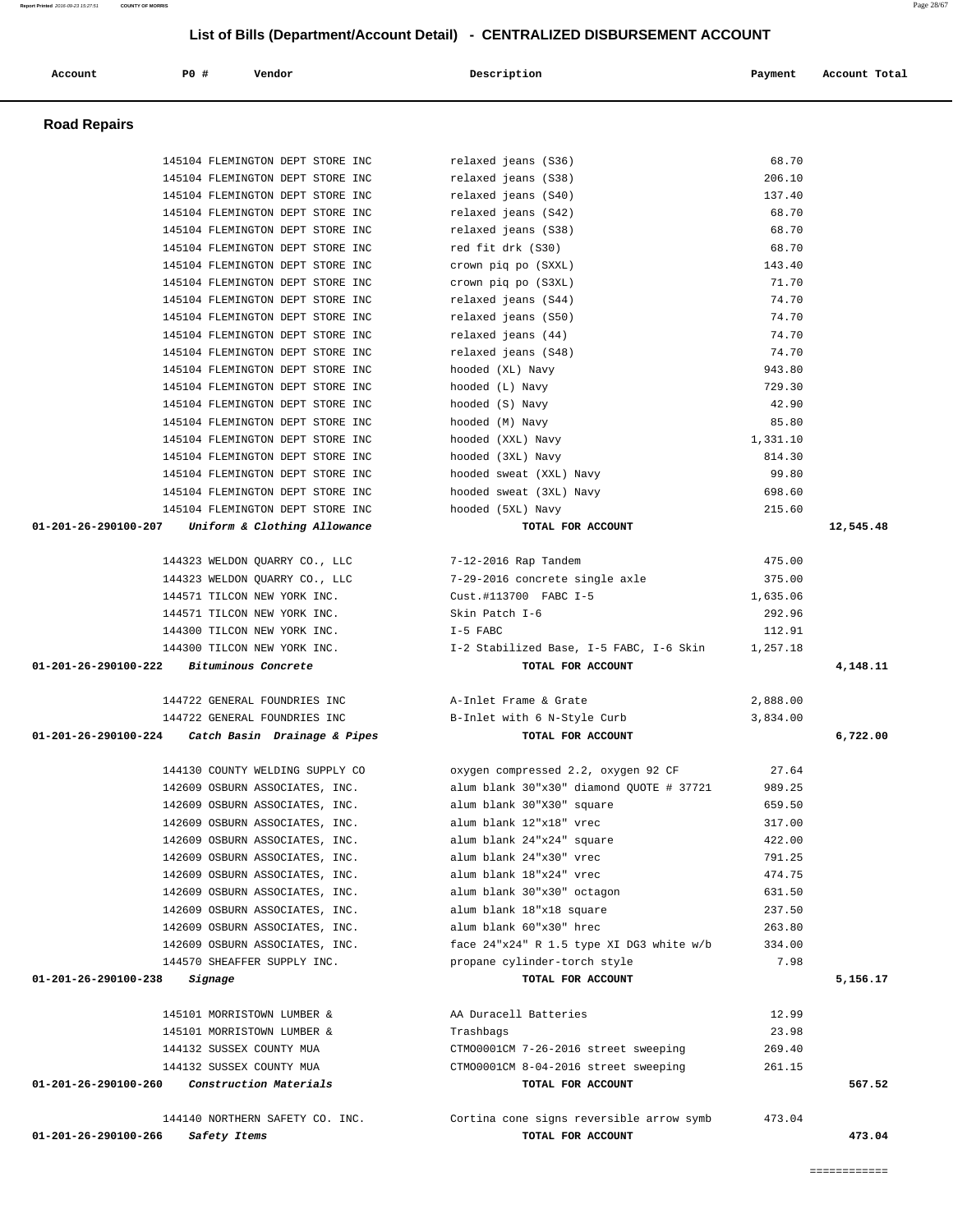# List of Bills (Department/Account Detail) - CENTRALIZED DISBURSEMENT ACCOUNT

| Account | PO # | Vendor | Description | Payment | Account Total |
|---|---|---|---|---|---|

## Road Repairs

| Account | PO # | Vendor | Description | Payment | Account Total |
|---|---|---|---|---|---|
| | 145104 | FLEMINGTON DEPT STORE INC | relaxed jeans (S36) | 68.70 | |
| | 145104 | FLEMINGTON DEPT STORE INC | relaxed jeans (S38) | 206.10 | |
| | 145104 | FLEMINGTON DEPT STORE INC | relaxed jeans (S40) | 137.40 | |
| | 145104 | FLEMINGTON DEPT STORE INC | relaxed jeans (S42) | 68.70 | |
| | 145104 | FLEMINGTON DEPT STORE INC | relaxed jeans (S38) | 68.70 | |
| | 145104 | FLEMINGTON DEPT STORE INC | red fit drk (S30) | 68.70 | |
| | 145104 | FLEMINGTON DEPT STORE INC | crown piq po (SXXL) | 143.40 | |
| | 145104 | FLEMINGTON DEPT STORE INC | crown piq po (S3XL) | 71.70 | |
| | 145104 | FLEMINGTON DEPT STORE INC | relaxed jeans (S44) | 74.70 | |
| | 145104 | FLEMINGTON DEPT STORE INC | relaxed jeans (S50) | 74.70 | |
| | 145104 | FLEMINGTON DEPT STORE INC | relaxed jeans (44) | 74.70 | |
| | 145104 | FLEMINGTON DEPT STORE INC | relaxed jeans (S48) | 74.70 | |
| | 145104 | FLEMINGTON DEPT STORE INC | hooded (XL) Navy | 943.80 | |
| | 145104 | FLEMINGTON DEPT STORE INC | hooded (L) Navy | 729.30 | |
| | 145104 | FLEMINGTON DEPT STORE INC | hooded (S) Navy | 42.90 | |
| | 145104 | FLEMINGTON DEPT STORE INC | hooded (M) Navy | 85.80 | |
| | 145104 | FLEMINGTON DEPT STORE INC | hooded (XXL) Navy | 1,331.10 | |
| | 145104 | FLEMINGTON DEPT STORE INC | hooded (3XL) Navy | 814.30 | |
| | 145104 | FLEMINGTON DEPT STORE INC | hooded sweat (XXL) Navy | 99.80 | |
| | 145104 | FLEMINGTON DEPT STORE INC | hooded sweat (3XL) Navy | 698.60 | |
| | 145104 | FLEMINGTON DEPT STORE INC | hooded (5XL) Navy | 215.60 | |
| **01-201-26-290100-207** | | ***Uniform & Clothing Allowance*** | **TOTAL FOR ACCOUNT** | | **12,545.48** |
| | 144323 | WELDON QUARRY CO., LLC | 7-12-2016 Rap Tandem | 475.00 | |
| | 144323 | WELDON QUARRY CO., LLC | 7-29-2016 concrete single axle | 375.00 | |
| | 144571 | TILCON NEW YORK INC. | Cust.#113700 FABC I-5 | 1,635.06 | |
| | 144571 | TILCON NEW YORK INC. | Skin Patch I-6 | 292.96 | |
| | 144300 | TILCON NEW YORK INC. | I-5 FABC | 112.91 | |
| | 144300 | TILCON NEW YORK INC. | I-2 Stabilized Base, I-5 FABC, I-6 Skin | 1,257.18 | |
| **01-201-26-290100-222** | | ***Bituminous Concrete*** | **TOTAL FOR ACCOUNT** | | **4,148.11** |
| | 144722 | GENERAL FOUNDRIES INC | A-Inlet Frame & Grate | 2,888.00 | |
| | 144722 | GENERAL FOUNDRIES INC | B-Inlet with 6 N-Style Curb | 3,834.00 | |
| **01-201-26-290100-224** | | ***Catch Basin Drainage & Pipes*** | **TOTAL FOR ACCOUNT** | | **6,722.00** |
| | 144130 | COUNTY WELDING SUPPLY CO | oxygen compressed 2.2, oxygen 92 CF | 27.64 | |
| | 142609 | OSBURN ASSOCIATES, INC. | alum blank 30"x30" diamond QUOTE # 37721 | 989.25 | |
| | 142609 | OSBURN ASSOCIATES, INC. | alum blank 30"X30" square | 659.50 | |
| | 142609 | OSBURN ASSOCIATES, INC. | alum blank 12"x18" vrec | 317.00 | |
| | 142609 | OSBURN ASSOCIATES, INC. | alum blank 24"x24" square | 422.00 | |
| | 142609 | OSBURN ASSOCIATES, INC. | alum blank 24"x30" vrec | 791.25 | |
| | 142609 | OSBURN ASSOCIATES, INC. | alum blank 18"x24" vrec | 474.75 | |
| | 142609 | OSBURN ASSOCIATES, INC. | alum blank 30"x30" octagon | 631.50 | |
| | 142609 | OSBURN ASSOCIATES, INC. | alum blank 18"x18 square | 237.50 | |
| | 142609 | OSBURN ASSOCIATES, INC. | alum blank 60"x30" hrec | 263.80 | |
| | 142609 | OSBURN ASSOCIATES, INC. | face 24"x24" R 1.5 type XI DG3 white w/b | 334.00 | |
| | 144570 | SHEAFFER SUPPLY INC. | propane cylinder-torch style | 7.98 | |
| **01-201-26-290100-238** | | ***Signage*** | **TOTAL FOR ACCOUNT** | | **5,156.17** |
| | 145101 | MORRISTOWN LUMBER & | AA Duracell Batteries | 12.99 | |
| | 145101 | MORRISTOWN LUMBER & | Trashbags | 23.98 | |
| | 144132 | SUSSEX COUNTY MUA | CTMO0001CM 7-26-2016 street sweeping | 269.40 | |
| | 144132 | SUSSEX COUNTY MUA | CTMO0001CM 8-04-2016 street sweeping | 261.15 | |
| **01-201-26-290100-260** | | ***Construction Materials*** | **TOTAL FOR ACCOUNT** | | **567.52** |
| | 144140 | NORTHERN SAFETY CO. INC. | Cortina cone signs reversible arrow symb | 473.04 | |
| **01-201-26-290100-266** | | ***Safety Items*** | **TOTAL FOR ACCOUNT** | | **473.04** |

============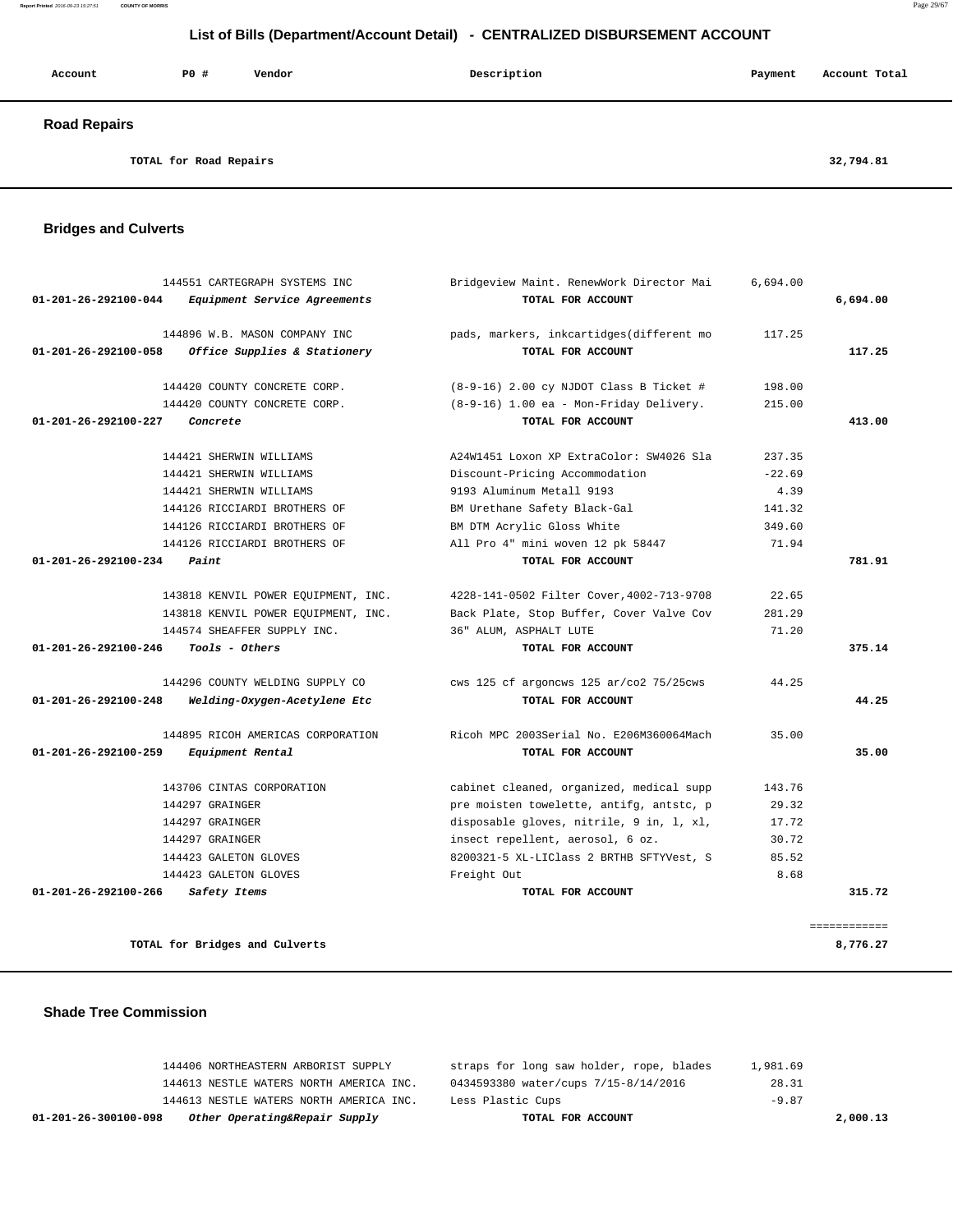# List of Bills (Department/Account Detail) - CENTRALIZED DISBURSEMENT ACCOUNT

| Account | PO # | Vendor | Description | Payment | Account Total |
|---|---|---|---|---|---|

## Road Repairs

| | | | | | |
|---|---|---|---|---|---|
| | TOTAL for Road Repairs | | | | 32,794.81 |

## Bridges and Culverts

| Account | PO # | Vendor | Description | Payment | Account Total |
|---|---|---|---|---|---|
| | 144551 | CARTEGRAPH SYSTEMS INC | Bridgeview Maint. RenewWork Director Mai | 6,694.00 | |
| 01-201-26-292100-044 | | *Equipment Service Agreements* | TOTAL FOR ACCOUNT | | 6,694.00 |
| | 144896 | W.B. MASON COMPANY INC | pads, markers, inkcartidges(different mo | 117.25 | |
| 01-201-26-292100-058 | | *Office Supplies & Stationery* | TOTAL FOR ACCOUNT | | 117.25 |
| | 144420 | COUNTY CONCRETE CORP. | (8-9-16) 2.00 cy NJDOT Class B Ticket # | 198.00 | |
| | 144420 | COUNTY CONCRETE CORP. | (8-9-16) 1.00 ea - Mon-Friday Delivery. | 215.00 | |
| 01-201-26-292100-227 | | *Concrete* | TOTAL FOR ACCOUNT | | 413.00 |
| | 144421 | SHERWIN WILLIAMS | A24W1451 Loxon XP ExtraColor: SW4026 Sla | 237.35 | |
| | 144421 | SHERWIN WILLIAMS | Discount-Pricing Accommodation | -22.69 | |
| | 144421 | SHERWIN WILLIAMS | 9193 Aluminum Metall 9193 | 4.39 | |
| | 144126 | RICCIARDI BROTHERS OF | BM Urethane Safety Black-Gal | 141.32 | |
| | 144126 | RICCIARDI BROTHERS OF | BM DTM Acrylic Gloss White | 349.60 | |
| | 144126 | RICCIARDI BROTHERS OF | All Pro 4" mini woven 12 pk 58447 | 71.94 | |
| 01-201-26-292100-234 | | *Paint* | TOTAL FOR ACCOUNT | | 781.91 |
| | 143818 | KENVIL POWER EQUIPMENT, INC. | 4228-141-0502 Filter Cover,4002-713-9708 | 22.65 | |
| | 143818 | KENVIL POWER EQUIPMENT, INC. | Back Plate, Stop Buffer, Cover Valve Cov | 281.29 | |
| | 144574 | SHEAFFER SUPPLY INC. | 36" ALUM, ASPHALT LUTE | 71.20 | |
| 01-201-26-292100-246 | | *Tools - Others* | TOTAL FOR ACCOUNT | | 375.14 |
| | 144296 | COUNTY WELDING SUPPLY CO | cws 125 cf argoncws 125 ar/co2 75/25cws | 44.25 | |
| 01-201-26-292100-248 | | *Welding-Oxygen-Acetylene Etc* | TOTAL FOR ACCOUNT | | 44.25 |
| | 144895 | RICOH AMERICAS CORPORATION | Ricoh MPC 2003Serial No. E206M360064Mach | 35.00 | |
| 01-201-26-292100-259 | | *Equipment Rental* | TOTAL FOR ACCOUNT | | 35.00 |
| | 143706 | CINTAS CORPORATION | cabinet cleaned, organized, medical supp | 143.76 | |
| | 144297 | GRAINGER | pre moisten towelette, antifg, antstc, p | 29.32 | |
| | 144297 | GRAINGER | disposable gloves, nitrile, 9 in, l, xl, | 17.72 | |
| | 144297 | GRAINGER | insect repellent, aerosol, 6 oz. | 30.72 | |
| | 144423 | GALETON GLOVES | 8200321-5 XL-LIClass 2 BRTHB SFTYVest, S | 85.52 | |
| | 144423 | GALETON GLOVES | Freight Out | 8.68 | |
| 01-201-26-292100-266 | | *Safety Items* | TOTAL FOR ACCOUNT | | 315.72 |
| | | | | | ============ |
| | TOTAL for Bridges and Culverts | | | | 8,776.27 |

## Shade Tree Commission

| Account | PO # | Vendor | Description | Payment | Account Total |
|---|---|---|---|---|---|
| | 144406 | NORTHEASTERN ARBORIST SUPPLY | straps for long saw holder, rope, blades | 1,981.69 | |
| | 144613 | NESTLE WATERS NORTH AMERICA INC. | 0434593380 water/cups 7/15-8/14/2016 | 28.31 | |
| | 144613 | NESTLE WATERS NORTH AMERICA INC. | Less Plastic Cups | -9.87 | |
| 01-201-26-300100-098 | | *Other Operating&Repair Supply* | TOTAL FOR ACCOUNT | | 2,000.13 |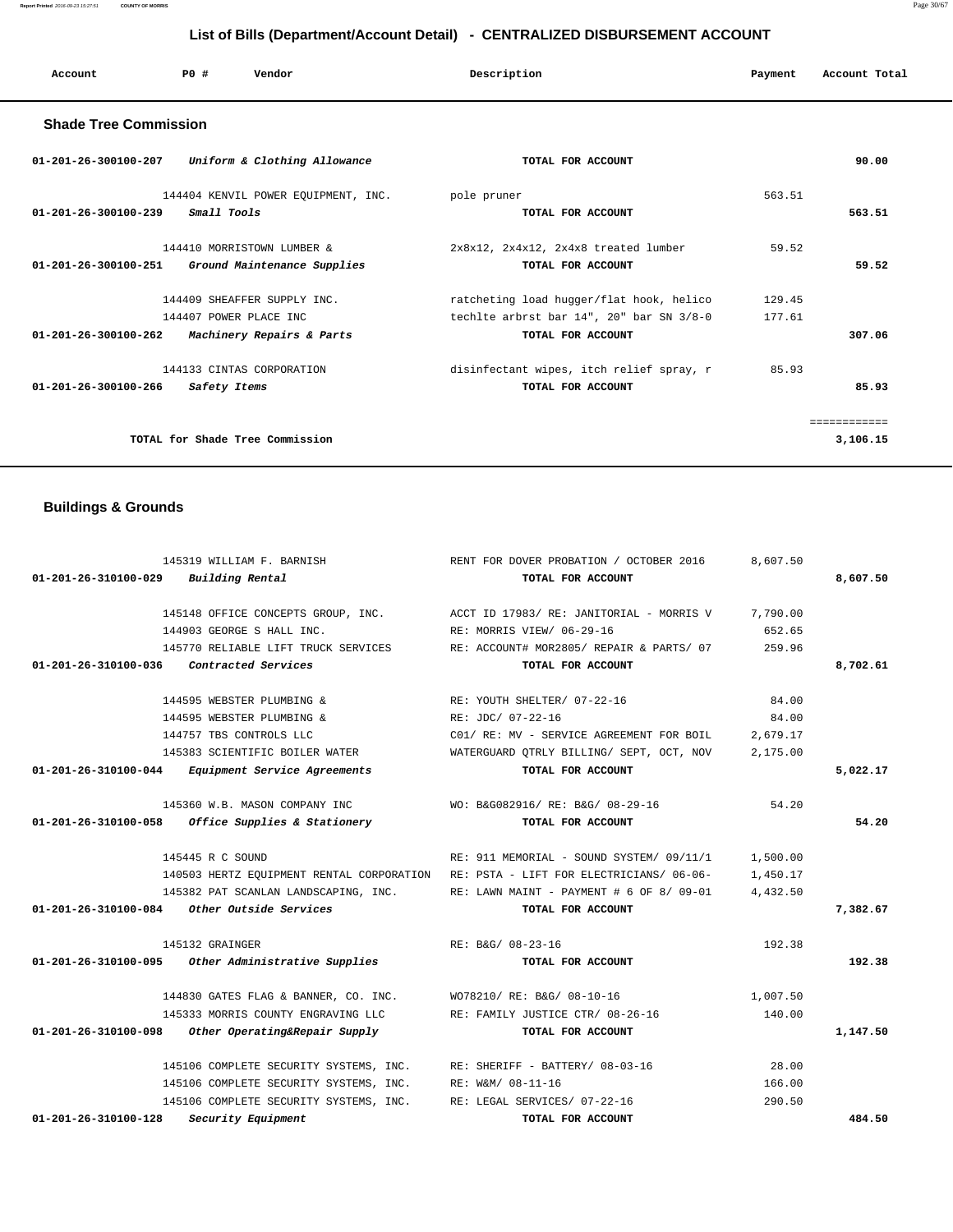# List of Bills (Department/Account Detail) - CENTRALIZED DISBURSEMENT ACCOUNT

| Account | PO # | Vendor | Description | Payment | Account Total |
|---|---|---|---|---|---|

## Shade Tree Commission

| Account | PO # | Vendor | Description | Payment | Account Total |
|---|---|---|---|---|---|
| 01-201-26-300100-207 | | *Uniform & Clothing Allowance* | TOTAL FOR ACCOUNT | | 90.00 |
| | 144404 | KENVIL POWER EQUIPMENT, INC. | pole pruner | 563.51 | |
| 01-201-26-300100-239 | | *Small Tools* | TOTAL FOR ACCOUNT | | 563.51 |
| | 144410 | MORRISTOWN LUMBER & | 2x8x12, 2x4x12, 2x4x8 treated lumber | 59.52 | |
| 01-201-26-300100-251 | | *Ground Maintenance Supplies* | TOTAL FOR ACCOUNT | | 59.52 |
| | 144409 | SHEAFFER SUPPLY INC. | ratcheting load hugger/flat hook, helico | 129.45 | |
| | 144407 | POWER PLACE INC | techlte arbrst bar 14", 20" bar SN 3/8-0 | 177.61 | |
| 01-201-26-300100-262 | | *Machinery Repairs & Parts* | TOTAL FOR ACCOUNT | | 307.06 |
| | 144133 | CINTAS CORPORATION | disinfectant wipes, itch relief spray, r | 85.93 | |
| 01-201-26-300100-266 | | *Safety Items* | TOTAL FOR ACCOUNT | | 85.93 |
| | | TOTAL for Shade Tree Commission | | | 3,106.15 |

## Buildings & Grounds

| Account | PO # | Vendor | Description | Payment | Account Total |
|---|---|---|---|---|---|
| | 145319 | WILLIAM F. BARNISH | RENT FOR DOVER PROBATION / OCTOBER 2016 | 8,607.50 | |
| 01-201-26-310100-029 | | *Building Rental* | TOTAL FOR ACCOUNT | | 8,607.50 |
| | 145148 | OFFICE CONCEPTS GROUP, INC. | ACCT ID 17983/ RE: JANITORIAL - MORRIS V | 7,790.00 | |
| | 144903 | GEORGE S HALL INC. | RE: MORRIS VIEW/ 06-29-16 | 652.65 | |
| | 145770 | RELIABLE LIFT TRUCK SERVICES | RE: ACCOUNT# MOR2805/ REPAIR & PARTS/ 07 | 259.96 | |
| 01-201-26-310100-036 | | *Contracted Services* | TOTAL FOR ACCOUNT | | 8,702.61 |
| | 144595 | WEBSTER PLUMBING & | RE: YOUTH SHELTER/ 07-22-16 | 84.00 | |
| | 144595 | WEBSTER PLUMBING & | RE: JDC/ 07-22-16 | 84.00 | |
| | 144757 | TBS CONTROLS LLC | C01/ RE: MV - SERVICE AGREEMENT FOR BOIL | 2,679.17 | |
| | 145383 | SCIENTIFIC BOILER WATER | WATERGUARD QTRLY BILLING/ SEPT, OCT, NOV | 2,175.00 | |
| 01-201-26-310100-044 | | *Equipment Service Agreements* | TOTAL FOR ACCOUNT | | 5,022.17 |
| | 145360 | W.B. MASON COMPANY INC | WO: B&G082916/ RE: B&G/ 08-29-16 | 54.20 | |
| 01-201-26-310100-058 | | *Office Supplies & Stationery* | TOTAL FOR ACCOUNT | | 54.20 |
| | 145445 | R C SOUND | RE: 911 MEMORIAL - SOUND SYSTEM/ 09/11/1 | 1,500.00 | |
| | 140503 | HERTZ EQUIPMENT RENTAL CORPORATION | RE: PSTA - LIFT FOR ELECTRICIANS/ 06-06- | 1,450.17 | |
| | 145382 | PAT SCANLAN LANDSCAPING, INC. | RE: LAWN MAINT - PAYMENT # 6 OF 8/ 09-01 | 4,432.50 | |
| 01-201-26-310100-084 | | *Other Outside Services* | TOTAL FOR ACCOUNT | | 7,382.67 |
| | 145132 | GRAINGER | RE: B&G/ 08-23-16 | 192.38 | |
| 01-201-26-310100-095 | | *Other Administrative Supplies* | TOTAL FOR ACCOUNT | | 192.38 |
| | 144830 | GATES FLAG & BANNER, CO. INC. | WO78210/ RE: B&G/ 08-10-16 | 1,007.50 | |
| | 145333 | MORRIS COUNTY ENGRAVING LLC | RE: FAMILY JUSTICE CTR/ 08-26-16 | 140.00 | |
| 01-201-26-310100-098 | | *Other Operating&Repair Supply* | TOTAL FOR ACCOUNT | | 1,147.50 |
| | 145106 | COMPLETE SECURITY SYSTEMS, INC. | RE: SHERIFF - BATTERY/ 08-03-16 | 28.00 | |
| | 145106 | COMPLETE SECURITY SYSTEMS, INC. | RE: W&M/ 08-11-16 | 166.00 | |
| | 145106 | COMPLETE SECURITY SYSTEMS, INC. | RE: LEGAL SERVICES/ 07-22-16 | 290.50 | |
| 01-201-26-310100-128 | | *Security Equipment* | TOTAL FOR ACCOUNT | | 484.50 |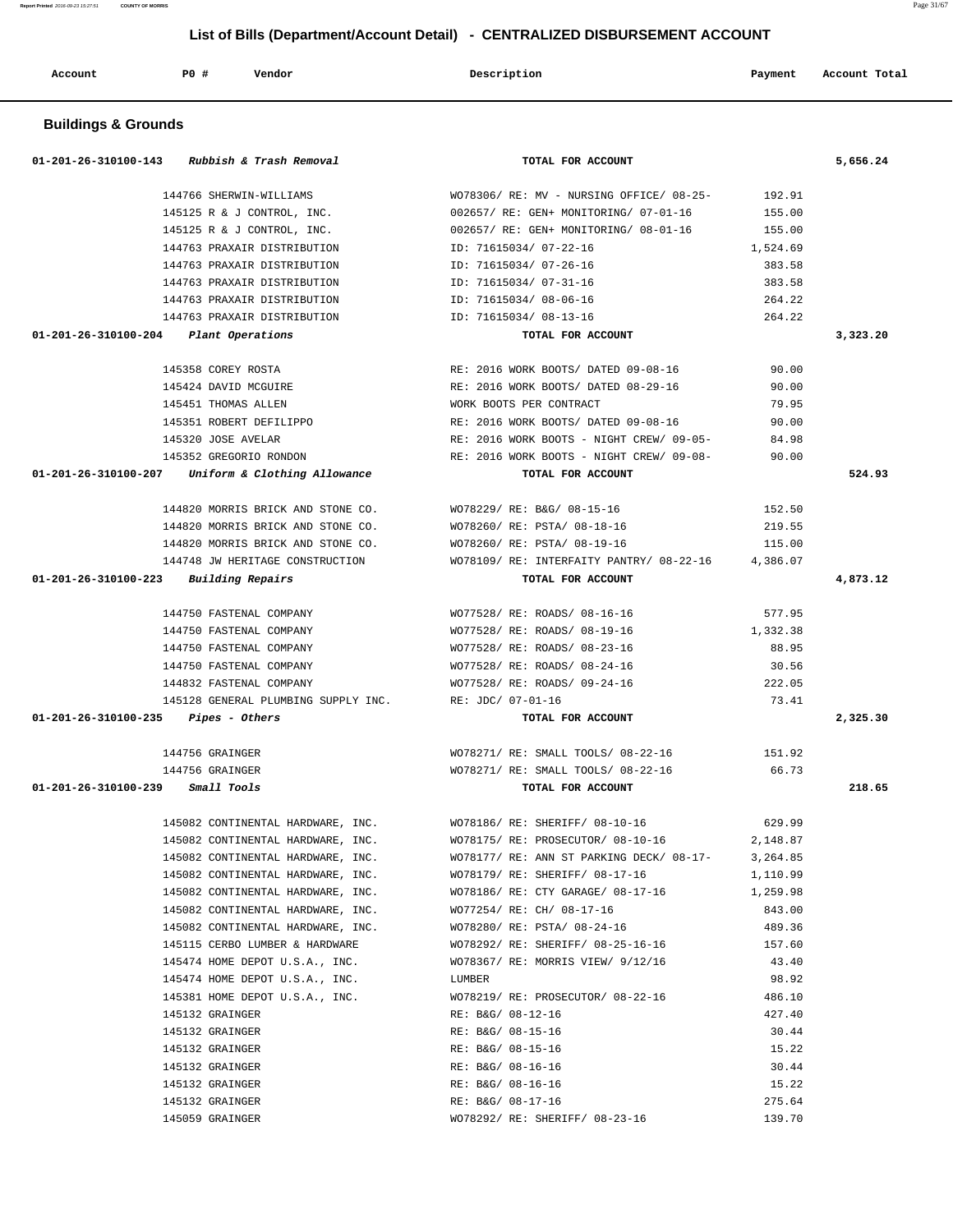## List of Bills (Department/Account Detail) - CENTRALIZED DISBURSEMENT ACCOUNT

| Account | PO # | Vendor | Description | Payment | Account Total |
|---|---|---|---|---|---|

### Buildings & Grounds

| Account | PO # | Vendor | Description | Payment | Account Total |
|---|---|---|---|---|---|
| 01-201-26-310100-143 | | *Rubbish & Trash Removal* | TOTAL FOR ACCOUNT | | 5,656.24 |
| | 144766 | SHERWIN-WILLIAMS | WO78306/ RE: MV - NURSING OFFICE/ 08-25- | 192.91 | |
| | 145125 | R & J CONTROL, INC. | 002657/ RE: GEN+ MONITORING/ 07-01-16 | 155.00 | |
| | 145125 | R & J CONTROL, INC. | 002657/ RE: GEN+ MONITORING/ 08-01-16 | 155.00 | |
| | 144763 | PRAXAIR DISTRIBUTION | ID: 71615034/ 07-22-16 | 1,524.69 | |
| | 144763 | PRAXAIR DISTRIBUTION | ID: 71615034/ 07-26-16 | 383.58 | |
| | 144763 | PRAXAIR DISTRIBUTION | ID: 71615034/ 07-31-16 | 383.58 | |
| | 144763 | PRAXAIR DISTRIBUTION | ID: 71615034/ 08-06-16 | 264.22 | |
| | 144763 | PRAXAIR DISTRIBUTION | ID: 71615034/ 08-13-16 | 264.22 | |
| 01-201-26-310100-204 | | *Plant Operations* | TOTAL FOR ACCOUNT | | 3,323.20 |
| | 145358 | COREY ROSTA | RE: 2016 WORK BOOTS/ DATED 09-08-16 | 90.00 | |
| | 145424 | DAVID MCGUIRE | RE: 2016 WORK BOOTS/ DATED 08-29-16 | 90.00 | |
| | 145451 | THOMAS ALLEN | WORK BOOTS PER CONTRACT | 79.95 | |
| | 145351 | ROBERT DEFILIPPO | RE: 2016 WORK BOOTS/ DATED 09-08-16 | 90.00 | |
| | 145320 | JOSE AVELAR | RE: 2016 WORK BOOTS - NIGHT CREW/ 09-05- | 84.98 | |
| | 145352 | GREGORIO RONDON | RE: 2016 WORK BOOTS - NIGHT CREW/ 09-08- | 90.00 | |
| 01-201-26-310100-207 | | *Uniform & Clothing Allowance* | TOTAL FOR ACCOUNT | | 524.93 |
| | 144820 | MORRIS BRICK AND STONE CO. | WO78229/ RE: B&G/ 08-15-16 | 152.50 | |
| | 144820 | MORRIS BRICK AND STONE CO. | WO78260/ RE: PSTA/ 08-18-16 | 219.55 | |
| | 144820 | MORRIS BRICK AND STONE CO. | WO78260/ RE: PSTA/ 08-19-16 | 115.00 | |
| | 144748 | JW HERITAGE CONSTRUCTION | WO78109/ RE: INTERFAITY PANTRY/ 08-22-16 | 4,386.07 | |
| 01-201-26-310100-223 | | *Building Repairs* | TOTAL FOR ACCOUNT | | 4,873.12 |
| | 144750 | FASTENAL COMPANY | WO77528/ RE: ROADS/ 08-16-16 | 577.95 | |
| | 144750 | FASTENAL COMPANY | WO77528/ RE: ROADS/ 08-19-16 | 1,332.38 | |
| | 144750 | FASTENAL COMPANY | WO77528/ RE: ROADS/ 08-23-16 | 88.95 | |
| | 144750 | FASTENAL COMPANY | WO77528/ RE: ROADS/ 08-24-16 | 30.56 | |
| | 144832 | FASTENAL COMPANY | WO77528/ RE: ROADS/ 09-24-16 | 222.05 | |
| | 145128 | GENERAL PLUMBING SUPPLY INC. | RE: JDC/ 07-01-16 | 73.41 | |
| 01-201-26-310100-235 | | *Pipes - Others* | TOTAL FOR ACCOUNT | | 2,325.30 |
| | 144756 | GRAINGER | WO78271/ RE: SMALL TOOLS/ 08-22-16 | 151.92 | |
| | 144756 | GRAINGER | WO78271/ RE: SMALL TOOLS/ 08-22-16 | 66.73 | |
| 01-201-26-310100-239 | | *Small Tools* | TOTAL FOR ACCOUNT | | 218.65 |
| | 145082 | CONTINENTAL HARDWARE, INC. | WO78186/ RE: SHERIFF/ 08-10-16 | 629.99 | |
| | 145082 | CONTINENTAL HARDWARE, INC. | WO78175/ RE: PROSECUTOR/ 08-10-16 | 2,148.87 | |
| | 145082 | CONTINENTAL HARDWARE, INC. | WO78177/ RE: ANN ST PARKING DECK/ 08-17- | 3,264.85 | |
| | 145082 | CONTINENTAL HARDWARE, INC. | WO78179/ RE: SHERIFF/ 08-17-16 | 1,110.99 | |
| | 145082 | CONTINENTAL HARDWARE, INC. | WO78186/ RE: CTY GARAGE/ 08-17-16 | 1,259.98 | |
| | 145082 | CONTINENTAL HARDWARE, INC. | WO77254/ RE: CH/ 08-17-16 | 843.00 | |
| | 145082 | CONTINENTAL HARDWARE, INC. | WO78280/ RE: PSTA/ 08-24-16 | 489.36 | |
| | 145115 | CERBO LUMBER & HARDWARE | WO78292/ RE: SHERIFF/ 08-25-16-16 | 157.60 | |
| | 145474 | HOME DEPOT U.S.A., INC. | WO78367/ RE: MORRIS VIEW/ 9/12/16 | 43.40 | |
| | 145474 | HOME DEPOT U.S.A., INC. | LUMBER | 98.92 | |
| | 145381 | HOME DEPOT U.S.A., INC. | WO78219/ RE: PROSECUTOR/ 08-22-16 | 486.10 | |
| | 145132 | GRAINGER | RE: B&G/ 08-12-16 | 427.40 | |
| | 145132 | GRAINGER | RE: B&G/ 08-15-16 | 30.44 | |
| | 145132 | GRAINGER | RE: B&G/ 08-15-16 | 15.22 | |
| | 145132 | GRAINGER | RE: B&G/ 08-16-16 | 30.44 | |
| | 145132 | GRAINGER | RE: B&G/ 08-16-16 | 15.22 | |
| | 145132 | GRAINGER | RE: B&G/ 08-17-16 | 275.64 | |
| | 145059 | GRAINGER | WO78292/ RE: SHERIFF/ 08-23-16 | 139.70 | |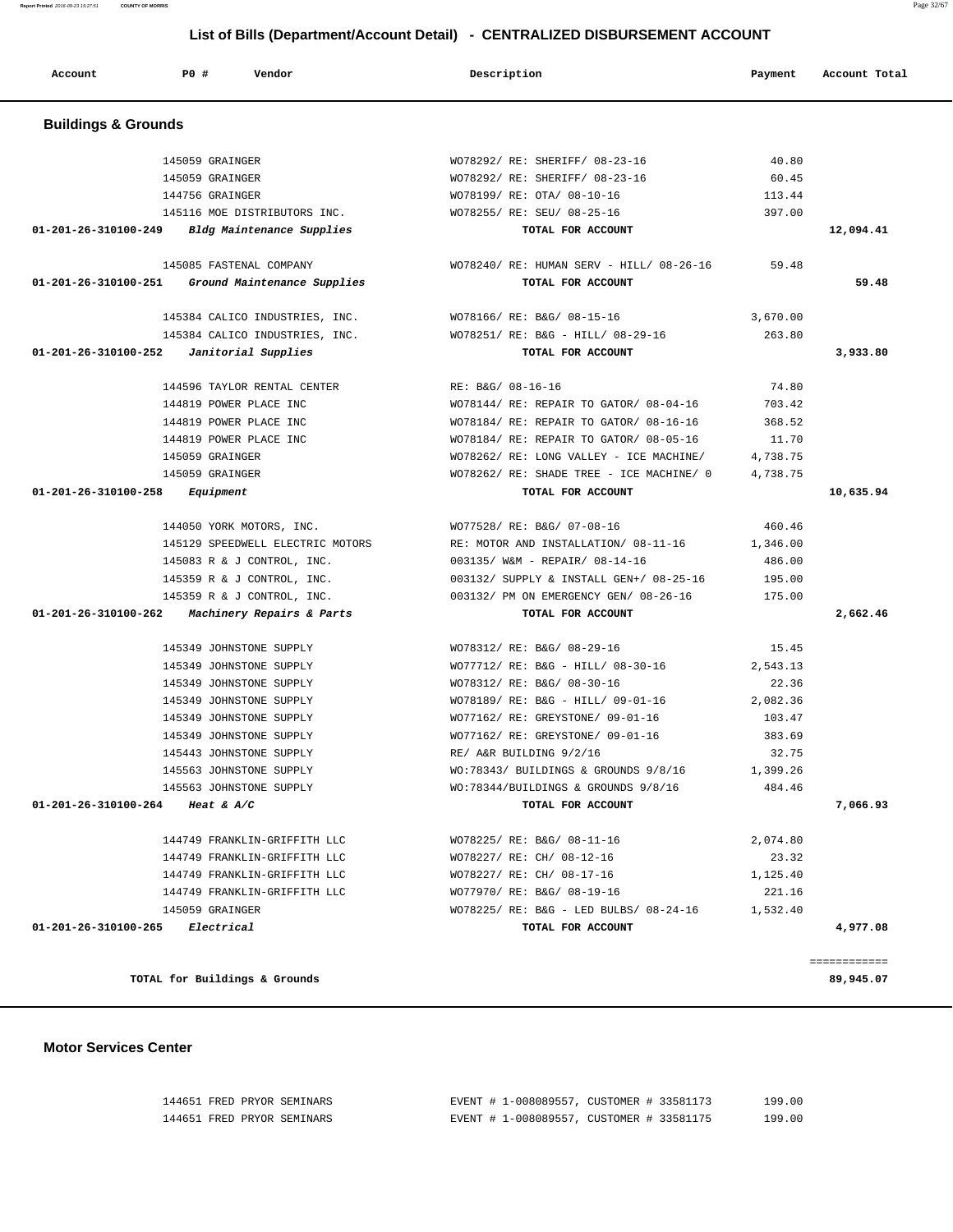# List of Bills (Department/Account Detail) - CENTRALIZED DISBURSEMENT ACCOUNT

| Account | PO # | Vendor | Description | Payment | Account Total |
|---|---|---|---|---|---|

## Buildings & Grounds

| Account | PO # | Vendor | Description | Payment | Account Total |
|---|---|---|---|---|---|
| | 145059 | GRAINGER | WO78292/ RE: SHERIFF/ 08-23-16 | 40.80 | |
| | 145059 | GRAINGER | WO78292/ RE: SHERIFF/ 08-23-16 | 60.45 | |
| | 144756 | GRAINGER | WO78199/ RE: OTA/ 08-10-16 | 113.44 | |
| | 145116 | MOE DISTRIBUTORS INC. | WO78255/ RE: SEU/ 08-25-16 | 397.00 | |
| **01-201-26-310100-249** | | ***Bldg Maintenance Supplies*** | **TOTAL FOR ACCOUNT** | | **12,094.41** |
| | 145085 | FASTENAL COMPANY | WO78240/ RE: HUMAN SERV - HILL/ 08-26-16 | 59.48 | |
| **01-201-26-310100-251** | | ***Ground Maintenance Supplies*** | **TOTAL FOR ACCOUNT** | | **59.48** |
| | 145384 | CALICO INDUSTRIES, INC. | WO78166/ RE: B&G/ 08-15-16 | 3,670.00 | |
| | 145384 | CALICO INDUSTRIES, INC. | WO78251/ RE: B&G - HILL/ 08-29-16 | 263.80 | |
| **01-201-26-310100-252** | | ***Janitorial Supplies*** | **TOTAL FOR ACCOUNT** | | **3,933.80** |
| | 144596 | TAYLOR RENTAL CENTER | RE: B&G/ 08-16-16 | 74.80 | |
| | 144819 | POWER PLACE INC | WO78144/ RE: REPAIR TO GATOR/ 08-04-16 | 703.42 | |
| | 144819 | POWER PLACE INC | WO78184/ RE: REPAIR TO GATOR/ 08-16-16 | 368.52 | |
| | 144819 | POWER PLACE INC | WO78184/ RE: REPAIR TO GATOR/ 08-05-16 | 11.70 | |
| | 145059 | GRAINGER | WO78262/ RE: LONG VALLEY - ICE MACHINE/ | 4,738.75 | |
| | 145059 | GRAINGER | WO78262/ RE: SHADE TREE - ICE MACHINE/ 0 | 4,738.75 | |
| **01-201-26-310100-258** | | ***Equipment*** | **TOTAL FOR ACCOUNT** | | **10,635.94** |
| | 144050 | YORK MOTORS, INC. | WO77528/ RE: B&G/ 07-08-16 | 460.46 | |
| | 145129 | SPEEDWELL ELECTRIC MOTORS | RE: MOTOR AND INSTALLATION/ 08-11-16 | 1,346.00 | |
| | 145083 | R & J CONTROL, INC. | 003135/ W&M - REPAIR/ 08-14-16 | 486.00 | |
| | 145359 | R & J CONTROL, INC. | 003132/ SUPPLY & INSTALL GEN+/ 08-25-16 | 195.00 | |
| | 145359 | R & J CONTROL, INC. | 003132/ PM ON EMERGENCY GEN/ 08-26-16 | 175.00 | |
| **01-201-26-310100-262** | | ***Machinery Repairs & Parts*** | **TOTAL FOR ACCOUNT** | | **2,662.46** |
| | 145349 | JOHNSTONE SUPPLY | WO78312/ RE: B&G/ 08-29-16 | 15.45 | |
| | 145349 | JOHNSTONE SUPPLY | WO77712/ RE: B&G - HILL/ 08-30-16 | 2,543.13 | |
| | 145349 | JOHNSTONE SUPPLY | WO78312/ RE: B&G/ 08-30-16 | 22.36 | |
| | 145349 | JOHNSTONE SUPPLY | WO78189/ RE: B&G - HILL/ 09-01-16 | 2,082.36 | |
| | 145349 | JOHNSTONE SUPPLY | WO77162/ RE: GREYSTONE/ 09-01-16 | 103.47 | |
| | 145349 | JOHNSTONE SUPPLY | WO77162/ RE: GREYSTONE/ 09-01-16 | 383.69 | |
| | 145443 | JOHNSTONE SUPPLY | RE/ A&R BUILDING 9/2/16 | 32.75 | |
| | 145563 | JOHNSTONE SUPPLY | WO:78343/ BUILDINGS & GROUNDS 9/8/16 | 1,399.26 | |
| | 145563 | JOHNSTONE SUPPLY | WO:78344/BUILDINGS & GROUNDS 9/8/16 | 484.46 | |
| **01-201-26-310100-264** | | ***Heat & A/C*** | **TOTAL FOR ACCOUNT** | | **7,066.93** |
| | 144749 | FRANKLIN-GRIFFITH LLC | WO78225/ RE: B&G/ 08-11-16 | 2,074.80 | |
| | 144749 | FRANKLIN-GRIFFITH LLC | WO78227/ RE: CH/ 08-12-16 | 23.32 | |
| | 144749 | FRANKLIN-GRIFFITH LLC | WO78227/ RE: CH/ 08-17-16 | 1,125.40 | |
| | 144749 | FRANKLIN-GRIFFITH LLC | WO77970/ RE: B&G/ 08-19-16 | 221.16 | |
| | 145059 | GRAINGER | WO78225/ RE: B&G - LED BULBS/ 08-24-16 | 1,532.40 | |
| **01-201-26-310100-265** | | ***Electrical*** | **TOTAL FOR ACCOUNT** | | **4,977.08** |
| | | | | | ============ |
| | | **TOTAL for Buildings & Grounds** | | | **89,945.07** |

## Motor Services Center

| Account | PO # | Vendor | Description | Payment | Account Total |
|---|---|---|---|---|---|
| | 144651 | FRED PRYOR SEMINARS | EVENT # 1-008089557, CUSTOMER # 33581173 | 199.00 | |
| | 144651 | FRED PRYOR SEMINARS | EVENT # 1-008089557, CUSTOMER # 33581175 | 199.00 | |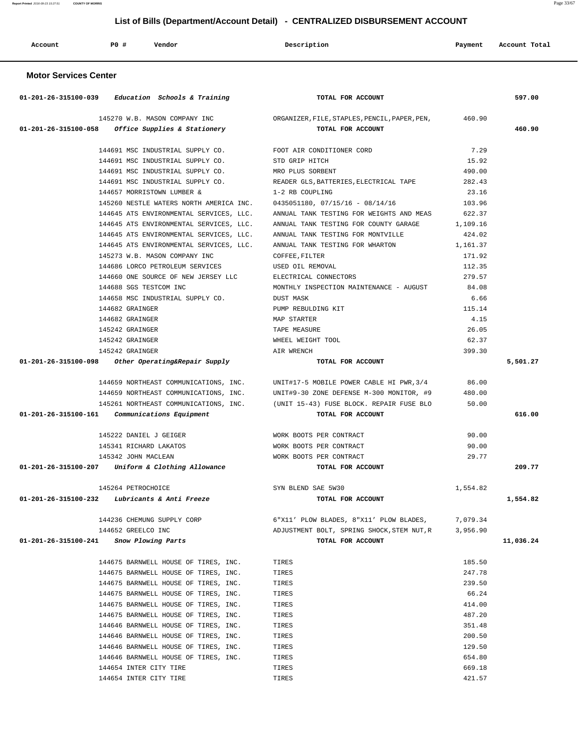# List of Bills (Department/Account Detail) - CENTRALIZED DISBURSEMENT ACCOUNT

| Account | PO # | Vendor | Description | Payment | Account Total |
|---|---|---|---|---|---|

## Motor Services Center

| Account | PO # | Vendor | Description | Payment | Account Total |
|---|---|---|---|---|---|
| 01-201-26-315100-039 *Education Schools & Training* | | | TOTAL FOR ACCOUNT | | 597.00 |
| | 145270 | W.B. MASON COMPANY INC | ORGANIZER,FILE,STAPLES,PENCIL,PAPER,PEN, | 460.90 | |
| 01-201-26-315100-058 *Office Supplies & Stationery* | | | TOTAL FOR ACCOUNT | | 460.90 |
| | 144691 | MSC INDUSTRIAL SUPPLY CO. | FOOT AIR CONDITIONER CORD | 7.29 | |
| | 144691 | MSC INDUSTRIAL SUPPLY CO. | STD GRIP HITCH | 15.92 | |
| | 144691 | MSC INDUSTRIAL SUPPLY CO. | MRO PLUS SORBENT | 490.00 | |
| | 144691 | MSC INDUSTRIAL SUPPLY CO. | READER GLS,BATTERIES,ELECTRICAL TAPE | 282.43 | |
| | 144657 | MORRISTOWN LUMBER & | 1-2 RB COUPLING | 23.16 | |
| | 145260 | NESTLE WATERS NORTH AMERICA INC. | 0435051180, 07/15/16 - 08/14/16 | 103.96 | |
| | 144645 | ATS ENVIRONMENTAL SERVICES, LLC. | ANNUAL TANK TESTING FOR WEIGHTS AND MEAS | 622.37 | |
| | 144645 | ATS ENVIRONMENTAL SERVICES, LLC. | ANNUAL TANK TESTING FOR COUNTY GARAGE | 1,109.16 | |
| | 144645 | ATS ENVIRONMENTAL SERVICES, LLC. | ANNUAL TANK TESTING FOR MONTVILLE | 424.02 | |
| | 144645 | ATS ENVIRONMENTAL SERVICES, LLC. | ANNUAL TANK TESTING FOR WHARTON | 1,161.37 | |
| | 145273 | W.B. MASON COMPANY INC | COFFEE,FILTER | 171.92 | |
| | 144686 | LORCO PETROLEUM SERVICES | USED OIL REMOVAL | 112.35 | |
| | 144660 | ONE SOURCE OF NEW JERSEY LLC | ELECTRICAL CONNECTORS | 279.57 | |
| | 144688 | SGS TESTCOM INC | MONTHLY INSPECTION MAINTENANCE - AUGUST | 84.08 | |
| | 144658 | MSC INDUSTRIAL SUPPLY CO. | DUST MASK | 6.66 | |
| | 144682 | GRAINGER | PUMP REBULDING KIT | 115.14 | |
| | 144682 | GRAINGER | MAP STARTER | 4.15 | |
| | 145242 | GRAINGER | TAPE MEASURE | 26.05 | |
| | 145242 | GRAINGER | WHEEL WEIGHT TOOL | 62.37 | |
| | 145242 | GRAINGER | AIR WRENCH | 399.30 | |
| 01-201-26-315100-098 *Other Operating&Repair Supply* | | | TOTAL FOR ACCOUNT | | 5,501.27 |
| | 144659 | NORTHEAST COMMUNICATIONS, INC. | UNIT#17-5 MOBILE POWER CABLE HI PWR,3/4 | 86.00 | |
| | 144659 | NORTHEAST COMMUNICATIONS, INC. | UNIT#9-30 ZONE DEFENSE M-300 MONITOR, #9 | 480.00 | |
| | 145261 | NORTHEAST COMMUNICATIONS, INC. | (UNIT 15-43) FUSE BLOCK. REPAIR FUSE BLO | 50.00 | |
| 01-201-26-315100-161 *Communications Equipment* | | | TOTAL FOR ACCOUNT | | 616.00 |
| | 145222 | DANIEL J GEIGER | WORK BOOTS PER CONTRACT | 90.00 | |
| | 145341 | RICHARD LAKATOS | WORK BOOTS PER CONTRACT | 90.00 | |
| | 145342 | JOHN MACLEAN | WORK BOOTS PER CONTRACT | 29.77 | |
| 01-201-26-315100-207 *Uniform & Clothing Allowance* | | | TOTAL FOR ACCOUNT | | 209.77 |
| | 145264 | PETROCHOICE | SYN BLEND SAE 5W30 | 1,554.82 | |
| 01-201-26-315100-232 *Lubricants & Anti Freeze* | | | TOTAL FOR ACCOUNT | | 1,554.82 |
| | 144236 | CHEMUNG SUPPLY CORP | 6"X11' PLOW BLADES, 8"X11' PLOW BLADES, | 7,079.34 | |
| | 144652 | GREELCO INC | ADJUSTMENT BOLT, SPRING SHOCK,STEM NUT,R | 3,956.90 | |
| 01-201-26-315100-241 *Snow Plowing Parts* | | | TOTAL FOR ACCOUNT | | 11,036.24 |
| | 144675 | BARNWELL HOUSE OF TIRES, INC. | TIRES | 185.50 | |
| | 144675 | BARNWELL HOUSE OF TIRES, INC. | TIRES | 247.78 | |
| | 144675 | BARNWELL HOUSE OF TIRES, INC. | TIRES | 239.50 | |
| | 144675 | BARNWELL HOUSE OF TIRES, INC. | TIRES | 66.24 | |
| | 144675 | BARNWELL HOUSE OF TIRES, INC. | TIRES | 414.00 | |
| | 144675 | BARNWELL HOUSE OF TIRES, INC. | TIRES | 487.20 | |
| | 144646 | BARNWELL HOUSE OF TIRES, INC. | TIRES | 351.48 | |
| | 144646 | BARNWELL HOUSE OF TIRES, INC. | TIRES | 200.50 | |
| | 144646 | BARNWELL HOUSE OF TIRES, INC. | TIRES | 129.50 | |
| | 144646 | BARNWELL HOUSE OF TIRES, INC. | TIRES | 654.80 | |
| | 144654 | INTER CITY TIRE | TIRES | 669.18 | |
| | 144654 | INTER CITY TIRE | TIRES | 421.57 | |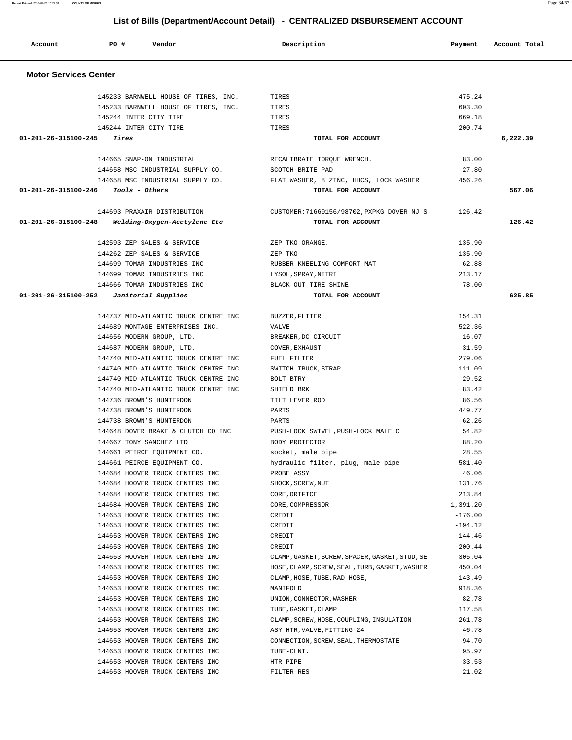# List of Bills (Department/Account Detail) - CENTRALIZED DISBURSEMENT ACCOUNT

| Account | PO # | Vendor | Description | Payment | Account Total |
|---|---|---|---|---|---|

## Motor Services Center

| Account | PO # | Vendor | Description | Payment | Account Total |
|---|---|---|---|---|---|
| | 145233 | BARNWELL HOUSE OF TIRES, INC. | TIRES | 475.24 | |
| | 145233 | BARNWELL HOUSE OF TIRES, INC. | TIRES | 603.30 | |
| | 145244 | INTER CITY TIRE | TIRES | 669.18 | |
| | 145244 | INTER CITY TIRE | TIRES | 200.74 | |
| 01-201-26-315100-245 | | *Tires* | TOTAL FOR ACCOUNT | | 6,222.39 |
| | 144665 | SNAP-ON INDUSTRIAL | RECALIBRATE TORQUE WRENCH. | 83.00 | |
| | 144658 | MSC INDUSTRIAL SUPPLY CO. | SCOTCH-BRITE PAD | 27.80 | |
| | 144658 | MSC INDUSTRIAL SUPPLY CO. | FLAT WASHER, 8 ZINC, HHCS, LOCK WASHER | 456.26 | |
| 01-201-26-315100-246 | | *Tools - Others* | TOTAL FOR ACCOUNT | | 567.06 |
| | 144693 | PRAXAIR DISTRIBUTION | CUSTOMER:71660156/98702,PXPKG DOVER NJ S | 126.42 | |
| 01-201-26-315100-248 | | *Welding-Oxygen-Acetylene Etc* | TOTAL FOR ACCOUNT | | 126.42 |
| | 142593 | ZEP SALES & SERVICE | ZEP TKO ORANGE. | 135.90 | |
| | 144262 | ZEP SALES & SERVICE | ZEP TKO | 135.90 | |
| | 144699 | TOMAR INDUSTRIES INC | RUBBER KNEELING COMFORT MAT | 62.88 | |
| | 144699 | TOMAR INDUSTRIES INC | LYSOL,SPRAY,NITRI | 213.17 | |
| | 144666 | TOMAR INDUSTRIES INC | BLACK OUT TIRE SHINE | 78.00 | |
| 01-201-26-315100-252 | | *Janitorial Supplies* | TOTAL FOR ACCOUNT | | 625.85 |
| | 144737 | MID-ATLANTIC TRUCK CENTRE INC | BUZZER,FLITER | 154.31 | |
| | 144689 | MONTAGE ENTERPRISES INC. | VALVE | 522.36 | |
| | 144656 | MODERN GROUP, LTD. | BREAKER,DC CIRCUIT | 16.07 | |
| | 144687 | MODERN GROUP, LTD. | COVER,EXHAUST | 31.59 | |
| | 144740 | MID-ATLANTIC TRUCK CENTRE INC | FUEL FILTER | 279.06 | |
| | 144740 | MID-ATLANTIC TRUCK CENTRE INC | SWITCH TRUCK,STRAP | 111.09 | |
| | 144740 | MID-ATLANTIC TRUCK CENTRE INC | BOLT BTRY | 29.52 | |
| | 144740 | MID-ATLANTIC TRUCK CENTRE INC | SHIELD BRK | 83.42 | |
| | 144736 | BROWN'S HUNTERDON | TILT LEVER ROD | 86.56 | |
| | 144738 | BROWN'S HUNTERDON | PARTS | 449.77 | |
| | 144738 | BROWN'S HUNTERDON | PARTS | 62.26 | |
| | 144648 | DOVER BRAKE & CLUTCH CO INC | PUSH-LOCK SWIVEL,PUSH-LOCK MALE C | 54.82 | |
| | 144667 | TONY SANCHEZ LTD | BODY PROTECTOR | 88.20 | |
| | 144661 | PEIRCE EQUIPMENT CO. | socket, male pipe | 28.55 | |
| | 144661 | PEIRCE EQUIPMENT CO. | hydraulic filter, plug, male pipe | 581.40 | |
| | 144684 | HOOVER TRUCK CENTERS INC | PROBE ASSY | 46.06 | |
| | 144684 | HOOVER TRUCK CENTERS INC | SHOCK,SCREW,NUT | 131.76 | |
| | 144684 | HOOVER TRUCK CENTERS INC | CORE,ORIFICE | 213.84 | |
| | 144684 | HOOVER TRUCK CENTERS INC | CORE,COMPRESSOR | 1,391.20 | |
| | 144653 | HOOVER TRUCK CENTERS INC | CREDIT | -176.00 | |
| | 144653 | HOOVER TRUCK CENTERS INC | CREDIT | -194.12 | |
| | 144653 | HOOVER TRUCK CENTERS INC | CREDIT | -144.46 | |
| | 144653 | HOOVER TRUCK CENTERS INC | CREDIT | -200.44 | |
| | 144653 | HOOVER TRUCK CENTERS INC | CLAMP,GASKET,SCREW,SPACER,GASKET,STUD,SE | 305.04 | |
| | 144653 | HOOVER TRUCK CENTERS INC | HOSE,CLAMP,SCREW,SEAL,TURB,GASKET,WASHER | 450.04 | |
| | 144653 | HOOVER TRUCK CENTERS INC | CLAMP,HOSE,TUBE,RAD HOSE, | 143.49 | |
| | 144653 | HOOVER TRUCK CENTERS INC | MANIFOLD | 918.36 | |
| | 144653 | HOOVER TRUCK CENTERS INC | UNION,CONNECTOR,WASHER | 82.78 | |
| | 144653 | HOOVER TRUCK CENTERS INC | TUBE,GASKET,CLAMP | 117.58 | |
| | 144653 | HOOVER TRUCK CENTERS INC | CLAMP,SCREW,HOSE,COUPLING,INSULATION | 261.78 | |
| | 144653 | HOOVER TRUCK CENTERS INC | ASY HTR,VALVE,FITTING-24 | 46.78 | |
| | 144653 | HOOVER TRUCK CENTERS INC | CONNECTION,SCREW,SEAL,THERMOSTATE | 94.70 | |
| | 144653 | HOOVER TRUCK CENTERS INC | TUBE-CLNT. | 95.97 | |
| | 144653 | HOOVER TRUCK CENTERS INC | HTR PIPE | 33.53 | |
| | 144653 | HOOVER TRUCK CENTERS INC | FILTER-RES | 21.02 | |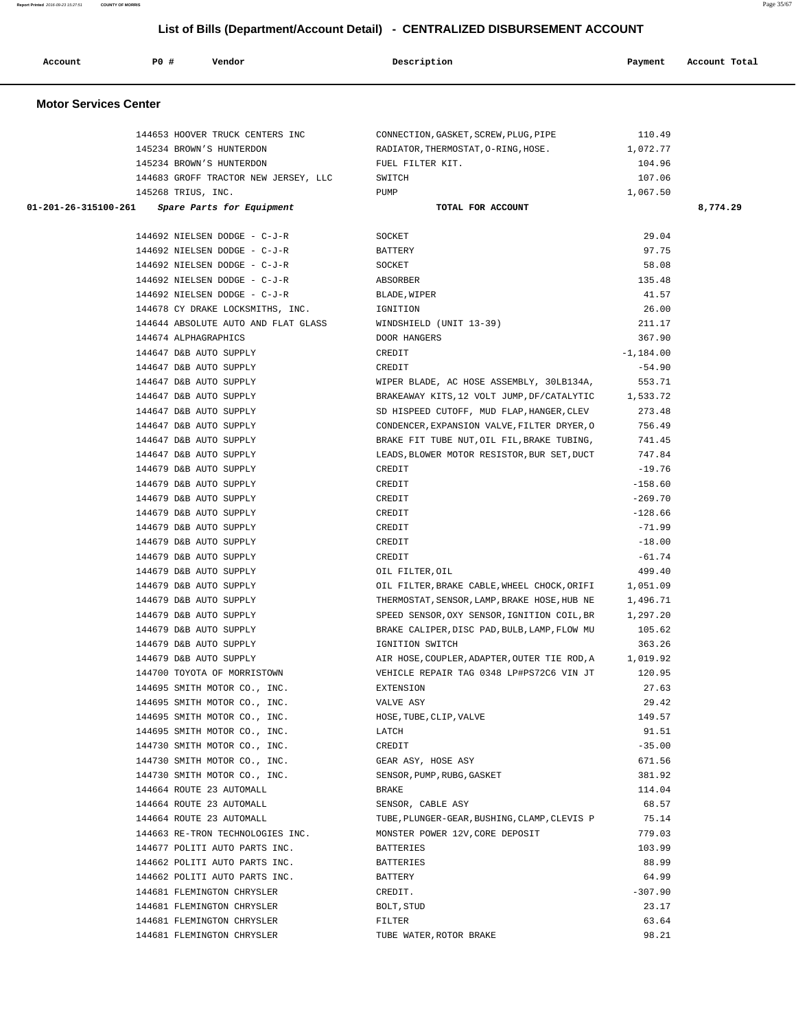## List of Bills (Department/Account Detail) - CENTRALIZED DISBURSEMENT ACCOUNT

### Motor Services Center

| Account | PO # | Vendor | Description | Payment | Account Total |
|---|---|---|---|---|---|
| | 144653 | HOOVER TRUCK CENTERS INC | CONNECTION,GASKET,SCREW,PLUG,PIPE | 110.49 | |
| | 145234 | BROWN'S HUNTERDON | RADIATOR,THERMOSTAT,O-RING,HOSE. | 1,072.77 | |
| | 145234 | BROWN'S HUNTERDON | FUEL FILTER KIT. | 104.96 | |
| | 144683 | GROFF TRACTOR NEW JERSEY, LLC | SWITCH | 107.06 | |
| | 145268 | TRIUS, INC. | PUMP | 1,067.50 | |
| **01-201-26-315100-261** | | ***Spare Parts for Equipment*** | **TOTAL FOR ACCOUNT** | | **8,774.29** |
| | 144692 | NIELSEN DODGE - C-J-R | SOCKET | 29.04 | |
| | 144692 | NIELSEN DODGE - C-J-R | BATTERY | 97.75 | |
| | 144692 | NIELSEN DODGE - C-J-R | SOCKET | 58.08 | |
| | 144692 | NIELSEN DODGE - C-J-R | ABSORBER | 135.48 | |
| | 144692 | NIELSEN DODGE - C-J-R | BLADE,WIPER | 41.57 | |
| | 144678 | CY DRAKE LOCKSMITHS, INC. | IGNITION | 26.00 | |
| | 144644 | ABSOLUTE AUTO AND FLAT GLASS | WINDSHIELD (UNIT 13-39) | 211.17 | |
| | 144674 | ALPHAGRAPHICS | DOOR HANGERS | 367.90 | |
| | 144647 | D&B AUTO SUPPLY | CREDIT | -1,184.00 | |
| | 144647 | D&B AUTO SUPPLY | CREDIT | -54.90 | |
| | 144647 | D&B AUTO SUPPLY | WIPER BLADE, AC HOSE ASSEMBLY, 30LB134A, | 553.71 | |
| | 144647 | D&B AUTO SUPPLY | BRAKEAWAY KITS,12 VOLT JUMP,DF/CATALYTIC | 1,533.72 | |
| | 144647 | D&B AUTO SUPPLY | SD HISPEED CUTOFF, MUD FLAP,HANGER,CLEV | 273.48 | |
| | 144647 | D&B AUTO SUPPLY | CONDENCER,EXPANSION VALVE,FILTER DRYER,O | 756.49 | |
| | 144647 | D&B AUTO SUPPLY | BRAKE FIT TUBE NUT,OIL FIL,BRAKE TUBING, | 741.45 | |
| | 144647 | D&B AUTO SUPPLY | LEADS,BLOWER MOTOR RESISTOR,BUR SET,DUCT | 747.84 | |
| | 144679 | D&B AUTO SUPPLY | CREDIT | -19.76 | |
| | 144679 | D&B AUTO SUPPLY | CREDIT | -158.60 | |
| | 144679 | D&B AUTO SUPPLY | CREDIT | -269.70 | |
| | 144679 | D&B AUTO SUPPLY | CREDIT | -128.66 | |
| | 144679 | D&B AUTO SUPPLY | CREDIT | -71.99 | |
| | 144679 | D&B AUTO SUPPLY | CREDIT | -18.00 | |
| | 144679 | D&B AUTO SUPPLY | CREDIT | -61.74 | |
| | 144679 | D&B AUTO SUPPLY | OIL FILTER,OIL | 499.40 | |
| | 144679 | D&B AUTO SUPPLY | OIL FILTER,BRAKE CABLE,WHEEL CHOCK,ORIFI | 1,051.09 | |
| | 144679 | D&B AUTO SUPPLY | THERMOSTAT,SENSOR,LAMP,BRAKE HOSE,HUB NE | 1,496.71 | |
| | 144679 | D&B AUTO SUPPLY | SPEED SENSOR,OXY SENSOR,IGNITION COIL,BR | 1,297.20 | |
| | 144679 | D&B AUTO SUPPLY | BRAKE CALIPER,DISC PAD,BULB,LAMP,FLOW MU | 105.62 | |
| | 144679 | D&B AUTO SUPPLY | IGNITION SWITCH | 363.26 | |
| | 144679 | D&B AUTO SUPPLY | AIR HOSE,COUPLER,ADAPTER,OUTER TIE ROD,A | 1,019.92 | |
| | 144700 | TOYOTA OF MORRISTOWN | VEHICLE REPAIR TAG 0348 LP#PS72C6 VIN JT | 120.95 | |
| | 144695 | SMITH MOTOR CO., INC. | EXTENSION | 27.63 | |
| | 144695 | SMITH MOTOR CO., INC. | VALVE ASY | 29.42 | |
| | 144695 | SMITH MOTOR CO., INC. | HOSE,TUBE,CLIP,VALVE | 149.57 | |
| | 144695 | SMITH MOTOR CO., INC. | LATCH | 91.51 | |
| | 144730 | SMITH MOTOR CO., INC. | CREDIT | -35.00 | |
| | 144730 | SMITH MOTOR CO., INC. | GEAR ASY, HOSE ASY | 671.56 | |
| | 144730 | SMITH MOTOR CO., INC. | SENSOR,PUMP,RUBG,GASKET | 381.92 | |
| | 144664 | ROUTE 23 AUTOMALL | BRAKE | 114.04 | |
| | 144664 | ROUTE 23 AUTOMALL | SENSOR, CABLE ASY | 68.57 | |
| | 144664 | ROUTE 23 AUTOMALL | TUBE,PLUNGER-GEAR,BUSHING,CLAMP,CLEVIS P | 75.14 | |
| | 144663 | RE-TRON TECHNOLOGIES INC. | MONSTER POWER 12V,CORE DEPOSIT | 779.03 | |
| | 144677 | POLITI AUTO PARTS INC. | BATTERIES | 103.99 | |
| | 144662 | POLITI AUTO PARTS INC. | BATTERIES | 88.99 | |
| | 144662 | POLITI AUTO PARTS INC. | BATTERY | 64.99 | |
| | 144681 | FLEMINGTON CHRYSLER | CREDIT. | -307.90 | |
| | 144681 | FLEMINGTON CHRYSLER | BOLT,STUD | 23.17 | |
| | 144681 | FLEMINGTON CHRYSLER | FILTER | 63.64 | |
| | 144681 | FLEMINGTON CHRYSLER | TUBE WATER,ROTOR BRAKE | 98.21 | |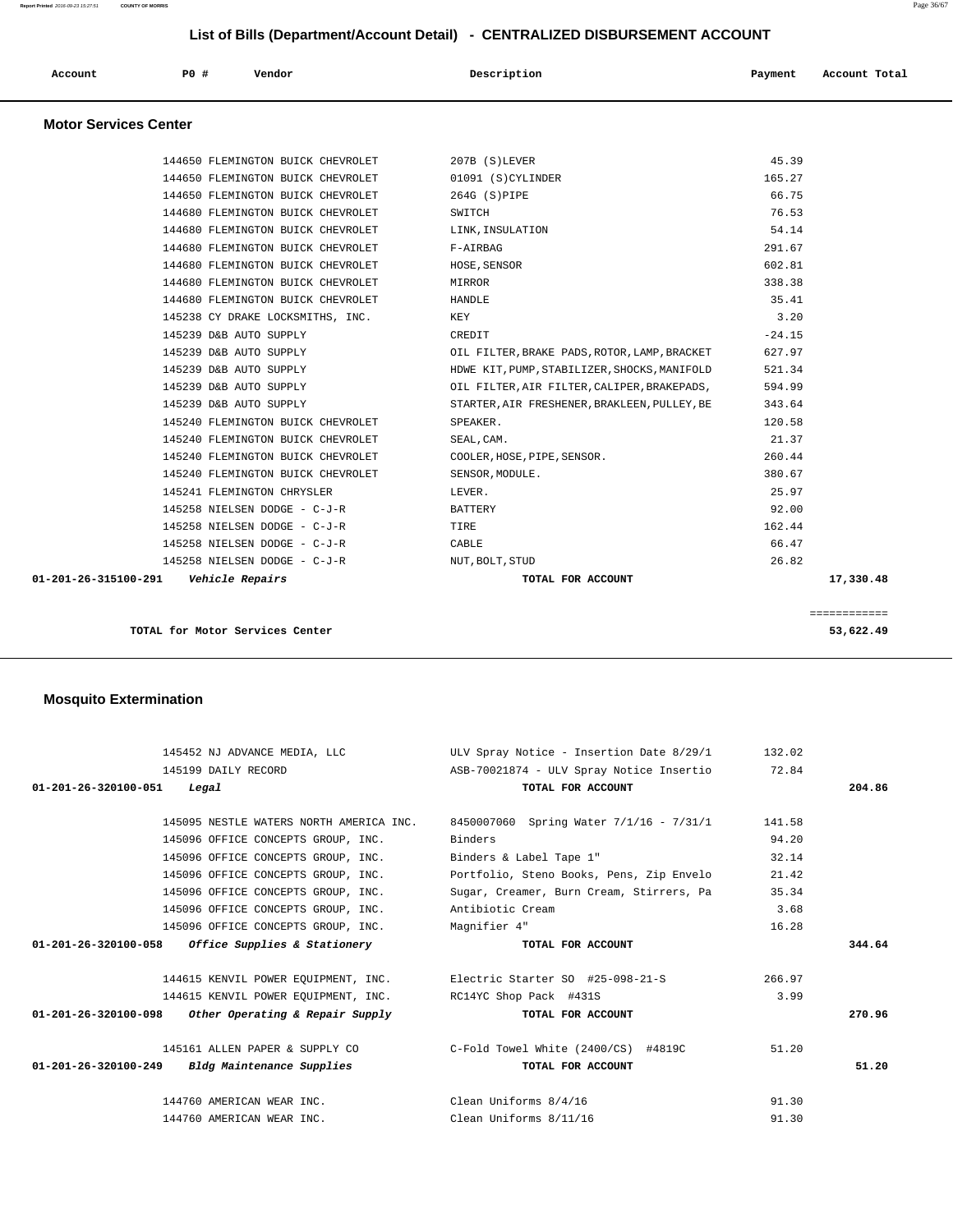## List of Bills (Department/Account Detail) - CENTRALIZED DISBURSEMENT ACCOUNT

| Account | PO # | Vendor | Description | Payment | Account Total |
|---|---|---|---|---|---|

### Motor Services Center

| Account | PO # | Vendor | Description | Payment | Account Total |
|---|---|---|---|---|---|
| | 144650 | FLEMINGTON BUICK CHEVROLET | 207B (S)LEVER | 45.39 | |
| | 144650 | FLEMINGTON BUICK CHEVROLET | 01091 (S)CYLINDER | 165.27 | |
| | 144650 | FLEMINGTON BUICK CHEVROLET | 264G (S)PIPE | 66.75 | |
| | 144680 | FLEMINGTON BUICK CHEVROLET | SWITCH | 76.53 | |
| | 144680 | FLEMINGTON BUICK CHEVROLET | LINK,INSULATION | 54.14 | |
| | 144680 | FLEMINGTON BUICK CHEVROLET | F-AIRBAG | 291.67 | |
| | 144680 | FLEMINGTON BUICK CHEVROLET | HOSE,SENSOR | 602.81 | |
| | 144680 | FLEMINGTON BUICK CHEVROLET | MIRROR | 338.38 | |
| | 144680 | FLEMINGTON BUICK CHEVROLET | HANDLE | 35.41 | |
| | 145238 | CY DRAKE LOCKSMITHS, INC. | KEY | 3.20 | |
| | 145239 | D&B AUTO SUPPLY | CREDIT | -24.15 | |
| | 145239 | D&B AUTO SUPPLY | OIL FILTER,BRAKE PADS,ROTOR,LAMP,BRACKET | 627.97 | |
| | 145239 | D&B AUTO SUPPLY | HDWE KIT,PUMP,STABILIZER,SHOCKS,MANIFOLD | 521.34 | |
| | 145239 | D&B AUTO SUPPLY | OIL FILTER,AIR FILTER,CALIPER,BRAKEPADS, | 594.99 | |
| | 145239 | D&B AUTO SUPPLY | STARTER,AIR FRESHENER,BRAKLEEN,PULLEY,BE | 343.64 | |
| | 145240 | FLEMINGTON BUICK CHEVROLET | SPEAKER. | 120.58 | |
| | 145240 | FLEMINGTON BUICK CHEVROLET | SEAL,CAM. | 21.37 | |
| | 145240 | FLEMINGTON BUICK CHEVROLET | COOLER,HOSE,PIPE,SENSOR. | 260.44 | |
| | 145240 | FLEMINGTON BUICK CHEVROLET | SENSOR,MODULE. | 380.67 | |
| | 145241 | FLEMINGTON CHRYSLER | LEVER. | 25.97 | |
| | 145258 | NIELSEN DODGE - C-J-R | BATTERY | 92.00 | |
| | 145258 | NIELSEN DODGE - C-J-R | TIRE | 162.44 | |
| | 145258 | NIELSEN DODGE - C-J-R | CABLE | 66.47 | |
| | 145258 | NIELSEN DODGE - C-J-R | NUT,BOLT,STUD | 26.82 | |
| **01-201-26-315100-291** | | ***Vehicle Repairs*** | **TOTAL FOR ACCOUNT** | | **17,330.48** |

**TOTAL for Motor Services Center** — **53,622.49**

### Mosquito Extermination

| Account | PO # | Vendor | Description | Payment | Account Total |
|---|---|---|---|---|---|
| | 145452 | NJ ADVANCE MEDIA, LLC | ULV Spray Notice - Insertion Date 8/29/1 | 132.02 | |
| | 145199 | DAILY RECORD | ASB-70021874 - ULV Spray Notice Insertio | 72.84 | |
| **01-201-26-320100-051** | | ***Legal*** | **TOTAL FOR ACCOUNT** | | **204.86** |
| | 145095 | NESTLE WATERS NORTH AMERICA INC. | 8450007060 Spring Water 7/1/16 - 7/31/1 | 141.58 | |
| | 145096 | OFFICE CONCEPTS GROUP, INC. | Binders | 94.20 | |
| | 145096 | OFFICE CONCEPTS GROUP, INC. | Binders & Label Tape 1" | 32.14 | |
| | 145096 | OFFICE CONCEPTS GROUP, INC. | Portfolio, Steno Books, Pens, Zip Envelo | 21.42 | |
| | 145096 | OFFICE CONCEPTS GROUP, INC. | Sugar, Creamer, Burn Cream, Stirrers, Pa | 35.34 | |
| | 145096 | OFFICE CONCEPTS GROUP, INC. | Antibiotic Cream | 3.68 | |
| | 145096 | OFFICE CONCEPTS GROUP, INC. | Magnifier 4" | 16.28 | |
| **01-201-26-320100-058** | | ***Office Supplies & Stationery*** | **TOTAL FOR ACCOUNT** | | **344.64** |
| | 144615 | KENVIL POWER EQUIPMENT, INC. | Electric Starter SO #25-098-21-S | 266.97 | |
| | 144615 | KENVIL POWER EQUIPMENT, INC. | RC14YC Shop Pack #431S | 3.99 | |
| **01-201-26-320100-098** | | ***Other Operating & Repair Supply*** | **TOTAL FOR ACCOUNT** | | **270.96** |
| | 145161 | ALLEN PAPER & SUPPLY CO | C-Fold Towel White (2400/CS) #4819C | 51.20 | |
| **01-201-26-320100-249** | | ***Bldg Maintenance Supplies*** | **TOTAL FOR ACCOUNT** | | **51.20** |
| | 144760 | AMERICAN WEAR INC. | Clean Uniforms 8/4/16 | 91.30 | |
| | 144760 | AMERICAN WEAR INC. | Clean Uniforms 8/11/16 | 91.30 | |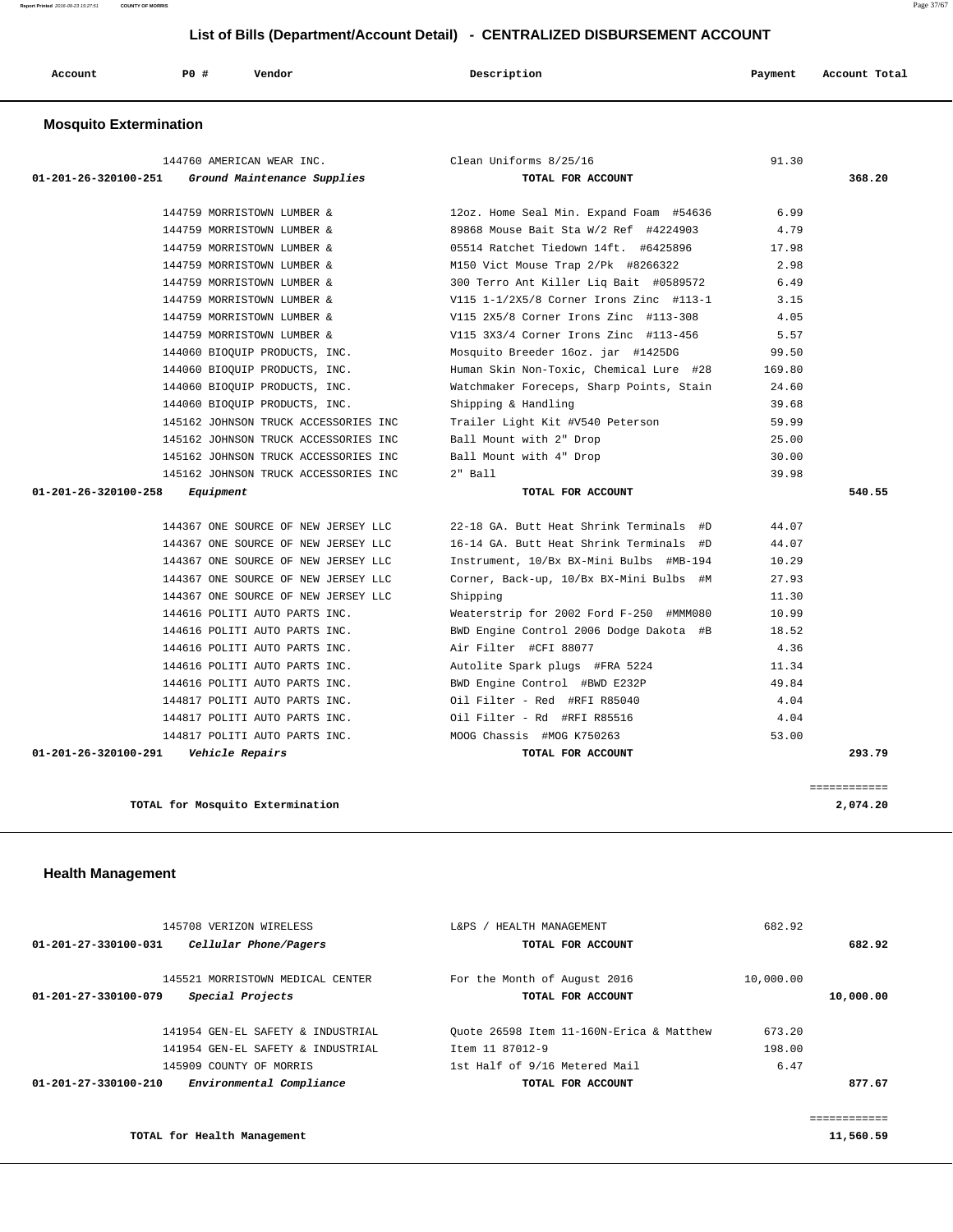# List of Bills (Department/Account Detail) - CENTRALIZED DISBURSEMENT ACCOUNT

| Account | PO # | Vendor | Description | Payment | Account Total |
|---|---|---|---|---|---|

## Mosquito Extermination

| Account | PO # | Vendor | Description | Payment | Account Total |
|---|---|---|---|---|---|
| | 144760 | AMERICAN WEAR INC. | Clean Uniforms 8/25/16 | 91.30 | |
| 01-201-26-320100-251 | | *Ground Maintenance Supplies* | TOTAL FOR ACCOUNT | | 368.20 |
| | 144759 | MORRISTOWN LUMBER & | 12oz. Home Seal Min. Expand Foam #54636 | 6.99 | |
| | 144759 | MORRISTOWN LUMBER & | 89868 Mouse Bait Sta W/2 Ref #4224903 | 4.79 | |
| | 144759 | MORRISTOWN LUMBER & | 05514 Ratchet Tiedown 14ft. #6425896 | 17.98 | |
| | 144759 | MORRISTOWN LUMBER & | M150 Vict Mouse Trap 2/Pk #8266322 | 2.98 | |
| | 144759 | MORRISTOWN LUMBER & | 300 Terro Ant Killer Liq Bait #0589572 | 6.49 | |
| | 144759 | MORRISTOWN LUMBER & | V115 1-1/2X5/8 Corner Irons Zinc #113-1 | 3.15 | |
| | 144759 | MORRISTOWN LUMBER & | V115 2X5/8 Corner Irons Zinc #113-308 | 4.05 | |
| | 144759 | MORRISTOWN LUMBER & | V115 3X3/4 Corner Irons Zinc #113-456 | 5.57 | |
| | 144060 | BIOQUIP PRODUCTS, INC. | Mosquito Breeder 16oz. jar #1425DG | 99.50 | |
| | 144060 | BIOQUIP PRODUCTS, INC. | Human Skin Non-Toxic, Chemical Lure #28 | 169.80 | |
| | 144060 | BIOQUIP PRODUCTS, INC. | Watchmaker Foreceps, Sharp Points, Stain | 24.60 | |
| | 144060 | BIOQUIP PRODUCTS, INC. | Shipping & Handling | 39.68 | |
| | 145162 | JOHNSON TRUCK ACCESSORIES INC | Trailer Light Kit #V540 Peterson | 59.99 | |
| | 145162 | JOHNSON TRUCK ACCESSORIES INC | Ball Mount with 2" Drop | 25.00 | |
| | 145162 | JOHNSON TRUCK ACCESSORIES INC | Ball Mount with 4" Drop | 30.00 | |
| | 145162 | JOHNSON TRUCK ACCESSORIES INC | 2" Ball | 39.98 | |
| 01-201-26-320100-258 | | *Equipment* | TOTAL FOR ACCOUNT | | 540.55 |
| | 144367 | ONE SOURCE OF NEW JERSEY LLC | 22-18 GA. Butt Heat Shrink Terminals #D | 44.07 | |
| | 144367 | ONE SOURCE OF NEW JERSEY LLC | 16-14 GA. Butt Heat Shrink Terminals #D | 44.07 | |
| | 144367 | ONE SOURCE OF NEW JERSEY LLC | Instrument, 10/Bx BX-Mini Bulbs #MB-194 | 10.29 | |
| | 144367 | ONE SOURCE OF NEW JERSEY LLC | Corner, Back-up, 10/Bx BX-Mini Bulbs #M | 27.93 | |
| | 144367 | ONE SOURCE OF NEW JERSEY LLC | Shipping | 11.30 | |
| | 144616 | POLITI AUTO PARTS INC. | Weaterstrip for 2002 Ford F-250 #MMM080 | 10.99 | |
| | 144616 | POLITI AUTO PARTS INC. | BWD Engine Control 2006 Dodge Dakota #B | 18.52 | |
| | 144616 | POLITI AUTO PARTS INC. | Air Filter #CFI 88077 | 4.36 | |
| | 144616 | POLITI AUTO PARTS INC. | Autolite Spark plugs #FRA 5224 | 11.34 | |
| | 144616 | POLITI AUTO PARTS INC. | BWD Engine Control #BWD E232P | 49.84 | |
| | 144817 | POLITI AUTO PARTS INC. | Oil Filter - Red #RFI R85040 | 4.04 | |
| | 144817 | POLITI AUTO PARTS INC. | Oil Filter - Rd #RFI R85516 | 4.04 | |
| | 144817 | POLITI AUTO PARTS INC. | MOOG Chassis #MOG K750263 | 53.00 | |
| 01-201-26-320100-291 | | *Vehicle Repairs* | TOTAL FOR ACCOUNT | | 293.79 |

**TOTAL for Mosquito Extermination** 2,074.20

## Health Management

| Account | PO # | Vendor | Description | Payment | Account Total |
|---|---|---|---|---|---|
| | 145708 | VERIZON WIRELESS | L&PS / HEALTH MANAGEMENT | 682.92 | |
| 01-201-27-330100-031 | | *Cellular Phone/Pagers* | TOTAL FOR ACCOUNT | | 682.92 |
| | 145521 | MORRISTOWN MEDICAL CENTER | For the Month of August 2016 | 10,000.00 | |
| 01-201-27-330100-079 | | *Special Projects* | TOTAL FOR ACCOUNT | | 10,000.00 |
| | 141954 | GEN-EL SAFETY & INDUSTRIAL | Quote 26598 Item 11-160N-Erica & Matthew | 673.20 | |
| | 141954 | GEN-EL SAFETY & INDUSTRIAL | Item 11 87012-9 | 198.00 | |
| | 145909 | COUNTY OF MORRIS | 1st Half of 9/16 Metered Mail | 6.47 | |
| 01-201-27-330100-210 | | *Environmental Compliance* | TOTAL FOR ACCOUNT | | 877.67 |

**TOTAL for Health Management** 11,560.59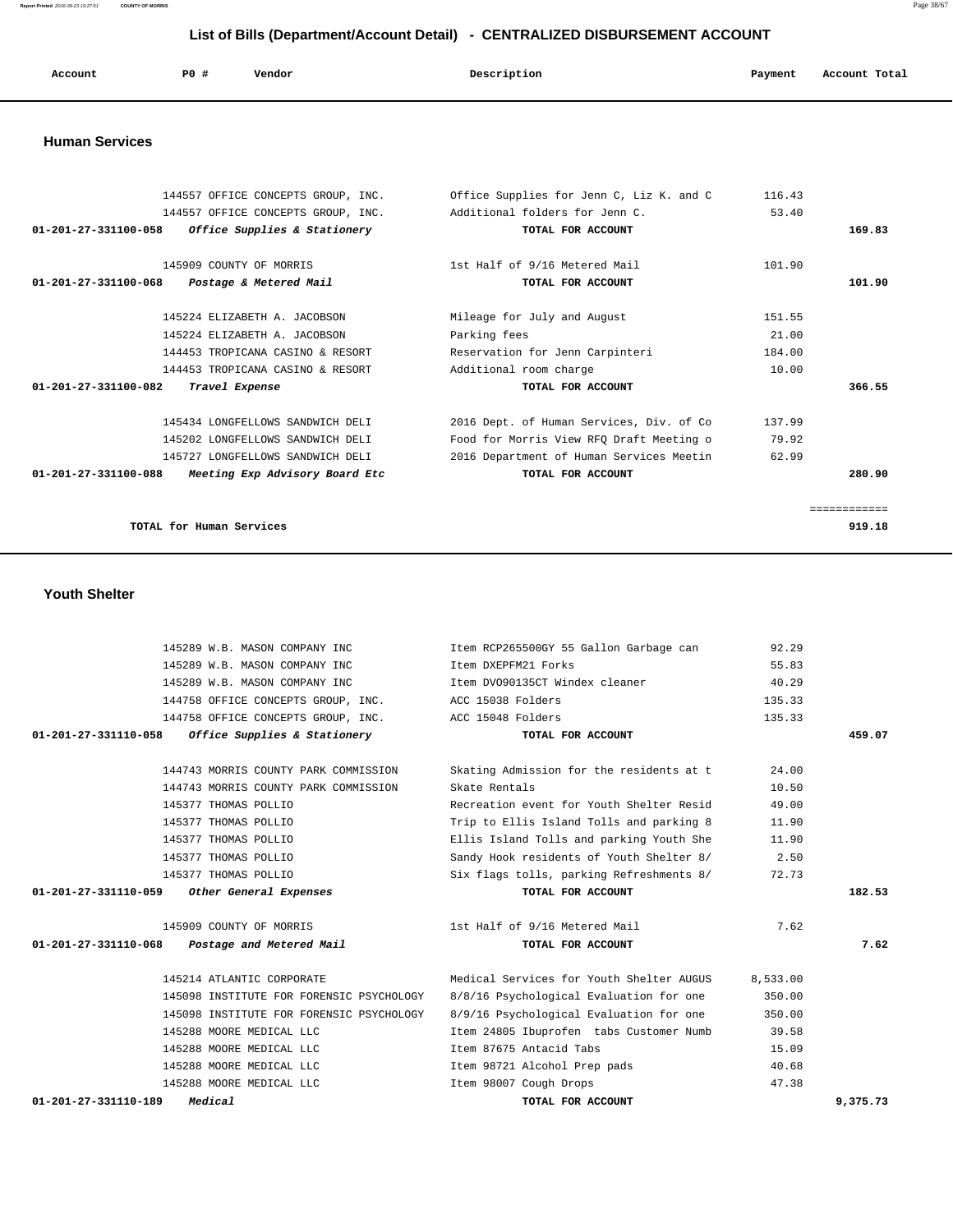# List of Bills (Department/Account Detail) - CENTRALIZED DISBURSEMENT ACCOUNT

| Account | PO # | Vendor | Description | Payment | Account Total |
|---|---|---|---|---|---|

## Human Services

| Account | PO # | Vendor | Description | Payment | Account Total |
|---|---|---|---|---|---|
| | 144557 | OFFICE CONCEPTS GROUP, INC. | Office Supplies for Jenn C, Liz K. and C | 116.43 | |
| | 144557 | OFFICE CONCEPTS GROUP, INC. | Additional folders for Jenn C. | 53.40 | |
| 01-201-27-331100-058 | | *Office Supplies & Stationery* | TOTAL FOR ACCOUNT | | 169.83 |
| | 145909 | COUNTY OF MORRIS | 1st Half of 9/16 Metered Mail | 101.90 | |
| 01-201-27-331100-068 | | *Postage & Metered Mail* | TOTAL FOR ACCOUNT | | 101.90 |
| | 145224 | ELIZABETH A. JACOBSON | Mileage for July and August | 151.55 | |
| | 145224 | ELIZABETH A. JACOBSON | Parking fees | 21.00 | |
| | 144453 | TROPICANA CASINO & RESORT | Reservation for Jenn Carpinteri | 184.00 | |
| | 144453 | TROPICANA CASINO & RESORT | Additional room charge | 10.00 | |
| 01-201-27-331100-082 | | *Travel Expense* | TOTAL FOR ACCOUNT | | 366.55 |
| | 145434 | LONGFELLOWS SANDWICH DELI | 2016 Dept. of Human Services, Div. of Co | 137.99 | |
| | 145202 | LONGFELLOWS SANDWICH DELI | Food for Morris View RFQ Draft Meeting o | 79.92 | |
| | 145727 | LONGFELLOWS SANDWICH DELI | 2016 Department of Human Services Meetin | 62.99 | |
| 01-201-27-331100-088 | | *Meeting Exp Advisory Board Etc* | TOTAL FOR ACCOUNT | | 280.90 |

TOTAL for Human Services: 919.18

## Youth Shelter

| Account | PO # | Vendor | Description | Payment | Account Total |
|---|---|---|---|---|---|
| | 145289 | W.B. MASON COMPANY INC | Item RCP265500GY 55 Gallon Garbage can | 92.29 | |
| | 145289 | W.B. MASON COMPANY INC | Item DXEPFM21 Forks | 55.83 | |
| | 145289 | W.B. MASON COMPANY INC | Item DVO90135CT Windex cleaner | 40.29 | |
| | 144758 | OFFICE CONCEPTS GROUP, INC. | ACC 15038 Folders | 135.33 | |
| | 144758 | OFFICE CONCEPTS GROUP, INC. | ACC 15048 Folders | 135.33 | |
| 01-201-27-331110-058 | | *Office Supplies & Stationery* | TOTAL FOR ACCOUNT | | 459.07 |
| | 144743 | MORRIS COUNTY PARK COMMISSION | Skating Admission for the residents at t | 24.00 | |
| | 144743 | MORRIS COUNTY PARK COMMISSION | Skate Rentals | 10.50 | |
| | 145377 | THOMAS POLLIO | Recreation event for Youth Shelter Resid | 49.00 | |
| | 145377 | THOMAS POLLIO | Trip to Ellis Island Tolls and parking 8 | 11.90 | |
| | 145377 | THOMAS POLLIO | Ellis Island Tolls and parking Youth She | 11.90 | |
| | 145377 | THOMAS POLLIO | Sandy Hook residents of Youth Shelter 8/ | 2.50 | |
| | 145377 | THOMAS POLLIO | Six flags tolls, parking Refreshments 8/ | 72.73 | |
| 01-201-27-331110-059 | | *Other General Expenses* | TOTAL FOR ACCOUNT | | 182.53 |
| | 145909 | COUNTY OF MORRIS | 1st Half of 9/16 Metered Mail | 7.62 | |
| 01-201-27-331110-068 | | *Postage and Metered Mail* | TOTAL FOR ACCOUNT | | 7.62 |
| | 145214 | ATLANTIC CORPORATE | Medical Services for Youth Shelter AUGUS | 8,533.00 | |
| | 145098 | INSTITUTE FOR FORENSIC PSYCHOLOGY | 8/8/16 Psychological Evaluation for one | 350.00 | |
| | 145098 | INSTITUTE FOR FORENSIC PSYCHOLOGY | 8/9/16 Psychological Evaluation for one | 350.00 | |
| | 145288 | MOORE MEDICAL LLC | Item 24805 Ibuprofen tabs Customer Numb | 39.58 | |
| | 145288 | MOORE MEDICAL LLC | Item 87675 Antacid Tabs | 15.09 | |
| | 145288 | MOORE MEDICAL LLC | Item 98721 Alcohol Prep pads | 40.68 | |
| | 145288 | MOORE MEDICAL LLC | Item 98007 Cough Drops | 47.38 | |
| 01-201-27-331110-189 | | *Medical* | TOTAL FOR ACCOUNT | | 9,375.73 |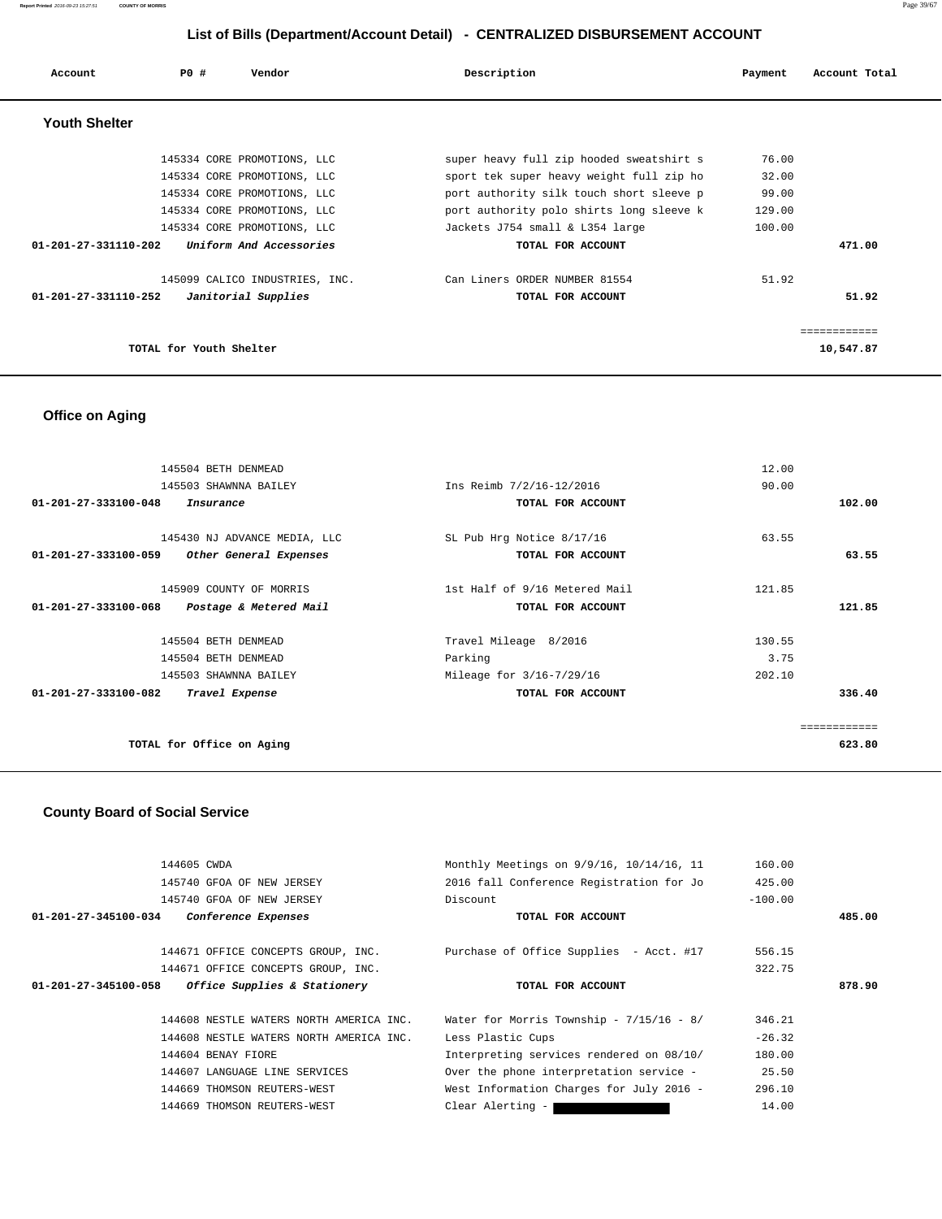## List of Bills (Department/Account Detail) - CENTRALIZED DISBURSEMENT ACCOUNT

| Account | PO # | Vendor | Description | Payment | Account Total |
|---|---|---|---|---|---|

### Youth Shelter

| Account | PO # | Vendor | Description | Payment | Account Total |
|---|---|---|---|---|---|
| | 145334 | CORE PROMOTIONS, LLC | super heavy full zip hooded sweatshirt s | 76.00 | |
| | 145334 | CORE PROMOTIONS, LLC | sport tek super heavy weight full zip ho | 32.00 | |
| | 145334 | CORE PROMOTIONS, LLC | port authority silk touch short sleeve p | 99.00 | |
| | 145334 | CORE PROMOTIONS, LLC | port authority polo shirts long sleeve k | 129.00 | |
| | 145334 | CORE PROMOTIONS, LLC | Jackets J754 small & L354 large | 100.00 | |
| **01-201-27-331110-202** | | *Uniform And Accessories* | **TOTAL FOR ACCOUNT** | | **471.00** |
| | 145099 | CALICO INDUSTRIES, INC. | Can Liners ORDER NUMBER 81554 | 51.92 | |
| **01-201-27-331110-252** | | *Janitorial Supplies* | **TOTAL FOR ACCOUNT** | | **51.92** |
| | | **TOTAL for Youth Shelter** | | | **10,547.87** |

### Office on Aging

| Account | PO # | Vendor | Description | Payment | Account Total |
|---|---|---|---|---|---|
| | 145504 | BETH DENMEAD | | 12.00 | |
| | 145503 | SHAWNNA BAILEY | Ins Reimb 7/2/16-12/2016 | 90.00 | |
| **01-201-27-333100-048** | | *Insurance* | **TOTAL FOR ACCOUNT** | | **102.00** |
| | 145430 | NJ ADVANCE MEDIA, LLC | SL Pub Hrg Notice 8/17/16 | 63.55 | |
| **01-201-27-333100-059** | | *Other General Expenses* | **TOTAL FOR ACCOUNT** | | **63.55** |
| | 145909 | COUNTY OF MORRIS | 1st Half of 9/16 Metered Mail | 121.85 | |
| **01-201-27-333100-068** | | *Postage & Metered Mail* | **TOTAL FOR ACCOUNT** | | **121.85** |
| | 145504 | BETH DENMEAD | Travel Mileage 8/2016 | 130.55 | |
| | 145504 | BETH DENMEAD | Parking | 3.75 | |
| | 145503 | SHAWNNA BAILEY | Mileage for 3/16-7/29/16 | 202.10 | |
| **01-201-27-333100-082** | | *Travel Expense* | **TOTAL FOR ACCOUNT** | | **336.40** |
| | | **TOTAL for Office on Aging** | | | **623.80** |

### County Board of Social Service

| Account | PO # | Vendor | Description | Payment | Account Total |
|---|---|---|---|---|---|
| | 144605 | CWDA | Monthly Meetings on 9/9/16, 10/14/16, 11 | 160.00 | |
| | 145740 | GFOA OF NEW JERSEY | 2016 fall Conference Registration for Jo | 425.00 | |
| | 145740 | GFOA OF NEW JERSEY | Discount | -100.00 | |
| **01-201-27-345100-034** | | *Conference Expenses* | **TOTAL FOR ACCOUNT** | | **485.00** |
| | 144671 | OFFICE CONCEPTS GROUP, INC. | Purchase of Office Supplies - Acct. #17 | 556.15 | |
| | 144671 | OFFICE CONCEPTS GROUP, INC. | | 322.75 | |
| **01-201-27-345100-058** | | *Office Supplies & Stationery* | **TOTAL FOR ACCOUNT** | | **878.90** |
| | 144608 | NESTLE WATERS NORTH AMERICA INC. | Water for Morris Township - 7/15/16 - 8/ | 346.21 | |
| | 144608 | NESTLE WATERS NORTH AMERICA INC. | Less Plastic Cups | -26.32 | |
| | 144604 | BENAY FIORE | Interpreting services rendered on 08/10/ | 180.00 | |
| | 144607 | LANGUAGE LINE SERVICES | Over the phone interpretation service - | 25.50 | |
| | 144669 | THOMSON REUTERS-WEST | West Information Charges for July 2016 - | 296.10 | |
| | 144669 | THOMSON REUTERS-WEST | Clear Alerting - [REDACTED] | 14.00 | |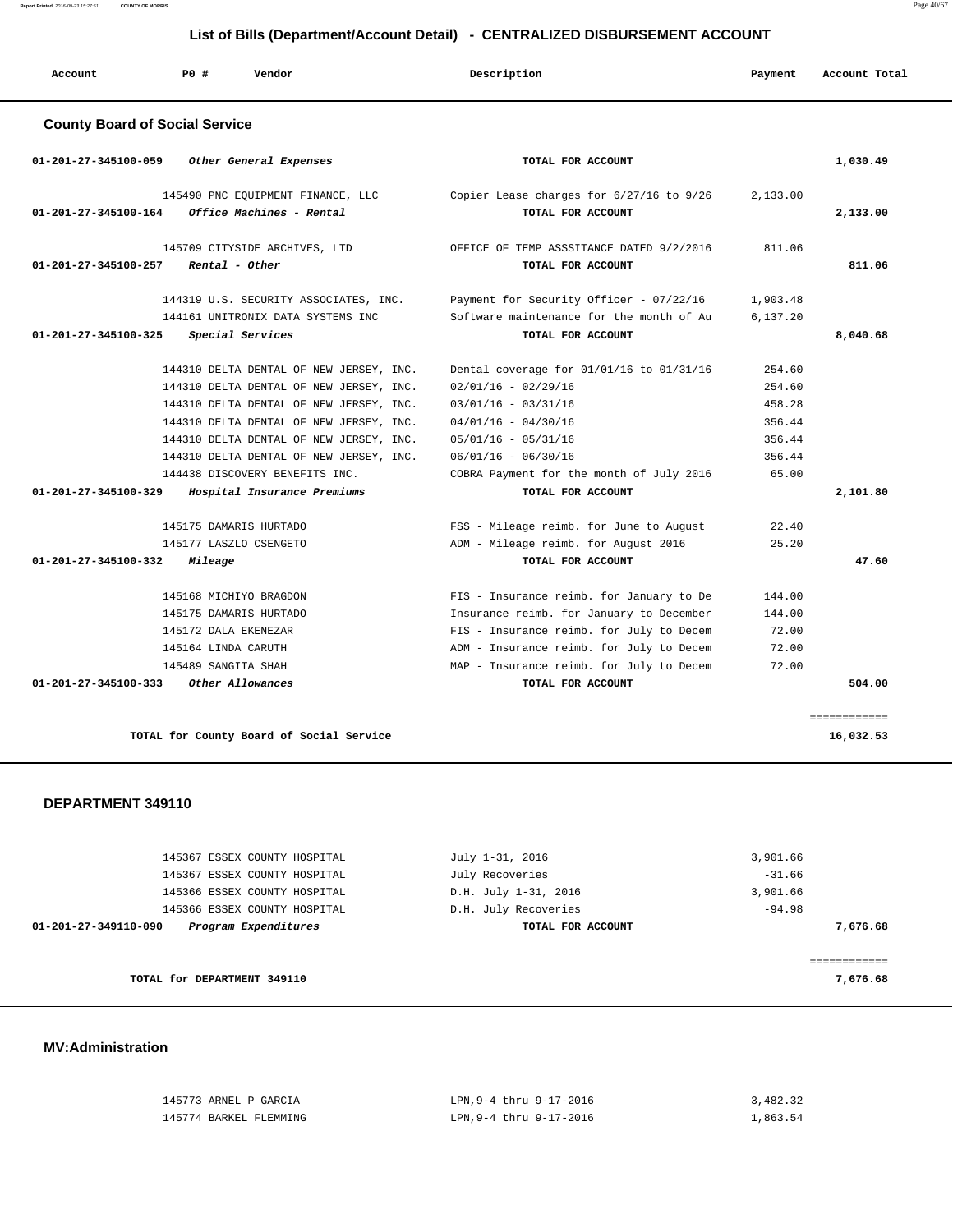# List of Bills (Department/Account Detail) - CENTRALIZED DISBURSEMENT ACCOUNT

| Account | PO # | Vendor | Description | Payment | Account Total |
|---|---|---|---|---|---|

## County Board of Social Service

| Account | PO # | Vendor | Description | Payment | Account Total |
|---|---|---|---|---|---|
| 01-201-27-345100-059 | | *Other General Expenses* | TOTAL FOR ACCOUNT | | 1,030.49 |
| | 145490 | PNC EQUIPMENT FINANCE, LLC | Copier Lease charges for 6/27/16 to 9/26 | 2,133.00 | |
| 01-201-27-345100-164 | | *Office Machines - Rental* | TOTAL FOR ACCOUNT | | 2,133.00 |
| | 145709 | CITYSIDE ARCHIVES, LTD | OFFICE OF TEMP ASSSITANCE DATED 9/2/2016 | 811.06 | |
| 01-201-27-345100-257 | | *Rental - Other* | TOTAL FOR ACCOUNT | | 811.06 |
| | 144319 | U.S. SECURITY ASSOCIATES, INC. | Payment for Security Officer - 07/22/16 | 1,903.48 | |
| | 144161 | UNITRONIX DATA SYSTEMS INC | Software maintenance for the month of Au | 6,137.20 | |
| 01-201-27-345100-325 | | *Special Services* | TOTAL FOR ACCOUNT | | 8,040.68 |
| | 144310 | DELTA DENTAL OF NEW JERSEY, INC. | Dental coverage for 01/01/16 to 01/31/16 | 254.60 | |
| | 144310 | DELTA DENTAL OF NEW JERSEY, INC. | 02/01/16 - 02/29/16 | 254.60 | |
| | 144310 | DELTA DENTAL OF NEW JERSEY, INC. | 03/01/16 - 03/31/16 | 458.28 | |
| | 144310 | DELTA DENTAL OF NEW JERSEY, INC. | 04/01/16 - 04/30/16 | 356.44 | |
| | 144310 | DELTA DENTAL OF NEW JERSEY, INC. | 05/01/16 - 05/31/16 | 356.44 | |
| | 144310 | DELTA DENTAL OF NEW JERSEY, INC. | 06/01/16 - 06/30/16 | 356.44 | |
| | 144438 | DISCOVERY BENEFITS INC. | COBRA Payment for the month of July 2016 | 65.00 | |
| 01-201-27-345100-329 | | *Hospital Insurance Premiums* | TOTAL FOR ACCOUNT | | 2,101.80 |
| | 145175 | DAMARIS HURTADO | FSS - Mileage reimb. for June to August | 22.40 | |
| | 145177 | LASZLO CSENGETO | ADM - Mileage reimb. for August 2016 | 25.20 | |
| 01-201-27-345100-332 | | *Mileage* | TOTAL FOR ACCOUNT | | 47.60 |
| | 145168 | MICHIYO BRAGDON | FIS - Insurance reimb. for January to De | 144.00 | |
| | 145175 | DAMARIS HURTADO | Insurance reimb. for January to December | 144.00 | |
| | 145172 | DALA EKENEZAR | FIS - Insurance reimb. for July to Decem | 72.00 | |
| | 145164 | LINDA CARUTH | ADM - Insurance reimb. for July to Decem | 72.00 | |
| | 145489 | SANGITA SHAH | MAP - Insurance reimb. for July to Decem | 72.00 | |
| 01-201-27-345100-333 | | *Other Allowances* | TOTAL FOR ACCOUNT | | 504.00 |
| | | TOTAL for County Board of Social Service | | | 16,032.53 |

## DEPARTMENT 349110

| Account | PO # | Vendor | Description | Payment | Account Total |
|---|---|---|---|---|---|
| | 145367 | ESSEX COUNTY HOSPITAL | July 1-31, 2016 | 3,901.66 | |
| | 145367 | ESSEX COUNTY HOSPITAL | July Recoveries | -31.66 | |
| | 145366 | ESSEX COUNTY HOSPITAL | D.H. July 1-31, 2016 | 3,901.66 | |
| | 145366 | ESSEX COUNTY HOSPITAL | D.H. July Recoveries | -94.98 | |
| 01-201-27-349110-090 | | *Program Expenditures* | TOTAL FOR ACCOUNT | | 7,676.68 |
| | | TOTAL for DEPARTMENT 349110 | | | 7,676.68 |

## MV:Administration

| Account | PO # | Vendor | Description | Payment | Account Total |
|---|---|---|---|---|---|
| | 145773 | ARNEL P GARCIA | LPN,9-4 thru 9-17-2016 | 3,482.32 | |
| | 145774 | BARKEL FLEMMING | LPN,9-4 thru 9-17-2016 | 1,863.54 | |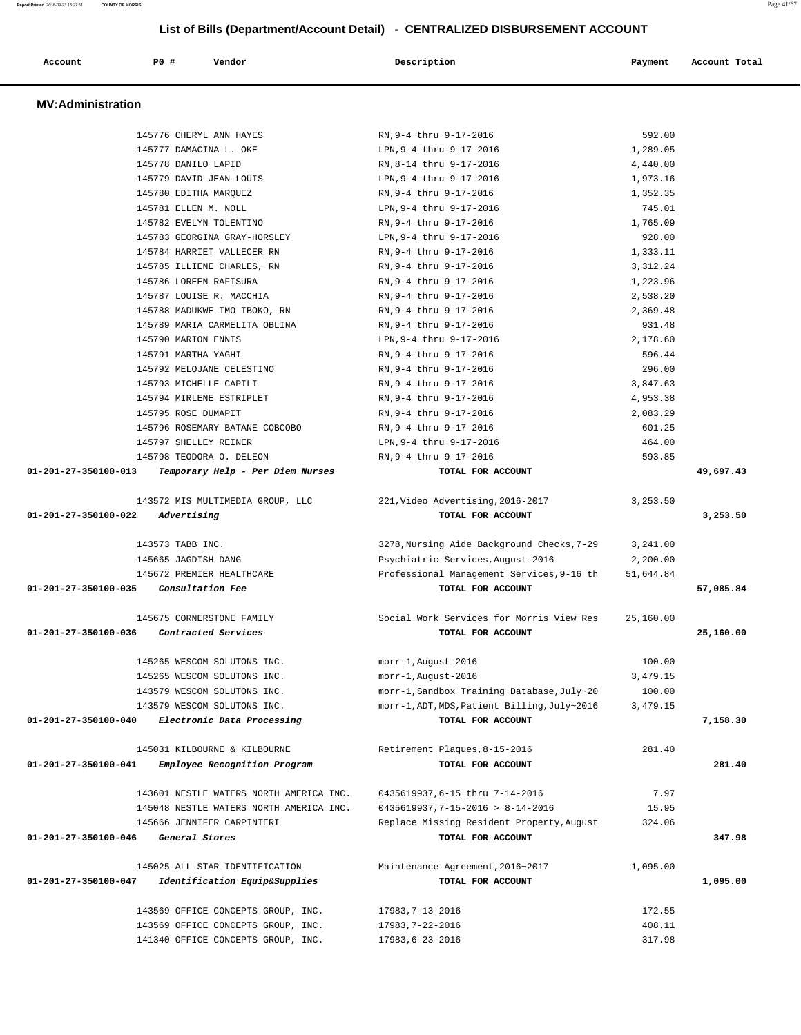## List of Bills (Department/Account Detail) - CENTRALIZED DISBURSEMENT ACCOUNT

| Account | PO # | Vendor | Description | Payment | Account Total |
|---|---|---|---|---|---|

### MV:Administration

| Account | PO # | Vendor | Description | Payment | Account Total |
|---|---|---|---|---|---|
| | 145776 | CHERYL ANN HAYES | RN,9-4 thru 9-17-2016 | 592.00 | |
| | 145777 | DAMACINA L. OKE | LPN,9-4 thru 9-17-2016 | 1,289.05 | |
| | 145778 | DANILO LAPID | RN,8-14 thru 9-17-2016 | 4,440.00 | |
| | 145779 | DAVID JEAN-LOUIS | LPN,9-4 thru 9-17-2016 | 1,973.16 | |
| | 145780 | EDITHA MARQUEZ | RN,9-4 thru 9-17-2016 | 1,352.35 | |
| | 145781 | ELLEN M. NOLL | LPN,9-4 thru 9-17-2016 | 745.01 | |
| | 145782 | EVELYN TOLENTINO | RN,9-4 thru 9-17-2016 | 1,765.09 | |
| | 145783 | GEORGINA GRAY-HORSLEY | LPN,9-4 thru 9-17-2016 | 928.00 | |
| | 145784 | HARRIET VALLECER RN | RN,9-4 thru 9-17-2016 | 1,333.11 | |
| | 145785 | ILLIENE CHARLES, RN | RN,9-4 thru 9-17-2016 | 3,312.24 | |
| | 145786 | LOREEN RAFISURA | RN,9-4 thru 9-17-2016 | 1,223.96 | |
| | 145787 | LOUISE R. MACCHIA | RN,9-4 thru 9-17-2016 | 2,538.20 | |
| | 145788 | MADUKWE IMO IBOKO, RN | RN,9-4 thru 9-17-2016 | 2,369.48 | |
| | 145789 | MARIA CARMELITA OBLINA | RN,9-4 thru 9-17-2016 | 931.48 | |
| | 145790 | MARION ENNIS | LPN,9-4 thru 9-17-2016 | 2,178.60 | |
| | 145791 | MARTHA YAGHI | RN,9-4 thru 9-17-2016 | 596.44 | |
| | 145792 | MELOJANE CELESTINO | RN,9-4 thru 9-17-2016 | 296.00 | |
| | 145793 | MICHELLE CAPILI | RN,9-4 thru 9-17-2016 | 3,847.63 | |
| | 145794 | MIRLENE ESTRIPLET | RN,9-4 thru 9-17-2016 | 4,953.38 | |
| | 145795 | ROSE DUMAPIT | RN,9-4 thru 9-17-2016 | 2,083.29 | |
| | 145796 | ROSEMARY BATANE COBCOBO | RN,9-4 thru 9-17-2016 | 601.25 | |
| | 145797 | SHELLEY REINER | LPN,9-4 thru 9-17-2016 | 464.00 | |
| | 145798 | TEODORA O. DELEON | RN,9-4 thru 9-17-2016 | 593.85 | |
| **01-201-27-350100-013** | | *Temporary Help - Per Diem Nurses* | **TOTAL FOR ACCOUNT** | | **49,697.43** |
| | 143572 | MIS MULTIMEDIA GROUP, LLC | 221,Video Advertising,2016-2017 | 3,253.50 | |
| **01-201-27-350100-022** | | *Advertising* | **TOTAL FOR ACCOUNT** | | **3,253.50** |
| | 143573 | TABB INC. | 3278,Nursing Aide Background Checks,7-29 | 3,241.00 | |
| | 145665 | JAGDISH DANG | Psychiatric Services,August-2016 | 2,200.00 | |
| | 145672 | PREMIER HEALTHCARE | Professional Management Services,9-16 th | 51,644.84 | |
| **01-201-27-350100-035** | | *Consultation Fee* | **TOTAL FOR ACCOUNT** | | **57,085.84** |
| | 145675 | CORNERSTONE FAMILY | Social Work Services for Morris View Res | 25,160.00 | |
| **01-201-27-350100-036** | | *Contracted Services* | **TOTAL FOR ACCOUNT** | | **25,160.00** |
| | 145265 | WESCOM SOLUTONS INC. | morr-1,August-2016 | 100.00 | |
| | 145265 | WESCOM SOLUTONS INC. | morr-1,August-2016 | 3,479.15 | |
| | 143579 | WESCOM SOLUTONS INC. | morr-1,Sandbox Training Database,July~20 | 100.00 | |
| | 143579 | WESCOM SOLUTONS INC. | morr-1,ADT,MDS,Patient Billing,July~2016 | 3,479.15 | |
| **01-201-27-350100-040** | | *Electronic Data Processing* | **TOTAL FOR ACCOUNT** | | **7,158.30** |
| | 145031 | KILBOURNE & KILBOURNE | Retirement Plaques,8-15-2016 | 281.40 | |
| **01-201-27-350100-041** | | *Employee Recognition Program* | **TOTAL FOR ACCOUNT** | | **281.40** |
| | 143601 | NESTLE WATERS NORTH AMERICA INC. | 0435619937,6-15 thru 7-14-2016 | 7.97 | |
| | 145048 | NESTLE WATERS NORTH AMERICA INC. | 0435619937,7-15-2016 > 8-14-2016 | 15.95 | |
| | 145666 | JENNIFER CARPINTERI | Replace Missing Resident Property,August | 324.06 | |
| **01-201-27-350100-046** | | *General Stores* | **TOTAL FOR ACCOUNT** | | **347.98** |
| | 145025 | ALL-STAR IDENTIFICATION | Maintenance Agreement,2016~2017 | 1,095.00 | |
| **01-201-27-350100-047** | | *Identification Equip&Supplies* | **TOTAL FOR ACCOUNT** | | **1,095.00** |
| | 143569 | OFFICE CONCEPTS GROUP, INC. | 17983,7-13-2016 | 172.55 | |
| | 143569 | OFFICE CONCEPTS GROUP, INC. | 17983,7-22-2016 | 408.11 | |
| | 141340 | OFFICE CONCEPTS GROUP, INC. | 17983,6-23-2016 | 317.98 | |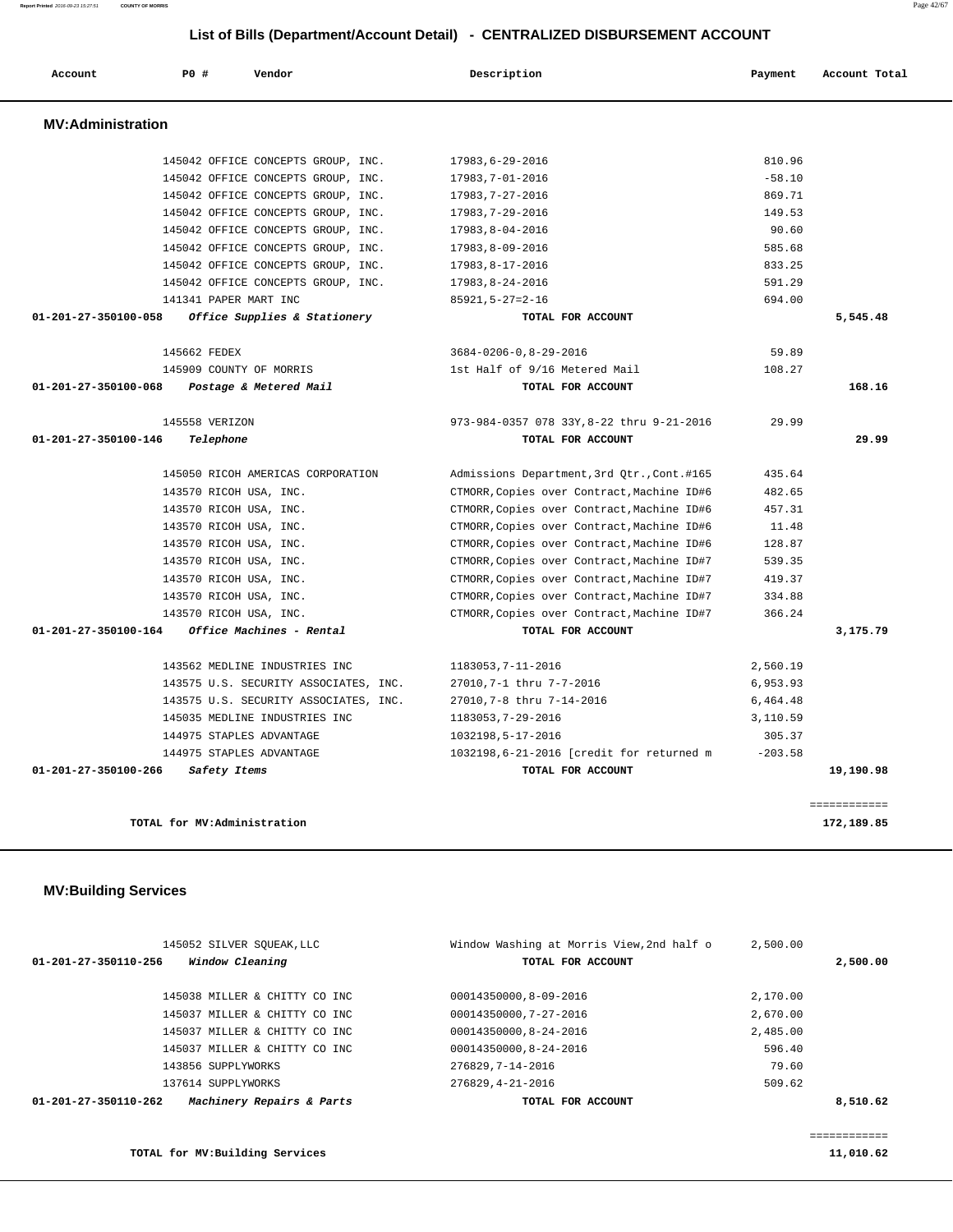## List of Bills (Department/Account Detail) - CENTRALIZED DISBURSEMENT ACCOUNT

| Account | PO # | Vendor | Description | Payment | Account Total |
|---|---|---|---|---|---|

### MV:Administration

| Account | PO # | Vendor | Description | Payment | Account Total |
|---|---|---|---|---|---|
| | 145042 | OFFICE CONCEPTS GROUP, INC. | 17983,6-29-2016 | 810.96 | |
| | 145042 | OFFICE CONCEPTS GROUP, INC. | 17983,7-01-2016 | -58.10 | |
| | 145042 | OFFICE CONCEPTS GROUP, INC. | 17983,7-27-2016 | 869.71 | |
| | 145042 | OFFICE CONCEPTS GROUP, INC. | 17983,7-29-2016 | 149.53 | |
| | 145042 | OFFICE CONCEPTS GROUP, INC. | 17983,8-04-2016 | 90.60 | |
| | 145042 | OFFICE CONCEPTS GROUP, INC. | 17983,8-09-2016 | 585.68 | |
| | 145042 | OFFICE CONCEPTS GROUP, INC. | 17983,8-17-2016 | 833.25 | |
| | 145042 | OFFICE CONCEPTS GROUP, INC. | 17983,8-24-2016 | 591.29 | |
| | 141341 | PAPER MART INC | 85921,5-27=2-16 | 694.00 | |
| **01-201-27-350100-058** | | ***Office Supplies & Stationery*** | **TOTAL FOR ACCOUNT** | | **5,545.48** |
| | 145662 | FEDEX | 3684-0206-0,8-29-2016 | 59.89 | |
| | 145909 | COUNTY OF MORRIS | 1st Half of 9/16 Metered Mail | 108.27 | |
| **01-201-27-350100-068** | | ***Postage & Metered Mail*** | **TOTAL FOR ACCOUNT** | | **168.16** |
| | 145558 | VERIZON | 973-984-0357 078 33Y,8-22 thru 9-21-2016 | 29.99 | |
| **01-201-27-350100-146** | | ***Telephone*** | **TOTAL FOR ACCOUNT** | | **29.99** |
| | 145050 | RICOH AMERICAS CORPORATION | Admissions Department,3rd Qtr.,Cont.#165 | 435.64 | |
| | 143570 | RICOH USA, INC. | CTMORR,Copies over Contract,Machine ID#6 | 482.65 | |
| | 143570 | RICOH USA, INC. | CTMORR,Copies over Contract,Machine ID#6 | 457.31 | |
| | 143570 | RICOH USA, INC. | CTMORR,Copies over Contract,Machine ID#6 | 11.48 | |
| | 143570 | RICOH USA, INC. | CTMORR,Copies over Contract,Machine ID#6 | 128.87 | |
| | 143570 | RICOH USA, INC. | CTMORR,Copies over Contract,Machine ID#7 | 539.35 | |
| | 143570 | RICOH USA, INC. | CTMORR,Copies over Contract,Machine ID#7 | 419.37 | |
| | 143570 | RICOH USA, INC. | CTMORR,Copies over Contract,Machine ID#7 | 334.88 | |
| | 143570 | RICOH USA, INC. | CTMORR,Copies over Contract,Machine ID#7 | 366.24 | |
| **01-201-27-350100-164** | | ***Office Machines - Rental*** | **TOTAL FOR ACCOUNT** | | **3,175.79** |
| | 143562 | MEDLINE INDUSTRIES INC | 1183053,7-11-2016 | 2,560.19 | |
| | 143575 | U.S. SECURITY ASSOCIATES, INC. | 27010,7-1 thru 7-7-2016 | 6,953.93 | |
| | 143575 | U.S. SECURITY ASSOCIATES, INC. | 27010,7-8 thru 7-14-2016 | 6,464.48 | |
| | 145035 | MEDLINE INDUSTRIES INC | 1183053,7-29-2016 | 3,110.59 | |
| | 144975 | STAPLES ADVANTAGE | 1032198,5-17-2016 | 305.37 | |
| | 144975 | STAPLES ADVANTAGE | 1032198,6-21-2016 [credit for returned m | -203.58 | |
| **01-201-27-350100-266** | | ***Safety Items*** | **TOTAL FOR ACCOUNT** | | **19,190.98** |
| | | **TOTAL for MV:Administration** | | | **172,189.85** |

### MV:Building Services

| Account | PO # | Vendor | Description | Payment | Account Total |
|---|---|---|---|---|---|
| | 145052 | SILVER SQUEAK,LLC | Window Washing at Morris View,2nd half o | 2,500.00 | |
| **01-201-27-350110-256** | | ***Window Cleaning*** | **TOTAL FOR ACCOUNT** | | **2,500.00** |
| | 145038 | MILLER & CHITTY CO INC | 00014350000,8-09-2016 | 2,170.00 | |
| | 145037 | MILLER & CHITTY CO INC | 00014350000,7-27-2016 | 2,670.00 | |
| | 145037 | MILLER & CHITTY CO INC | 00014350000,8-24-2016 | 2,485.00 | |
| | 145037 | MILLER & CHITTY CO INC | 00014350000,8-24-2016 | 596.40 | |
| | 143856 | SUPPLYWORKS | 276829,7-14-2016 | 79.60 | |
| | 137614 | SUPPLYWORKS | 276829,4-21-2016 | 509.62 | |
| **01-201-27-350110-262** | | ***Machinery Repairs & Parts*** | **TOTAL FOR ACCOUNT** | | **8,510.62** |
| | | **TOTAL for MV:Building Services** | | | **11,010.62** |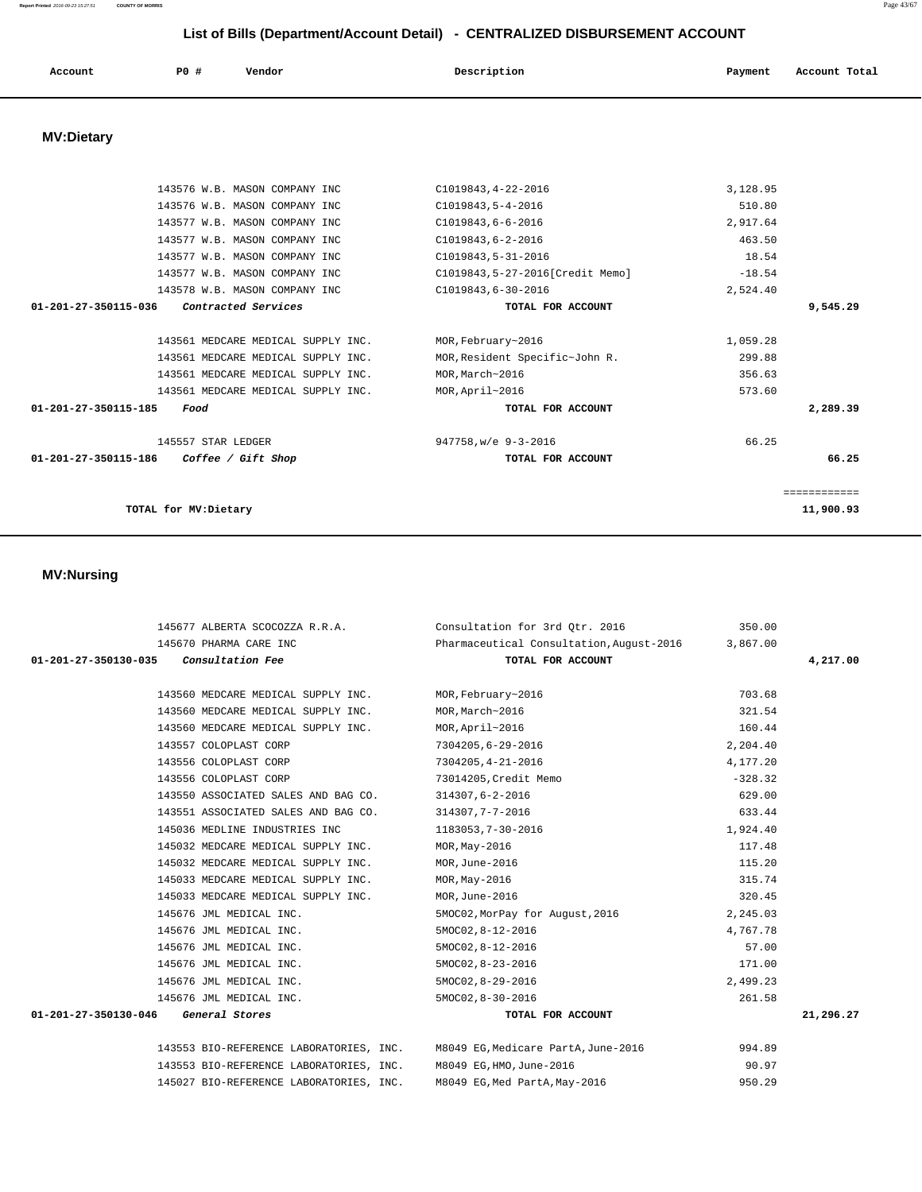## List of Bills (Department/Account Detail) - CENTRALIZED DISBURSEMENT ACCOUNT

| Account | PO # | Vendor | Description | Payment | Account Total |
|---|---|---|---|---|---|

### MV:Dietary

| Account | PO # | Vendor | Description | Payment | Account Total |
|---|---|---|---|---|---|
| | 143576 | W.B. MASON COMPANY INC | C1019843,4-22-2016 | 3,128.95 | |
| | 143576 | W.B. MASON COMPANY INC | C1019843,5-4-2016 | 510.80 | |
| | 143577 | W.B. MASON COMPANY INC | C1019843,6-6-2016 | 2,917.64 | |
| | 143577 | W.B. MASON COMPANY INC | C1019843,6-2-2016 | 463.50 | |
| | 143577 | W.B. MASON COMPANY INC | C1019843,5-31-2016 | 18.54 | |
| | 143577 | W.B. MASON COMPANY INC | C1019843,5-27-2016[Credit Memo] | -18.54 | |
| | 143578 | W.B. MASON COMPANY INC | C1019843,6-30-2016 | 2,524.40 | |
| **01-201-27-350115-036** | | *Contracted Services* | **TOTAL FOR ACCOUNT** | | **9,545.29** |
| | 143561 | MEDCARE MEDICAL SUPPLY INC. | MOR,February~2016 | 1,059.28 | |
| | 143561 | MEDCARE MEDICAL SUPPLY INC. | MOR,Resident Specific~John R. | 299.88 | |
| | 143561 | MEDCARE MEDICAL SUPPLY INC. | MOR,March~2016 | 356.63 | |
| | 143561 | MEDCARE MEDICAL SUPPLY INC. | MOR,April~2016 | 573.60 | |
| **01-201-27-350115-185** | | *Food* | **TOTAL FOR ACCOUNT** | | **2,289.39** |
| | 145557 | STAR LEDGER | 947758,w/e 9-3-2016 | 66.25 | |
| **01-201-27-350115-186** | | *Coffee / Gift Shop* | **TOTAL FOR ACCOUNT** | | **66.25** |
| | | | | | ============ |
| **TOTAL for MV:Dietary** | | | | | **11,900.93** |

### MV:Nursing

| Account | PO # | Vendor | Description | Payment | Account Total |
|---|---|---|---|---|---|
| | 145677 | ALBERTA SCOCOZZA R.R.A. | Consultation for 3rd Qtr. 2016 | 350.00 | |
| | 145670 | PHARMA CARE INC | Pharmaceutical Consultation,August-2016 | 3,867.00 | |
| **01-201-27-350130-035** | | *Consultation Fee* | **TOTAL FOR ACCOUNT** | | **4,217.00** |
| | 143560 | MEDCARE MEDICAL SUPPLY INC. | MOR,February~2016 | 703.68 | |
| | 143560 | MEDCARE MEDICAL SUPPLY INC. | MOR,March~2016 | 321.54 | |
| | 143560 | MEDCARE MEDICAL SUPPLY INC. | MOR,April~2016 | 160.44 | |
| | 143557 | COLOPLAST CORP | 7304205,6-29-2016 | 2,204.40 | |
| | 143556 | COLOPLAST CORP | 7304205,4-21-2016 | 4,177.20 | |
| | 143556 | COLOPLAST CORP | 73014205,Credit Memo | -328.32 | |
| | 143550 | ASSOCIATED SALES AND BAG CO. | 314307,6-2-2016 | 629.00 | |
| | 143551 | ASSOCIATED SALES AND BAG CO. | 314307,7-7-2016 | 633.44 | |
| | 145036 | MEDLINE INDUSTRIES INC | 1183053,7-30-2016 | 1,924.40 | |
| | 145032 | MEDCARE MEDICAL SUPPLY INC. | MOR,May-2016 | 117.48 | |
| | 145032 | MEDCARE MEDICAL SUPPLY INC. | MOR,June-2016 | 115.20 | |
| | 145033 | MEDCARE MEDICAL SUPPLY INC. | MOR,May-2016 | 315.74 | |
| | 145033 | MEDCARE MEDICAL SUPPLY INC. | MOR,June-2016 | 320.45 | |
| | 145676 | JML MEDICAL INC. | 5MOC02,MorPay for August,2016 | 2,245.03 | |
| | 145676 | JML MEDICAL INC. | 5MOC02,8-12-2016 | 4,767.78 | |
| | 145676 | JML MEDICAL INC. | 5MOC02,8-12-2016 | 57.00 | |
| | 145676 | JML MEDICAL INC. | 5MOC02,8-23-2016 | 171.00 | |
| | 145676 | JML MEDICAL INC. | 5MOC02,8-29-2016 | 2,499.23 | |
| | 145676 | JML MEDICAL INC. | 5MOC02,8-30-2016 | 261.58 | |
| **01-201-27-350130-046** | | *General Stores* | **TOTAL FOR ACCOUNT** | | **21,296.27** |
| | 143553 | BIO-REFERENCE LABORATORIES, INC. | M8049 EG,Medicare PartA,June-2016 | 994.89 | |
| | 143553 | BIO-REFERENCE LABORATORIES, INC. | M8049 EG,HMO,June-2016 | 90.97 | |
| | 145027 | BIO-REFERENCE LABORATORIES, INC. | M8049 EG,Med PartA,May-2016 | 950.29 | |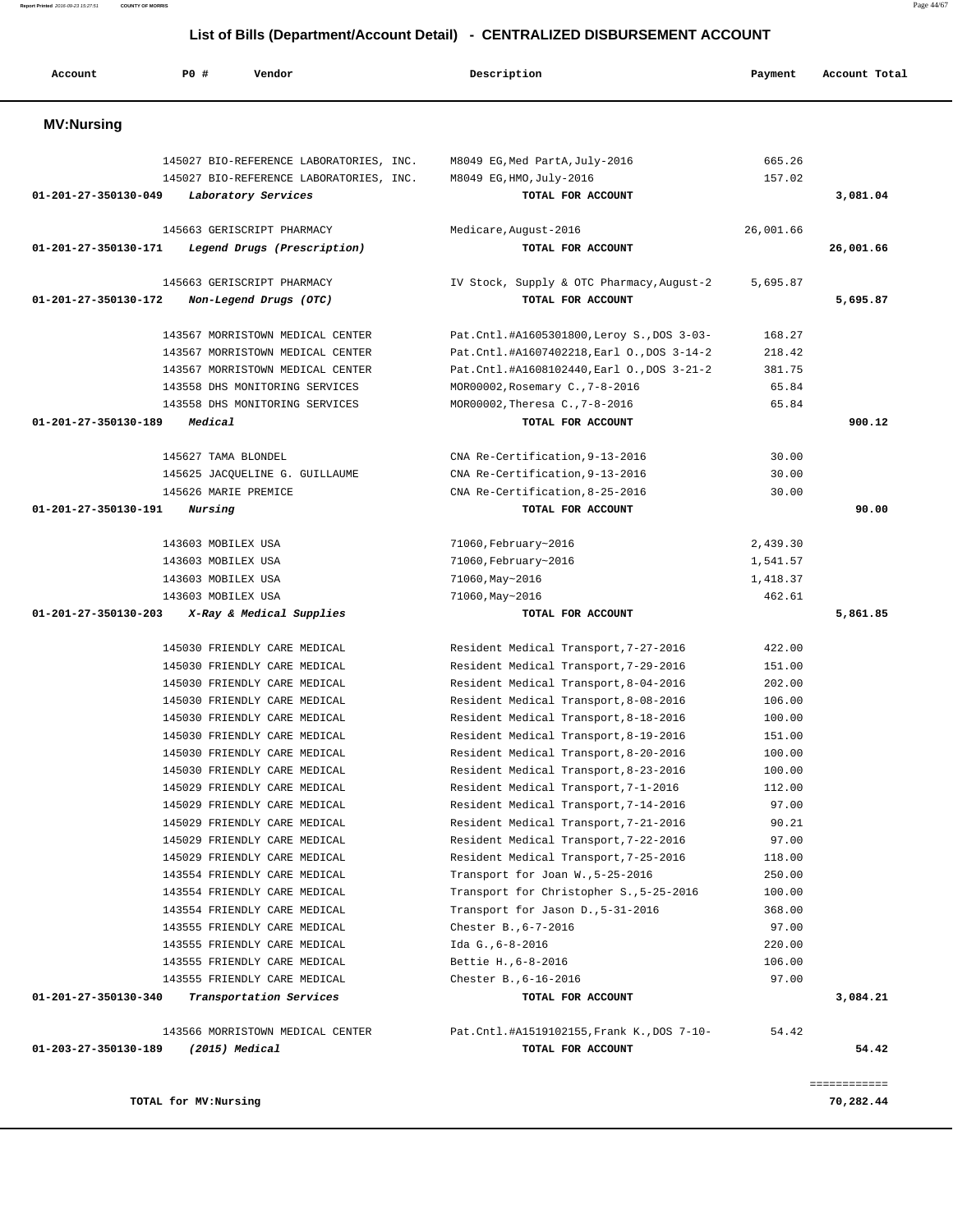# List of Bills (Department/Account Detail) - CENTRALIZED DISBURSEMENT ACCOUNT

| Account | PO # | Vendor | Description | Payment | Account Total |
|---|---|---|---|---|---|

## MV:Nursing

| Account | PO # | Vendor | Description | Payment | Account Total |
|---|---|---|---|---|---|
| | 145027 | BIO-REFERENCE LABORATORIES, INC. | M8049 EG,Med PartA,July-2016 | 665.26 | |
| | 145027 | BIO-REFERENCE LABORATORIES, INC. | M8049 EG,HMO,July-2016 | 157.02 | |
| **01-201-27-350130-049** | | ***Laboratory Services*** | **TOTAL FOR ACCOUNT** | | **3,081.04** |
| | 145663 | GERISCRIPT PHARMACY | Medicare,August-2016 | 26,001.66 | |
| **01-201-27-350130-171** | | ***Legend Drugs (Prescription)*** | **TOTAL FOR ACCOUNT** | | **26,001.66** |
| | 145663 | GERISCRIPT PHARMACY | IV Stock, Supply & OTC Pharmacy,August-2 | 5,695.87 | |
| **01-201-27-350130-172** | | ***Non-Legend Drugs (OTC)*** | **TOTAL FOR ACCOUNT** | | **5,695.87** |
| | 143567 | MORRISTOWN MEDICAL CENTER | Pat.Cntl.#A1605301800,Leroy S.,DOS 3-03- | 168.27 | |
| | 143567 | MORRISTOWN MEDICAL CENTER | Pat.Cntl.#A1607402218,Earl O.,DOS 3-14-2 | 218.42 | |
| | 143567 | MORRISTOWN MEDICAL CENTER | Pat.Cntl.#A1608102440,Earl O.,DOS 3-21-2 | 381.75 | |
| | 143558 | DHS MONITORING SERVICES | MOR00002,Rosemary C.,7-8-2016 | 65.84 | |
| | 143558 | DHS MONITORING SERVICES | MOR00002,Theresa C.,7-8-2016 | 65.84 | |
| **01-201-27-350130-189** | | ***Medical*** | **TOTAL FOR ACCOUNT** | | **900.12** |
| | 145627 | TAMA BLONDEL | CNA Re-Certification,9-13-2016 | 30.00 | |
| | 145625 | JACQUELINE G. GUILLAUME | CNA Re-Certification,9-13-2016 | 30.00 | |
| | 145626 | MARIE PREMICE | CNA Re-Certification,8-25-2016 | 30.00 | |
| **01-201-27-350130-191** | | ***Nursing*** | **TOTAL FOR ACCOUNT** | | **90.00** |
| | 143603 | MOBILEX USA | 71060,February~2016 | 2,439.30 | |
| | 143603 | MOBILEX USA | 71060,February~2016 | 1,541.57 | |
| | 143603 | MOBILEX USA | 71060,May~2016 | 1,418.37 | |
| | 143603 | MOBILEX USA | 71060,May~2016 | 462.61 | |
| **01-201-27-350130-203** | | ***X-Ray & Medical Supplies*** | **TOTAL FOR ACCOUNT** | | **5,861.85** |
| | 145030 | FRIENDLY CARE MEDICAL | Resident Medical Transport,7-27-2016 | 422.00 | |
| | 145030 | FRIENDLY CARE MEDICAL | Resident Medical Transport,7-29-2016 | 151.00 | |
| | 145030 | FRIENDLY CARE MEDICAL | Resident Medical Transport,8-04-2016 | 202.00 | |
| | 145030 | FRIENDLY CARE MEDICAL | Resident Medical Transport,8-08-2016 | 106.00 | |
| | 145030 | FRIENDLY CARE MEDICAL | Resident Medical Transport,8-18-2016 | 100.00 | |
| | 145030 | FRIENDLY CARE MEDICAL | Resident Medical Transport,8-19-2016 | 151.00 | |
| | 145030 | FRIENDLY CARE MEDICAL | Resident Medical Transport,8-20-2016 | 100.00 | |
| | 145030 | FRIENDLY CARE MEDICAL | Resident Medical Transport,8-23-2016 | 100.00 | |
| | 145029 | FRIENDLY CARE MEDICAL | Resident Medical Transport,7-1-2016 | 112.00 | |
| | 145029 | FRIENDLY CARE MEDICAL | Resident Medical Transport,7-14-2016 | 97.00 | |
| | 145029 | FRIENDLY CARE MEDICAL | Resident Medical Transport,7-21-2016 | 90.21 | |
| | 145029 | FRIENDLY CARE MEDICAL | Resident Medical Transport,7-22-2016 | 97.00 | |
| | 145029 | FRIENDLY CARE MEDICAL | Resident Medical Transport,7-25-2016 | 118.00 | |
| | 143554 | FRIENDLY CARE MEDICAL | Transport for Joan W.,5-25-2016 | 250.00 | |
| | 143554 | FRIENDLY CARE MEDICAL | Transport for Christopher S.,5-25-2016 | 100.00 | |
| | 143554 | FRIENDLY CARE MEDICAL | Transport for Jason D.,5-31-2016 | 368.00 | |
| | 143555 | FRIENDLY CARE MEDICAL | Chester B.,6-7-2016 | 97.00 | |
| | 143555 | FRIENDLY CARE MEDICAL | Ida G.,6-8-2016 | 220.00 | |
| | 143555 | FRIENDLY CARE MEDICAL | Bettie H.,6-8-2016 | 106.00 | |
| | 143555 | FRIENDLY CARE MEDICAL | Chester B.,6-16-2016 | 97.00 | |
| **01-201-27-350130-340** | | ***Transportation Services*** | **TOTAL FOR ACCOUNT** | | **3,084.21** |
| | 143566 | MORRISTOWN MEDICAL CENTER | Pat.Cntl.#A1519102155,Frank K.,DOS 7-10- | 54.42 | |
| **01-203-27-350130-189** | | ***(2015) Medical*** | **TOTAL FOR ACCOUNT** | | **54.42** |

============

**TOTAL for MV:Nursing** **70,282.44**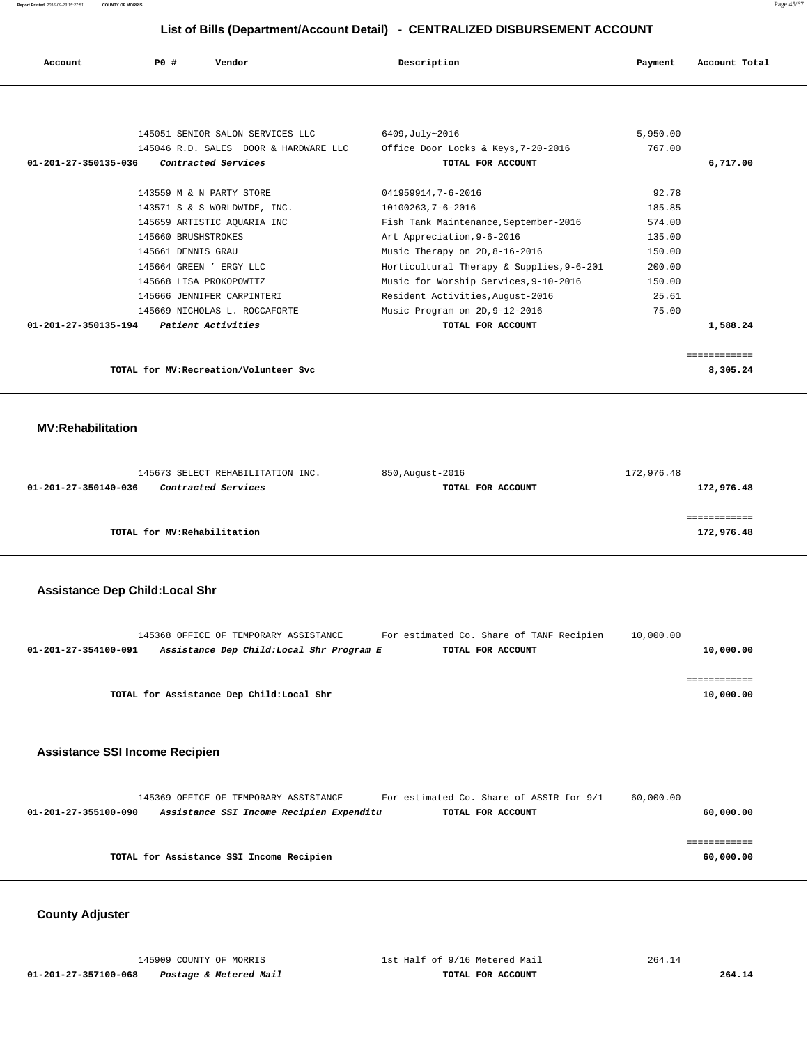# List of Bills (Department/Account Detail) - CENTRALIZED DISBURSEMENT ACCOUNT

| Account | PO # | Vendor | Description | Payment | Account Total |
|---|---|---|---|---|---|
| | 145051 | SENIOR SALON SERVICES LLC | 6409,July~2016 | 5,950.00 | |
| | 145046 | R.D. SALES DOOR & HARDWARE LLC | Office Door Locks & Keys,7-20-2016 | 767.00 | |
| **01-201-27-350135-036** | | ***Contracted Services*** | **TOTAL FOR ACCOUNT** | | **6,717.00** |
| | 143559 | M & N PARTY STORE | 041959914,7-6-2016 | 92.78 | |
| | 143571 | S & S WORLDWIDE, INC. | 10100263,7-6-2016 | 185.85 | |
| | 145659 | ARTISTIC AQUARIA INC | Fish Tank Maintenance,September-2016 | 574.00 | |
| | 145660 | BRUSHSTROKES | Art Appreciation,9-6-2016 | 135.00 | |
| | 145661 | DENNIS GRAU | Music Therapy on 2D,8-16-2016 | 150.00 | |
| | 145664 | GREEN ' ERGY LLC | Horticultural Therapy & Supplies,9-6-201 | 200.00 | |
| | 145668 | LISA PROKOPOWITZ | Music for Worship Services,9-10-2016 | 150.00 | |
| | 145666 | JENNIFER CARPINTERI | Resident Activities,August-2016 | 25.61 | |
| | 145669 | NICHOLAS L. ROCCAFORTE | Music Program on 2D,9-12-2016 | 75.00 | |
| **01-201-27-350135-194** | | ***Patient Activities*** | **TOTAL FOR ACCOUNT** | | **1,588.24** |
| | | **TOTAL for MV:Recreation/Volunteer Svc** | | | **8,305.24** |

## MV:Rehabilitation

| Account | PO # | Vendor | Description | Payment | Account Total |
|---|---|---|---|---|---|
| | 145673 | SELECT REHABILITATION INC. | 850,August-2016 | 172,976.48 | |
| **01-201-27-350140-036** | | ***Contracted Services*** | **TOTAL FOR ACCOUNT** | | **172,976.48** |
| | | **TOTAL for MV:Rehabilitation** | | | **172,976.48** |

## Assistance Dep Child:Local Shr

| Account | PO # | Vendor | Description | Payment | Account Total |
|---|---|---|---|---|---|
| | 145368 | OFFICE OF TEMPORARY ASSISTANCE | For estimated Co. Share of TANF Recipien | 10,000.00 | |
| **01-201-27-354100-091** | | ***Assistance Dep Child:Local Shr Program E*** | **TOTAL FOR ACCOUNT** | | **10,000.00** |
| | | **TOTAL for Assistance Dep Child:Local Shr** | | | **10,000.00** |

## Assistance SSI Income Recipien

| Account | PO # | Vendor | Description | Payment | Account Total |
|---|---|---|---|---|---|
| | 145369 | OFFICE OF TEMPORARY ASSISTANCE | For estimated Co. Share of ASSIR for 9/1 | 60,000.00 | |
| **01-201-27-355100-090** | | ***Assistance SSI Income Recipien Expenditu*** | **TOTAL FOR ACCOUNT** | | **60,000.00** |
| | | **TOTAL for Assistance SSI Income Recipien** | | | **60,000.00** |

## County Adjuster

| Account | PO # | Vendor | Description | Payment | Account Total |
|---|---|---|---|---|---|
| | 145909 | COUNTY OF MORRIS | 1st Half of 9/16 Metered Mail | 264.14 | |
| **01-201-27-357100-068** | | ***Postage & Metered Mail*** | **TOTAL FOR ACCOUNT** | | **264.14** |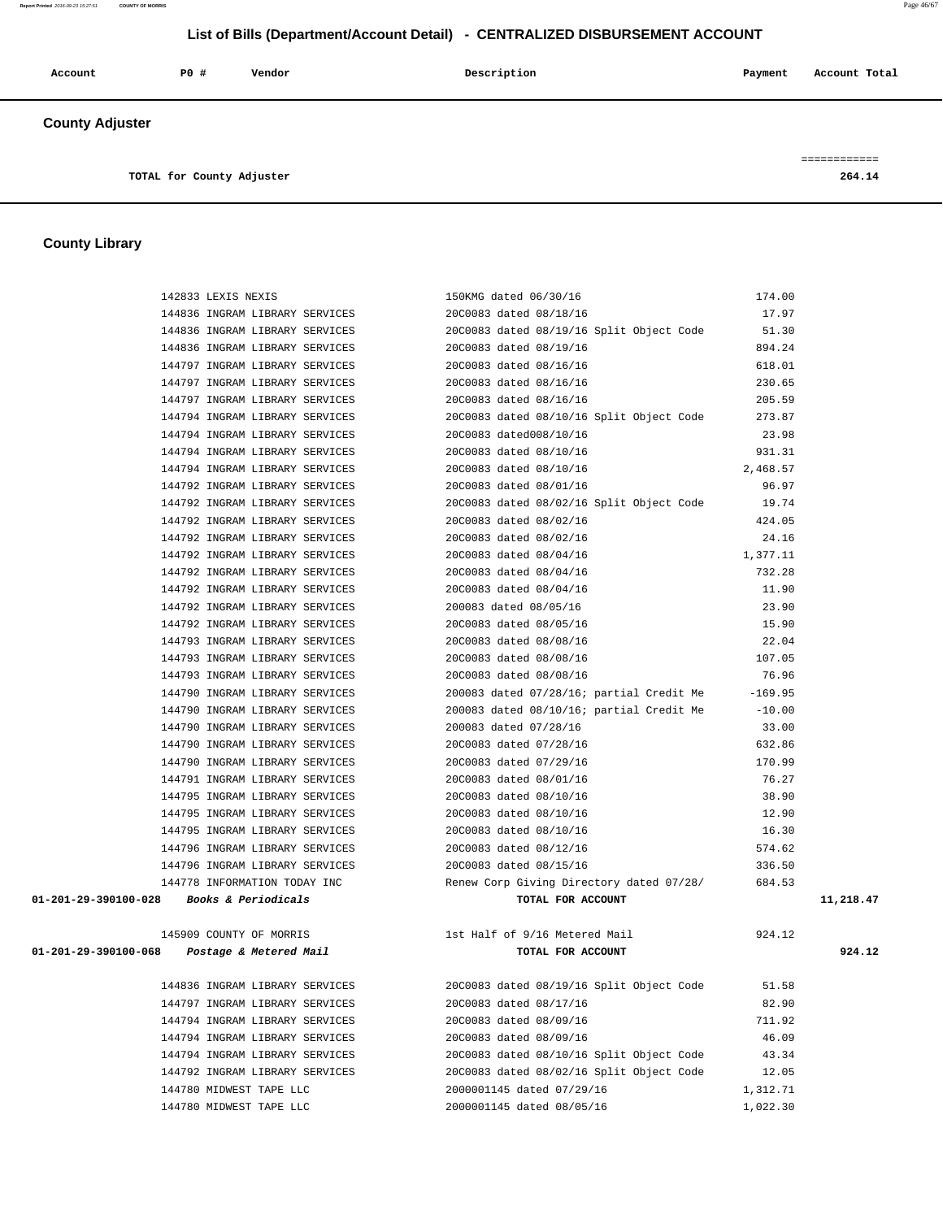## List of Bills (Department/Account Detail) - CENTRALIZED DISBURSEMENT ACCOUNT

| Account | P0 # | Vendor | Description | Payment | Account Total |
|---|---|---|---|---|---|

### County Adjuster

| | | | | | |
|---|---|---|---|---|---|
| TOTAL for County Adjuster | | | | | 264.14 |

### County Library

| Account | P0 # | Vendor | Description | Payment | Account Total |
|---|---|---|---|---|---|
| | 142833 | LEXIS NEXIS | 150KMG dated 06/30/16 | 174.00 | |
| | 144836 | INGRAM LIBRARY SERVICES | 20C0083 dated 08/18/16 | 17.97 | |
| | 144836 | INGRAM LIBRARY SERVICES | 20C0083 dated 08/19/16 Split Object Code | 51.30 | |
| | 144836 | INGRAM LIBRARY SERVICES | 20C0083 dated 08/19/16 | 894.24 | |
| | 144797 | INGRAM LIBRARY SERVICES | 20C0083 dated 08/16/16 | 618.01 | |
| | 144797 | INGRAM LIBRARY SERVICES | 20C0083 dated 08/16/16 | 230.65 | |
| | 144797 | INGRAM LIBRARY SERVICES | 20C0083 dated 08/16/16 | 205.59 | |
| | 144794 | INGRAM LIBRARY SERVICES | 20C0083 dated 08/10/16 Split Object Code | 273.87 | |
| | 144794 | INGRAM LIBRARY SERVICES | 20C0083 dated008/10/16 | 23.98 | |
| | 144794 | INGRAM LIBRARY SERVICES | 20C0083 dated 08/10/16 | 931.31 | |
| | 144794 | INGRAM LIBRARY SERVICES | 20C0083 dated 08/10/16 | 2,468.57 | |
| | 144792 | INGRAM LIBRARY SERVICES | 20C0083 dated 08/01/16 | 96.97 | |
| | 144792 | INGRAM LIBRARY SERVICES | 20C0083 dated 08/02/16 Split Object Code | 19.74 | |
| | 144792 | INGRAM LIBRARY SERVICES | 20C0083 dated 08/02/16 | 424.05 | |
| | 144792 | INGRAM LIBRARY SERVICES | 20C0083 dated 08/02/16 | 24.16 | |
| | 144792 | INGRAM LIBRARY SERVICES | 20C0083 dated 08/04/16 | 1,377.11 | |
| | 144792 | INGRAM LIBRARY SERVICES | 20C0083 dated 08/04/16 | 732.28 | |
| | 144792 | INGRAM LIBRARY SERVICES | 20C0083 dated 08/04/16 | 11.90 | |
| | 144792 | INGRAM LIBRARY SERVICES | 200083 dated 08/05/16 | 23.90 | |
| | 144792 | INGRAM LIBRARY SERVICES | 20C0083 dated 08/05/16 | 15.90 | |
| | 144793 | INGRAM LIBRARY SERVICES | 20C0083 dated 08/08/16 | 22.04 | |
| | 144793 | INGRAM LIBRARY SERVICES | 20C0083 dated 08/08/16 | 107.05 | |
| | 144793 | INGRAM LIBRARY SERVICES | 20C0083 dated 08/08/16 | 76.96 | |
| | 144790 | INGRAM LIBRARY SERVICES | 200083 dated 07/28/16; partial Credit Me | -169.95 | |
| | 144790 | INGRAM LIBRARY SERVICES | 200083 dated 08/10/16; partial Credit Me | -10.00 | |
| | 144790 | INGRAM LIBRARY SERVICES | 200083 dated 07/28/16 | 33.00 | |
| | 144790 | INGRAM LIBRARY SERVICES | 20C0083 dated 07/28/16 | 632.86 | |
| | 144790 | INGRAM LIBRARY SERVICES | 20C0083 dated 07/29/16 | 170.99 | |
| | 144791 | INGRAM LIBRARY SERVICES | 20C0083 dated 08/01/16 | 76.27 | |
| | 144795 | INGRAM LIBRARY SERVICES | 20C0083 dated 08/10/16 | 38.90 | |
| | 144795 | INGRAM LIBRARY SERVICES | 20C0083 dated 08/10/16 | 12.90 | |
| | 144795 | INGRAM LIBRARY SERVICES | 20C0083 dated 08/10/16 | 16.30 | |
| | 144796 | INGRAM LIBRARY SERVICES | 20C0083 dated 08/12/16 | 574.62 | |
| | 144796 | INGRAM LIBRARY SERVICES | 20C0083 dated 08/15/16 | 336.50 | |
| | 144778 | INFORMATION TODAY INC | Renew Corp Giving Directory dated 07/28/ | 684.53 | |
| **01-201-29-390100-028** | | *Books & Periodicals* | TOTAL FOR ACCOUNT | | 11,218.47 |
| | 145909 | COUNTY OF MORRIS | 1st Half of 9/16 Metered Mail | 924.12 | |
| **01-201-29-390100-068** | | *Postage & Metered Mail* | TOTAL FOR ACCOUNT | | 924.12 |
| | 144836 | INGRAM LIBRARY SERVICES | 20C0083 dated 08/19/16 Split Object Code | 51.58 | |
| | 144797 | INGRAM LIBRARY SERVICES | 20C0083 dated 08/17/16 | 82.90 | |
| | 144794 | INGRAM LIBRARY SERVICES | 20C0083 dated 08/09/16 | 711.92 | |
| | 144794 | INGRAM LIBRARY SERVICES | 20C0083 dated 08/09/16 | 46.09 | |
| | 144794 | INGRAM LIBRARY SERVICES | 20C0083 dated 08/10/16 Split Object Code | 43.34 | |
| | 144792 | INGRAM LIBRARY SERVICES | 20C0083 dated 08/02/16 Split Object Code | 12.05 | |
| | 144780 | MIDWEST TAPE LLC | 2000001145 dated 07/29/16 | 1,312.71 | |
| | 144780 | MIDWEST TAPE LLC | 2000001145 dated 08/05/16 | 1,022.30 | |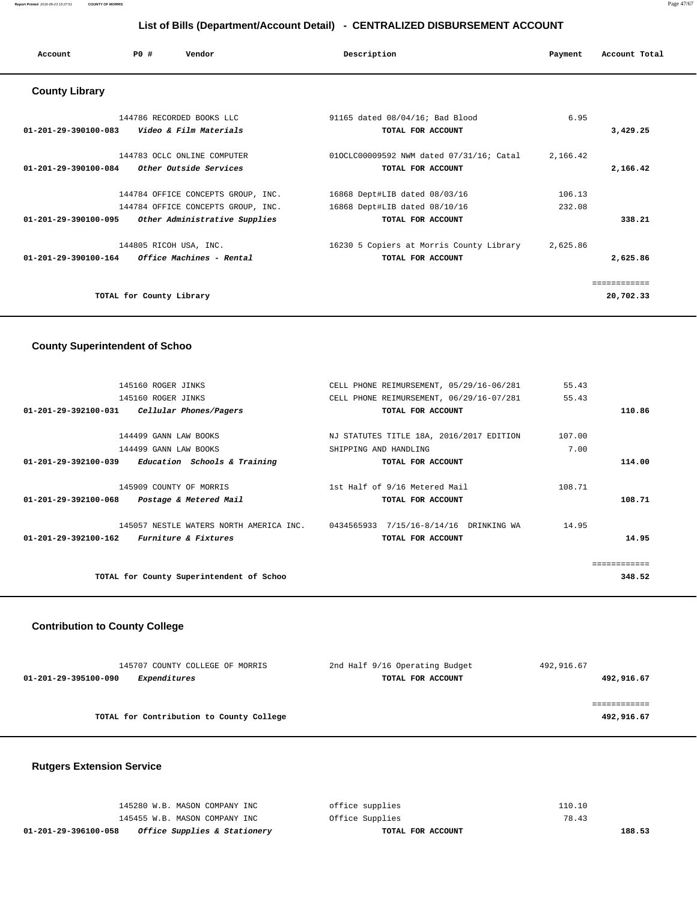## List of Bills (Department/Account Detail) - CENTRALIZED DISBURSEMENT ACCOUNT

| Account | PO # | Vendor | Description | Payment | Account Total |
|---|---|---|---|---|---|

### County Library

| Account | PO # | Vendor | Description | Payment | Account Total |
|---|---|---|---|---|---|
| | 144786 | RECORDED BOOKS LLC | 91165 dated 08/04/16; Bad Blood | 6.95 | |
| 01-201-29-390100-083 | | *Video & Film Materials* | TOTAL FOR ACCOUNT | | 3,429.25 |
| | 144783 | OCLC ONLINE COMPUTER | 01OCLC00009592 NWM dated 07/31/16; Catal | 2,166.42 | |
| 01-201-29-390100-084 | | *Other Outside Services* | TOTAL FOR ACCOUNT | | 2,166.42 |
| | 144784 | OFFICE CONCEPTS GROUP, INC. | 16868 Dept#LIB dated 08/03/16 | 106.13 | |
| | 144784 | OFFICE CONCEPTS GROUP, INC. | 16868 Dept#LIB dated 08/10/16 | 232.08 | |
| 01-201-29-390100-095 | | *Other Administrative Supplies* | TOTAL FOR ACCOUNT | | 338.21 |
| | 144805 | RICOH USA, INC. | 16230 5 Copiers at Morris County Library | 2,625.86 | |
| 01-201-29-390100-164 | | *Office Machines - Rental* | TOTAL FOR ACCOUNT | | 2,625.86 |
| | | TOTAL for County Library | | | 20,702.33 |

### County Superintendent of Schoo

| Account | PO # | Vendor | Description | Payment | Account Total |
|---|---|---|---|---|---|
| | 145160 | ROGER JINKS | CELL PHONE REIMURSEMENT, 05/29/16-06/281 | 55.43 | |
| | 145160 | ROGER JINKS | CELL PHONE REIMURSEMENT, 06/29/16-07/281 | 55.43 | |
| 01-201-29-392100-031 | | *Cellular Phones/Pagers* | TOTAL FOR ACCOUNT | | 110.86 |
| | 144499 | GANN LAW BOOKS | NJ STATUTES TITLE 18A, 2016/2017 EDITION | 107.00 | |
| | 144499 | GANN LAW BOOKS | SHIPPING AND HANDLING | 7.00 | |
| 01-201-29-392100-039 | | *Education Schools & Training* | TOTAL FOR ACCOUNT | | 114.00 |
| | 145909 | COUNTY OF MORRIS | 1st Half of 9/16 Metered Mail | 108.71 | |
| 01-201-29-392100-068 | | *Postage & Metered Mail* | TOTAL FOR ACCOUNT | | 108.71 |
| | 145057 | NESTLE WATERS NORTH AMERICA INC. | 0434565933 7/15/16-8/14/16 DRINKING WA | 14.95 | |
| 01-201-29-392100-162 | | *Furniture & Fixtures* | TOTAL FOR ACCOUNT | | 14.95 |
| | | TOTAL for County Superintendent of Schoo | | | 348.52 |

### Contribution to County College

| Account | PO # | Vendor | Description | Payment | Account Total |
|---|---|---|---|---|---|
| | 145707 | COUNTY COLLEGE OF MORRIS | 2nd Half 9/16 Operating Budget | 492,916.67 | |
| 01-201-29-395100-090 | | *Expenditures* | TOTAL FOR ACCOUNT | | 492,916.67 |
| | | TOTAL for Contribution to County College | | | 492,916.67 |

### Rutgers Extension Service

| Account | PO # | Vendor | Description | Payment | Account Total |
|---|---|---|---|---|---|
| | 145280 | W.B. MASON COMPANY INC | office supplies | 110.10 | |
| | 145455 | W.B. MASON COMPANY INC | Office Supplies | 78.43 | |
| 01-201-29-396100-058 | | *Office Supplies & Stationery* | TOTAL FOR ACCOUNT | | 188.53 |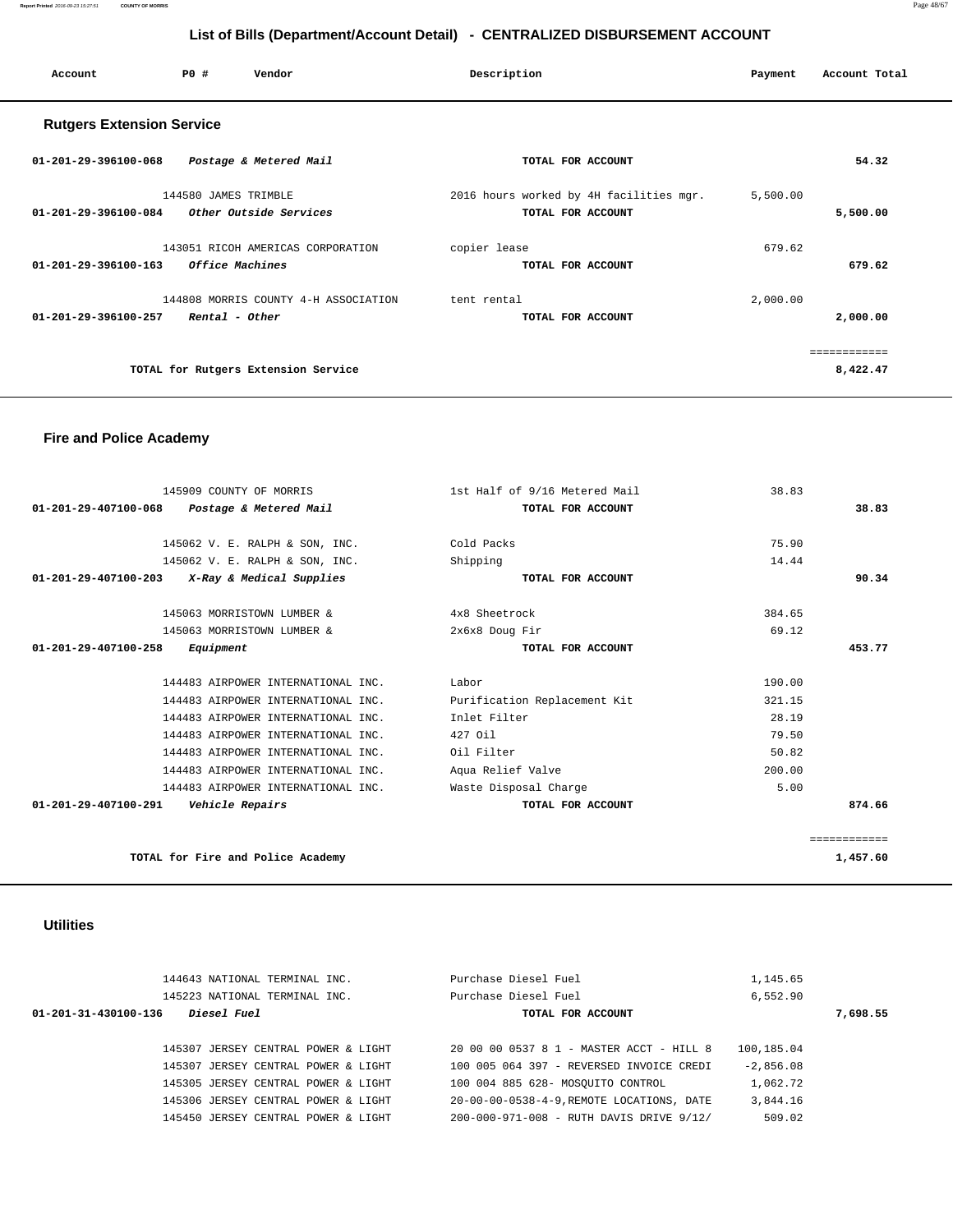# List of Bills (Department/Account Detail) - CENTRALIZED DISBURSEMENT ACCOUNT

| Account | PO # | Vendor | Description | Payment | Account Total |
|---|---|---|---|---|---|

## Rutgers Extension Service

| Account | PO # | Vendor | Description | Payment | Account Total |
|---|---|---|---|---|---|
| 01-201-29-396100-068 | | *Postage & Metered Mail* | **TOTAL FOR ACCOUNT** | | **54.32** |
| | 144580 | JAMES TRIMBLE | 2016 hours worked by 4H facilities mgr. | 5,500.00 | |
| 01-201-29-396100-084 | | *Other Outside Services* | **TOTAL FOR ACCOUNT** | | **5,500.00** |
| | 143051 | RICOH AMERICAS CORPORATION | copier lease | 679.62 | |
| 01-201-29-396100-163 | | *Office Machines* | **TOTAL FOR ACCOUNT** | | **679.62** |
| | 144808 | MORRIS COUNTY 4-H ASSOCIATION | tent rental | 2,000.00 | |
| 01-201-29-396100-257 | | *Rental - Other* | **TOTAL FOR ACCOUNT** | | **2,000.00** |
| | | **TOTAL for Rutgers Extension Service** | | | **8,422.47** |

## Fire and Police Academy

| Account | PO # | Vendor | Description | Payment | Account Total |
|---|---|---|---|---|---|
| | 145909 | COUNTY OF MORRIS | 1st Half of 9/16 Metered Mail | 38.83 | |
| 01-201-29-407100-068 | | *Postage & Metered Mail* | **TOTAL FOR ACCOUNT** | | **38.83** |
| | 145062 | V. E. RALPH & SON, INC. | Cold Packs | 75.90 | |
| | 145062 | V. E. RALPH & SON, INC. | Shipping | 14.44 | |
| 01-201-29-407100-203 | | *X-Ray & Medical Supplies* | **TOTAL FOR ACCOUNT** | | **90.34** |
| | 145063 | MORRISTOWN LUMBER & | 4x8 Sheetrock | 384.65 | |
| | 145063 | MORRISTOWN LUMBER & | 2x6x8 Doug Fir | 69.12 | |
| 01-201-29-407100-258 | | *Equipment* | **TOTAL FOR ACCOUNT** | | **453.77** |
| | 144483 | AIRPOWER INTERNATIONAL INC. | Labor | 190.00 | |
| | 144483 | AIRPOWER INTERNATIONAL INC. | Purification Replacement Kit | 321.15 | |
| | 144483 | AIRPOWER INTERNATIONAL INC. | Inlet Filter | 28.19 | |
| | 144483 | AIRPOWER INTERNATIONAL INC. | 427 Oil | 79.50 | |
| | 144483 | AIRPOWER INTERNATIONAL INC. | Oil Filter | 50.82 | |
| | 144483 | AIRPOWER INTERNATIONAL INC. | Aqua Relief Valve | 200.00 | |
| | 144483 | AIRPOWER INTERNATIONAL INC. | Waste Disposal Charge | 5.00 | |
| 01-201-29-407100-291 | | *Vehicle Repairs* | **TOTAL FOR ACCOUNT** | | **874.66** |
| | | **TOTAL for Fire and Police Academy** | | | **1,457.60** |

## Utilities

| Account | PO # | Vendor | Description | Payment | Account Total |
|---|---|---|---|---|---|
| | 144643 | NATIONAL TERMINAL INC. | Purchase Diesel Fuel | 1,145.65 | |
| | 145223 | NATIONAL TERMINAL INC. | Purchase Diesel Fuel | 6,552.90 | |
| 01-201-31-430100-136 | | *Diesel Fuel* | **TOTAL FOR ACCOUNT** | | **7,698.55** |
| | 145307 | JERSEY CENTRAL POWER & LIGHT | 20 00 00 0537 8 1 - MASTER ACCT - HILL 8 | 100,185.04 | |
| | 145307 | JERSEY CENTRAL POWER & LIGHT | 100 005 064 397 - REVERSED INVOICE CREDI | -2,856.08 | |
| | 145305 | JERSEY CENTRAL POWER & LIGHT | 100 004 885 628- MOSQUITO CONTROL | 1,062.72 | |
| | 145306 | JERSEY CENTRAL POWER & LIGHT | 20-00-00-0538-4-9,REMOTE LOCATIONS, DATE | 3,844.16 | |
| | 145450 | JERSEY CENTRAL POWER & LIGHT | 200-000-971-008 - RUTH DAVIS DRIVE 9/12/ | 509.02 | |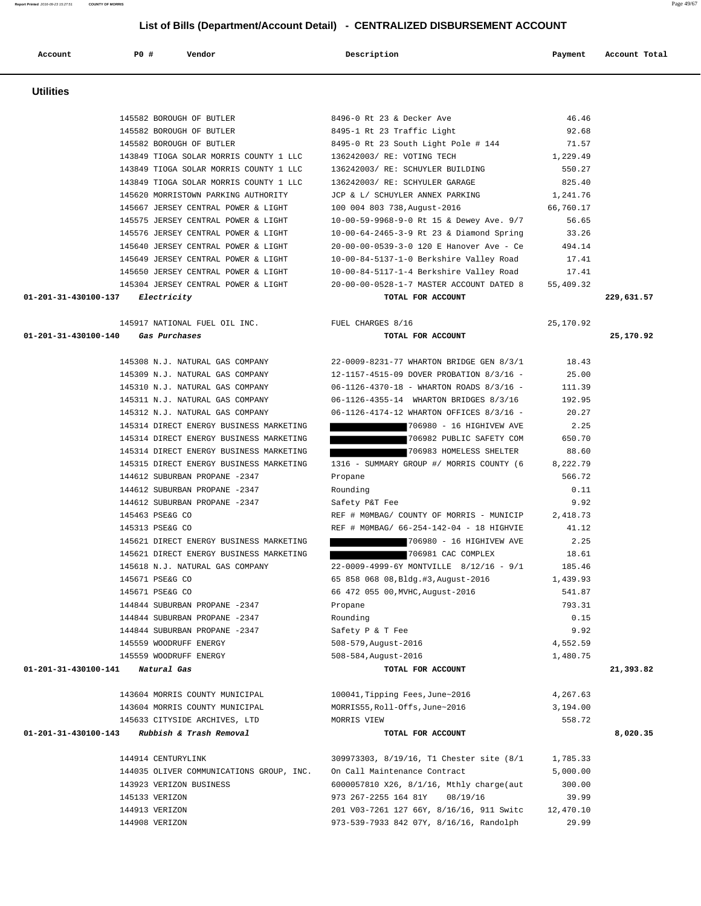## List of Bills (Department/Account Detail) - CENTRALIZED DISBURSEMENT ACCOUNT

| Account | PO # | Vendor | Description | Payment | Account Total |
|---|---|---|---|---|---|

### Utilities

| Account | PO # | Vendor | Description | Payment | Account Total |
|---|---|---|---|---|---|
| | 145582 | BOROUGH OF BUTLER | 8496-0 Rt 23 & Decker Ave | 46.46 | |
| | 145582 | BOROUGH OF BUTLER | 8495-1 Rt 23 Traffic Light | 92.68 | |
| | 145582 | BOROUGH OF BUTLER | 8495-0 Rt 23 South Light Pole # 144 | 71.57 | |
| | 143849 | TIOGA SOLAR MORRIS COUNTY 1 LLC | 136242003/ RE: VOTING TECH | 1,229.49 | |
| | 143849 | TIOGA SOLAR MORRIS COUNTY 1 LLC | 136242003/ RE: SCHUYLER BUILDING | 550.27 | |
| | 143849 | TIOGA SOLAR MORRIS COUNTY 1 LLC | 136242003/ RE: SCHYULER GARAGE | 825.40 | |
| | 145620 | MORRISTOWN PARKING AUTHORITY | JCP & L/ SCHUYLER ANNEX PARKING | 1,241.76 | |
| | 145667 | JERSEY CENTRAL POWER & LIGHT | 100 004 803 738,August-2016 | 66,760.17 | |
| | 145575 | JERSEY CENTRAL POWER & LIGHT | 10-00-59-9968-9-0 Rt 15 & Dewey Ave. 9/7 | 56.65 | |
| | 145576 | JERSEY CENTRAL POWER & LIGHT | 10-00-64-2465-3-9 Rt 23 & Diamond Spring | 33.26 | |
| | 145640 | JERSEY CENTRAL POWER & LIGHT | 20-00-00-0539-3-0 120 E Hanover Ave - Ce | 494.14 | |
| | 145649 | JERSEY CENTRAL POWER & LIGHT | 10-00-84-5137-1-0 Berkshire Valley Road | 17.41 | |
| | 145650 | JERSEY CENTRAL POWER & LIGHT | 10-00-84-5117-1-4 Berkshire Valley Road | 17.41 | |
| | 145304 | JERSEY CENTRAL POWER & LIGHT | 20-00-00-0528-1-7 MASTER ACCOUNT DATED 8 | 55,409.32 | |
| **01-201-31-430100-137** | | ***Electricity*** | **TOTAL FOR ACCOUNT** | | **229,631.57** |
| | 145917 | NATIONAL FUEL OIL INC. | FUEL CHARGES 8/16 | 25,170.92 | |
| **01-201-31-430100-140** | | ***Gas Purchases*** | **TOTAL FOR ACCOUNT** | | **25,170.92** |
| | 145308 | N.J. NATURAL GAS COMPANY | 22-0009-8231-77 WHARTON BRIDGE GEN 8/3/1 | 18.43 | |
| | 145309 | N.J. NATURAL GAS COMPANY | 12-1157-4515-09 DOVER PROBATION 8/3/16 - | 25.00 | |
| | 145310 | N.J. NATURAL GAS COMPANY | 06-1126-4370-18 - WHARTON ROADS 8/3/16 - | 111.39 | |
| | 145311 | N.J. NATURAL GAS COMPANY | 06-1126-4355-14 WHARTON BRIDGES 8/3/16 | 192.95 | |
| | 145312 | N.J. NATURAL GAS COMPANY | 06-1126-4174-12 WHARTON OFFICES 8/3/16 - | 20.27 | |
| | 145314 | DIRECT ENERGY BUSINESS MARKETING | 706980 - 16 HIGHIVEW AVE | 2.25 | |
| | 145314 | DIRECT ENERGY BUSINESS MARKETING | 706982 PUBLIC SAFETY COM | 650.70 | |
| | 145314 | DIRECT ENERGY BUSINESS MARKETING | 706983 HOMELESS SHELTER | 88.60 | |
| | 145315 | DIRECT ENERGY BUSINESS MARKETING | 1316 - SUMMARY GROUP #/ MORRIS COUNTY (6 | 8,222.79 | |
| | 144612 | SUBURBAN PROPANE -2347 | Propane | 566.72 | |
| | 144612 | SUBURBAN PROPANE -2347 | Rounding | 0.11 | |
| | 144612 | SUBURBAN PROPANE -2347 | Safety P&T Fee | 9.92 | |
| | 145463 | PSE&G CO | REF # M0MBAG/ COUNTY OF MORRIS - MUNICIP | 2,418.73 | |
| | 145313 | PSE&G CO | REF # M0MBAG/ 66-254-142-04 - 18 HIGHVIE | 41.12 | |
| | 145621 | DIRECT ENERGY BUSINESS MARKETING | 706980 - 16 HIGHIVEW AVE | 2.25 | |
| | 145621 | DIRECT ENERGY BUSINESS MARKETING | 706981 CAC COMPLEX | 18.61 | |
| | 145618 | N.J. NATURAL GAS COMPANY | 22-0009-4999-6Y MONTVILLE 8/12/16 - 9/1 | 185.46 | |
| | 145671 | PSE&G CO | 65 858 068 08,Bldg.#3,August-2016 | 1,439.93 | |
| | 145671 | PSE&G CO | 66 472 055 00,MVHC,August-2016 | 541.87 | |
| | 144844 | SUBURBAN PROPANE -2347 | Propane | 793.31 | |
| | 144844 | SUBURBAN PROPANE -2347 | Rounding | 0.15 | |
| | 144844 | SUBURBAN PROPANE -2347 | Safety P & T Fee | 9.92 | |
| | 145559 | WOODRUFF ENERGY | 508-579,August-2016 | 4,552.59 | |
| | 145559 | WOODRUFF ENERGY | 508-584,August-2016 | 1,480.75 | |
| **01-201-31-430100-141** | | ***Natural Gas*** | **TOTAL FOR ACCOUNT** | | **21,393.82** |
| | 143604 | MORRIS COUNTY MUNICIPAL | 100041,Tipping Fees,June~2016 | 4,267.63 | |
| | 143604 | MORRIS COUNTY MUNICIPAL | MORRIS55,Roll-Offs,June~2016 | 3,194.00 | |
| | 145633 | CITYSIDE ARCHIVES, LTD | MORRIS VIEW | 558.72 | |
| **01-201-31-430100-143** | | ***Rubbish & Trash Removal*** | **TOTAL FOR ACCOUNT** | | **8,020.35** |
| | 144914 | CENTURYLINK | 309973303, 8/19/16, T1 Chester site (8/1 | 1,785.33 | |
| | 144035 | OLIVER COMMUNICATIONS GROUP, INC. | On Call Maintenance Contract | 5,000.00 | |
| | 143923 | VERIZON BUSINESS | 6000057810 X26, 8/1/16, Mthly charge(aut | 300.00 | |
| | 145133 | VERIZON | 973 267-2255 164 81Y 08/19/16 | 39.99 | |
| | 144913 | VERIZON | 201 V03-7261 127 66Y, 8/16/16, 911 Switc | 12,470.10 | |
| | 144908 | VERIZON | 973-539-7933 842 07Y, 8/16/16, Randolph | 29.99 | |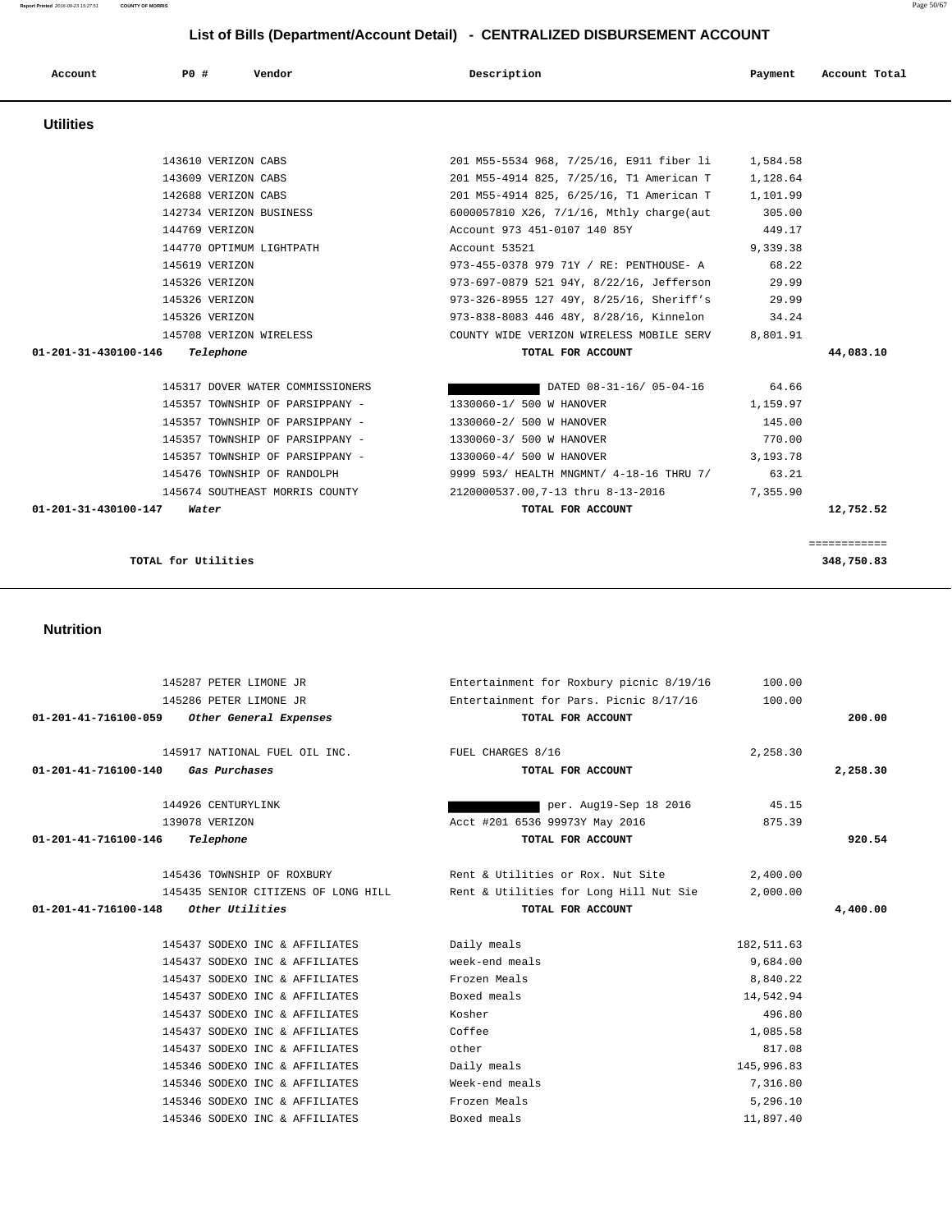## List of Bills (Department/Account Detail) - CENTRALIZED DISBURSEMENT ACCOUNT

| Account | PO # | Vendor | Description | Payment | Account Total |
|---|---|---|---|---|---|

### Utilities

| Account | PO # | Vendor | Description | Payment | Account Total |
|---|---|---|---|---|---|
| | 143610 | VERIZON CABS | 201 M55-5534 968, 7/25/16, E911 fiber li | 1,584.58 | |
| | 143609 | VERIZON CABS | 201 M55-4914 825, 7/25/16, T1 American T | 1,128.64 | |
| | 142688 | VERIZON CABS | 201 M55-4914 825, 6/25/16, T1 American T | 1,101.99 | |
| | 142734 | VERIZON BUSINESS | 6000057810 X26, 7/1/16, Mthly charge(aut | 305.00 | |
| | 144769 | VERIZON | Account 973 451-0107 140 85Y | 449.17 | |
| | 144770 | OPTIMUM LIGHTPATH | Account 53521 | 9,339.38 | |
| | 145619 | VERIZON | 973-455-0378 979 71Y / RE: PENTHOUSE- A | 68.22 | |
| | 145326 | VERIZON | 973-697-0879 521 94Y, 8/22/16, Jefferson | 29.99 | |
| | 145326 | VERIZON | 973-326-8955 127 49Y, 8/25/16, Sheriff's | 29.99 | |
| | 145326 | VERIZON | 973-838-8083 446 48Y, 8/28/16, Kinnelon | 34.24 | |
| | 145708 | VERIZON WIRELESS | COUNTY WIDE VERIZON WIRELESS MOBILE SERV | 8,801.91 | |
| **01-201-31-430100-146** | | ***Telephone*** | **TOTAL FOR ACCOUNT** | | **44,083.10** |
| | 145317 | DOVER WATER COMMISSIONERS | [REDACTED] DATED 08-31-16/ 05-04-16 | 64.66 | |
| | 145357 | TOWNSHIP OF PARSIPPANY - | 1330060-1/ 500 W HANOVER | 1,159.97 | |
| | 145357 | TOWNSHIP OF PARSIPPANY - | 1330060-2/ 500 W HANOVER | 145.00 | |
| | 145357 | TOWNSHIP OF PARSIPPANY - | 1330060-3/ 500 W HANOVER | 770.00 | |
| | 145357 | TOWNSHIP OF PARSIPPANY - | 1330060-4/ 500 W HANOVER | 3,193.78 | |
| | 145476 | TOWNSHIP OF RANDOLPH | 9999 593/ HEALTH MNGMNT/ 4-18-16 THRU 7/ | 63.21 | |
| | 145674 | SOUTHEAST MORRIS COUNTY | 2120000537.00,7-13 thru 8-13-2016 | 7,355.90 | |
| **01-201-31-430100-147** | | ***Water*** | **TOTAL FOR ACCOUNT** | | **12,752.52** |
| | | | | | ============ |
| | | **TOTAL for Utilities** | | | **348,750.83** |

### Nutrition

| Account | PO # | Vendor | Description | Payment | Account Total |
|---|---|---|---|---|---|
| | 145287 | PETER LIMONE JR | Entertainment for Roxbury picnic 8/19/16 | 100.00 | |
| | 145286 | PETER LIMONE JR | Entertainment for Pars. Picnic 8/17/16 | 100.00 | |
| **01-201-41-716100-059** | | ***Other General Expenses*** | **TOTAL FOR ACCOUNT** | | **200.00** |
| | 145917 | NATIONAL FUEL OIL INC. | FUEL CHARGES 8/16 | 2,258.30 | |
| **01-201-41-716100-140** | | ***Gas Purchases*** | **TOTAL FOR ACCOUNT** | | **2,258.30** |
| | 144926 | CENTURYLINK | [REDACTED] per. Aug19-Sep 18 2016 | 45.15 | |
| | 139078 | VERIZON | Acct #201 6536 99973Y May 2016 | 875.39 | |
| **01-201-41-716100-146** | | ***Telephone*** | **TOTAL FOR ACCOUNT** | | **920.54** |
| | 145436 | TOWNSHIP OF ROXBURY | Rent & Utilities or Rox. Nut Site | 2,400.00 | |
| | 145435 | SENIOR CITIZENS OF LONG HILL | Rent & Utilities for Long Hill Nut Sie | 2,000.00 | |
| **01-201-41-716100-148** | | ***Other Utilities*** | **TOTAL FOR ACCOUNT** | | **4,400.00** |
| | 145437 | SODEXO INC & AFFILIATES | Daily meals | 182,511.63 | |
| | 145437 | SODEXO INC & AFFILIATES | week-end meals | 9,684.00 | |
| | 145437 | SODEXO INC & AFFILIATES | Frozen Meals | 8,840.22 | |
| | 145437 | SODEXO INC & AFFILIATES | Boxed meals | 14,542.94 | |
| | 145437 | SODEXO INC & AFFILIATES | Kosher | 496.80 | |
| | 145437 | SODEXO INC & AFFILIATES | Coffee | 1,085.58 | |
| | 145437 | SODEXO INC & AFFILIATES | other | 817.08 | |
| | 145346 | SODEXO INC & AFFILIATES | Daily meals | 145,996.83 | |
| | 145346 | SODEXO INC & AFFILIATES | Week-end meals | 7,316.80 | |
| | 145346 | SODEXO INC & AFFILIATES | Frozen Meals | 5,296.10 | |
| | 145346 | SODEXO INC & AFFILIATES | Boxed meals | 11,897.40 | |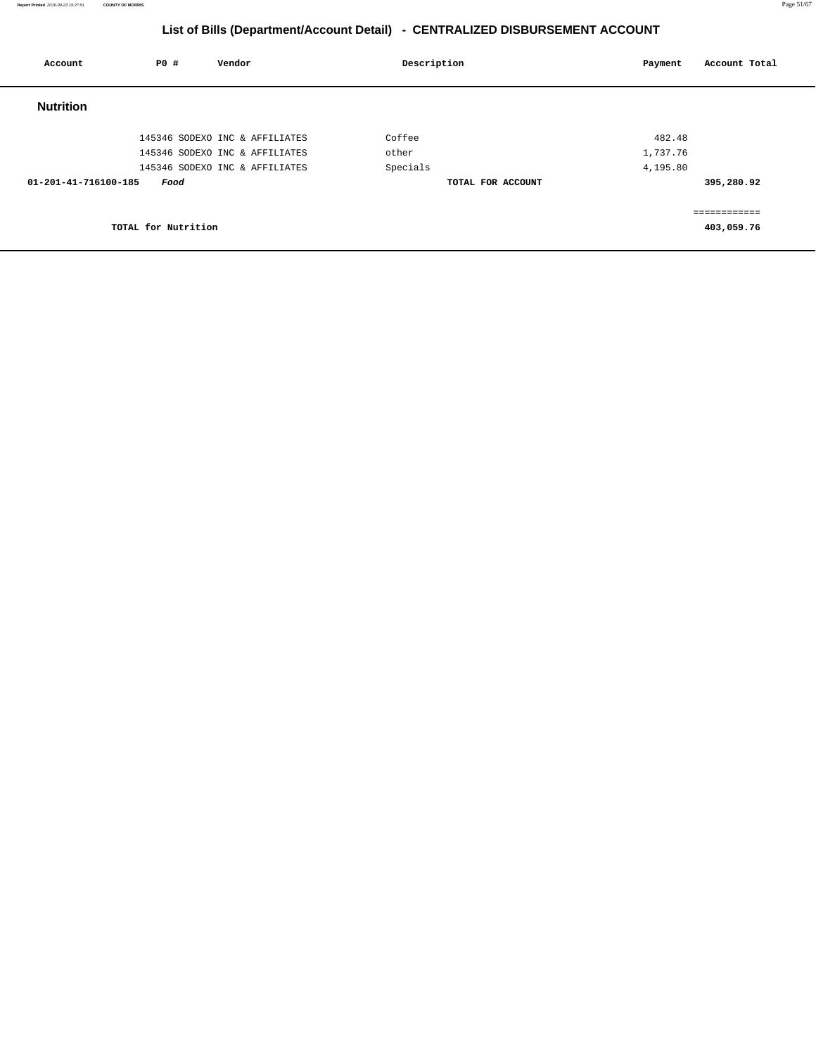## List of Bills (Department/Account Detail) - CENTRALIZED DISBURSEMENT ACCOUNT

| Account | PO # | Vendor | Description | Payment | Account Total |
|---|---|---|---|---|---|
| **Nutrition** | | | | | |
| | 145346 | SODEXO INC & AFFILIATES | Coffee | 482.48 | |
| | 145346 | SODEXO INC & AFFILIATES | other | 1,737.76 | |
| | 145346 | SODEXO INC & AFFILIATES | Specials | 4,195.80 | |
| **01-201-41-716100-185** | ***Food*** | | **TOTAL FOR ACCOUNT** | | **395,280.92** |
| | | | | | ============ |
| **TOTAL for Nutrition** | | | | | **403,059.76** |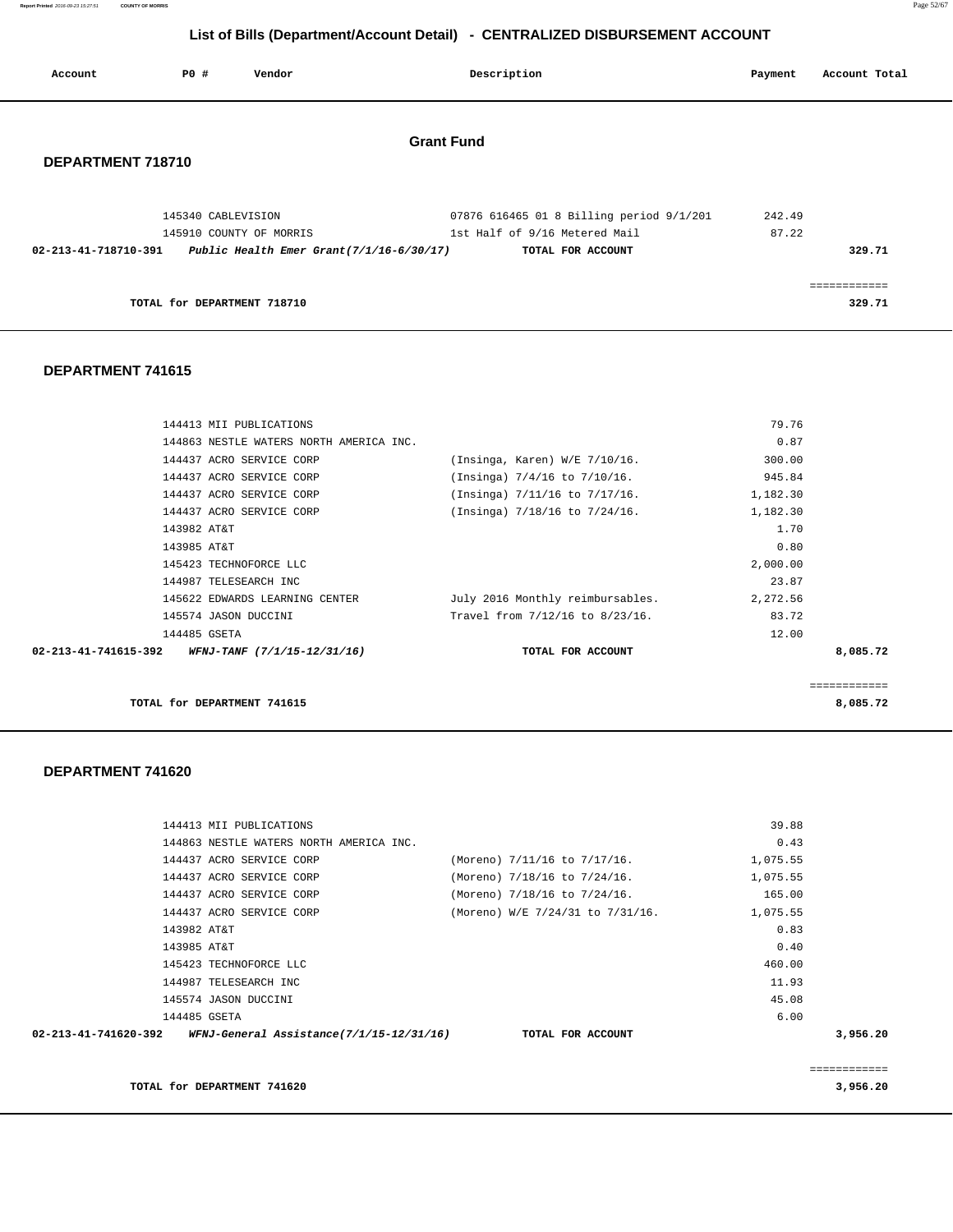# List of Bills (Department/Account Detail) - CENTRALIZED DISBURSEMENT ACCOUNT

| Account | PO # | Vendor | Description | Payment | Account Total |
|---|---|---|---|---|---|

## Grant Fund

### DEPARTMENT 718710

| Account | PO # | Vendor | Description | Payment | Account Total |
|---|---|---|---|---|---|
| | 145340 | CABLEVISION | 07876 616465 01 8 Billing period 9/1/201 | 242.49 | |
| | 145910 | COUNTY OF MORRIS | 1st Half of 9/16 Metered Mail | 87.22 | |
| **02-213-41-718710-391** | | ***Public Health Emer Grant(7/1/16-6/30/17)*** | **TOTAL FOR ACCOUNT** | | **329.71** |
| | | | | | ============ |
| | | **TOTAL for DEPARTMENT 718710** | | | **329.71** |

### DEPARTMENT 741615

| Account | PO # | Vendor | Description | Payment | Account Total |
|---|---|---|---|---|---|
| | 144413 | MII PUBLICATIONS | | 79.76 | |
| | 144863 | NESTLE WATERS NORTH AMERICA INC. | | 0.87 | |
| | 144437 | ACRO SERVICE CORP | (Insinga, Karen) W/E 7/10/16. | 300.00 | |
| | 144437 | ACRO SERVICE CORP | (Insinga) 7/4/16 to 7/10/16. | 945.84 | |
| | 144437 | ACRO SERVICE CORP | (Insinga) 7/11/16 to 7/17/16. | 1,182.30 | |
| | 144437 | ACRO SERVICE CORP | (Insinga) 7/18/16 to 7/24/16. | 1,182.30 | |
| | 143982 | AT&T | | 1.70 | |
| | 143985 | AT&T | | 0.80 | |
| | 145423 | TECHNOFORCE LLC | | 2,000.00 | |
| | 144987 | TELESEARCH INC | | 23.87 | |
| | 145622 | EDWARDS LEARNING CENTER | July 2016 Monthly reimbursables. | 2,272.56 | |
| | 145574 | JASON DUCCINI | Travel from 7/12/16 to 8/23/16. | 83.72 | |
| | 144485 | GSETA | | 12.00 | |
| **02-213-41-741615-392** | | ***WFNJ-TANF (7/1/15-12/31/16)*** | **TOTAL FOR ACCOUNT** | | **8,085.72** |
| | | | | | ============ |
| | | **TOTAL for DEPARTMENT 741615** | | | **8,085.72** |

### DEPARTMENT 741620

| Account | PO # | Vendor | Description | Payment | Account Total |
|---|---|---|---|---|---|
| | 144413 | MII PUBLICATIONS | | 39.88 | |
| | 144863 | NESTLE WATERS NORTH AMERICA INC. | | 0.43 | |
| | 144437 | ACRO SERVICE CORP | (Moreno) 7/11/16 to 7/17/16. | 1,075.55 | |
| | 144437 | ACRO SERVICE CORP | (Moreno) 7/18/16 to 7/24/16. | 1,075.55 | |
| | 144437 | ACRO SERVICE CORP | (Moreno) 7/18/16 to 7/24/16. | 165.00 | |
| | 144437 | ACRO SERVICE CORP | (Moreno) W/E 7/24/31 to 7/31/16. | 1,075.55 | |
| | 143982 | AT&T | | 0.83 | |
| | 143985 | AT&T | | 0.40 | |
| | 145423 | TECHNOFORCE LLC | | 460.00 | |
| | 144987 | TELESEARCH INC | | 11.93 | |
| | 145574 | JASON DUCCINI | | 45.08 | |
| | 144485 | GSETA | | 6.00 | |
| **02-213-41-741620-392** | | ***WFNJ-General Assistance(7/1/15-12/31/16)*** | **TOTAL FOR ACCOUNT** | | **3,956.20** |
| | | | | | ============ |
| | | **TOTAL for DEPARTMENT 741620** | | | **3,956.20** |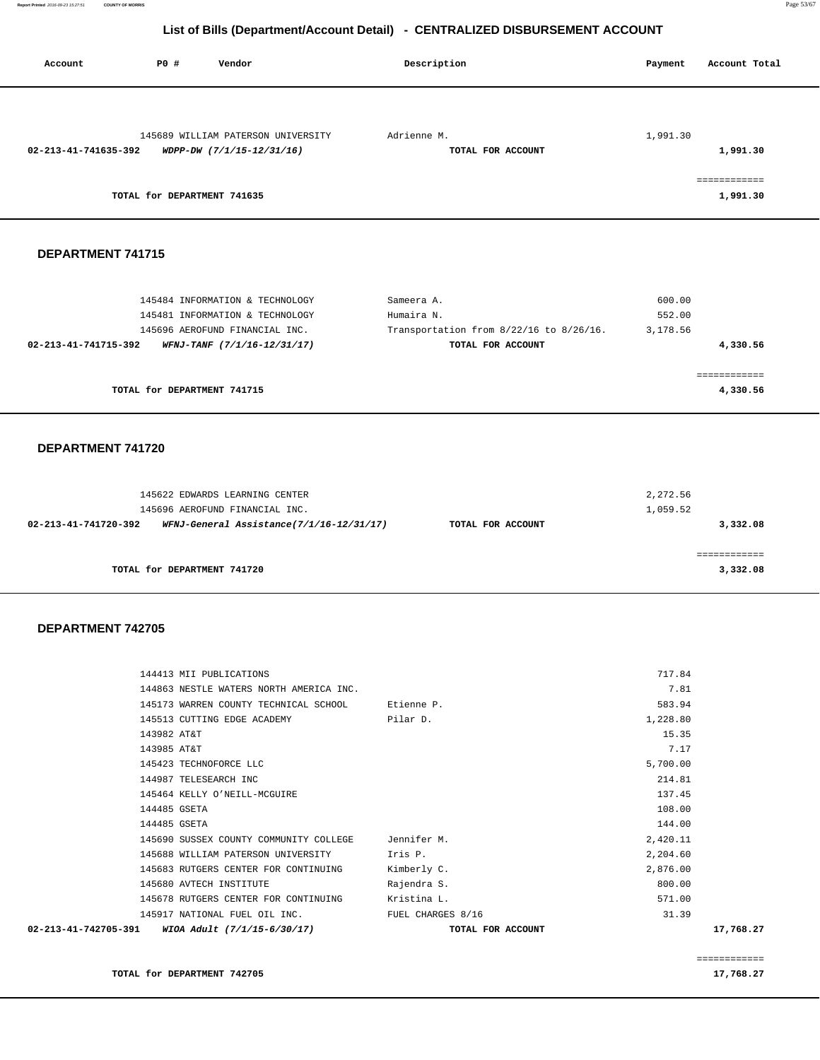## List of Bills (Department/Account Detail) - CENTRALIZED DISBURSEMENT ACCOUNT

| Account | PO # | Vendor | Description | Payment | Account Total |
|---|---|---|---|---|---|
| | 145689 | WILLIAM PATERSON UNIVERSITY | Adrienne M. | 1,991.30 | |
| **02-213-41-741635-392** | | ***WDPP-DW (7/1/15-12/31/16)*** | **TOTAL FOR ACCOUNT** | | **1,991.30** |
| | | | | | ============ |
| | | **TOTAL for DEPARTMENT 741635** | | | **1,991.30** |

### DEPARTMENT 741715

| Account | PO # | Vendor | Description | Payment | Account Total |
|---|---|---|---|---|---|
| | 145484 | INFORMATION & TECHNOLOGY | Sameera A. | 600.00 | |
| | 145481 | INFORMATION & TECHNOLOGY | Humaira N. | 552.00 | |
| | 145696 | AEROFUND FINANCIAL INC. | Transportation from 8/22/16 to 8/26/16. | 3,178.56 | |
| **02-213-41-741715-392** | | ***WFNJ-TANF (7/1/16-12/31/17)*** | **TOTAL FOR ACCOUNT** | | **4,330.56** |
| | | | | | ============ |
| | | **TOTAL for DEPARTMENT 741715** | | | **4,330.56** |

### DEPARTMENT 741720

| Account | PO # | Vendor | Description | Payment | Account Total |
|---|---|---|---|---|---|
| | 145622 | EDWARDS LEARNING CENTER | | 2,272.56 | |
| | 145696 | AEROFUND FINANCIAL INC. | | 1,059.52 | |
| **02-213-41-741720-392** | | ***WFNJ-General Assistance(7/1/16-12/31/17)*** | **TOTAL FOR ACCOUNT** | | **3,332.08** |
| | | | | | ============ |
| | | **TOTAL for DEPARTMENT 741720** | | | **3,332.08** |

### DEPARTMENT 742705

| Account | PO # | Vendor | Description | Payment | Account Total |
|---|---|---|---|---|---|
| | 144413 | MII PUBLICATIONS | | 717.84 | |
| | 144863 | NESTLE WATERS NORTH AMERICA INC. | | 7.81 | |
| | 145173 | WARREN COUNTY TECHNICAL SCHOOL | Etienne P. | 583.94 | |
| | 145513 | CUTTING EDGE ACADEMY | Pilar D. | 1,228.80 | |
| | 143982 | AT&T | | 15.35 | |
| | 143985 | AT&T | | 7.17 | |
| | 145423 | TECHNOFORCE LLC | | 5,700.00 | |
| | 144987 | TELESEARCH INC | | 214.81 | |
| | 145464 | KELLY O'NEILL-MCGUIRE | | 137.45 | |
| | 144485 | GSETA | | 108.00 | |
| | 144485 | GSETA | | 144.00 | |
| | 145690 | SUSSEX COUNTY COMMUNITY COLLEGE | Jennifer M. | 2,420.11 | |
| | 145688 | WILLIAM PATERSON UNIVERSITY | Iris P. | 2,204.60 | |
| | 145683 | RUTGERS CENTER FOR CONTINUING | Kimberly C. | 2,876.00 | |
| | 145680 | AVTECH INSTITUTE | Rajendra S. | 800.00 | |
| | 145678 | RUTGERS CENTER FOR CONTINUING | Kristina L. | 571.00 | |
| | 145917 | NATIONAL FUEL OIL INC. | FUEL CHARGES 8/16 | 31.39 | |
| **02-213-41-742705-391** | | ***WIOA Adult (7/1/15-6/30/17)*** | **TOTAL FOR ACCOUNT** | | **17,768.27** |
| | | | | | ============ |
| | | **TOTAL for DEPARTMENT 742705** | | | **17,768.27** |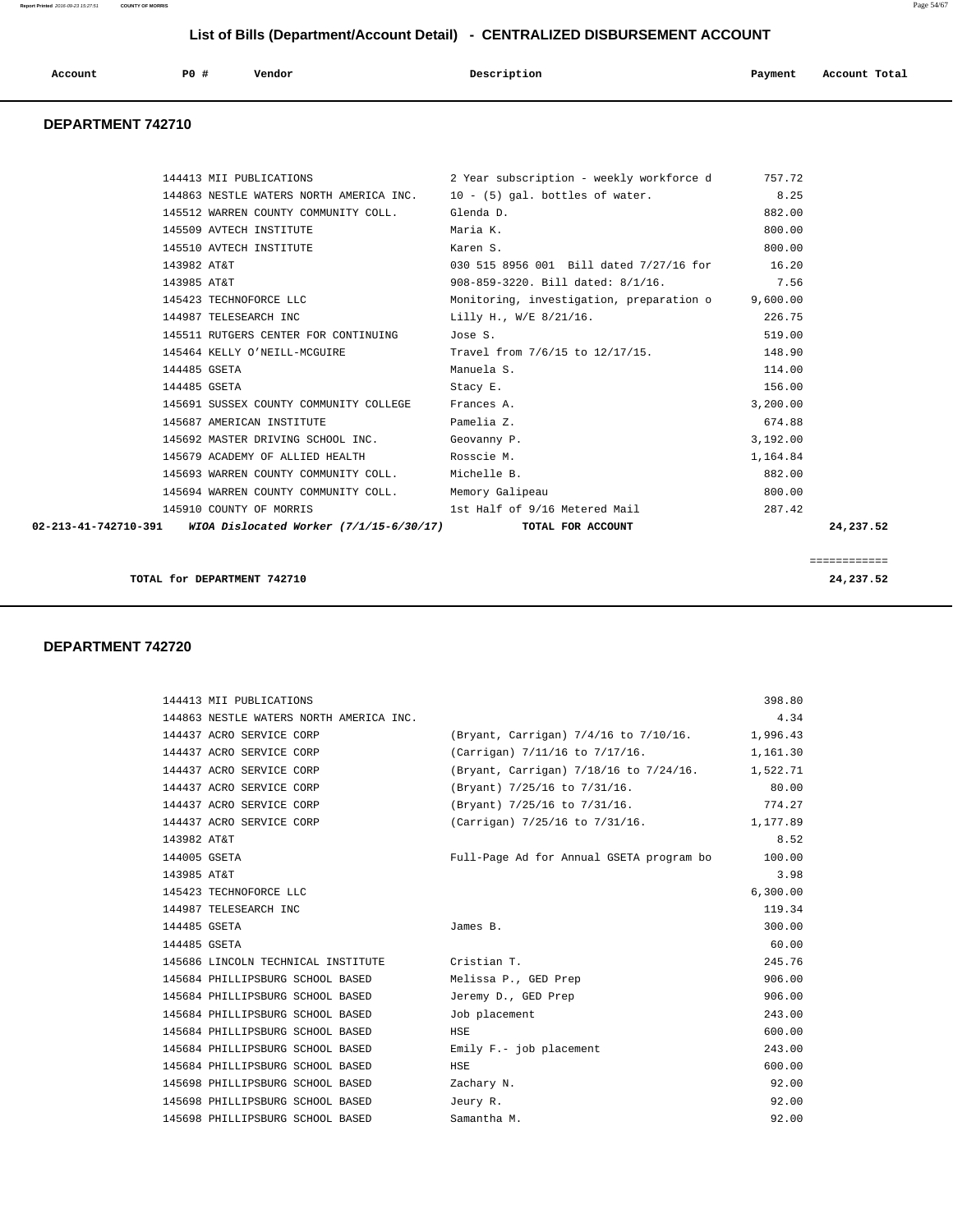# List of Bills (Department/Account Detail) - CENTRALIZED DISBURSEMENT ACCOUNT

| Account | PO # | Vendor | Description | Payment | Account Total |
|---|---|---|---|---|---|

## DEPARTMENT 742710

| Account | PO # | Vendor | Description | Payment | Account Total |
|---|---|---|---|---|---|
| | 144413 | MII PUBLICATIONS | 2 Year subscription - weekly workforce d | 757.72 | |
| | 144863 | NESTLE WATERS NORTH AMERICA INC. | 10 - (5) gal. bottles of water. | 8.25 | |
| | 145512 | WARREN COUNTY COMMUNITY COLL. | Glenda D. | 882.00 | |
| | 145509 | AVTECH INSTITUTE | Maria K. | 800.00 | |
| | 145510 | AVTECH INSTITUTE | Karen S. | 800.00 | |
| | 143982 | AT&T | 030 515 8956 001 Bill dated 7/27/16 for | 16.20 | |
| | 143985 | AT&T | 908-859-3220. Bill dated: 8/1/16. | 7.56 | |
| | 145423 | TECHNOFORCE LLC | Monitoring, investigation, preparation o | 9,600.00 | |
| | 144987 | TELESEARCH INC | Lilly H., W/E 8/21/16. | 226.75 | |
| | 145511 | RUTGERS CENTER FOR CONTINUING | Jose S. | 519.00 | |
| | 145464 | KELLY O'NEILL-MCGUIRE | Travel from 7/6/15 to 12/17/15. | 148.90 | |
| | 144485 | GSETA | Manuela S. | 114.00 | |
| | 144485 | GSETA | Stacy E. | 156.00 | |
| | 145691 | SUSSEX COUNTY COMMUNITY COLLEGE | Frances A. | 3,200.00 | |
| | 145687 | AMERICAN INSTITUTE | Pamelia Z. | 674.88 | |
| | 145692 | MASTER DRIVING SCHOOL INC. | Geovanny P. | 3,192.00 | |
| | 145679 | ACADEMY OF ALLIED HEALTH | Rosscie M. | 1,164.84 | |
| | 145693 | WARREN COUNTY COMMUNITY COLL. | Michelle B. | 882.00 | |
| | 145694 | WARREN COUNTY COMMUNITY COLL. | Memory Galipeau | 800.00 | |
| | 145910 | COUNTY OF MORRIS | 1st Half of 9/16 Metered Mail | 287.42 | |
| **02-213-41-742710-391** | | ***WIOA Dislocated Worker (7/1/15-6/30/17)*** | **TOTAL FOR ACCOUNT** | | **24,237.52** |

**TOTAL for DEPARTMENT 742710** — **24,237.52**

## DEPARTMENT 742720

| Account | PO # | Vendor | Description | Payment | Account Total |
|---|---|---|---|---|---|
| | 144413 | MII PUBLICATIONS | | 398.80 | |
| | 144863 | NESTLE WATERS NORTH AMERICA INC. | | 4.34 | |
| | 144437 | ACRO SERVICE CORP | (Bryant, Carrigan) 7/4/16 to 7/10/16. | 1,996.43 | |
| | 144437 | ACRO SERVICE CORP | (Carrigan) 7/11/16 to 7/17/16. | 1,161.30 | |
| | 144437 | ACRO SERVICE CORP | (Bryant, Carrigan) 7/18/16 to 7/24/16. | 1,522.71 | |
| | 144437 | ACRO SERVICE CORP | (Bryant) 7/25/16 to 7/31/16. | 80.00 | |
| | 144437 | ACRO SERVICE CORP | (Bryant) 7/25/16 to 7/31/16. | 774.27 | |
| | 144437 | ACRO SERVICE CORP | (Carrigan) 7/25/16 to 7/31/16. | 1,177.89 | |
| | 143982 | AT&T | | 8.52 | |
| | 144005 | GSETA | Full-Page Ad for Annual GSETA program bo | 100.00 | |
| | 143985 | AT&T | | 3.98 | |
| | 145423 | TECHNOFORCE LLC | | 6,300.00 | |
| | 144987 | TELESEARCH INC | | 119.34 | |
| | 144485 | GSETA | James B. | 300.00 | |
| | 144485 | GSETA | | 60.00 | |
| | 145686 | LINCOLN TECHNICAL INSTITUTE | Cristian T. | 245.76 | |
| | 145684 | PHILLIPSBURG SCHOOL BASED | Melissa P., GED Prep | 906.00 | |
| | 145684 | PHILLIPSBURG SCHOOL BASED | Jeremy D., GED Prep | 906.00 | |
| | 145684 | PHILLIPSBURG SCHOOL BASED | Job placement | 243.00 | |
| | 145684 | PHILLIPSBURG SCHOOL BASED | HSE | 600.00 | |
| | 145684 | PHILLIPSBURG SCHOOL BASED | Emily F.- job placement | 243.00 | |
| | 145684 | PHILLIPSBURG SCHOOL BASED | HSE | 600.00 | |
| | 145698 | PHILLIPSBURG SCHOOL BASED | Zachary N. | 92.00 | |
| | 145698 | PHILLIPSBURG SCHOOL BASED | Jeury R. | 92.00 | |
| | 145698 | PHILLIPSBURG SCHOOL BASED | Samantha M. | 92.00 | |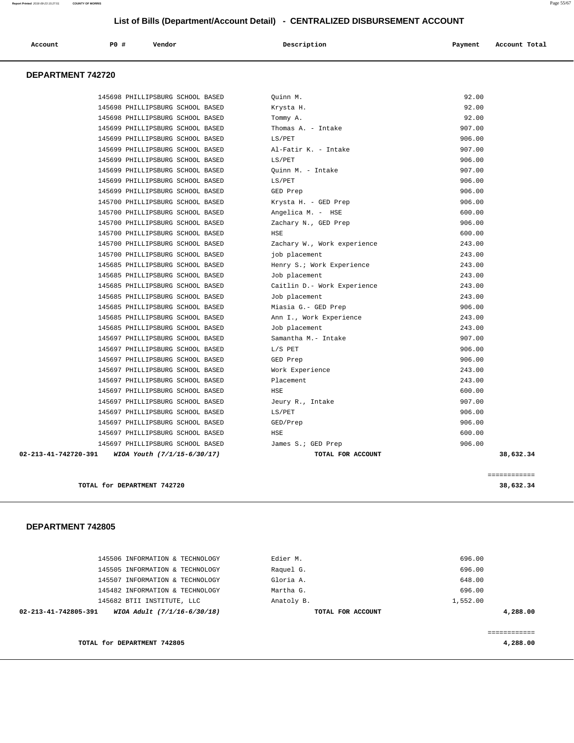## List of Bills (Department/Account Detail) - CENTRALIZED DISBURSEMENT ACCOUNT

| Account | PO # | Vendor | Description | Payment | Account Total |
|---|---|---|---|---|---|

### DEPARTMENT 742720

| Account | PO # | Vendor | Description | Payment | Account Total |
|---|---|---|---|---|---|
| | 145698 | PHILLIPSBURG SCHOOL BASED | Quinn M. | 92.00 | |
| | 145698 | PHILLIPSBURG SCHOOL BASED | Krysta H. | 92.00 | |
| | 145698 | PHILLIPSBURG SCHOOL BASED | Tommy A. | 92.00 | |
| | 145699 | PHILLIPSBURG SCHOOL BASED | Thomas A. - Intake | 907.00 | |
| | 145699 | PHILLIPSBURG SCHOOL BASED | LS/PET | 906.00 | |
| | 145699 | PHILLIPSBURG SCHOOL BASED | Al-Fatir K. - Intake | 907.00 | |
| | 145699 | PHILLIPSBURG SCHOOL BASED | LS/PET | 906.00 | |
| | 145699 | PHILLIPSBURG SCHOOL BASED | Quinn M. - Intake | 907.00 | |
| | 145699 | PHILLIPSBURG SCHOOL BASED | LS/PET | 906.00 | |
| | 145699 | PHILLIPSBURG SCHOOL BASED | GED Prep | 906.00 | |
| | 145700 | PHILLIPSBURG SCHOOL BASED | Krysta H. - GED Prep | 906.00 | |
| | 145700 | PHILLIPSBURG SCHOOL BASED | Angelica M. - HSE | 600.00 | |
| | 145700 | PHILLIPSBURG SCHOOL BASED | Zachary N., GED Prep | 906.00 | |
| | 145700 | PHILLIPSBURG SCHOOL BASED | HSE | 600.00 | |
| | 145700 | PHILLIPSBURG SCHOOL BASED | Zachary W., Work experience | 243.00 | |
| | 145700 | PHILLIPSBURG SCHOOL BASED | job placement | 243.00 | |
| | 145685 | PHILLIPSBURG SCHOOL BASED | Henry S.; Work Experience | 243.00 | |
| | 145685 | PHILLIPSBURG SCHOOL BASED | Job placement | 243.00 | |
| | 145685 | PHILLIPSBURG SCHOOL BASED | Caitlin D.- Work Experience | 243.00 | |
| | 145685 | PHILLIPSBURG SCHOOL BASED | Job placement | 243.00 | |
| | 145685 | PHILLIPSBURG SCHOOL BASED | Miasia G.- GED Prep | 906.00 | |
| | 145685 | PHILLIPSBURG SCHOOL BASED | Ann I., Work Experience | 243.00 | |
| | 145685 | PHILLIPSBURG SCHOOL BASED | Job placement | 243.00 | |
| | 145697 | PHILLIPSBURG SCHOOL BASED | Samantha M.- Intake | 907.00 | |
| | 145697 | PHILLIPSBURG SCHOOL BASED | L/S PET | 906.00 | |
| | 145697 | PHILLIPSBURG SCHOOL BASED | GED Prep | 906.00 | |
| | 145697 | PHILLIPSBURG SCHOOL BASED | Work Experience | 243.00 | |
| | 145697 | PHILLIPSBURG SCHOOL BASED | Placement | 243.00 | |
| | 145697 | PHILLIPSBURG SCHOOL BASED | HSE | 600.00 | |
| | 145697 | PHILLIPSBURG SCHOOL BASED | Jeury R., Intake | 907.00 | |
| | 145697 | PHILLIPSBURG SCHOOL BASED | LS/PET | 906.00 | |
| | 145697 | PHILLIPSBURG SCHOOL BASED | GED/Prep | 906.00 | |
| | 145697 | PHILLIPSBURG SCHOOL BASED | HSE | 600.00 | |
| | 145697 | PHILLIPSBURG SCHOOL BASED | James S.; GED Prep | 906.00 | |
| **02-213-41-742720-391** | | ***WIOA Youth (7/1/15-6/30/17)*** | **TOTAL FOR ACCOUNT** | | **38,632.34** |

**TOTAL for DEPARTMENT 742720** — **38,632.34**

### DEPARTMENT 742805

| Account | PO # | Vendor | Description | Payment | Account Total |
|---|---|---|---|---|---|
| | 145506 | INFORMATION & TECHNOLOGY | Edier M. | 696.00 | |
| | 145505 | INFORMATION & TECHNOLOGY | Raquel G. | 696.00 | |
| | 145507 | INFORMATION & TECHNOLOGY | Gloria A. | 648.00 | |
| | 145482 | INFORMATION & TECHNOLOGY | Martha G. | 696.00 | |
| | 145682 | BTII INSTITUTE, LLC | Anatoly B. | 1,552.00 | |
| **02-213-41-742805-391** | | ***WIOA Adult (7/1/16-6/30/18)*** | **TOTAL FOR ACCOUNT** | | **4,288.00** |

**TOTAL for DEPARTMENT 742805** — **4,288.00**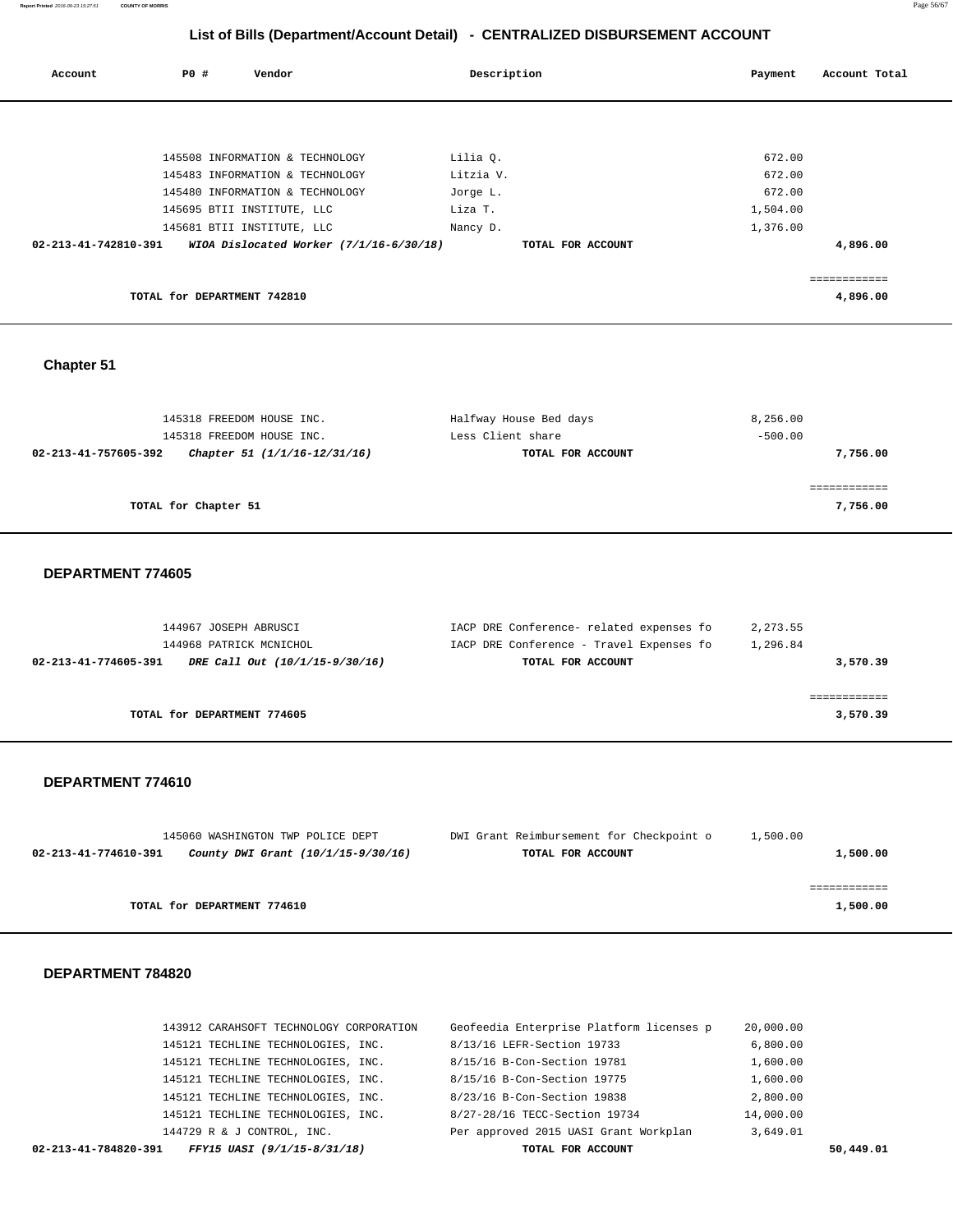## List of Bills (Department/Account Detail) - CENTRALIZED DISBURSEMENT ACCOUNT

| Account | PO # | Vendor | Description | Payment | Account Total |
|---|---|---|---|---|---|
| | 145508 | INFORMATION & TECHNOLOGY | Lilia Q. | 672.00 | |
| | 145483 | INFORMATION & TECHNOLOGY | Litzia V. | 672.00 | |
| | 145480 | INFORMATION & TECHNOLOGY | Jorge L. | 672.00 | |
| | 145695 | BTII INSTITUTE, LLC | Liza T. | 1,504.00 | |
| | 145681 | BTII INSTITUTE, LLC | Nancy D. | 1,376.00 | |
| **02-213-41-742810-391** | | ***WIOA Dislocated Worker (7/1/16-6/30/18)*** | **TOTAL FOR ACCOUNT** | | **4,896.00** |
| | | | | | ============ |
| | **TOTAL for DEPARTMENT 742810** | | | | **4,896.00** |

### Chapter 51

| Account | PO # | Vendor | Description | Payment | Account Total |
|---|---|---|---|---|---|
| | 145318 | FREEDOM HOUSE INC. | Halfway House Bed days | 8,256.00 | |
| | 145318 | FREEDOM HOUSE INC. | Less Client share | -500.00 | |
| **02-213-41-757605-392** | | ***Chapter 51 (1/1/16-12/31/16)*** | **TOTAL FOR ACCOUNT** | | **7,756.00** |
| | | | | | ============ |
| | **TOTAL for Chapter 51** | | | | **7,756.00** |

### DEPARTMENT 774605

| Account | PO # | Vendor | Description | Payment | Account Total |
|---|---|---|---|---|---|
| | 144967 | JOSEPH ABRUSCI | IACP DRE Conference- related expenses fo | 2,273.55 | |
| | 144968 | PATRICK MCNICHOL | IACP DRE Conference - Travel Expenses fo | 1,296.84 | |
| **02-213-41-774605-391** | | ***DRE Call Out (10/1/15-9/30/16)*** | **TOTAL FOR ACCOUNT** | | **3,570.39** |
| | | | | | ============ |
| | **TOTAL for DEPARTMENT 774605** | | | | **3,570.39** |

### DEPARTMENT 774610

| Account | PO # | Vendor | Description | Payment | Account Total |
|---|---|---|---|---|---|
| | 145060 | WASHINGTON TWP POLICE DEPT | DWI Grant Reimbursement for Checkpoint o | 1,500.00 | |
| **02-213-41-774610-391** | | ***County DWI Grant (10/1/15-9/30/16)*** | **TOTAL FOR ACCOUNT** | | **1,500.00** |
| | | | | | ============ |
| | **TOTAL for DEPARTMENT 774610** | | | | **1,500.00** |

### DEPARTMENT 784820

| Account | PO # | Vendor | Description | Payment | Account Total |
|---|---|---|---|---|---|
| | 143912 | CARAHSOFT TECHNOLOGY CORPORATION | Geofeedia Enterprise Platform licenses p | 20,000.00 | |
| | 145121 | TECHLINE TECHNOLOGIES, INC. | 8/13/16 LEFR-Section 19733 | 6,800.00 | |
| | 145121 | TECHLINE TECHNOLOGIES, INC. | 8/15/16 B-Con-Section 19781 | 1,600.00 | |
| | 145121 | TECHLINE TECHNOLOGIES, INC. | 8/15/16 B-Con-Section 19775 | 1,600.00 | |
| | 145121 | TECHLINE TECHNOLOGIES, INC. | 8/23/16 B-Con-Section 19838 | 2,800.00 | |
| | 145121 | TECHLINE TECHNOLOGIES, INC. | 8/27-28/16 TECC-Section 19734 | 14,000.00 | |
| | 144729 | R & J CONTROL, INC. | Per approved 2015 UASI Grant Workplan | 3,649.01 | |
| **02-213-41-784820-391** | | ***FFY15 UASI (9/1/15-8/31/18)*** | **TOTAL FOR ACCOUNT** | | **50,449.01** |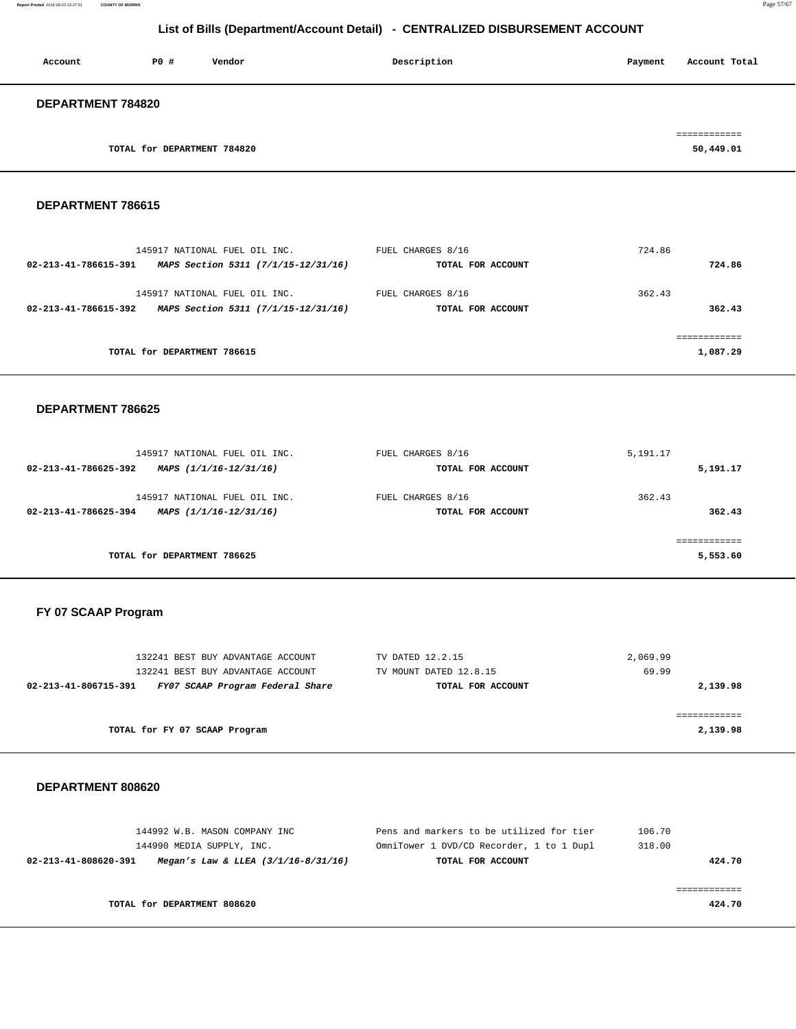## List of Bills (Department/Account Detail) - CENTRALIZED DISBURSEMENT ACCOUNT

| Account | PO # | Vendor | Description | Payment | Account Total |
|---|---|---|---|---|---|

### DEPARTMENT 784820

| | | |
|---|---|---|
| TOTAL for DEPARTMENT 784820 | | 50,449.01 |

### DEPARTMENT 786615

| Account | PO # | Vendor | Description | Payment | Account Total |
|---|---|---|---|---|---|
| | 145917 | NATIONAL FUEL OIL INC. | FUEL CHARGES 8/16 | 724.86 | |
| 02-213-41-786615-391 | | *MAPS Section 5311 (7/1/15-12/31/16)* | TOTAL FOR ACCOUNT | | 724.86 |
| | 145917 | NATIONAL FUEL OIL INC. | FUEL CHARGES 8/16 | 362.43 | |
| 02-213-41-786615-392 | | *MAPS Section 5311 (7/1/15-12/31/16)* | TOTAL FOR ACCOUNT | | 362.43 |
| | | TOTAL for DEPARTMENT 786615 | | | 1,087.29 |

### DEPARTMENT 786625

| Account | PO # | Vendor | Description | Payment | Account Total |
|---|---|---|---|---|---|
| | 145917 | NATIONAL FUEL OIL INC. | FUEL CHARGES 8/16 | 5,191.17 | |
| 02-213-41-786625-392 | | *MAPS (1/1/16-12/31/16)* | TOTAL FOR ACCOUNT | | 5,191.17 |
| | 145917 | NATIONAL FUEL OIL INC. | FUEL CHARGES 8/16 | 362.43 | |
| 02-213-41-786625-394 | | *MAPS (1/1/16-12/31/16)* | TOTAL FOR ACCOUNT | | 362.43 |
| | | TOTAL for DEPARTMENT 786625 | | | 5,553.60 |

### FY 07 SCAAP Program

| Account | PO # | Vendor | Description | Payment | Account Total |
|---|---|---|---|---|---|
| | 132241 | BEST BUY ADVANTAGE ACCOUNT | TV DATED 12.2.15 | 2,069.99 | |
| | 132241 | BEST BUY ADVANTAGE ACCOUNT | TV MOUNT DATED 12.8.15 | 69.99 | |
| 02-213-41-806715-391 | | *FY07 SCAAP Program Federal Share* | TOTAL FOR ACCOUNT | | 2,139.98 |
| | | TOTAL for FY 07 SCAAP Program | | | 2,139.98 |

### DEPARTMENT 808620

| Account | PO # | Vendor | Description | Payment | Account Total |
|---|---|---|---|---|---|
| | 144992 | W.B. MASON COMPANY INC | Pens and markers to be utilized for tier | 106.70 | |
| | 144990 | MEDIA SUPPLY, INC. | OmniTower 1 DVD/CD Recorder, 1 to 1 Dupl | 318.00 | |
| 02-213-41-808620-391 | | *Megan's Law & LLEA (3/1/16-8/31/16)* | TOTAL FOR ACCOUNT | | 424.70 |
| | | TOTAL for DEPARTMENT 808620 | | | 424.70 |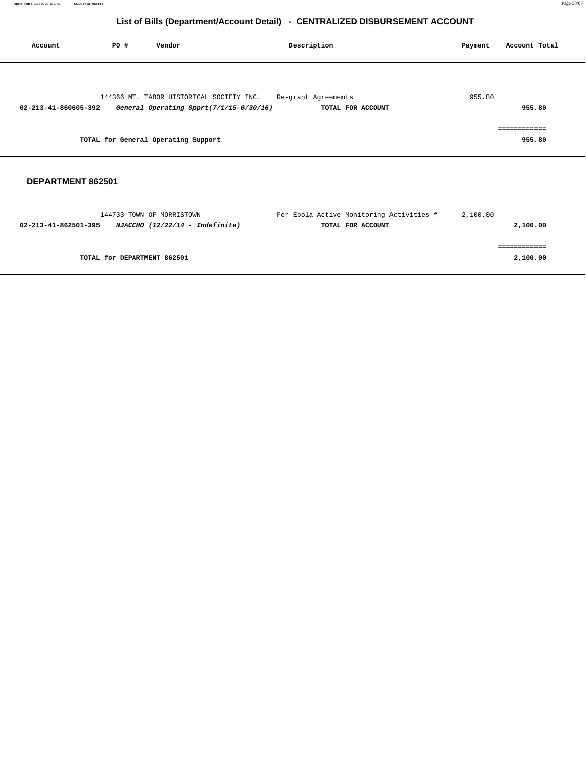## List of Bills (Department/Account Detail) - CENTRALIZED DISBURSEMENT ACCOUNT

| Account | PO # | Vendor | Description | Payment | Account Total |
|---|---|---|---|---|---|
| | 144366 | MT. TABOR HISTORICAL SOCIETY INC. | Re-grant Agreements | 955.80 | |
| **02-213-41-860605-392** | | ***General Operating Spprt(7/1/15-6/30/16)*** | **TOTAL FOR ACCOUNT** | | **955.80** |
| | | | | | ============ |
| | | **TOTAL for General Operating Support** | | | **955.80** |

### DEPARTMENT 862501

| Account | PO # | Vendor | Description | Payment | Account Total |
|---|---|---|---|---|---|
| | 144733 | TOWN OF MORRISTOWN | For Ebola Active Monitoring Activities f | 2,100.00 | |
| **02-213-41-862501-395** | | ***NJACCHO (12/22/14 - Indefinite)*** | **TOTAL FOR ACCOUNT** | | **2,100.00** |
| | | | | | ============ |
| | | **TOTAL for DEPARTMENT 862501** | | | **2,100.00** |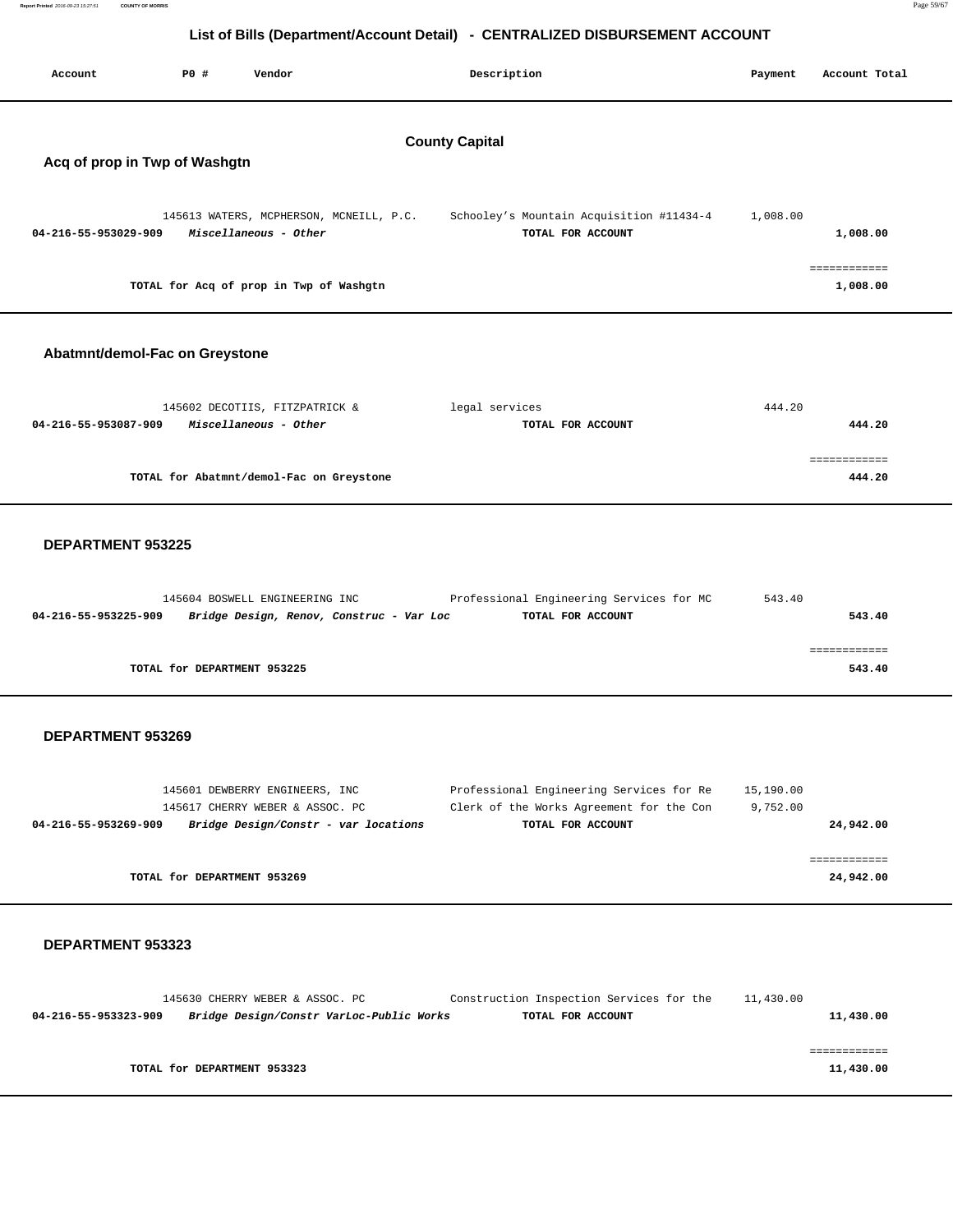# List of Bills (Department/Account Detail) - CENTRALIZED DISBURSEMENT ACCOUNT

| Account | PO # | Vendor | Description | Payment | Account Total |
|---|---|---|---|---|---|

## County Capital

### Acq of prop in Twp of Washgtn

| Account | PO # | Vendor | Description | Payment | Account Total |
|---|---|---|---|---|---|
| | 145613 | WATERS, MCPHERSON, MCNEILL, P.C. | Schooley's Mountain Acquisition #11434-4 | 1,008.00 | |
| **04-216-55-953029-909** | | ***Miscellaneous - Other*** | **TOTAL FOR ACCOUNT** | | **1,008.00** |
| | | **TOTAL for Acq of prop in Twp of Washgtn** | | | **1,008.00** |

### Abatmnt/demol-Fac on Greystone

| Account | PO # | Vendor | Description | Payment | Account Total |
|---|---|---|---|---|---|
| | 145602 | DECOTIIS, FITZPATRICK & | legal services | 444.20 | |
| **04-216-55-953087-909** | | ***Miscellaneous - Other*** | **TOTAL FOR ACCOUNT** | | **444.20** |
| | | **TOTAL for Abatmnt/demol-Fac on Greystone** | | | **444.20** |

### DEPARTMENT 953225

| Account | PO # | Vendor | Description | Payment | Account Total |
|---|---|---|---|---|---|
| | 145604 | BOSWELL ENGINEERING INC | Professional Engineering Services for MC | 543.40 | |
| **04-216-55-953225-909** | | ***Bridge Design, Renov, Construc - Var Loc*** | **TOTAL FOR ACCOUNT** | | **543.40** |
| | | **TOTAL for DEPARTMENT 953225** | | | **543.40** |

### DEPARTMENT 953269

| Account | PO # | Vendor | Description | Payment | Account Total |
|---|---|---|---|---|---|
| | 145601 | DEWBERRY ENGINEERS, INC | Professional Engineering Services for Re | 15,190.00 | |
| | 145617 | CHERRY WEBER & ASSOC. PC | Clerk of the Works Agreement for the Con | 9,752.00 | |
| **04-216-55-953269-909** | | ***Bridge Design/Constr - var locations*** | **TOTAL FOR ACCOUNT** | | **24,942.00** |
| | | **TOTAL for DEPARTMENT 953269** | | | **24,942.00** |

### DEPARTMENT 953323

| Account | PO # | Vendor | Description | Payment | Account Total |
|---|---|---|---|---|---|
| | 145630 | CHERRY WEBER & ASSOC. PC | Construction Inspection Services for the | 11,430.00 | |
| **04-216-55-953323-909** | | ***Bridge Design/Constr VarLoc-Public Works*** | **TOTAL FOR ACCOUNT** | | **11,430.00** |
| | | **TOTAL for DEPARTMENT 953323** | | | **11,430.00** |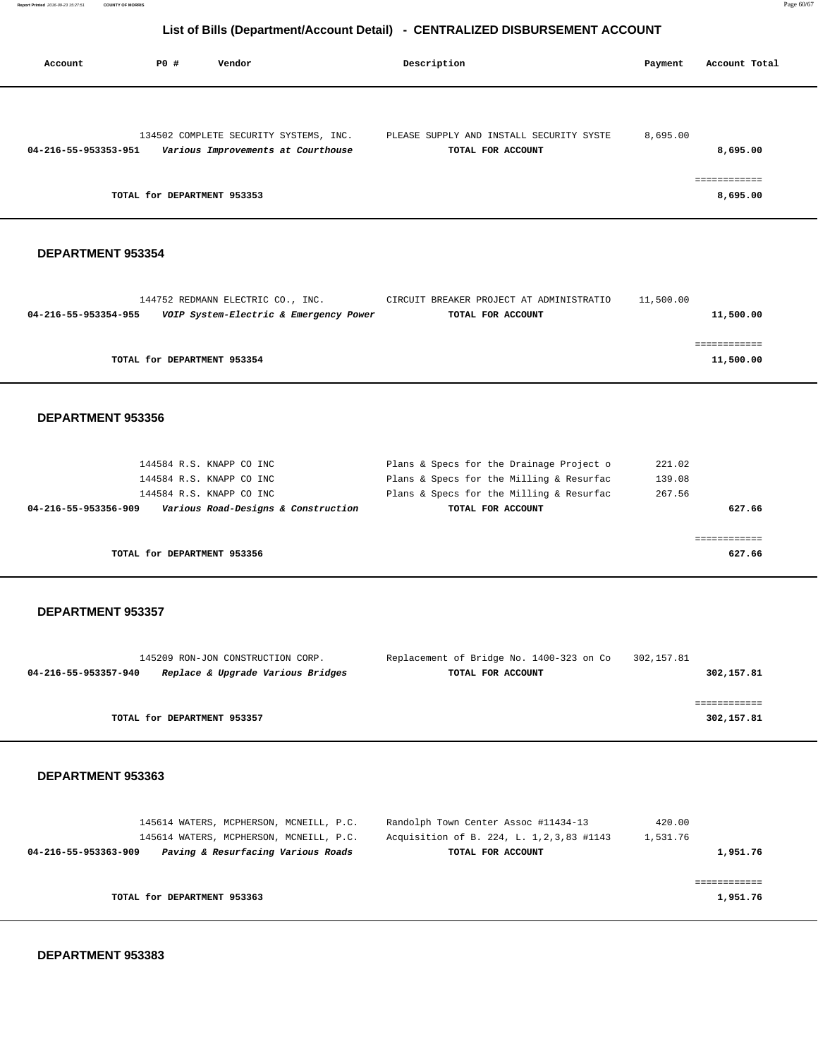# List of Bills (Department/Account Detail) - CENTRALIZED DISBURSEMENT ACCOUNT

| Account | PO # | Vendor | Description | Payment | Account Total |
|---|---|---|---|---|---|
| | 134502 | COMPLETE SECURITY SYSTEMS, INC. | PLEASE SUPPLY AND INSTALL SECURITY SYSTE | 8,695.00 | |
| **04-216-55-953353-951** | | ***Various Improvements at Courthouse*** | **TOTAL FOR ACCOUNT** | | **8,695.00** |
| | | | | | ============ |
| | | **TOTAL for DEPARTMENT 953353** | | | **8,695.00** |

## DEPARTMENT 953354

| Account | PO # | Vendor | Description | Payment | Account Total |
|---|---|---|---|---|---|
| | 144752 | REDMANN ELECTRIC CO., INC. | CIRCUIT BREAKER PROJECT AT ADMINISTRATIO | 11,500.00 | |
| **04-216-55-953354-955** | | ***VOIP System-Electric & Emergency Power*** | **TOTAL FOR ACCOUNT** | | **11,500.00** |
| | | | | | ============ |
| | | **TOTAL for DEPARTMENT 953354** | | | **11,500.00** |

## DEPARTMENT 953356

| Account | PO # | Vendor | Description | Payment | Account Total |
|---|---|---|---|---|---|
| | 144584 | R.S. KNAPP CO INC | Plans & Specs for the Drainage Project o | 221.02 | |
| | 144584 | R.S. KNAPP CO INC | Plans & Specs for the Milling & Resurfac | 139.08 | |
| | 144584 | R.S. KNAPP CO INC | Plans & Specs for the Milling & Resurfac | 267.56 | |
| **04-216-55-953356-909** | | ***Various Road-Designs & Construction*** | **TOTAL FOR ACCOUNT** | | **627.66** |
| | | | | | ============ |
| | | **TOTAL for DEPARTMENT 953356** | | | **627.66** |

## DEPARTMENT 953357

| Account | PO # | Vendor | Description | Payment | Account Total |
|---|---|---|---|---|---|
| | 145209 | RON-JON CONSTRUCTION CORP. | Replacement of Bridge No. 1400-323 on Co | 302,157.81 | |
| **04-216-55-953357-940** | | ***Replace & Upgrade Various Bridges*** | **TOTAL FOR ACCOUNT** | | **302,157.81** |
| | | | | | ============ |
| | | **TOTAL for DEPARTMENT 953357** | | | **302,157.81** |

## DEPARTMENT 953363

| Account | PO # | Vendor | Description | Payment | Account Total |
|---|---|---|---|---|---|
| | 145614 | WATERS, MCPHERSON, MCNEILL, P.C. | Randolph Town Center Assoc #11434-13 | 420.00 | |
| | 145614 | WATERS, MCPHERSON, MCNEILL, P.C. | Acquisition of B. 224, L. 1,2,3,83 #1143 | 1,531.76 | |
| **04-216-55-953363-909** | | ***Paving & Resurfacing Various Roads*** | **TOTAL FOR ACCOUNT** | | **1,951.76** |
| | | | | | ============ |
| | | **TOTAL for DEPARTMENT 953363** | | | **1,951.76** |

## DEPARTMENT 953383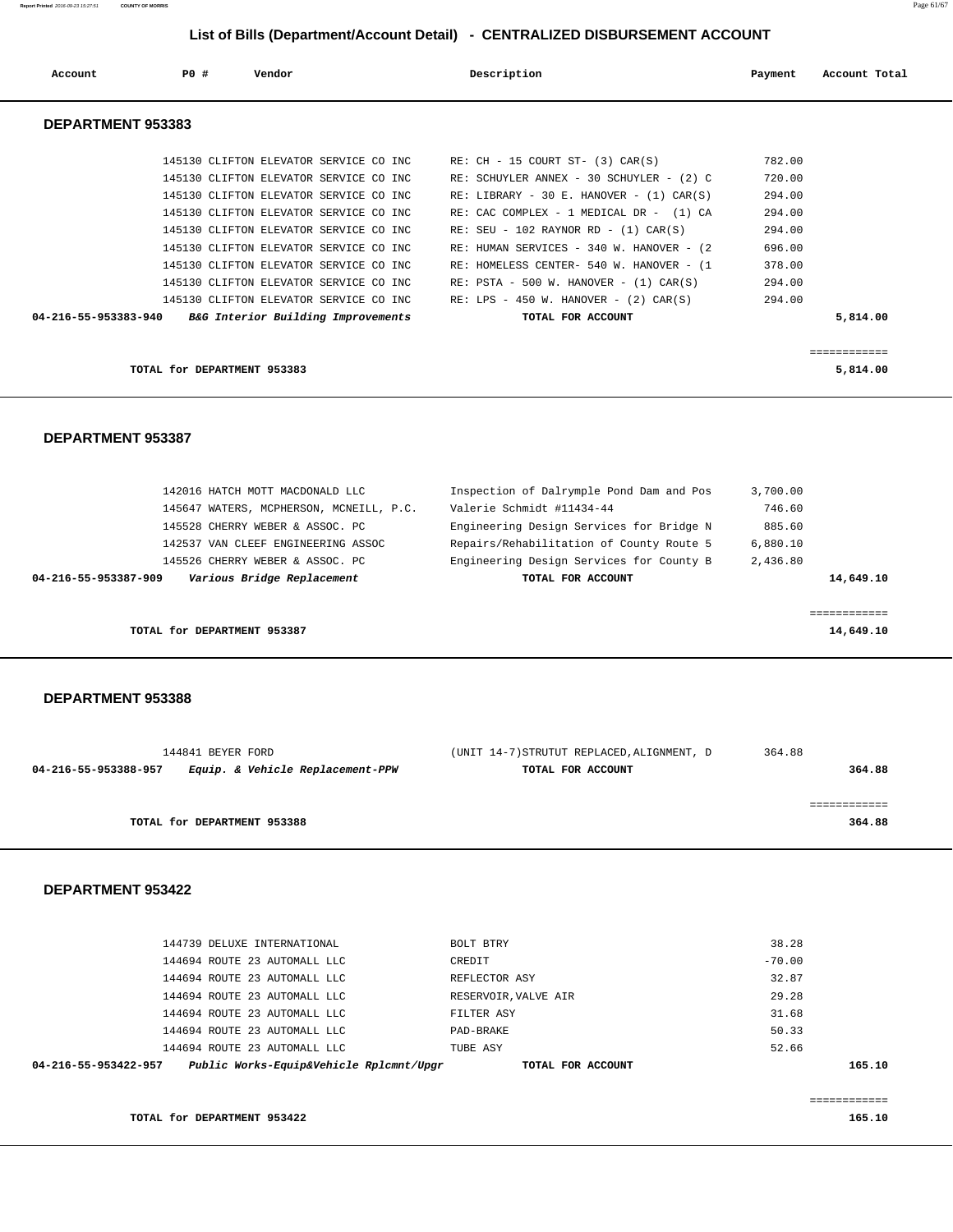## List of Bills (Department/Account Detail) - CENTRALIZED DISBURSEMENT ACCOUNT

| Account | PO # | Vendor | Description | Payment | Account Total |
|---|---|---|---|---|---|

### DEPARTMENT 953383

| Account | PO # | Vendor | Description | Payment | Account Total |
|---|---|---|---|---|---|
| | 145130 | CLIFTON ELEVATOR SERVICE CO INC | RE: CH - 15 COURT ST- (3) CAR(S) | 782.00 | |
| | 145130 | CLIFTON ELEVATOR SERVICE CO INC | RE: SCHUYLER ANNEX - 30 SCHUYLER - (2) C | 720.00 | |
| | 145130 | CLIFTON ELEVATOR SERVICE CO INC | RE: LIBRARY - 30 E. HANOVER - (1) CAR(S) | 294.00 | |
| | 145130 | CLIFTON ELEVATOR SERVICE CO INC | RE: CAC COMPLEX - 1 MEDICAL DR - (1) CA | 294.00 | |
| | 145130 | CLIFTON ELEVATOR SERVICE CO INC | RE: SEU - 102 RAYNOR RD - (1) CAR(S) | 294.00 | |
| | 145130 | CLIFTON ELEVATOR SERVICE CO INC | RE: HUMAN SERVICES - 340 W. HANOVER - (2 | 696.00 | |
| | 145130 | CLIFTON ELEVATOR SERVICE CO INC | RE: HOMELESS CENTER- 540 W. HANOVER - (1 | 378.00 | |
| | 145130 | CLIFTON ELEVATOR SERVICE CO INC | RE: PSTA - 500 W. HANOVER - (1) CAR(S) | 294.00 | |
| | 145130 | CLIFTON ELEVATOR SERVICE CO INC | RE: LPS - 450 W. HANOVER - (2) CAR(S) | 294.00 | |
| **04-216-55-953383-940** | | ***B&G Interior Building Improvements*** | **TOTAL FOR ACCOUNT** | | **5,814.00** |

**TOTAL for DEPARTMENT 953383** — **5,814.00**

### DEPARTMENT 953387

| Account | PO # | Vendor | Description | Payment | Account Total |
|---|---|---|---|---|---|
| | 142016 | HATCH MOTT MACDONALD LLC | Inspection of Dalrymple Pond Dam and Pos | 3,700.00 | |
| | 145647 | WATERS, MCPHERSON, MCNEILL, P.C. | Valerie Schmidt #11434-44 | 746.60 | |
| | 145528 | CHERRY WEBER & ASSOC. PC | Engineering Design Services for Bridge N | 885.60 | |
| | 142537 | VAN CLEEF ENGINEERING ASSOC | Repairs/Rehabilitation of County Route 5 | 6,880.10 | |
| | 145526 | CHERRY WEBER & ASSOC. PC | Engineering Design Services for County B | 2,436.80 | |
| **04-216-55-953387-909** | | ***Various Bridge Replacement*** | **TOTAL FOR ACCOUNT** | | **14,649.10** |

**TOTAL for DEPARTMENT 953387** — **14,649.10**

### DEPARTMENT 953388

| Account | PO # | Vendor | Description | Payment | Account Total |
|---|---|---|---|---|---|
| | 144841 | BEYER FORD | (UNIT 14-7)STRUTUT REPLACED,ALIGNMENT, D | 364.88 | |
| **04-216-55-953388-957** | | ***Equip. & Vehicle Replacement-PPW*** | **TOTAL FOR ACCOUNT** | | **364.88** |

**TOTAL for DEPARTMENT 953388** — **364.88**

### DEPARTMENT 953422

| Account | PO # | Vendor | Description | Payment | Account Total |
|---|---|---|---|---|---|
| | 144739 | DELUXE INTERNATIONAL | BOLT BTRY | 38.28 | |
| | 144694 | ROUTE 23 AUTOMALL LLC | CREDIT | -70.00 | |
| | 144694 | ROUTE 23 AUTOMALL LLC | REFLECTOR ASY | 32.87 | |
| | 144694 | ROUTE 23 AUTOMALL LLC | RESERVOIR,VALVE AIR | 29.28 | |
| | 144694 | ROUTE 23 AUTOMALL LLC | FILTER ASY | 31.68 | |
| | 144694 | ROUTE 23 AUTOMALL LLC | PAD-BRAKE | 50.33 | |
| | 144694 | ROUTE 23 AUTOMALL LLC | TUBE ASY | 52.66 | |
| **04-216-55-953422-957** | | ***Public Works-Equip&Vehicle Rplcmnt/Upgr*** | **TOTAL FOR ACCOUNT** | | **165.10** |

**TOTAL for DEPARTMENT 953422** — **165.10**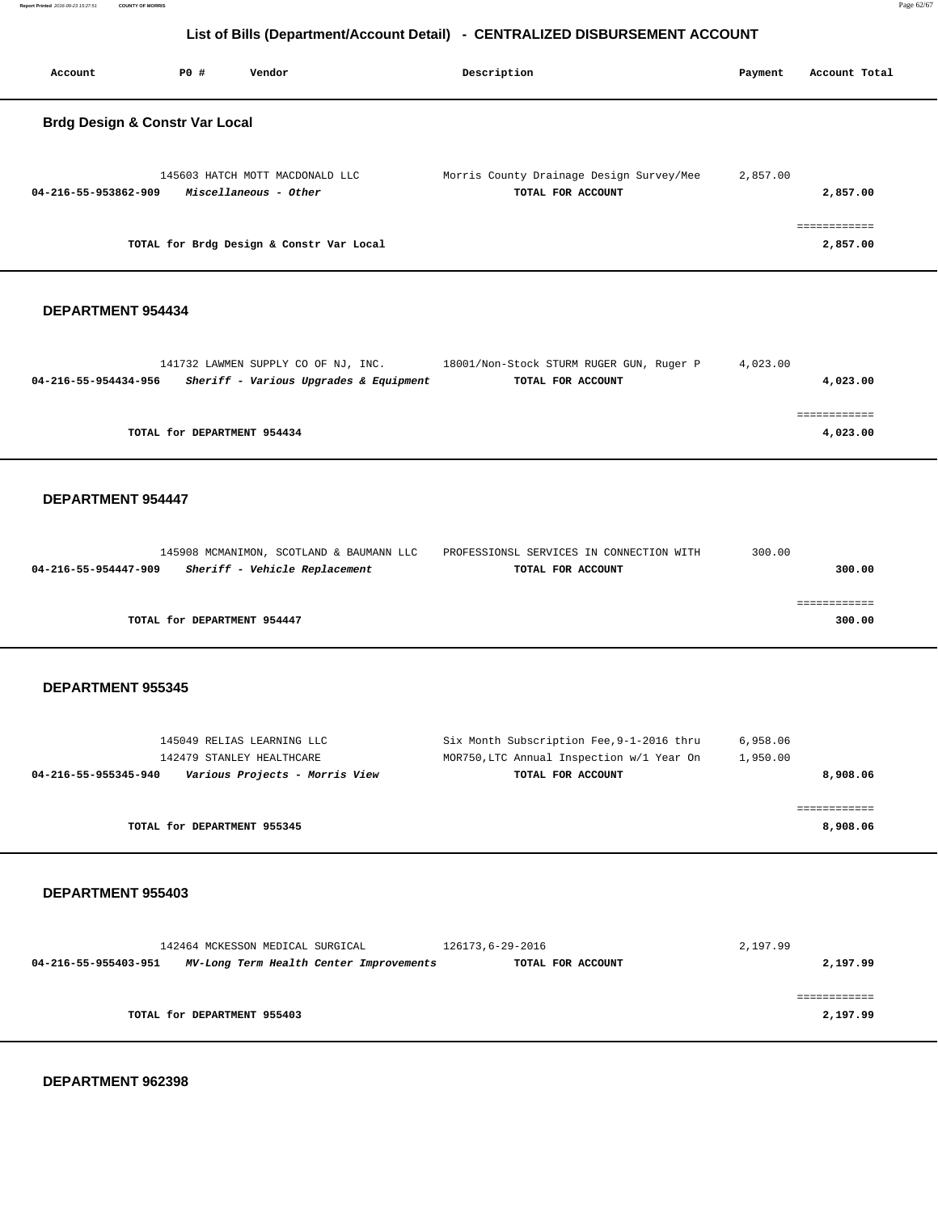## List of Bills (Department/Account Detail) - CENTRALIZED DISBURSEMENT ACCOUNT

| Account | PO # | Vendor | Description | Payment | Account Total |
|---|---|---|---|---|---|

### Brdg Design & Constr Var Local

| Account | PO # | Vendor | Description | Payment | Account Total |
|---|---|---|---|---|---|
| | 145603 | HATCH MOTT MACDONALD LLC | Morris County Drainage Design Survey/Mee | 2,857.00 | |
| 04-216-55-953862-909 | | *Miscellaneous - Other* | TOTAL FOR ACCOUNT | | 2,857.00 |
| | | TOTAL for Brdg Design & Constr Var Local | | | 2,857.00 |

### DEPARTMENT 954434

| Account | PO # | Vendor | Description | Payment | Account Total |
|---|---|---|---|---|---|
| | 141732 | LAWMEN SUPPLY CO OF NJ, INC. | 18001/Non-Stock STURM RUGER GUN, Ruger P | 4,023.00 | |
| 04-216-55-954434-956 | | *Sheriff - Various Upgrades & Equipment* | TOTAL FOR ACCOUNT | | 4,023.00 |
| | | TOTAL for DEPARTMENT 954434 | | | 4,023.00 |

### DEPARTMENT 954447

| Account | PO # | Vendor | Description | Payment | Account Total |
|---|---|---|---|---|---|
| | 145908 | MCMANIMON, SCOTLAND & BAUMANN LLC | PROFESSIONSL SERVICES IN CONNECTION WITH | 300.00 | |
| 04-216-55-954447-909 | | *Sheriff - Vehicle Replacement* | TOTAL FOR ACCOUNT | | 300.00 |
| | | TOTAL for DEPARTMENT 954447 | | | 300.00 |

### DEPARTMENT 955345

| Account | PO # | Vendor | Description | Payment | Account Total |
|---|---|---|---|---|---|
| | 145049 | RELIAS LEARNING LLC | Six Month Subscription Fee,9-1-2016 thru | 6,958.06 | |
| | 142479 | STANLEY HEALTHCARE | MOR750,LTC Annual Inspection w/1 Year On | 1,950.00 | |
| 04-216-55-955345-940 | | *Various Projects - Morris View* | TOTAL FOR ACCOUNT | | 8,908.06 |
| | | TOTAL for DEPARTMENT 955345 | | | 8,908.06 |

### DEPARTMENT 955403

| Account | PO # | Vendor | Description | Payment | Account Total |
|---|---|---|---|---|---|
| | 142464 | MCKESSON MEDICAL SURGICAL | 126173,6-29-2016 | 2,197.99 | |
| 04-216-55-955403-951 | | *MV-Long Term Health Center Improvements* | TOTAL FOR ACCOUNT | | 2,197.99 |
| | | TOTAL for DEPARTMENT 955403 | | | 2,197.99 |

### DEPARTMENT 962398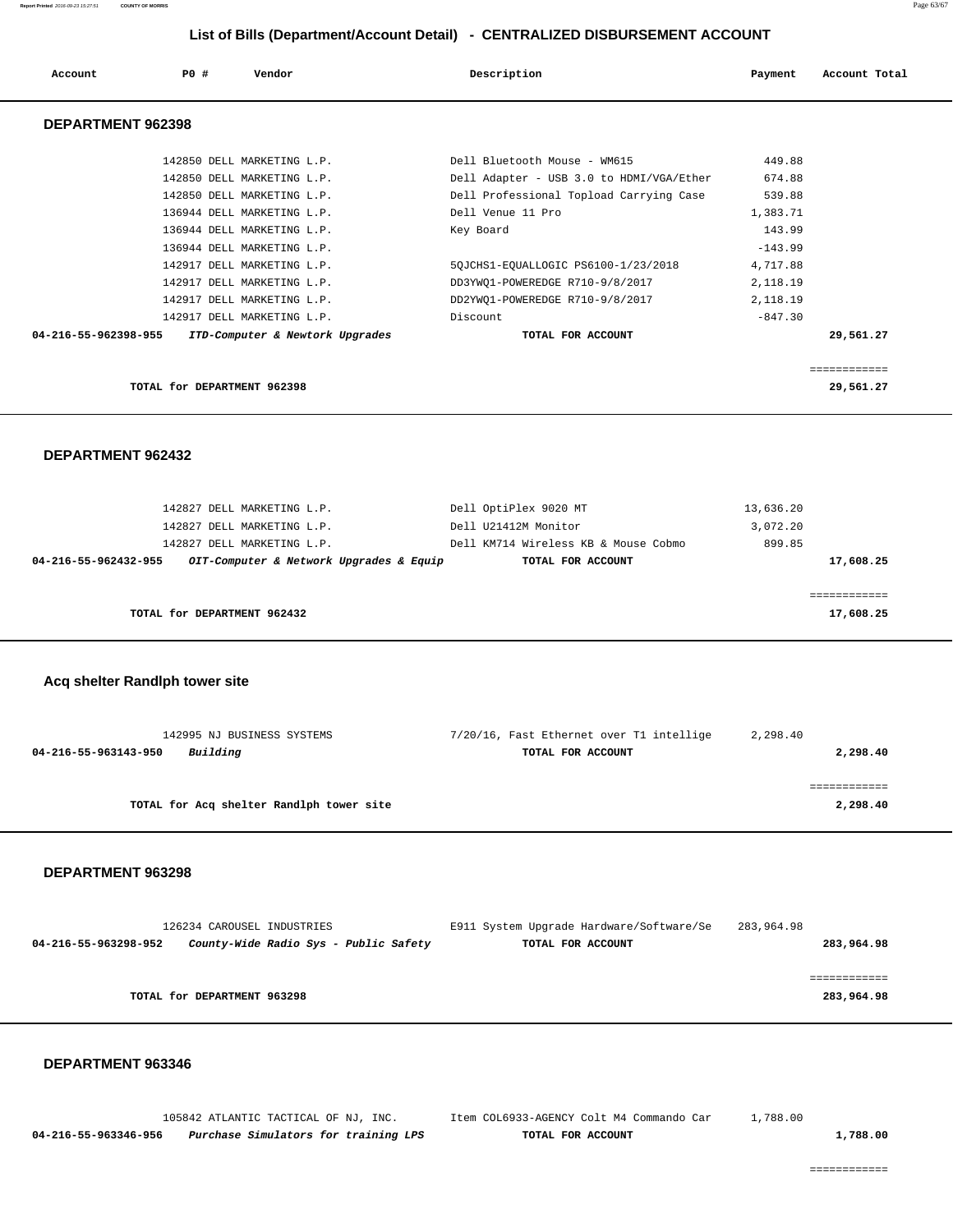## List of Bills (Department/Account Detail) - CENTRALIZED DISBURSEMENT ACCOUNT

| Account | PO # | Vendor | Description | Payment | Account Total |
|---|---|---|---|---|---|

### DEPARTMENT 962398

| Account | PO # | Vendor | Description | Payment | Account Total |
|---|---|---|---|---|---|
| | 142850 | DELL MARKETING L.P. | Dell Bluetooth Mouse - WM615 | 449.88 | |
| | 142850 | DELL MARKETING L.P. | Dell Adapter - USB 3.0 to HDMI/VGA/Ether | 674.88 | |
| | 142850 | DELL MARKETING L.P. | Dell Professional Topload Carrying Case | 539.88 | |
| | 136944 | DELL MARKETING L.P. | Dell Venue 11 Pro | 1,383.71 | |
| | 136944 | DELL MARKETING L.P. | Key Board | 143.99 | |
| | 136944 | DELL MARKETING L.P. | | -143.99 | |
| | 142917 | DELL MARKETING L.P. | 5QJCHS1-EQUALLOGIC PS6100-1/23/2018 | 4,717.88 | |
| | 142917 | DELL MARKETING L.P. | DD3YWQ1-POWEREDGE R710-9/8/2017 | 2,118.19 | |
| | 142917 | DELL MARKETING L.P. | DD2YWQ1-POWEREDGE R710-9/8/2017 | 2,118.19 | |
| | 142917 | DELL MARKETING L.P. | Discount | -847.30 | |
| **04-216-55-962398-955** | ***ITD-Computer & Newtork Upgrades*** | | **TOTAL FOR ACCOUNT** | | **29,561.27** |

**TOTAL for DEPARTMENT 962398** — **29,561.27**

### DEPARTMENT 962432

| Account | PO # | Vendor | Description | Payment | Account Total |
|---|---|---|---|---|---|
| | 142827 | DELL MARKETING L.P. | Dell OptiPlex 9020 MT | 13,636.20 | |
| | 142827 | DELL MARKETING L.P. | Dell U21412M Monitor | 3,072.20 | |
| | 142827 | DELL MARKETING L.P. | Dell KM714 Wireless KB & Mouse Cobmo | 899.85 | |
| **04-216-55-962432-955** | ***OIT-Computer & Network Upgrades & Equip*** | | **TOTAL FOR ACCOUNT** | | **17,608.25** |

**TOTAL for DEPARTMENT 962432** — **17,608.25**

### Acq shelter Randlph tower site

| Account | PO # | Vendor | Description | Payment | Account Total |
|---|---|---|---|---|---|
| | 142995 | NJ BUSINESS SYSTEMS | 7/20/16, Fast Ethernet over T1 intellige | 2,298.40 | |
| **04-216-55-963143-950** | ***Building*** | | **TOTAL FOR ACCOUNT** | | **2,298.40** |

**TOTAL for Acq shelter Randlph tower site** — **2,298.40**

### DEPARTMENT 963298

| Account | PO # | Vendor | Description | Payment | Account Total |
|---|---|---|---|---|---|
| | 126234 | CAROUSEL INDUSTRIES | E911 System Upgrade Hardware/Software/Se | 283,964.98 | |
| **04-216-55-963298-952** | ***County-Wide Radio Sys - Public Safety*** | | **TOTAL FOR ACCOUNT** | | **283,964.98** |

**TOTAL for DEPARTMENT 963298** — **283,964.98**

### DEPARTMENT 963346

| Account | PO # | Vendor | Description | Payment | Account Total |
|---|---|---|---|---|---|
| | 105842 | ATLANTIC TACTICAL OF NJ, INC. | Item COL6933-AGENCY Colt M4 Commando Car | 1,788.00 | |
| **04-216-55-963346-956** | ***Purchase Simulators for training LPS*** | | **TOTAL FOR ACCOUNT** | | **1,788.00** |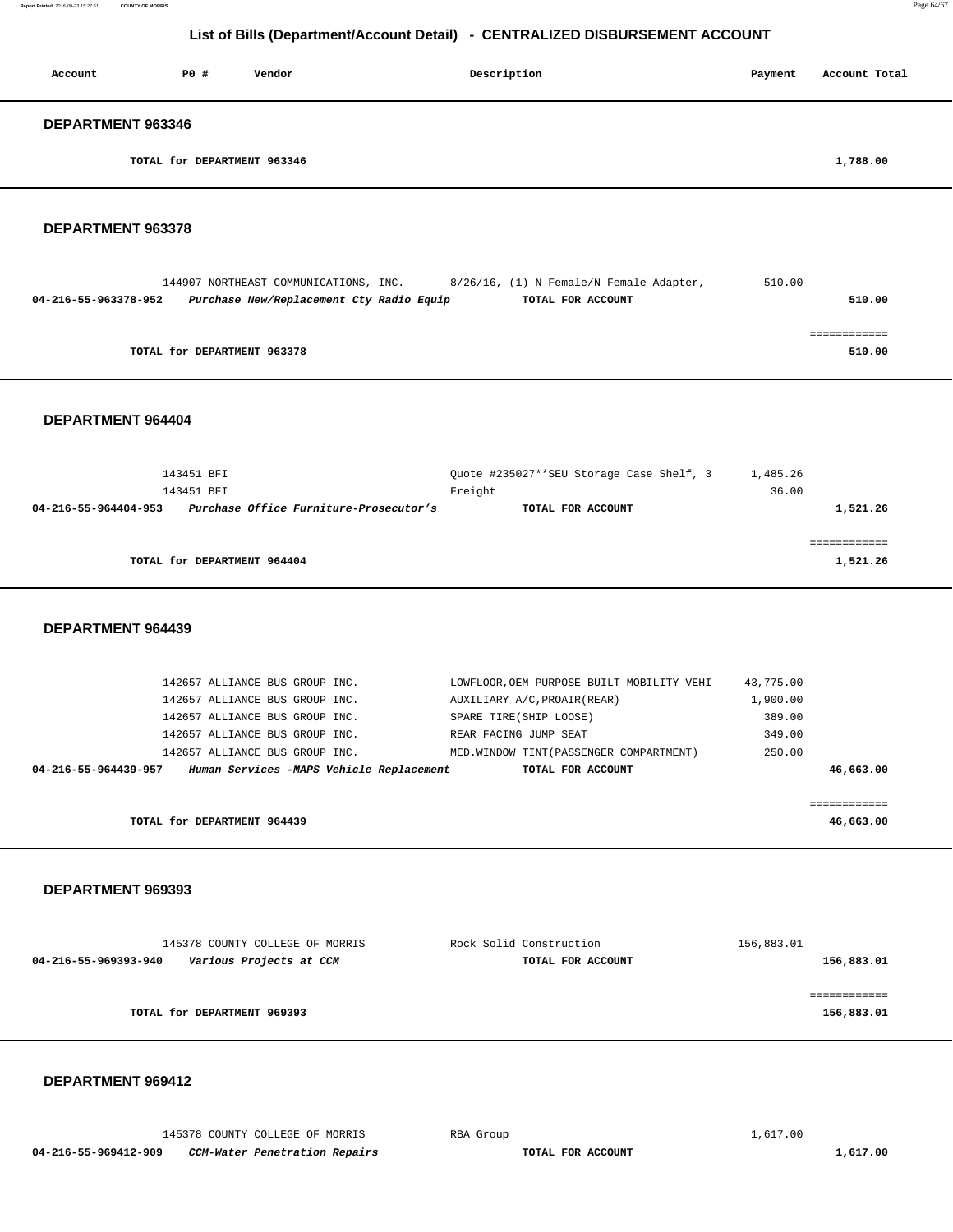## List of Bills (Department/Account Detail) - CENTRALIZED DISBURSEMENT ACCOUNT

| Account | PO # | Vendor | Description | Payment | Account Total |
|---|---|---|---|---|---|

### DEPARTMENT 963346

| | | | | | |
|---|---|---|---|---|---|
| TOTAL for DEPARTMENT 963346 | | | | | 1,788.00 |

### DEPARTMENT 963378

| Account | PO # | Vendor | Description | Payment | Account Total |
|---|---|---|---|---|---|
| | 144907 | NORTHEAST COMMUNICATIONS, INC. | 8/26/16, (1) N Female/N Female Adapter, | 510.00 | |
| **04-216-55-963378-952** | | ***Purchase New/Replacement Cty Radio Equip*** | **TOTAL FOR ACCOUNT** | | **510.00** |
| | | | | | ============ |
| **TOTAL for DEPARTMENT 963378** | | | | | **510.00** |

### DEPARTMENT 964404

| Account | PO # | Vendor | Description | Payment | Account Total |
|---|---|---|---|---|---|
| | 143451 | BFI | Quote #235027**SEU Storage Case Shelf, 3 | 1,485.26 | |
| | 143451 | BFI | Freight | 36.00 | |
| **04-216-55-964404-953** | | ***Purchase Office Furniture-Prosecutor's*** | **TOTAL FOR ACCOUNT** | | **1,521.26** |
| | | | | | ============ |
| **TOTAL for DEPARTMENT 964404** | | | | | **1,521.26** |

### DEPARTMENT 964439

| Account | PO # | Vendor | Description | Payment | Account Total |
|---|---|---|---|---|---|
| | 142657 | ALLIANCE BUS GROUP INC. | LOWFLOOR,OEM PURPOSE BUILT MOBILITY VEHI | 43,775.00 | |
| | 142657 | ALLIANCE BUS GROUP INC. | AUXILIARY A/C,PROAIR(REAR) | 1,900.00 | |
| | 142657 | ALLIANCE BUS GROUP INC. | SPARE TIRE(SHIP LOOSE) | 389.00 | |
| | 142657 | ALLIANCE BUS GROUP INC. | REAR FACING JUMP SEAT | 349.00 | |
| | 142657 | ALLIANCE BUS GROUP INC. | MED.WINDOW TINT(PASSENGER COMPARTMENT) | 250.00 | |
| **04-216-55-964439-957** | | ***Human Services -MAPS Vehicle Replacement*** | **TOTAL FOR ACCOUNT** | | **46,663.00** |
| | | | | | ============ |
| **TOTAL for DEPARTMENT 964439** | | | | | **46,663.00** |

### DEPARTMENT 969393

| Account | PO # | Vendor | Description | Payment | Account Total |
|---|---|---|---|---|---|
| | 145378 | COUNTY COLLEGE OF MORRIS | Rock Solid Construction | 156,883.01 | |
| **04-216-55-969393-940** | | ***Various Projects at CCM*** | **TOTAL FOR ACCOUNT** | | **156,883.01** |
| | | | | | ============ |
| **TOTAL for DEPARTMENT 969393** | | | | | **156,883.01** |

### DEPARTMENT 969412

| Account | PO # | Vendor | Description | Payment | Account Total |
|---|---|---|---|---|---|
| | 145378 | COUNTY COLLEGE OF MORRIS | RBA Group | 1,617.00 | |
| **04-216-55-969412-909** | | ***CCM-Water Penetration Repairs*** | **TOTAL FOR ACCOUNT** | | **1,617.00** |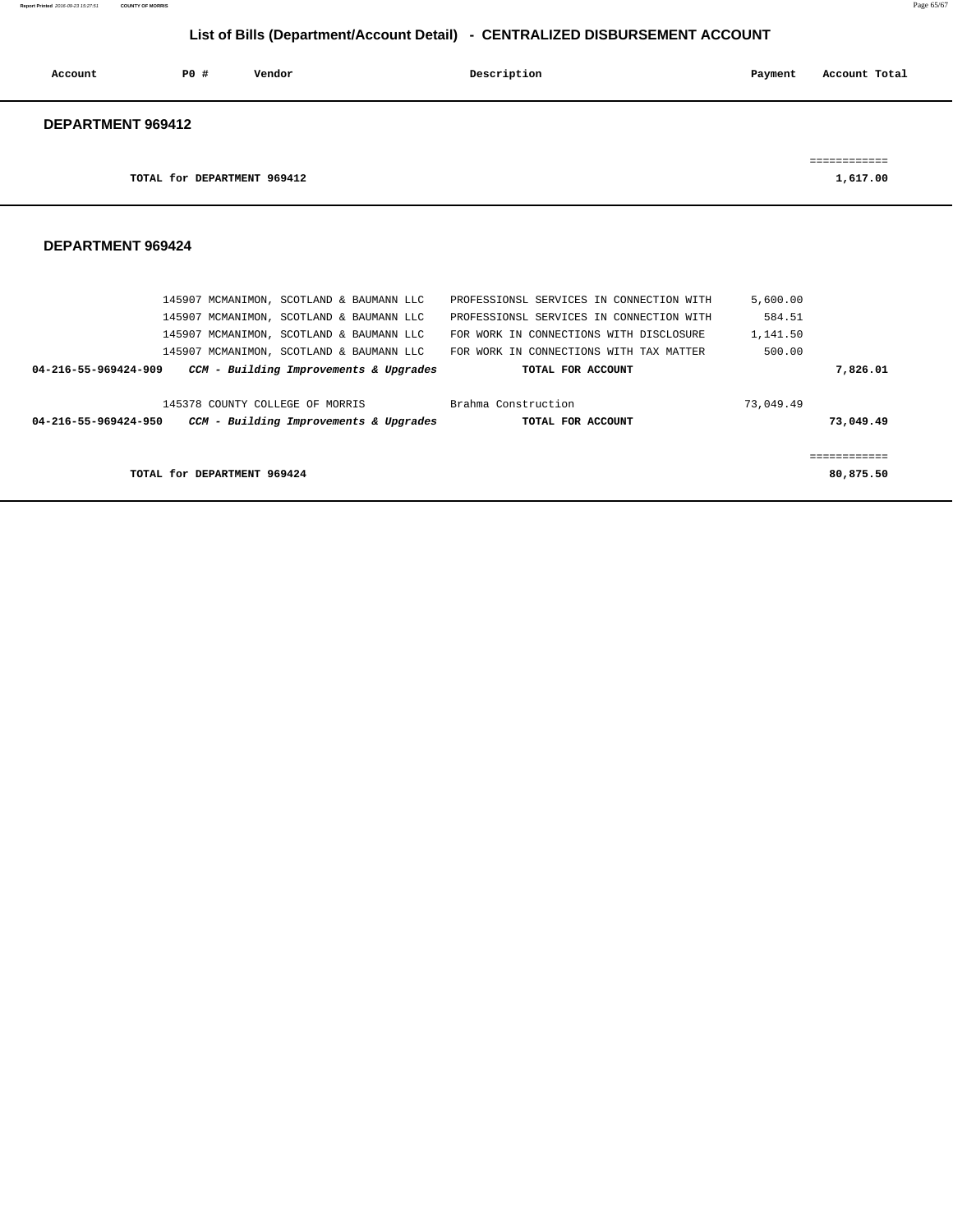# List of Bills (Department/Account Detail) - CENTRALIZED DISBURSEMENT ACCOUNT

| Account | PO # | Vendor | Description | Payment | Account Total |
|---|---|---|---|---|---|

## DEPARTMENT 969412

| | | | | | |
|---|---|---|---|---|---|
| | TOTAL for DEPARTMENT 969412 | | | | 1,617.00 |

## DEPARTMENT 969424

| Account | PO # | Vendor | Description | Payment | Account Total |
|---|---|---|---|---|---|
| | 145907 | MCMANIMON, SCOTLAND & BAUMANN LLC | PROFESSIONSL SERVICES IN CONNECTION WITH | 5,600.00 | |
| | 145907 | MCMANIMON, SCOTLAND & BAUMANN LLC | PROFESSIONSL SERVICES IN CONNECTION WITH | 584.51 | |
| | 145907 | MCMANIMON, SCOTLAND & BAUMANN LLC | FOR WORK IN CONNECTIONS WITH DISCLOSURE | 1,141.50 | |
| | 145907 | MCMANIMON, SCOTLAND & BAUMANN LLC | FOR WORK IN CONNECTIONS WITH TAX MATTER | 500.00 | |
| **04-216-55-969424-909** | | ***CCM - Building Improvements & Upgrades*** | **TOTAL FOR ACCOUNT** | | **7,826.01** |
| | 145378 | COUNTY COLLEGE OF MORRIS | Brahma Construction | 73,049.49 | |
| **04-216-55-969424-950** | | ***CCM - Building Improvements & Upgrades*** | **TOTAL FOR ACCOUNT** | | **73,049.49** |
| | TOTAL for DEPARTMENT 969424 | | | | **80,875.50** |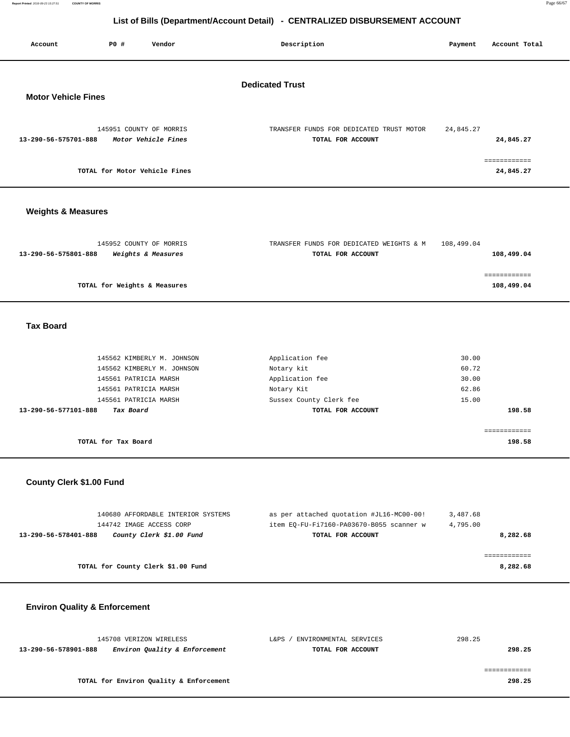# List of Bills (Department/Account Detail) - CENTRALIZED DISBURSEMENT ACCOUNT

| Account | PO # | Vendor | Description | Payment | Account Total |
|---|---|---|---|---|---|

## Dedicated Trust

### Motor Vehicle Fines

| Account | PO # | Vendor | Description | Payment | Account Total |
|---|---|---|---|---|---|
| | 145951 | COUNTY OF MORRIS | TRANSFER FUNDS FOR DEDICATED TRUST MOTOR | 24,845.27 | |
| **13-290-56-575701-888** | | ***Motor Vehicle Fines*** | **TOTAL FOR ACCOUNT** | | **24,845.27** |

============

**TOTAL for Motor Vehicle Fines** **24,845.27**

### Weights & Measures

| Account | PO # | Vendor | Description | Payment | Account Total |
|---|---|---|---|---|---|
| | 145952 | COUNTY OF MORRIS | TRANSFER FUNDS FOR DEDICATED WEIGHTS & M | 108,499.04 | |
| **13-290-56-575801-888** | | ***Weights & Measures*** | **TOTAL FOR ACCOUNT** | | **108,499.04** |

============

**TOTAL for Weights & Measures** **108,499.04**

### Tax Board

| Account | PO # | Vendor | Description | Payment | Account Total |
|---|---|---|---|---|---|
| | 145562 | KIMBERLY M. JOHNSON | Application fee | 30.00 | |
| | 145562 | KIMBERLY M. JOHNSON | Notary kit | 60.72 | |
| | 145561 | PATRICIA MARSH | Application fee | 30.00 | |
| | 145561 | PATRICIA MARSH | Notary Kit | 62.86 | |
| | 145561 | PATRICIA MARSH | Sussex County Clerk fee | 15.00 | |
| **13-290-56-577101-888** | | ***Tax Board*** | **TOTAL FOR ACCOUNT** | | **198.58** |

============

**TOTAL for Tax Board** **198.58**

### County Clerk $1.00 Fund

| Account | PO # | Vendor | Description | Payment | Account Total |
|---|---|---|---|---|---|
| | 140680 | AFFORDABLE INTERIOR SYSTEMS | as per attached quotation #JL16-MC00-00! | 3,487.68 | |
| | 144742 | IMAGE ACCESS CORP | item EQ-FU-Fi7160-PA03670-B055 scanner w | 4,795.00 | |
| **13-290-56-578401-888** | | ***County Clerk $1.00 Fund*** | **TOTAL FOR ACCOUNT** | | **8,282.68** |

============

**TOTAL for County Clerk $1.00 Fund** **8,282.68**

### Environ Quality & Enforcement

| Account | PO # | Vendor | Description | Payment | Account Total |
|---|---|---|---|---|---|
| | 145708 | VERIZON WIRELESS | L&PS / ENVIRONMENTAL SERVICES | 298.25 | |
| **13-290-56-578901-888** | | ***Environ Quality & Enforcement*** | **TOTAL FOR ACCOUNT** | | **298.25** |

============

**TOTAL for Environ Quality & Enforcement** **298.25**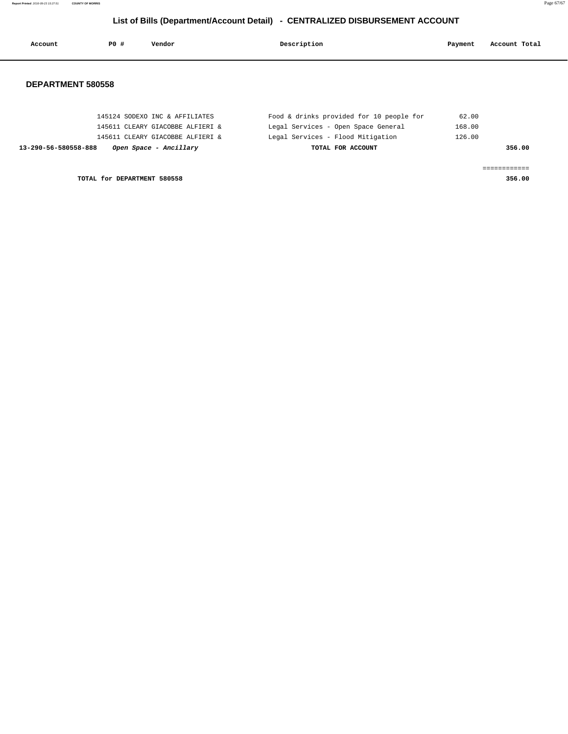# List of Bills (Department/Account Detail) - CENTRALIZED DISBURSEMENT ACCOUNT

| Account | PO # | Vendor | Description | Payment | Account Total |
|---|---|---|---|---|---|

## DEPARTMENT 580558

| Account | PO # | Vendor | Description | Payment | Account Total |
|---|---|---|---|---|---|
| | 145124 | SODEXO INC & AFFILIATES | Food & drinks provided for 10 people for | 62.00 | |
| | 145611 | CLEARY GIACOBBE ALFIERI & | Legal Services - Open Space General | 168.00 | |
| | 145611 | CLEARY GIACOBBE ALFIERI & | Legal Services - Flood Mitigation | 126.00 | |
| **13-290-56-580558-888** | | ***Open Space - Ancillary*** | **TOTAL FOR ACCOUNT** | | **356.00** |

============

**TOTAL for DEPARTMENT 580558** **356.00**